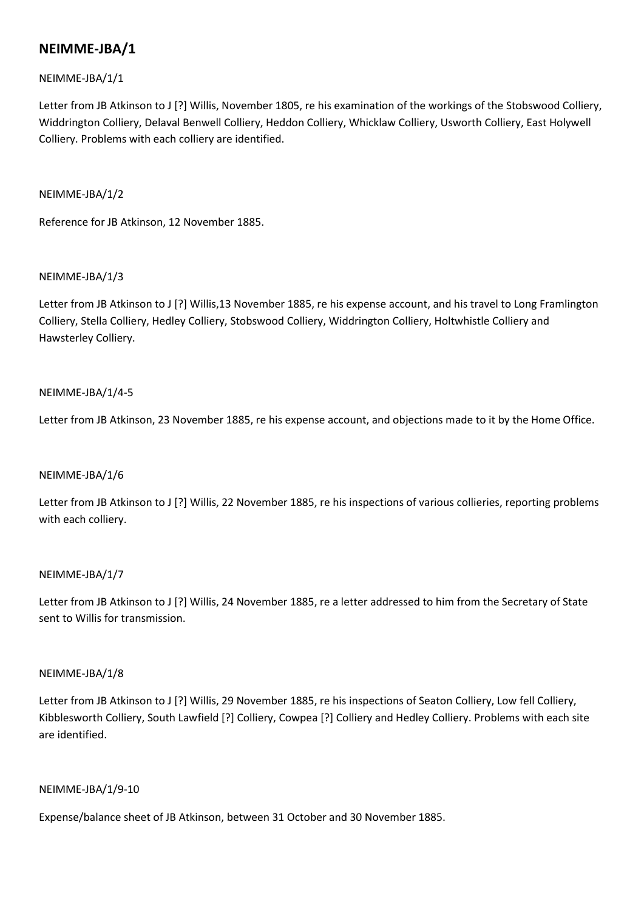# NEIMME-JBA/1

NEIMME-JBA/1/1

Letter from JB Atkinson to J [?] Willis, November 1805, re his examination of the workings of the Stobswood Colliery, Widdrington Colliery, Delaval Benwell Colliery, Heddon Colliery, Whicklaw Colliery, Usworth Colliery, East Holywell Colliery. Problems with each colliery are identified.

NEIMME-JBA/1/2

Reference for JB Atkinson, 12 November 1885.

NEIMME-JBA/1/3

Letter from JB Atkinson to J [?] Willis,13 November 1885, re his expense account, and his travel to Long Framlington Colliery, Stella Colliery, Hedley Colliery, Stobswood Colliery, Widdrington Colliery, Holtwhistle Colliery and Hawsterley Colliery.

NEIMME-JBA/1/4-5

Letter from JB Atkinson, 23 November 1885, re his expense account, and objections made to it by the Home Office.

NEIMME-JBA/1/6

Letter from JB Atkinson to J [?] Willis, 22 November 1885, re his inspections of various collieries, reporting problems with each colliery.

NEIMME-JBA/1/7

Letter from JB Atkinson to J [?] Willis, 24 November 1885, re a letter addressed to him from the Secretary of State sent to Willis for transmission.

NEIMME-JBA/1/8

Letter from JB Atkinson to J [?] Willis, 29 November 1885, re his inspections of Seaton Colliery, Low fell Colliery, Kibblesworth Colliery, South Lawfield [?] Colliery, Cowpea [?] Colliery and Hedley Colliery. Problems with each site are identified.

NEIMME-JBA/1/9-10

Expense/balance sheet of JB Atkinson, between 31 October and 30 November 1885.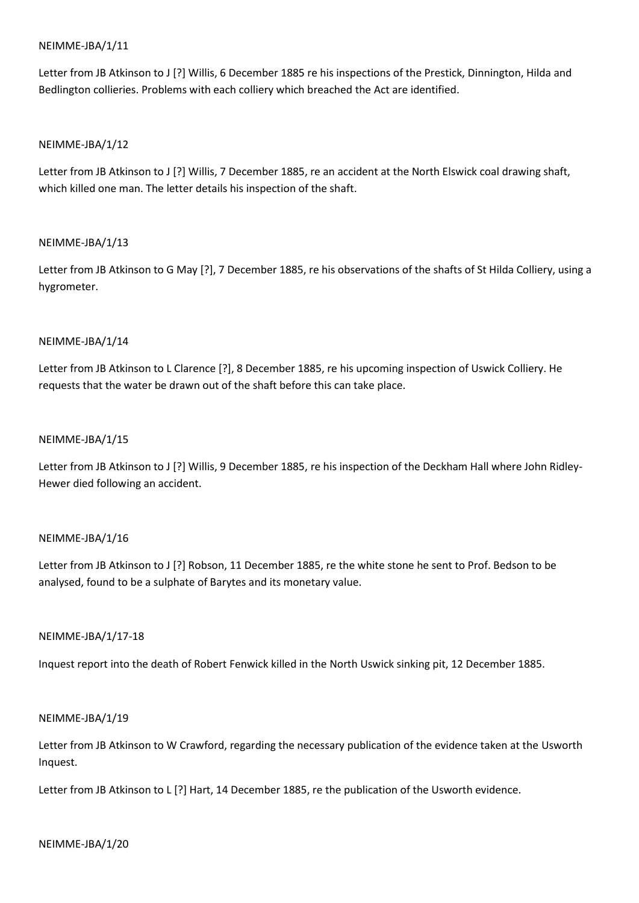NEIMME-JBA/1/11

Letter from JB Atkinson to J [?] Willis, 6 December 1885 re his inspections of the Prestick, Dinnington, Hilda and Bedlington collieries. Problems with each colliery which breached the Act are identified.

NEIMME-JBA/1/12

Letter from JB Atkinson to J [?] Willis, 7 December 1885, re an accident at the North Elswick coal drawing shaft, which killed one man. The letter details his inspection of the shaft.

NEIMME-JBA/1/13

Letter from JB Atkinson to G May [?], 7 December 1885, re his observations of the shafts of St Hilda Colliery, using a hygrometer.

NEIMME-JBA/1/14

Letter from JB Atkinson to L Clarence [?], 8 December 1885, re his upcoming inspection of Uswick Colliery. He requests that the water be drawn out of the shaft before this can take place.

NEIMME-JBA/1/15

Letter from JB Atkinson to J [?] Willis, 9 December 1885, re his inspection of the Deckham Hall where John Ridley-Hewer died following an accident.

NEIMME-JBA/1/16

Letter from JB Atkinson to J [?] Robson, 11 December 1885, re the white stone he sent to Prof. Bedson to be analysed, found to be a sulphate of Barytes and its monetary value.

NEIMME-JBA/1/17-18

Inquest report into the death of Robert Fenwick killed in the North Uswick sinking pit, 12 December 1885.

NEIMME-JBA/1/19

Letter from JB Atkinson to W Crawford, regarding the necessary publication of the evidence taken at the Usworth Inquest.

Letter from JB Atkinson to L [?] Hart, 14 December 1885, re the publication of the Usworth evidence.

NEIMME-JBA/1/20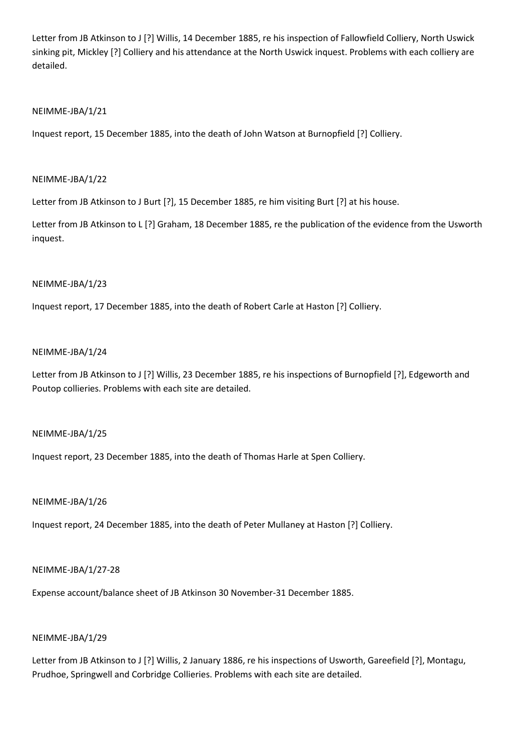Letter from JB Atkinson to J [?] Willis, 14 December 1885, re his inspection of Fallowfield Colliery, North Uswick sinking pit, Mickley [?] Colliery and his attendance at the North Uswick inquest. Problems with each colliery are detailed.

NEIMME-JBA/1/21

Inquest report, 15 December 1885, into the death of John Watson at Burnopfield [?] Colliery.

NEIMME-JBA/1/22

Letter from JB Atkinson to J Burt [?], 15 December 1885, re him visiting Burt [?] at his house.

Letter from JB Atkinson to L [?] Graham, 18 December 1885, re the publication of the evidence from the Usworth inquest.

NEIMME-JBA/1/23

Inquest report, 17 December 1885, into the death of Robert Carle at Haston [?] Colliery.

NEIMME-JBA/1/24

Letter from JB Atkinson to J [?] Willis, 23 December 1885, re his inspections of Burnopfield [?], Edgeworth and Poutop collieries. Problems with each site are detailed.

NEIMME-JBA/1/25

Inquest report, 23 December 1885, into the death of Thomas Harle at Spen Colliery.

NEIMME-JBA/1/26

Inquest report, 24 December 1885, into the death of Peter Mullaney at Haston [?] Colliery.

NEIMME-JBA/1/27-28

Expense account/balance sheet of JB Atkinson 30 November-31 December 1885.

NEIMME-JBA/1/29

Letter from JB Atkinson to J [?] Willis, 2 January 1886, re his inspections of Usworth, Gareefield [?], Montagu, Prudhoe, Springwell and Corbridge Collieries. Problems with each site are detailed.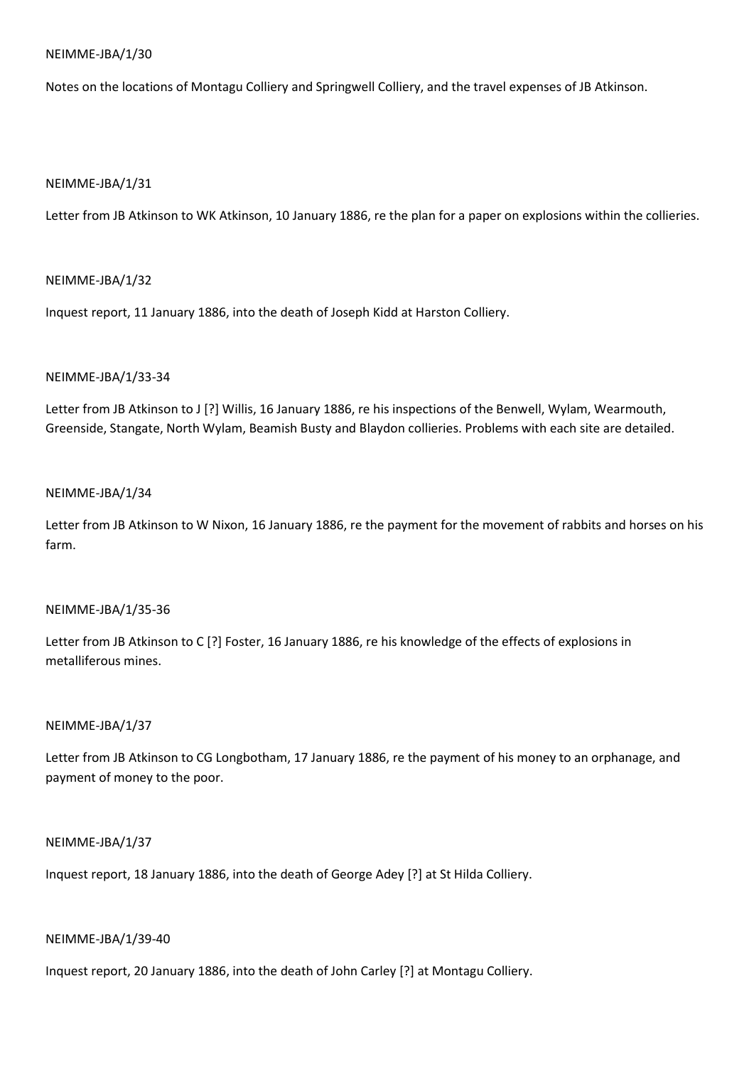NEIMME-JBA/1/30

Notes on the locations of Montagu Colliery and Springwell Colliery, and the travel expenses of JB Atkinson.

NEIMME-JBA/1/31

Letter from JB Atkinson to WK Atkinson, 10 January 1886, re the plan for a paper on explosions within the collieries.

NEIMME-JBA/1/32

Inquest report, 11 January 1886, into the death of Joseph Kidd at Harston Colliery.

NEIMME-JBA/1/33-34

Letter from JB Atkinson to J [?] Willis, 16 January 1886, re his inspections of the Benwell, Wylam, Wearmouth, Greenside, Stangate, North Wylam, Beamish Busty and Blaydon collieries. Problems with each site are detailed.

NEIMME-JBA/1/34

Letter from JB Atkinson to W Nixon, 16 January 1886, re the payment for the movement of rabbits and horses on his farm.

NEIMME-JBA/1/35-36

Letter from JB Atkinson to C [?] Foster, 16 January 1886, re his knowledge of the effects of explosions in metalliferous mines.

NEIMME-JBA/1/37

Letter from JB Atkinson to CG Longbotham, 17 January 1886, re the payment of his money to an orphanage, and payment of money to the poor.

NEIMME-JBA/1/37

Inquest report, 18 January 1886, into the death of George Adey [?] at St Hilda Colliery.

NEIMME-JBA/1/39-40

Inquest report, 20 January 1886, into the death of John Carley [?] at Montagu Colliery.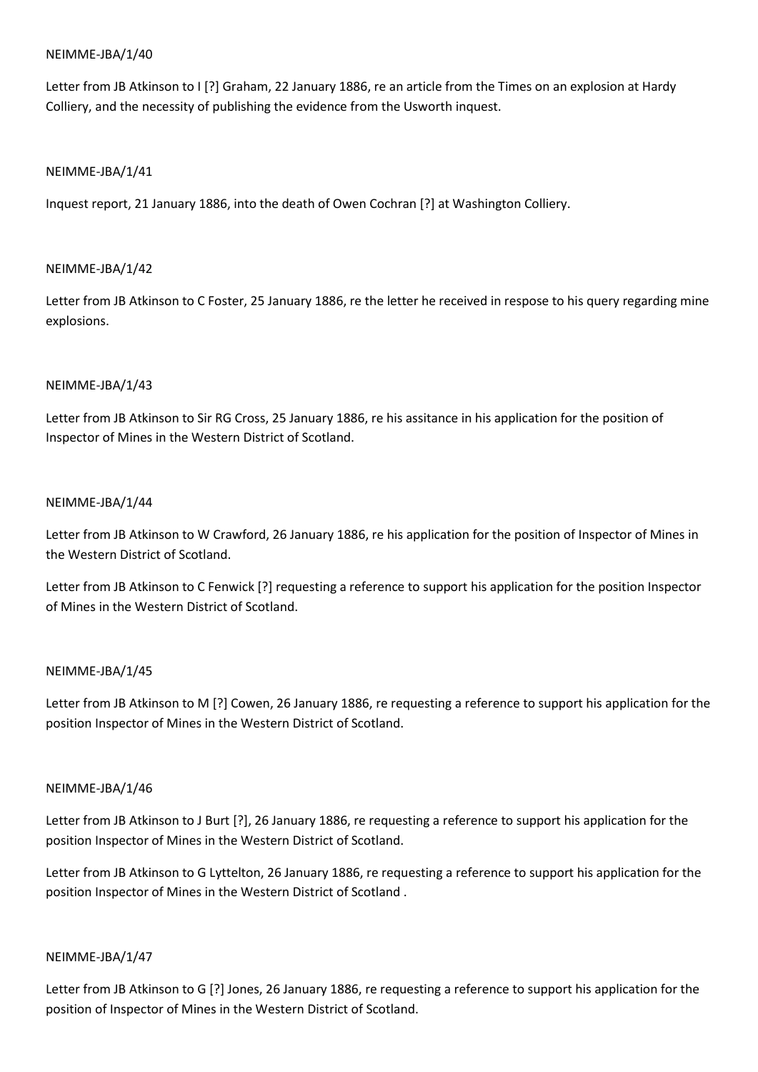NEIMME-JBA/1/40

Letter from JB Atkinson to I [?] Graham, 22 January 1886, re an article from the Times on an explosion at Hardy Colliery, and the necessity of publishing the evidence from the Usworth inquest.

NEIMME-JBA/1/41

Inquest report, 21 January 1886, into the death of Owen Cochran [?] at Washington Colliery.

NEIMME-JBA/1/42

Letter from JB Atkinson to C Foster, 25 January 1886, re the letter he received in respose to his query regarding mine explosions.

NEIMME-JBA/1/43

Letter from JB Atkinson to Sir RG Cross, 25 January 1886, re his assitance in his application for the position of Inspector of Mines in the Western District of Scotland.

NEIMME-JBA/1/44

Letter from JB Atkinson to W Crawford, 26 January 1886, re his application for the position of Inspector of Mines in the Western District of Scotland.

Letter from JB Atkinson to C Fenwick [?] requesting a reference to support his application for the position Inspector of Mines in the Western District of Scotland.

NEIMME-JBA/1/45

Letter from JB Atkinson to M [?] Cowen, 26 January 1886, re requesting a reference to support his application for the position Inspector of Mines in the Western District of Scotland.

NEIMME-JBA/1/46

Letter from JB Atkinson to J Burt [?], 26 January 1886, re requesting a reference to support his application for the position Inspector of Mines in the Western District of Scotland.

Letter from JB Atkinson to G Lyttelton, 26 January 1886, re requesting a reference to support his application for the position Inspector of Mines in the Western District of Scotland .

NEIMME-JBA/1/47

Letter from JB Atkinson to G [?] Jones, 26 January 1886, re requesting a reference to support his application for the position of Inspector of Mines in the Western District of Scotland.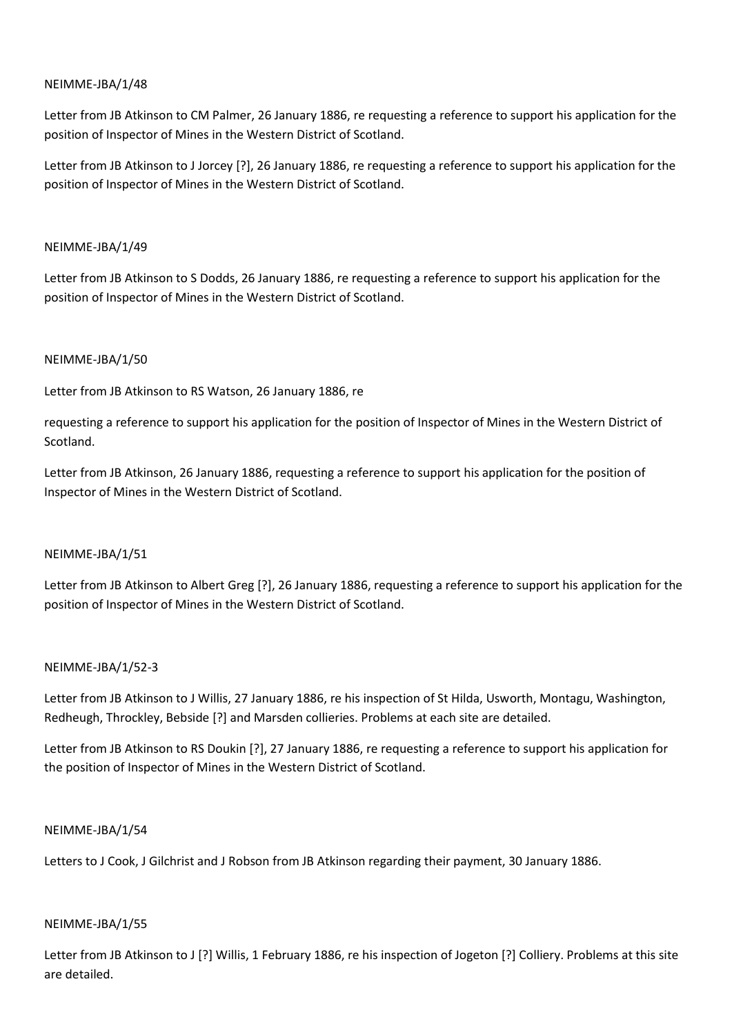NEIMME-JBA/1/48

Letter from JB Atkinson to CM Palmer, 26 January 1886, re requesting a reference to support his application for the position of Inspector of Mines in the Western District of Scotland.

Letter from JB Atkinson to J Jorcey [?], 26 January 1886, re requesting a reference to support his application for the position of Inspector of Mines in the Western District of Scotland.

NEIMME-JBA/1/49

Letter from JB Atkinson to S Dodds, 26 January 1886, re requesting a reference to support his application for the position of Inspector of Mines in the Western District of Scotland.

NEIMME-JBA/1/50

Letter from JB Atkinson to RS Watson, 26 January 1886, re

requesting a reference to support his application for the position of Inspector of Mines in the Western District of Scotland.

Letter from JB Atkinson, 26 January 1886, requesting a reference to support his application for the position of Inspector of Mines in the Western District of Scotland.

NEIMME-JBA/1/51

Letter from JB Atkinson to Albert Greg [?], 26 January 1886, requesting a reference to support his application for the position of Inspector of Mines in the Western District of Scotland.

NEIMME-JBA/1/52-3

Letter from JB Atkinson to J Willis, 27 January 1886, re his inspection of St Hilda, Usworth, Montagu, Washington, Redheugh, Throckley, Bebside [?] and Marsden collieries. Problems at each site are detailed.

Letter from JB Atkinson to RS Doukin [?], 27 January 1886, re requesting a reference to support his application for the position of Inspector of Mines in the Western District of Scotland.

NEIMME-JBA/1/54

Letters to J Cook, J Gilchrist and J Robson from JB Atkinson regarding their payment, 30 January 1886.

NEIMME-JBA/1/55

Letter from JB Atkinson to J [?] Willis, 1 February 1886, re his inspection of Jogeton [?] Colliery. Problems at this site are detailed.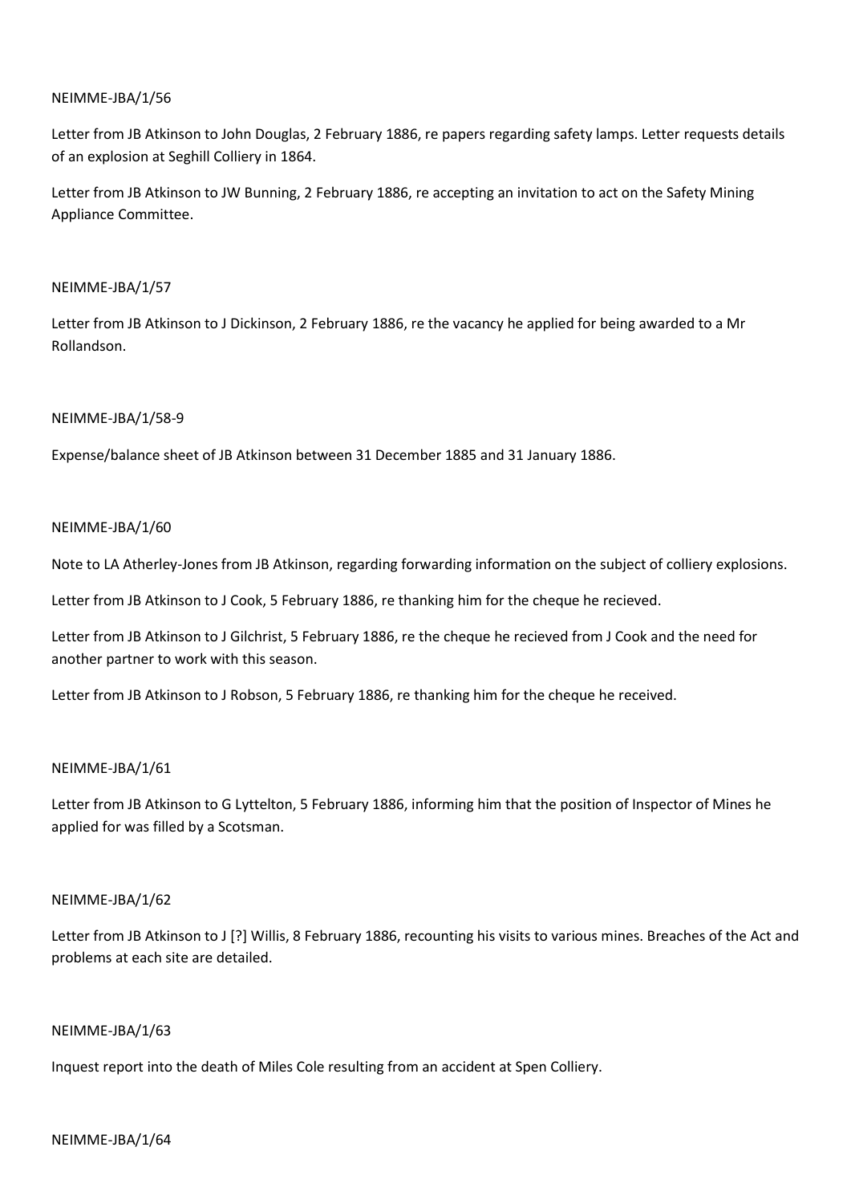NEIMME-JBA/1/56

Letter from JB Atkinson to John Douglas, 2 February 1886, re papers regarding safety lamps. Letter requests details of an explosion at Seghill Colliery in 1864.

Letter from JB Atkinson to JW Bunning, 2 February 1886, re accepting an invitation to act on the Safety Mining Appliance Committee.

NEIMME-JBA/1/57

Letter from JB Atkinson to J Dickinson, 2 February 1886, re the vacancy he applied for being awarded to a Mr Rollandson.

NEIMME-JBA/1/58-9

Expense/balance sheet of JB Atkinson between 31 December 1885 and 31 January 1886.

NEIMME-JBA/1/60

Note to LA Atherley-Jones from JB Atkinson, regarding forwarding information on the subject of colliery explosions.

Letter from JB Atkinson to J Cook, 5 February 1886, re thanking him for the cheque he recieved.

Letter from JB Atkinson to J Gilchrist, 5 February 1886, re the cheque he recieved from J Cook and the need for another partner to work with this season.

Letter from JB Atkinson to J Robson, 5 February 1886, re thanking him for the cheque he received.

NEIMME-JBA/1/61

Letter from JB Atkinson to G Lyttelton, 5 February 1886, informing him that the position of Inspector of Mines he applied for was filled by a Scotsman.

NEIMME-JBA/1/62

Letter from JB Atkinson to J [?] Willis, 8 February 1886, recounting his visits to various mines. Breaches of the Act and problems at each site are detailed.

NEIMME-JBA/1/63

Inquest report into the death of Miles Cole resulting from an accident at Spen Colliery.

NEIMME-JBA/1/64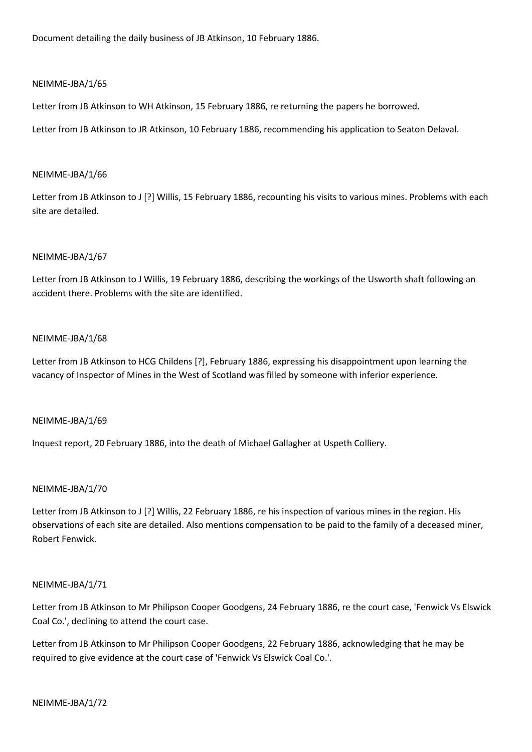Document detailing the daily business of JB Atkinson, 10 February 1886.

NEIMME-JBA/1/65

Letter from JB Atkinson to WH Atkinson, 15 February 1886, re returning the papers he borrowed.

Letter from JB Atkinson to JR Atkinson, 10 February 1886, recommending his application to Seaton Delaval.

NEIMME-JBA/1/66

Letter from JB Atkinson to J [?] Willis, 15 February 1886, recounting his visits to various mines. Problems with each site are detailed.

NEIMME-JBA/1/67

Letter from JB Atkinson to J Willis, 19 February 1886, describing the workings of the Usworth shaft following an accident there. Problems with the site are identified.

NEIMME-JBA/1/68

Letter from JB Atkinson to HCG Childens [?], February 1886, expressing his disappointment upon learning the vacancy of Inspector of Mines in the West of Scotland was filled by someone with inferior experience.

NEIMME-JBA/1/69

Inquest report, 20 February 1886, into the death of Michael Gallagher at Uspeth Colliery.

NEIMME-JBA/1/70

Letter from JB Atkinson to J [?] Willis, 22 February 1886, re his inspection of various mines in the region. His observations of each site are detailed. Also mentions compensation to be paid to the family of a deceased miner, Robert Fenwick.

NEIMME-JBA/1/71

Letter from JB Atkinson to Mr Philipson Cooper Goodgens, 24 February 1886, re the court case, 'Fenwick Vs Elswick Coal Co.', declining to attend the court case.

Letter from JB Atkinson to Mr Philipson Cooper Goodgens, 22 February 1886, acknowledging that he may be required to give evidence at the court case of 'Fenwick Vs Elswick Coal Co.'.

NEIMME-JBA/1/72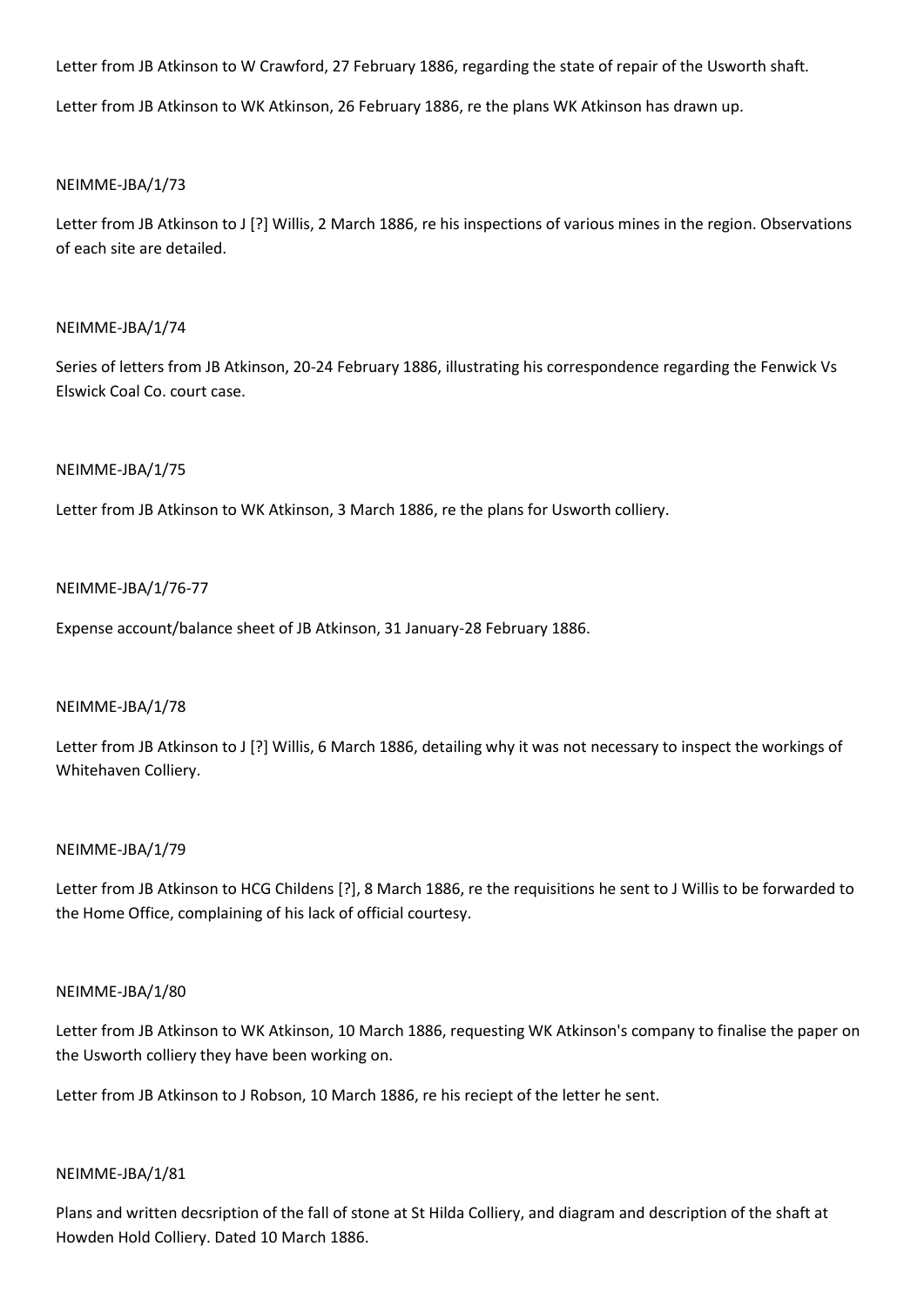Letter from JB Atkinson to W Crawford, 27 February 1886, regarding the state of repair of the Usworth shaft.

Letter from JB Atkinson to WK Atkinson, 26 February 1886, re the plans WK Atkinson has drawn up.

NEIMME-JBA/1/73

Letter from JB Atkinson to J [?] Willis, 2 March 1886, re his inspections of various mines in the region. Observations of each site are detailed.

NEIMME-JBA/1/74

Series of letters from JB Atkinson, 20-24 February 1886, illustrating his correspondence regarding the Fenwick Vs Elswick Coal Co. court case.

NEIMME-JBA/1/75

Letter from JB Atkinson to WK Atkinson, 3 March 1886, re the plans for Usworth colliery.

NEIMME-JBA/1/76-77

Expense account/balance sheet of JB Atkinson, 31 January-28 February 1886.

NEIMME-JBA/1/78

Letter from JB Atkinson to J [?] Willis, 6 March 1886, detailing why it was not necessary to inspect the workings of Whitehaven Colliery.

NEIMME-JBA/1/79

Letter from JB Atkinson to HCG Childens [?], 8 March 1886, re the requisitions he sent to J Willis to be forwarded to the Home Office, complaining of his lack of official courtesy.

NEIMME-JBA/1/80

Letter from JB Atkinson to WK Atkinson, 10 March 1886, requesting WK Atkinson's company to finalise the paper on the Usworth colliery they have been working on.

Letter from JB Atkinson to J Robson, 10 March 1886, re his reciept of the letter he sent.

NEIMME-JBA/1/81

Plans and written decsription of the fall of stone at St Hilda Colliery, and diagram and description of the shaft at Howden Hold Colliery. Dated 10 March 1886.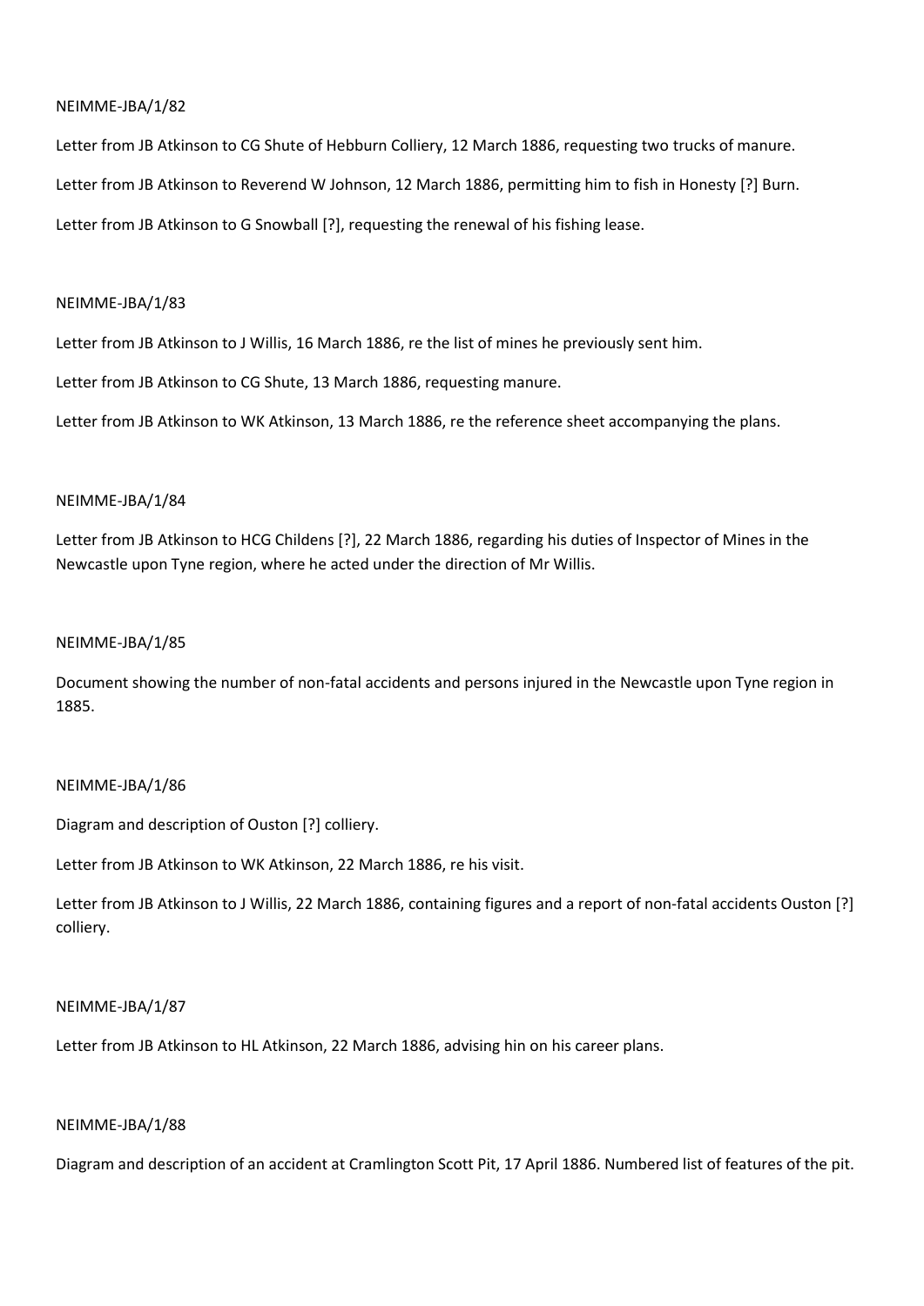NEIMME-JBA/1/82

Letter from JB Atkinson to CG Shute of Hebburn Colliery, 12 March 1886, requesting two trucks of manure.

Letter from JB Atkinson to Reverend W Johnson, 12 March 1886, permitting him to fish in Honesty [?] Burn.

Letter from JB Atkinson to G Snowball [?], requesting the renewal of his fishing lease.

NEIMME-JBA/1/83

Letter from JB Atkinson to J Willis, 16 March 1886, re the list of mines he previously sent him.

Letter from JB Atkinson to CG Shute, 13 March 1886, requesting manure.

Letter from JB Atkinson to WK Atkinson, 13 March 1886, re the reference sheet accompanying the plans.

NEIMME-JBA/1/84

Letter from JB Atkinson to HCG Childens [?], 22 March 1886, regarding his duties of Inspector of Mines in the Newcastle upon Tyne region, where he acted under the direction of Mr Willis.

NEIMME-JBA/1/85

Document showing the number of non-fatal accidents and persons injured in the Newcastle upon Tyne region in 1885.

NEIMME-JBA/1/86

Diagram and description of Ouston [?] colliery.

Letter from JB Atkinson to WK Atkinson, 22 March 1886, re his visit.

Letter from JB Atkinson to J Willis, 22 March 1886, containing figures and a report of non-fatal accidents Ouston [?] colliery.

NEIMME-JBA/1/87

Letter from JB Atkinson to HL Atkinson, 22 March 1886, advising hin on his career plans.

NEIMME-JBA/1/88

Diagram and description of an accident at Cramlington Scott Pit, 17 April 1886. Numbered list of features of the pit.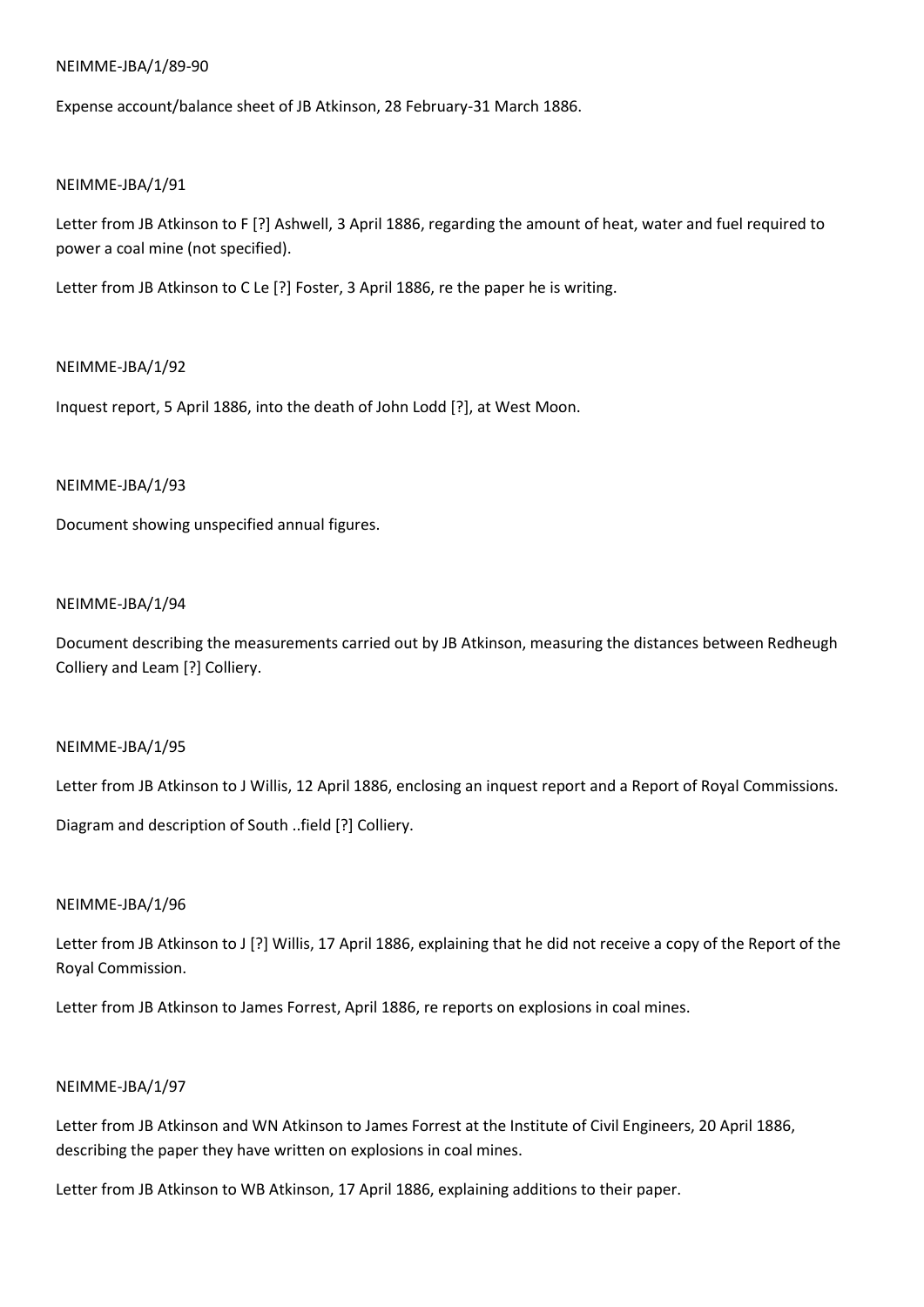NEIMME-JBA/1/89-90

Expense account/balance sheet of JB Atkinson, 28 February-31 March 1886.

NEIMME-JBA/1/91

Letter from JB Atkinson to F [?] Ashwell, 3 April 1886, regarding the amount of heat, water and fuel required to power a coal mine (not specified).

Letter from JB Atkinson to C Le [?] Foster, 3 April 1886, re the paper he is writing.

NEIMME-JBA/1/92

Inquest report, 5 April 1886, into the death of John Lodd [?], at West Moon.

NEIMME-JBA/1/93

Document showing unspecified annual figures.

NEIMME-JBA/1/94

Document describing the measurements carried out by JB Atkinson, measuring the distances between Redheugh Colliery and Leam [?] Colliery.

NEIMME-JBA/1/95

Letter from JB Atkinson to J Willis, 12 April 1886, enclosing an inquest report and a Report of Royal Commissions.

Diagram and description of South ..field [?] Colliery.

NEIMME-JBA/1/96

Letter from JB Atkinson to J [?] Willis, 17 April 1886, explaining that he did not receive a copy of the Report of the Royal Commission.

Letter from JB Atkinson to James Forrest, April 1886, re reports on explosions in coal mines.

NEIMME-JBA/1/97

Letter from JB Atkinson and WN Atkinson to James Forrest at the Institute of Civil Engineers, 20 April 1886, describing the paper they have written on explosions in coal mines.

Letter from JB Atkinson to WB Atkinson, 17 April 1886, explaining additions to their paper.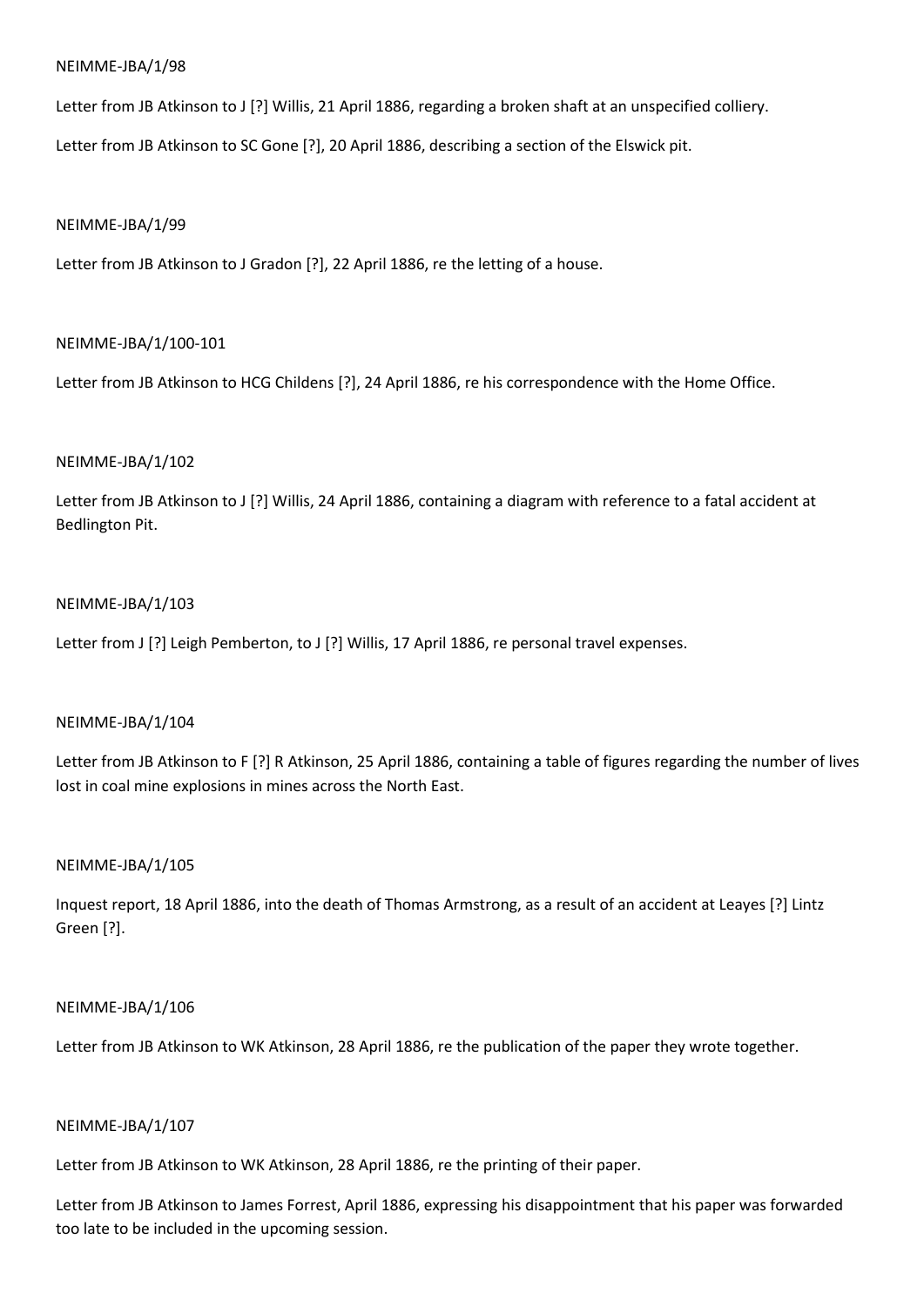NEIMME-JBA/1/98

Letter from JB Atkinson to J [?] Willis, 21 April 1886, regarding a broken shaft at an unspecified colliery.

Letter from JB Atkinson to SC Gone [?], 20 April 1886, describing a section of the Elswick pit.

NEIMME-JBA/1/99

Letter from JB Atkinson to J Gradon [?], 22 April 1886, re the letting of a house.

NEIMME-JBA/1/100-101

Letter from JB Atkinson to HCG Childens [?], 24 April 1886, re his correspondence with the Home Office.

NEIMME-JBA/1/102

Letter from JB Atkinson to J [?] Willis, 24 April 1886, containing a diagram with reference to a fatal accident at Bedlington Pit.

NEIMME-JBA/1/103

Letter from J [?] Leigh Pemberton, to J [?] Willis, 17 April 1886, re personal travel expenses.

NEIMME-JBA/1/104

Letter from JB Atkinson to F [?] R Atkinson, 25 April 1886, containing a table of figures regarding the number of lives lost in coal mine explosions in mines across the North East.

NEIMME-JBA/1/105

Inquest report, 18 April 1886, into the death of Thomas Armstrong, as a result of an accident at Leayes [?] Lintz Green [?].

NEIMME-JBA/1/106

Letter from JB Atkinson to WK Atkinson, 28 April 1886, re the publication of the paper they wrote together.

NEIMME-JBA/1/107

Letter from JB Atkinson to WK Atkinson, 28 April 1886, re the printing of their paper.

Letter from JB Atkinson to James Forrest, April 1886, expressing his disappointment that his paper was forwarded too late to be included in the upcoming session.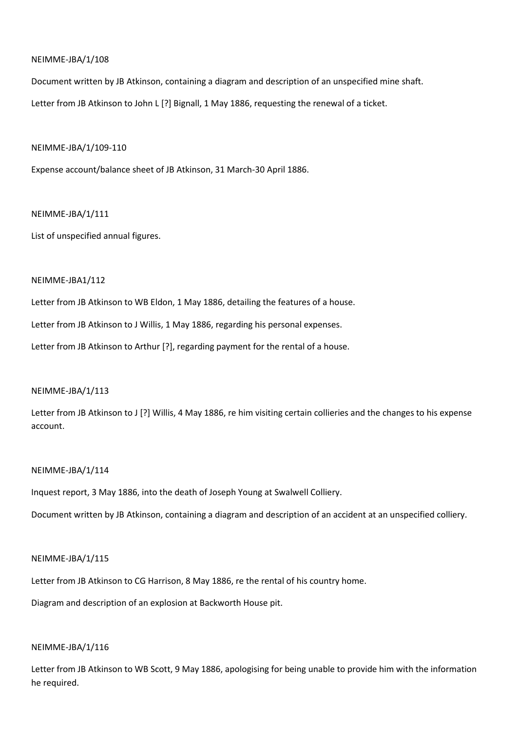NEIMME-JBA/1/108

Document written by JB Atkinson, containing a diagram and description of an unspecified mine shaft.

Letter from JB Atkinson to John L [?] Bignall, 1 May 1886, requesting the renewal of a ticket.

NEIMME-JBA/1/109-110

Expense account/balance sheet of JB Atkinson, 31 March-30 April 1886.

NEIMME-JBA/1/111

List of unspecified annual figures.

NEIMME-JBA1/112

Letter from JB Atkinson to WB Eldon, 1 May 1886, detailing the features of a house.

Letter from JB Atkinson to J Willis, 1 May 1886, regarding his personal expenses.

Letter from JB Atkinson to Arthur [?], regarding payment for the rental of a house.

NEIMME-JBA/1/113

Letter from JB Atkinson to J [?] Willis, 4 May 1886, re him visiting certain collieries and the changes to his expense account.

NEIMME-JBA/1/114

Inquest report, 3 May 1886, into the death of Joseph Young at Swalwell Colliery.

Document written by JB Atkinson, containing a diagram and description of an accident at an unspecified colliery.

NEIMME-JBA/1/115

Letter from JB Atkinson to CG Harrison, 8 May 1886, re the rental of his country home.

Diagram and description of an explosion at Backworth House pit.

NEIMME-JBA/1/116

Letter from JB Atkinson to WB Scott, 9 May 1886, apologising for being unable to provide him with the information he required.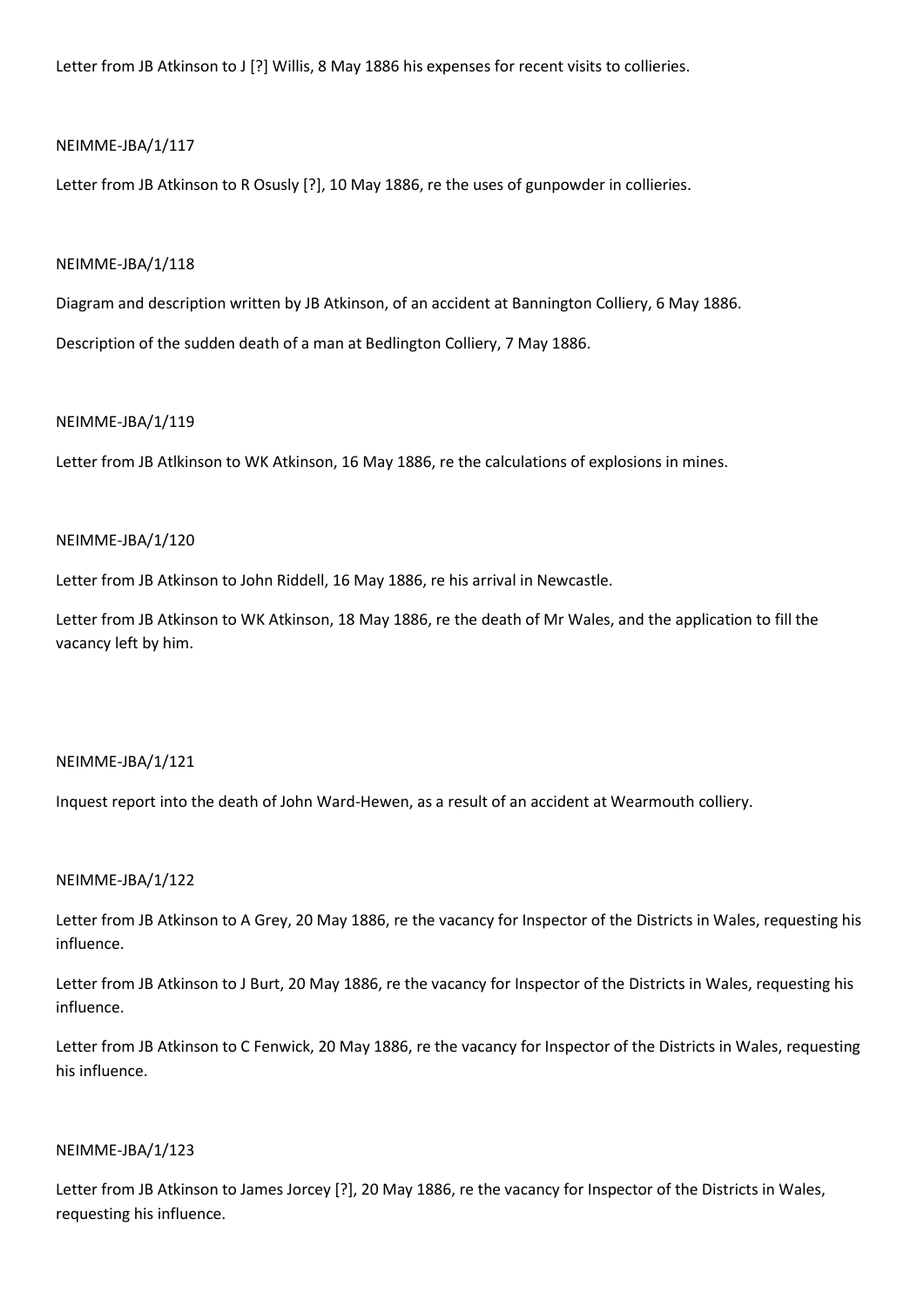Letter from JB Atkinson to J [?] Willis, 8 May 1886 his expenses for recent visits to collieries.

NEIMME-JBA/1/117

Letter from JB Atkinson to R Osusly [?], 10 May 1886, re the uses of gunpowder in collieries.

NEIMME-JBA/1/118

Diagram and description written by JB Atkinson, of an accident at Bannington Colliery, 6 May 1886.

Description of the sudden death of a man at Bedlington Colliery, 7 May 1886.

NEIMME-JBA/1/119

Letter from JB Atlkinson to WK Atkinson, 16 May 1886, re the calculations of explosions in mines.

NEIMME-JBA/1/120

Letter from JB Atkinson to John Riddell, 16 May 1886, re his arrival in Newcastle.

Letter from JB Atkinson to WK Atkinson, 18 May 1886, re the death of Mr Wales, and the application to fill the vacancy left by him.

NEIMME-JBA/1/121

Inquest report into the death of John Ward-Hewen, as a result of an accident at Wearmouth colliery.

NEIMME-JBA/1/122

Letter from JB Atkinson to A Grey, 20 May 1886, re the vacancy for Inspector of the Districts in Wales, requesting his influence.

Letter from JB Atkinson to J Burt, 20 May 1886, re the vacancy for Inspector of the Districts in Wales, requesting his influence.

Letter from JB Atkinson to C Fenwick, 20 May 1886, re the vacancy for Inspector of the Districts in Wales, requesting his influence.

NEIMME-JBA/1/123

Letter from JB Atkinson to James Jorcey [?], 20 May 1886, re the vacancy for Inspector of the Districts in Wales, requesting his influence.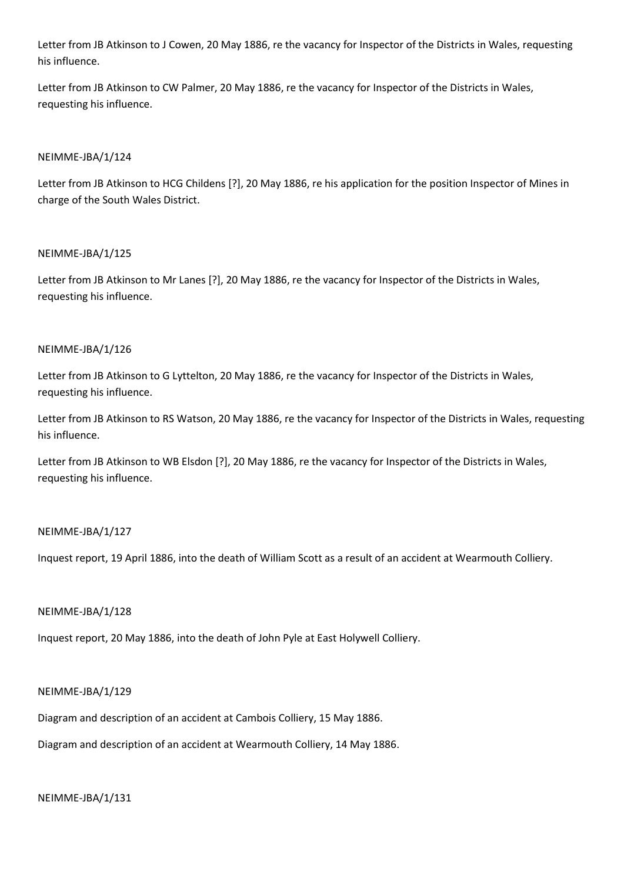Letter from JB Atkinson to J Cowen, 20 May 1886, re the vacancy for Inspector of the Districts in Wales, requesting his influence.

Letter from JB Atkinson to CW Palmer, 20 May 1886, re the vacancy for Inspector of the Districts in Wales, requesting his influence.

NEIMME-JBA/1/124

Letter from JB Atkinson to HCG Childens [?], 20 May 1886, re his application for the position Inspector of Mines in charge of the South Wales District.

NEIMME-JBA/1/125

Letter from JB Atkinson to Mr Lanes [?], 20 May 1886, re the vacancy for Inspector of the Districts in Wales, requesting his influence.

NEIMME-JBA/1/126

Letter from JB Atkinson to G Lyttelton, 20 May 1886, re the vacancy for Inspector of the Districts in Wales, requesting his influence.

Letter from JB Atkinson to RS Watson, 20 May 1886, re the vacancy for Inspector of the Districts in Wales, requesting his influence.

Letter from JB Atkinson to WB Elsdon [?], 20 May 1886, re the vacancy for Inspector of the Districts in Wales, requesting his influence.

NEIMME-JBA/1/127

Inquest report, 19 April 1886, into the death of William Scott as a result of an accident at Wearmouth Colliery.

NEIMME-JBA/1/128

Inquest report, 20 May 1886, into the death of John Pyle at East Holywell Colliery.

NEIMME-JBA/1/129

Diagram and description of an accident at Cambois Colliery, 15 May 1886.

Diagram and description of an accident at Wearmouth Colliery, 14 May 1886.

NEIMME-JBA/1/131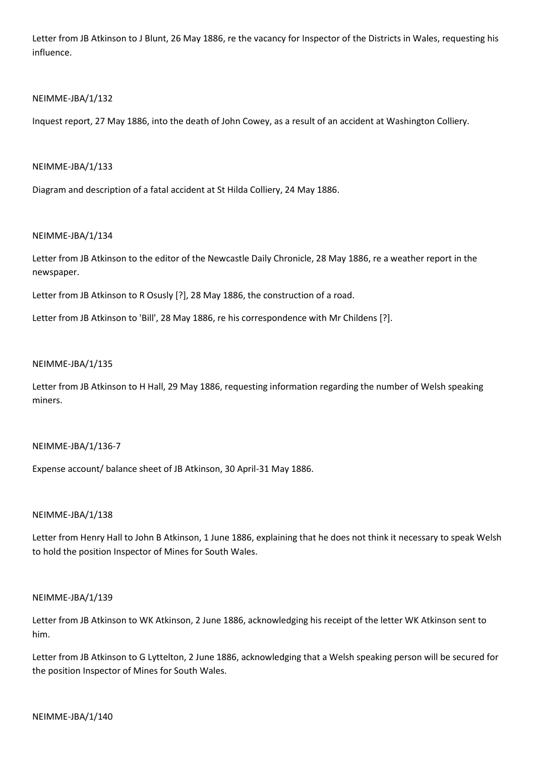Letter from JB Atkinson to J Blunt, 26 May 1886, re the vacancy for Inspector of the Districts in Wales, requesting his influence.

NEIMME-JBA/1/132

Inquest report, 27 May 1886, into the death of John Cowey, as a result of an accident at Washington Colliery.

NEIMME-JBA/1/133

Diagram and description of a fatal accident at St Hilda Colliery, 24 May 1886.

NEIMME-JBA/1/134

Letter from JB Atkinson to the editor of the Newcastle Daily Chronicle, 28 May 1886, re a weather report in the newspaper.

Letter from JB Atkinson to R Osusly [?], 28 May 1886, the construction of a road.

Letter from JB Atkinson to 'Bill', 28 May 1886, re his correspondence with Mr Childens [?].

NEIMME-JBA/1/135

Letter from JB Atkinson to H Hall, 29 May 1886, requesting information regarding the number of Welsh speaking miners.

NEIMME-JBA/1/136-7

Expense account/ balance sheet of JB Atkinson, 30 April-31 May 1886.

NEIMME-JBA/1/138

Letter from Henry Hall to John B Atkinson, 1 June 1886, explaining that he does not think it necessary to speak Welsh to hold the position Inspector of Mines for South Wales.

NEIMME-JBA/1/139

Letter from JB Atkinson to WK Atkinson, 2 June 1886, acknowledging his receipt of the letter WK Atkinson sent to him.

Letter from JB Atkinson to G Lyttelton, 2 June 1886, acknowledging that a Welsh speaking person will be secured for the position Inspector of Mines for South Wales.

NEIMME-JBA/1/140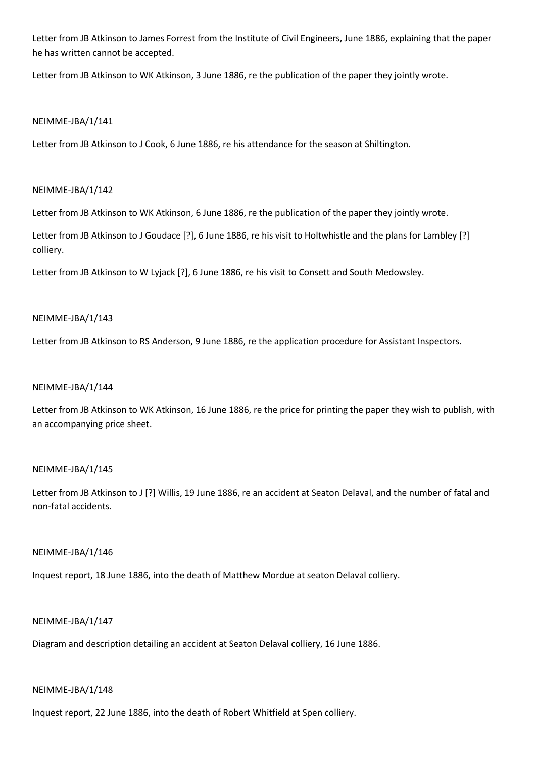Letter from JB Atkinson to James Forrest from the Institute of Civil Engineers, June 1886, explaining that the paper he has written cannot be accepted.

Letter from JB Atkinson to WK Atkinson, 3 June 1886, re the publication of the paper they jointly wrote.

NEIMME-JBA/1/141

Letter from JB Atkinson to J Cook, 6 June 1886, re his attendance for the season at Shiltington.

NEIMME-JBA/1/142

Letter from JB Atkinson to WK Atkinson, 6 June 1886, re the publication of the paper they jointly wrote.

Letter from JB Atkinson to J Goudace [?], 6 June 1886, re his visit to Holtwhistle and the plans for Lambley [?] colliery.

Letter from JB Atkinson to W Lyjack [?], 6 June 1886, re his visit to Consett and South Medowsley.

NEIMME-JBA/1/143

Letter from JB Atkinson to RS Anderson, 9 June 1886, re the application procedure for Assistant Inspectors.

NEIMME-JBA/1/144

Letter from JB Atkinson to WK Atkinson, 16 June 1886, re the price for printing the paper they wish to publish, with an accompanying price sheet.

NEIMME-JBA/1/145

Letter from JB Atkinson to J [?] Willis, 19 June 1886, re an accident at Seaton Delaval, and the number of fatal and non-fatal accidents.

NEIMME-JBA/1/146

Inquest report, 18 June 1886, into the death of Matthew Mordue at seaton Delaval colliery.

NEIMME-JBA/1/147

Diagram and description detailing an accident at Seaton Delaval colliery, 16 June 1886.

NEIMME-JBA/1/148

Inquest report, 22 June 1886, into the death of Robert Whitfield at Spen colliery.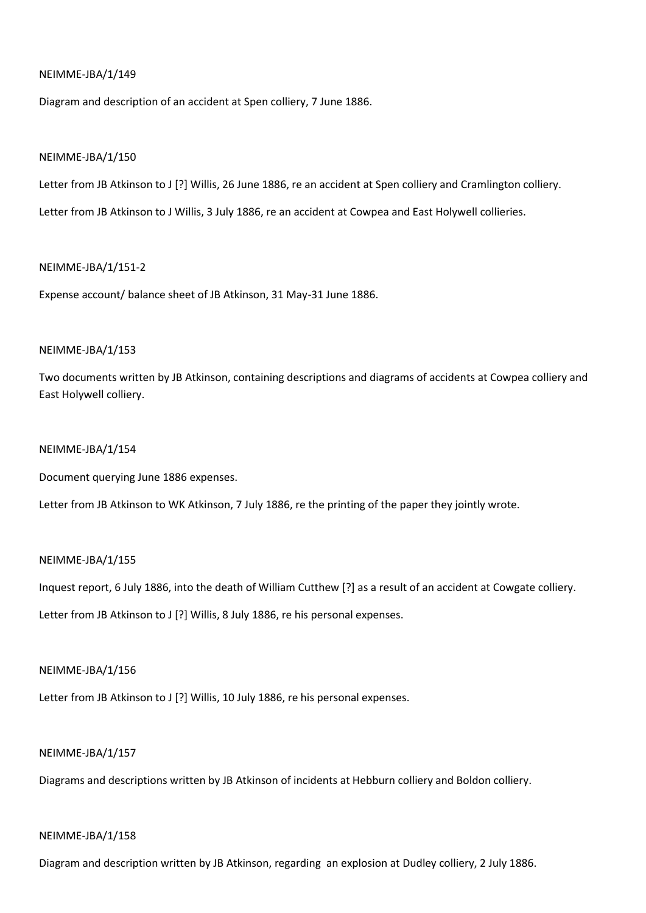NEIMME-JBA/1/149

Diagram and description of an accident at Spen colliery, 7 June 1886.

NEIMME-JBA/1/150

Letter from JB Atkinson to J [?] Willis, 26 June 1886, re an accident at Spen colliery and Cramlington colliery.

Letter from JB Atkinson to J Willis, 3 July 1886, re an accident at Cowpea and East Holywell collieries.

NEIMME-JBA/1/151-2

Expense account/ balance sheet of JB Atkinson, 31 May-31 June 1886.

NEIMME-JBA/1/153

Two documents written by JB Atkinson, containing descriptions and diagrams of accidents at Cowpea colliery and East Holywell colliery.

NEIMME-JBA/1/154

Document querying June 1886 expenses.

Letter from JB Atkinson to WK Atkinson, 7 July 1886, re the printing of the paper they jointly wrote.

NEIMME-JBA/1/155

Inquest report, 6 July 1886, into the death of William Cutthew [?] as a result of an accident at Cowgate colliery.

Letter from JB Atkinson to J [?] Willis, 8 July 1886, re his personal expenses.

NEIMME-JBA/1/156

Letter from JB Atkinson to J [?] Willis, 10 July 1886, re his personal expenses.

NEIMME-JBA/1/157

Diagrams and descriptions written by JB Atkinson of incidents at Hebburn colliery and Boldon colliery.

NEIMME-JBA/1/158

Diagram and description written by JB Atkinson, regarding an explosion at Dudley colliery, 2 July 1886.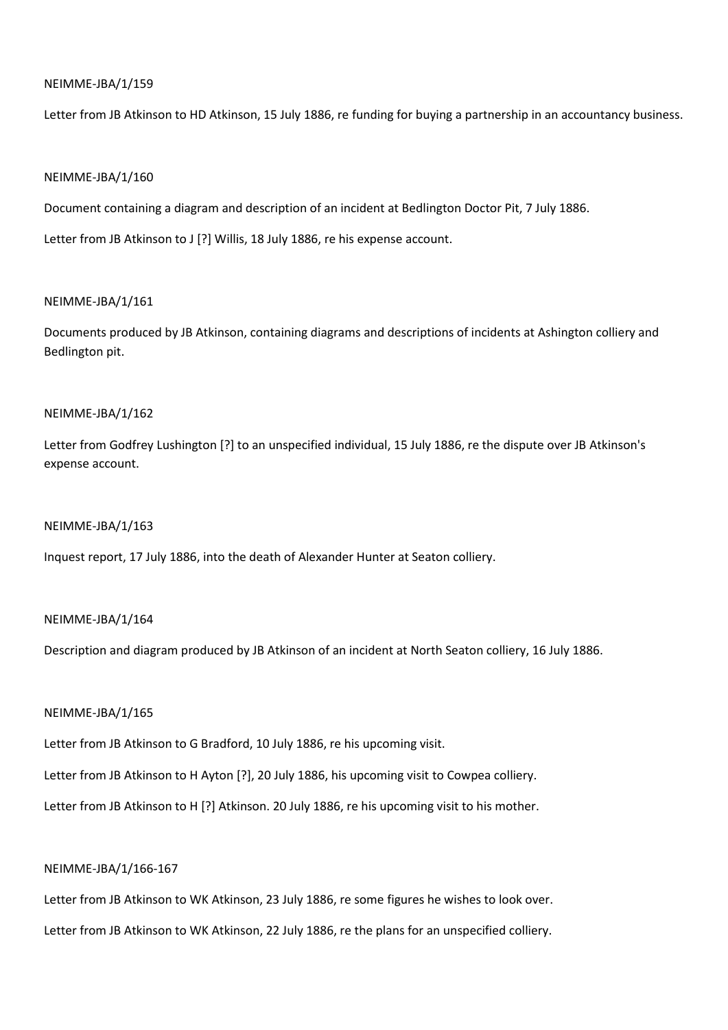NEIMME-JBA/1/159

Letter from JB Atkinson to HD Atkinson, 15 July 1886, re funding for buying a partnership in an accountancy business.

NEIMME-JBA/1/160

Document containing a diagram and description of an incident at Bedlington Doctor Pit, 7 July 1886.

Letter from JB Atkinson to J [?] Willis, 18 July 1886, re his expense account.

NEIMME-JBA/1/161

Documents produced by JB Atkinson, containing diagrams and descriptions of incidents at Ashington colliery and Bedlington pit.

NEIMME-JBA/1/162

Letter from Godfrey Lushington [?] to an unspecified individual, 15 July 1886, re the dispute over JB Atkinson's expense account.

NEIMME-JBA/1/163

Inquest report, 17 July 1886, into the death of Alexander Hunter at Seaton colliery.

NEIMME-JBA/1/164

Description and diagram produced by JB Atkinson of an incident at North Seaton colliery, 16 July 1886.

NEIMME-JBA/1/165

Letter from JB Atkinson to G Bradford, 10 July 1886, re his upcoming visit.

Letter from JB Atkinson to H Ayton [?], 20 July 1886, his upcoming visit to Cowpea colliery.

Letter from JB Atkinson to H [?] Atkinson. 20 July 1886, re his upcoming visit to his mother.

NEIMME-JBA/1/166-167

Letter from JB Atkinson to WK Atkinson, 23 July 1886, re some figures he wishes to look over.

Letter from JB Atkinson to WK Atkinson, 22 July 1886, re the plans for an unspecified colliery.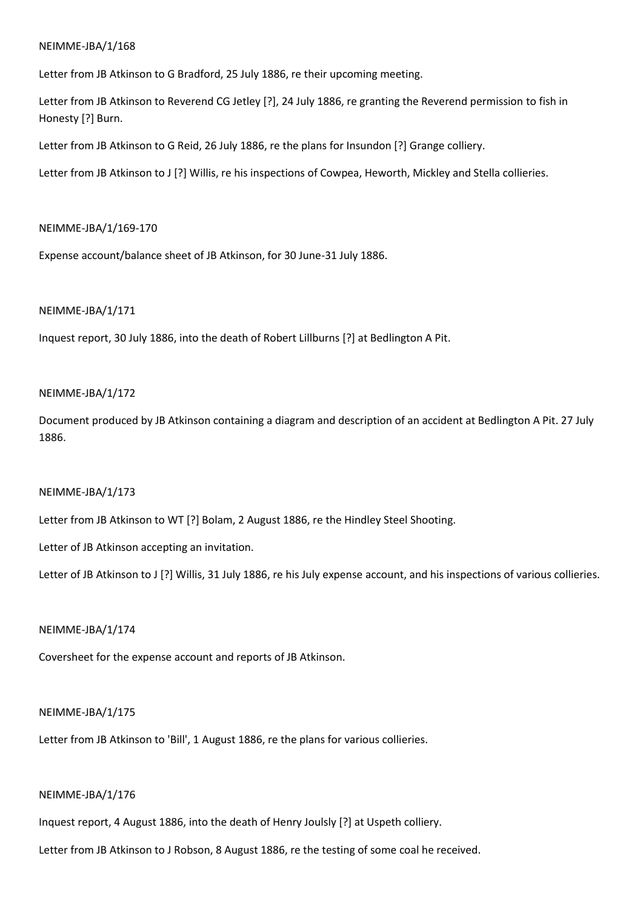NEIMME-JBA/1/168

Letter from JB Atkinson to G Bradford, 25 July 1886, re their upcoming meeting.

Letter from JB Atkinson to Reverend CG Jetley [?], 24 July 1886, re granting the Reverend permission to fish in Honesty [?] Burn.

Letter from JB Atkinson to G Reid, 26 July 1886, re the plans for Insundon [?] Grange colliery.

Letter from JB Atkinson to J [?] Willis, re his inspections of Cowpea, Heworth, Mickley and Stella collieries.

NEIMME-JBA/1/169-170

Expense account/balance sheet of JB Atkinson, for 30 June-31 July 1886.

NEIMME-JBA/1/171

Inquest report, 30 July 1886, into the death of Robert Lillburns [?] at Bedlington A Pit.

NEIMME-JBA/1/172

Document produced by JB Atkinson containing a diagram and description of an accident at Bedlington A Pit. 27 July 1886.

NEIMME-JBA/1/173

Letter from JB Atkinson to WT [?] Bolam, 2 August 1886, re the Hindley Steel Shooting.

Letter of JB Atkinson accepting an invitation.

Letter of JB Atkinson to J [?] Willis, 31 July 1886, re his July expense account, and his inspections of various collieries.

NEIMME-JBA/1/174

Coversheet for the expense account and reports of JB Atkinson.

NEIMME-JBA/1/175

Letter from JB Atkinson to 'Bill', 1 August 1886, re the plans for various collieries.

NEIMME-JBA/1/176

Inquest report, 4 August 1886, into the death of Henry Joulsly [?] at Uspeth colliery.

Letter from JB Atkinson to J Robson, 8 August 1886, re the testing of some coal he received.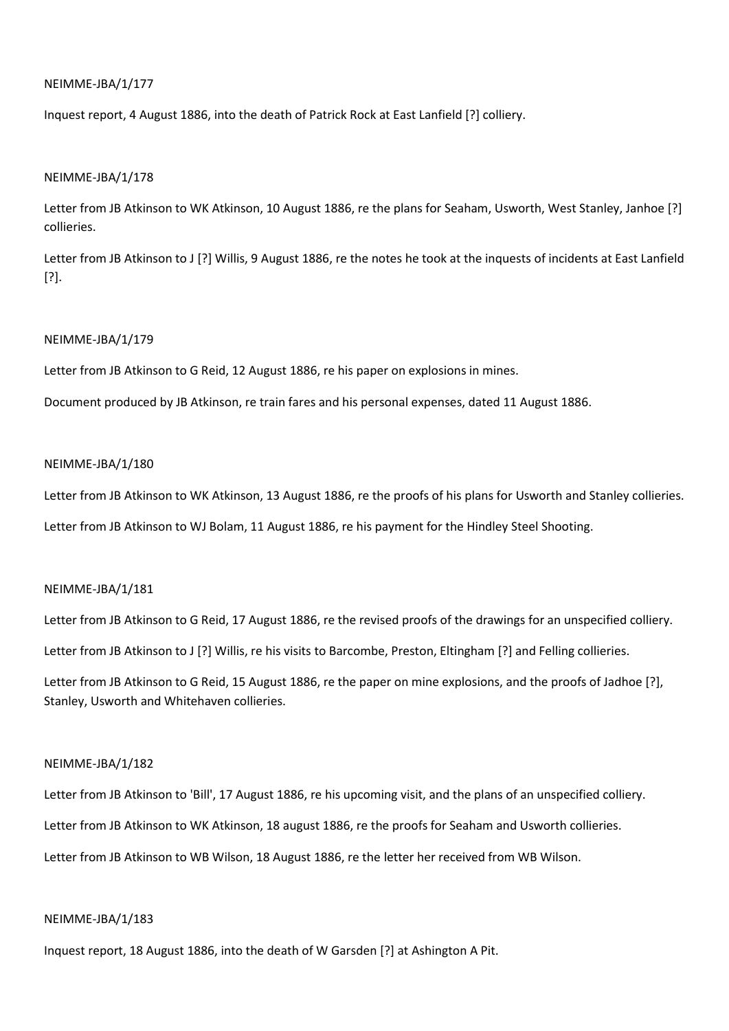NEIMME-JBA/1/177

Inquest report, 4 August 1886, into the death of Patrick Rock at East Lanfield [?] colliery.

NEIMME-JBA/1/178

Letter from JB Atkinson to WK Atkinson, 10 August 1886, re the plans for Seaham, Usworth, West Stanley, Janhoe [?] collieries.

Letter from JB Atkinson to J [?] Willis, 9 August 1886, re the notes he took at the inquests of incidents at East Lanfield [?].

NEIMME-JBA/1/179

Letter from JB Atkinson to G Reid, 12 August 1886, re his paper on explosions in mines.

Document produced by JB Atkinson, re train fares and his personal expenses, dated 11 August 1886.

NEIMME-JBA/1/180

Letter from JB Atkinson to WK Atkinson, 13 August 1886, re the proofs of his plans for Usworth and Stanley collieries.

Letter from JB Atkinson to WJ Bolam, 11 August 1886, re his payment for the Hindley Steel Shooting.

NEIMME-JBA/1/181

Letter from JB Atkinson to G Reid, 17 August 1886, re the revised proofs of the drawings for an unspecified colliery.

Letter from JB Atkinson to J [?] Willis, re his visits to Barcombe, Preston, Eltingham [?] and Felling collieries.

Letter from JB Atkinson to G Reid, 15 August 1886, re the paper on mine explosions, and the proofs of Jadhoe [?], Stanley, Usworth and Whitehaven collieries.

NEIMME-JBA/1/182

Letter from JB Atkinson to 'Bill', 17 August 1886, re his upcoming visit, and the plans of an unspecified colliery.

Letter from JB Atkinson to WK Atkinson, 18 august 1886, re the proofs for Seaham and Usworth collieries.

Letter from JB Atkinson to WB Wilson, 18 August 1886, re the letter her received from WB Wilson.

NEIMME-JBA/1/183

Inquest report, 18 August 1886, into the death of W Garsden [?] at Ashington A Pit.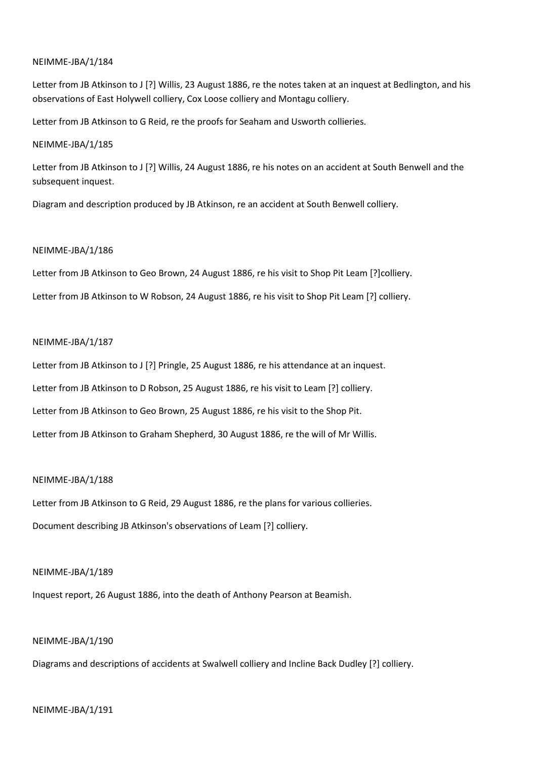NEIMME-JBA/1/184

Letter from JB Atkinson to J [?] Willis, 23 August 1886, re the notes taken at an inquest at Bedlington, and his observations of East Holywell colliery, Cox Loose colliery and Montagu colliery.

Letter from JB Atkinson to G Reid, re the proofs for Seaham and Usworth collieries.

NEIMME-JBA/1/185

Letter from JB Atkinson to J [?] Willis, 24 August 1886, re his notes on an accident at South Benwell and the subsequent inquest.

Diagram and description produced by JB Atkinson, re an accident at South Benwell colliery.

NEIMME-JBA/1/186

Letter from JB Atkinson to Geo Brown, 24 August 1886, re his visit to Shop Pit Leam [?]colliery.

Letter from JB Atkinson to W Robson, 24 August 1886, re his visit to Shop Pit Leam [?] colliery.

NEIMME-JBA/1/187

Letter from JB Atkinson to J [?] Pringle, 25 August 1886, re his attendance at an inquest.

Letter from JB Atkinson to D Robson, 25 August 1886, re his visit to Leam [?] colliery.

Letter from JB Atkinson to Geo Brown, 25 August 1886, re his visit to the Shop Pit.

Letter from JB Atkinson to Graham Shepherd, 30 August 1886, re the will of Mr Willis.

NEIMME-JBA/1/188

Letter from JB Atkinson to G Reid, 29 August 1886, re the plans for various collieries.

Document describing JB Atkinson's observations of Leam [?] colliery.

NEIMME-JBA/1/189

Inquest report, 26 August 1886, into the death of Anthony Pearson at Beamish.

NEIMME-JBA/1/190

Diagrams and descriptions of accidents at Swalwell colliery and Incline Back Dudley [?] colliery.

NEIMME-JBA/1/191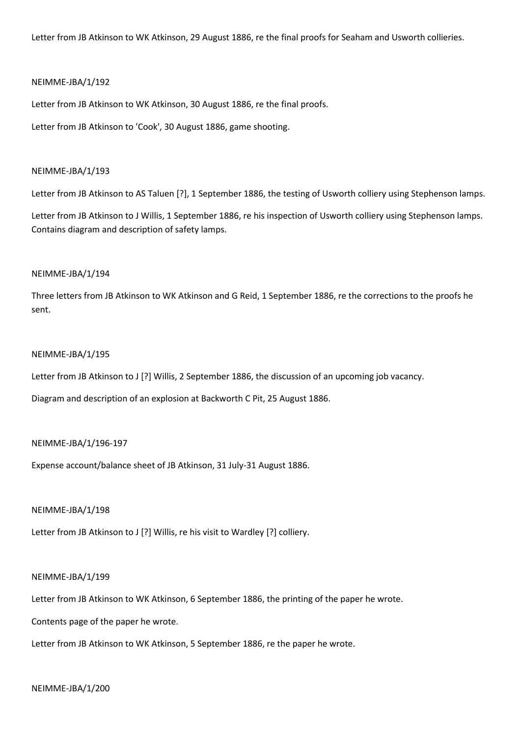Letter from JB Atkinson to WK Atkinson, 29 August 1886, re the final proofs for Seaham and Usworth collieries.

NEIMME-JBA/1/192

Letter from JB Atkinson to WK Atkinson, 30 August 1886, re the final proofs.

Letter from JB Atkinson to 'Cook', 30 August 1886, game shooting.

NEIMME-JBA/1/193

Letter from JB Atkinson to AS Taluen [?], 1 September 1886, the testing of Usworth colliery using Stephenson lamps.

Letter from JB Atkinson to J Willis, 1 September 1886, re his inspection of Usworth colliery using Stephenson lamps. Contains diagram and description of safety lamps.

NEIMME-JBA/1/194

Three letters from JB Atkinson to WK Atkinson and G Reid, 1 September 1886, re the corrections to the proofs he sent.

NEIMME-JBA/1/195

Letter from JB Atkinson to J [?] Willis, 2 September 1886, the discussion of an upcoming job vacancy.

Diagram and description of an explosion at Backworth C Pit, 25 August 1886.

NEIMME-JBA/1/196-197

Expense account/balance sheet of JB Atkinson, 31 July-31 August 1886.

NEIMME-JBA/1/198

Letter from JB Atkinson to J [?] Willis, re his visit to Wardley [?] colliery.

NEIMME-JBA/1/199

Letter from JB Atkinson to WK Atkinson, 6 September 1886, the printing of the paper he wrote.

Contents page of the paper he wrote.

Letter from JB Atkinson to WK Atkinson, 5 September 1886, re the paper he wrote.

NEIMME-JBA/1/200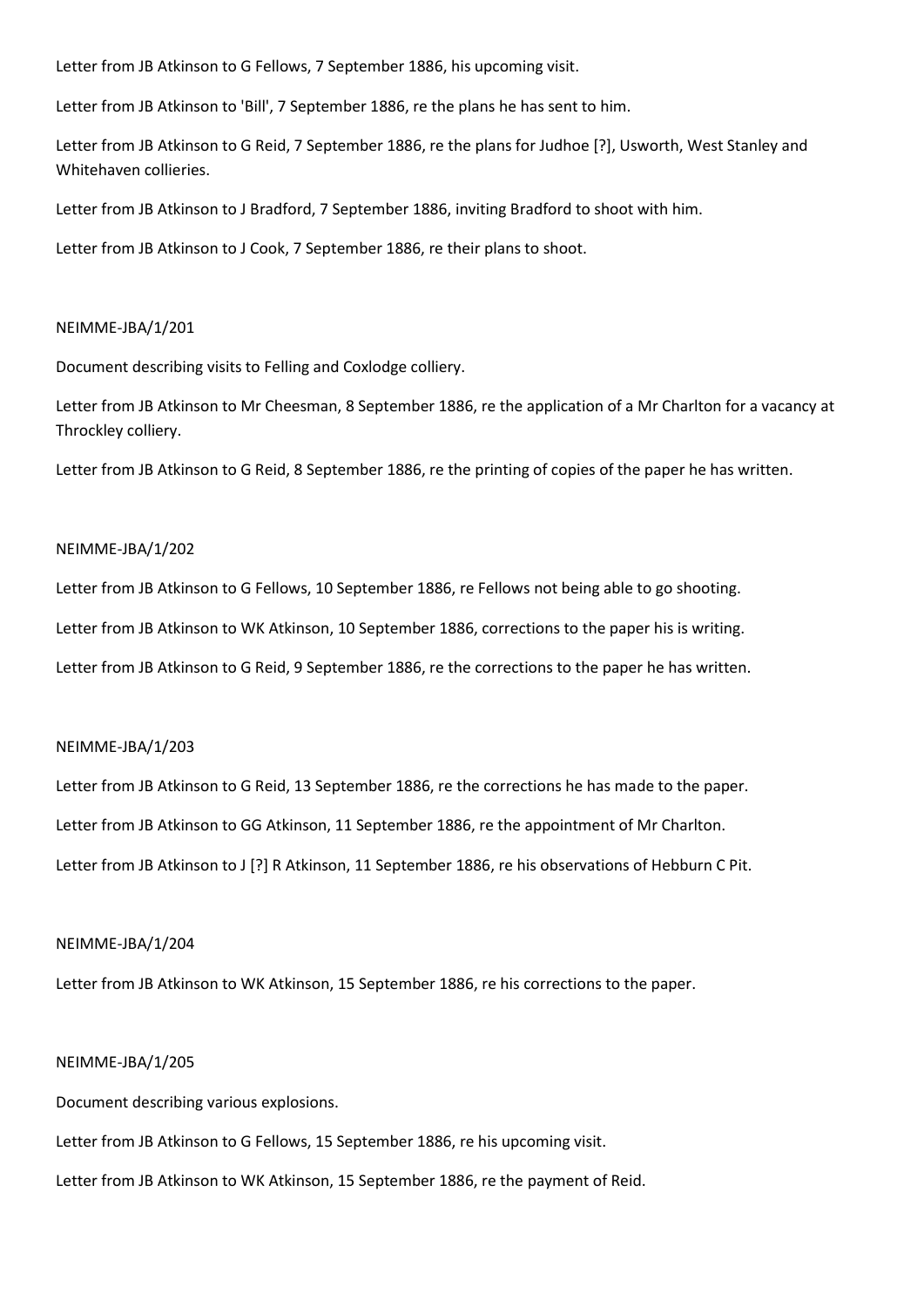Letter from JB Atkinson to G Fellows, 7 September 1886, his upcoming visit.

Letter from JB Atkinson to 'Bill', 7 September 1886, re the plans he has sent to him.

Letter from JB Atkinson to G Reid, 7 September 1886, re the plans for Judhoe [?], Usworth, West Stanley and Whitehaven collieries.

Letter from JB Atkinson to J Bradford, 7 September 1886, inviting Bradford to shoot with him.

Letter from JB Atkinson to J Cook, 7 September 1886, re their plans to shoot.

NEIMME-JBA/1/201

Document describing visits to Felling and Coxlodge colliery.

Letter from JB Atkinson to Mr Cheesman, 8 September 1886, re the application of a Mr Charlton for a vacancy at Throckley colliery.

Letter from JB Atkinson to G Reid, 8 September 1886, re the printing of copies of the paper he has written.

NEIMME-JBA/1/202

Letter from JB Atkinson to G Fellows, 10 September 1886, re Fellows not being able to go shooting.

Letter from JB Atkinson to WK Atkinson, 10 September 1886, corrections to the paper his is writing.

Letter from JB Atkinson to G Reid, 9 September 1886, re the corrections to the paper he has written.

NEIMME-JBA/1/203

Letter from JB Atkinson to G Reid, 13 September 1886, re the corrections he has made to the paper.

Letter from JB Atkinson to GG Atkinson, 11 September 1886, re the appointment of Mr Charlton.

Letter from JB Atkinson to J [?] R Atkinson, 11 September 1886, re his observations of Hebburn C Pit.

NEIMME-JBA/1/204

Letter from JB Atkinson to WK Atkinson, 15 September 1886, re his corrections to the paper.

NEIMME-JBA/1/205

Document describing various explosions.

Letter from JB Atkinson to G Fellows, 15 September 1886, re his upcoming visit.

Letter from JB Atkinson to WK Atkinson, 15 September 1886, re the payment of Reid.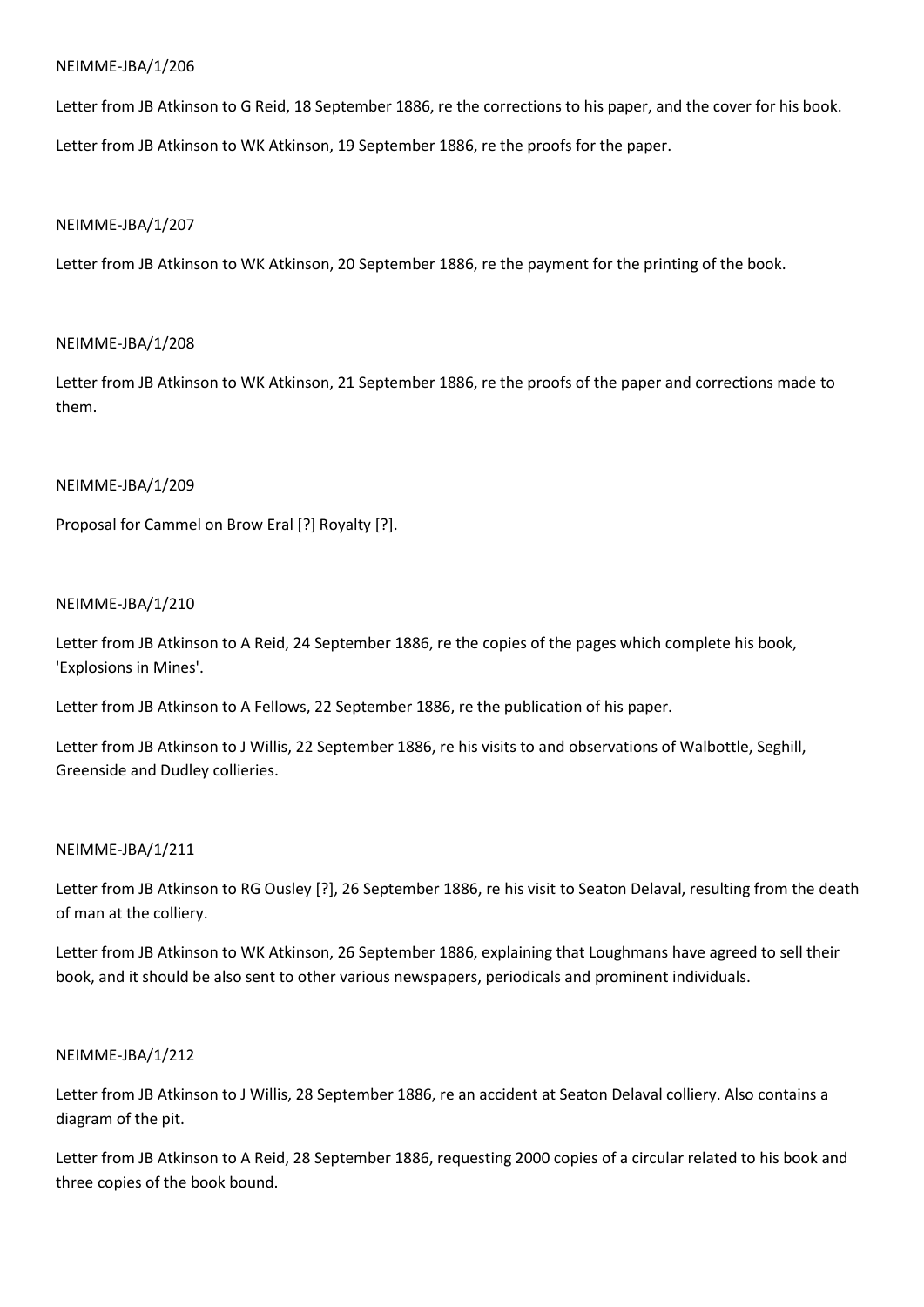NEIMME-JBA/1/206

Letter from JB Atkinson to G Reid, 18 September 1886, re the corrections to his paper, and the cover for his book.

Letter from JB Atkinson to WK Atkinson, 19 September 1886, re the proofs for the paper.

NEIMME-JBA/1/207

Letter from JB Atkinson to WK Atkinson, 20 September 1886, re the payment for the printing of the book.

NEIMME-JBA/1/208

Letter from JB Atkinson to WK Atkinson, 21 September 1886, re the proofs of the paper and corrections made to them.

NEIMME-JBA/1/209

Proposal for Cammel on Brow Eral [?] Royalty [?].

NEIMME-JBA/1/210

Letter from JB Atkinson to A Reid, 24 September 1886, re the copies of the pages which complete his book, 'Explosions in Mines'.

Letter from JB Atkinson to A Fellows, 22 September 1886, re the publication of his paper.

Letter from JB Atkinson to J Willis, 22 September 1886, re his visits to and observations of Walbottle, Seghill, Greenside and Dudley collieries.

NEIMME-JBA/1/211

Letter from JB Atkinson to RG Ousley [?], 26 September 1886, re his visit to Seaton Delaval, resulting from the death of man at the colliery.

Letter from JB Atkinson to WK Atkinson, 26 September 1886, explaining that Loughmans have agreed to sell their book, and it should be also sent to other various newspapers, periodicals and prominent individuals.

NEIMME-JBA/1/212

Letter from JB Atkinson to J Willis, 28 September 1886, re an accident at Seaton Delaval colliery. Also contains a diagram of the pit.

Letter from JB Atkinson to A Reid, 28 September 1886, requesting 2000 copies of a circular related to his book and three copies of the book bound.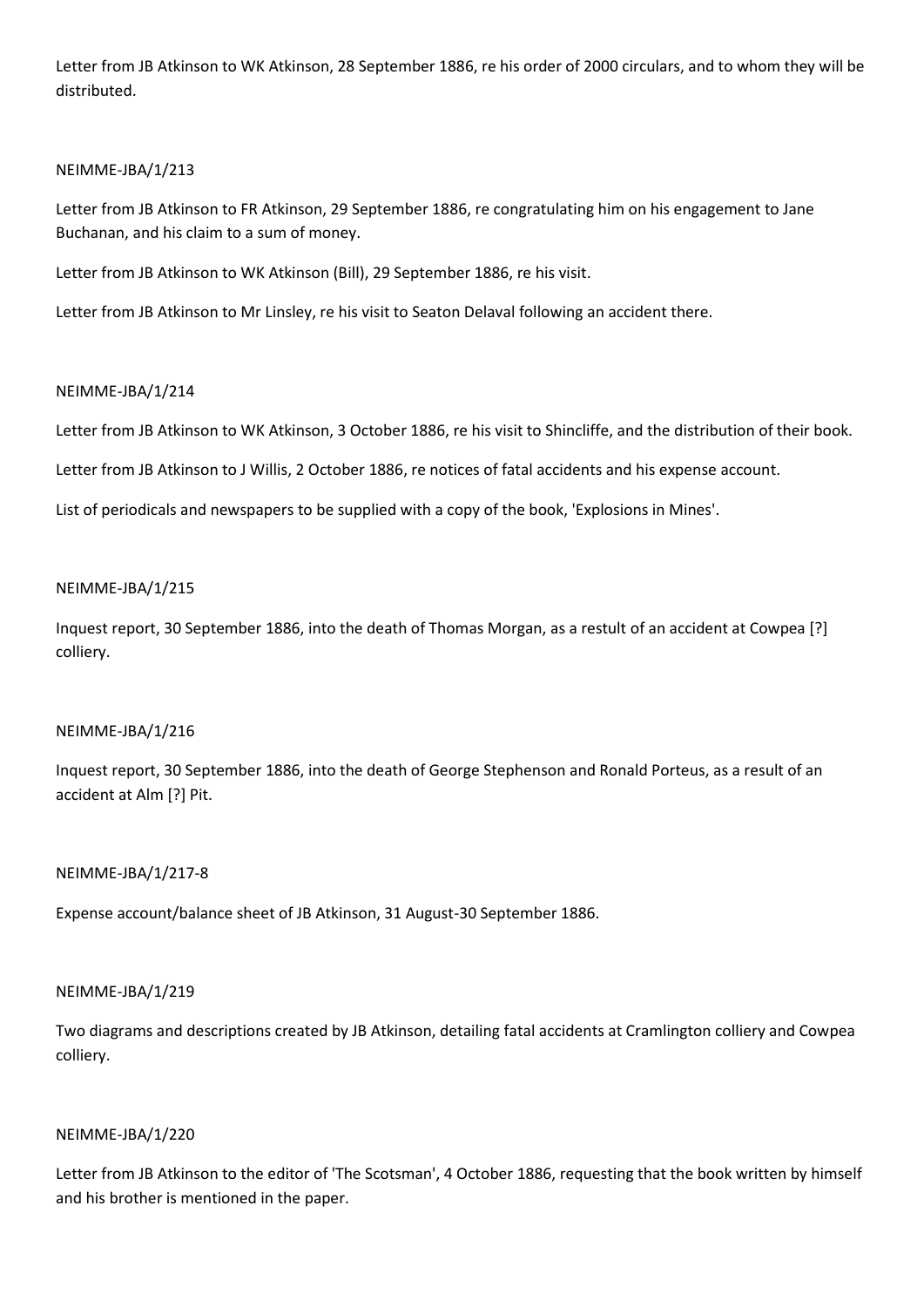Letter from JB Atkinson to WK Atkinson, 28 September 1886, re his order of 2000 circulars, and to whom they will be distributed.

NEIMME-JBA/1/213

Letter from JB Atkinson to FR Atkinson, 29 September 1886, re congratulating him on his engagement to Jane Buchanan, and his claim to a sum of money.

Letter from JB Atkinson to WK Atkinson (Bill), 29 September 1886, re his visit.

Letter from JB Atkinson to Mr Linsley, re his visit to Seaton Delaval following an accident there.

NEIMME-JBA/1/214

Letter from JB Atkinson to WK Atkinson, 3 October 1886, re his visit to Shincliffe, and the distribution of their book.

Letter from JB Atkinson to J Willis, 2 October 1886, re notices of fatal accidents and his expense account.

List of periodicals and newspapers to be supplied with a copy of the book, 'Explosions in Mines'.

NEIMME-JBA/1/215

Inquest report, 30 September 1886, into the death of Thomas Morgan, as a restult of an accident at Cowpea [?] colliery.

NEIMME-JBA/1/216

Inquest report, 30 September 1886, into the death of George Stephenson and Ronald Porteus, as a result of an accident at Alm [?] Pit.

NEIMME-JBA/1/217-8

Expense account/balance sheet of JB Atkinson, 31 August-30 September 1886.

NEIMME-JBA/1/219

Two diagrams and descriptions created by JB Atkinson, detailing fatal accidents at Cramlington colliery and Cowpea colliery.

NEIMME-JBA/1/220

Letter from JB Atkinson to the editor of 'The Scotsman', 4 October 1886, requesting that the book written by himself and his brother is mentioned in the paper.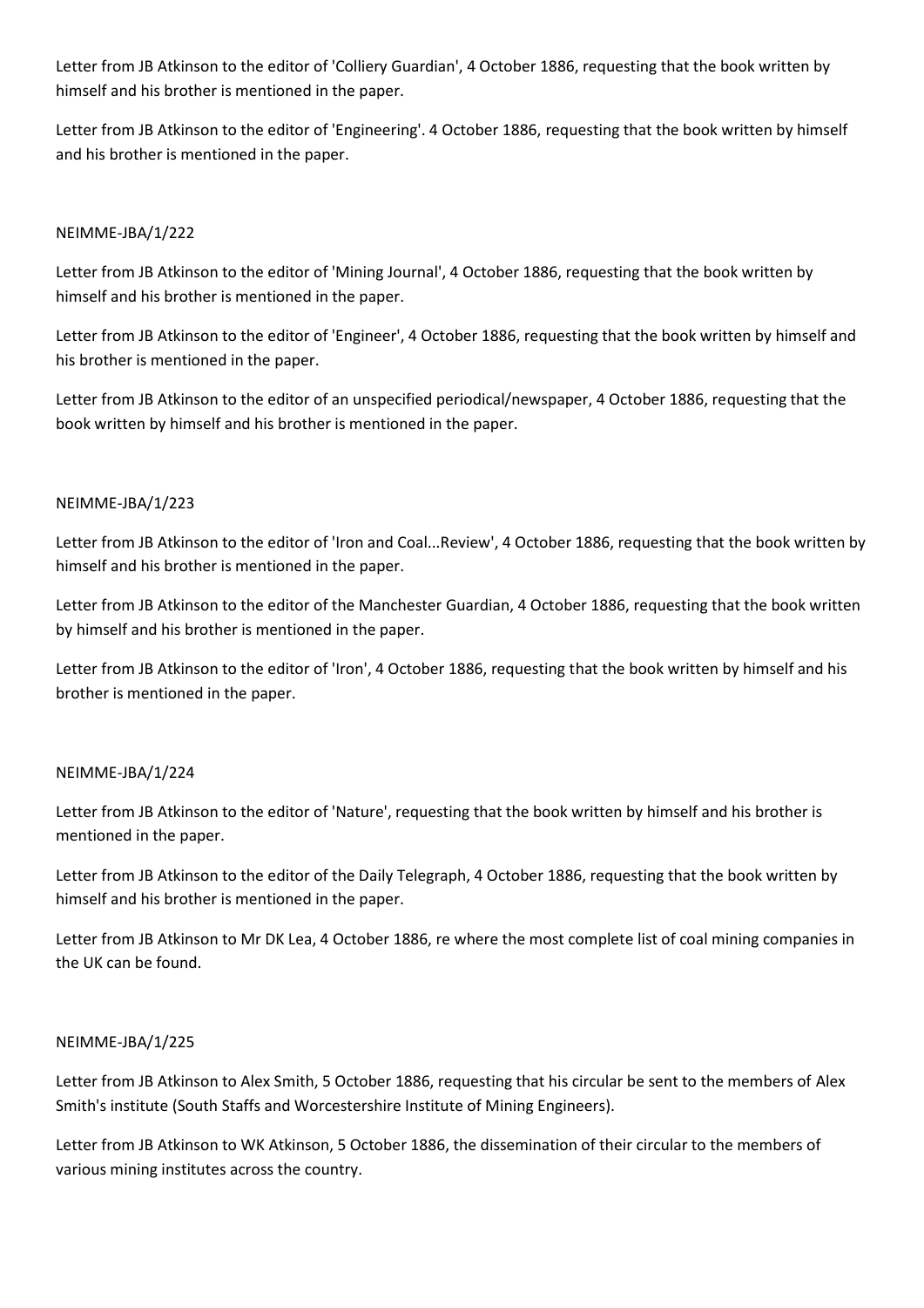Letter from JB Atkinson to the editor of 'Colliery Guardian', 4 October 1886, requesting that the book written by himself and his brother is mentioned in the paper.

Letter from JB Atkinson to the editor of 'Engineering'. 4 October 1886, requesting that the book written by himself and his brother is mentioned in the paper.

NEIMME-JBA/1/222

Letter from JB Atkinson to the editor of 'Mining Journal', 4 October 1886, requesting that the book written by himself and his brother is mentioned in the paper.

Letter from JB Atkinson to the editor of 'Engineer', 4 October 1886, requesting that the book written by himself and his brother is mentioned in the paper.

Letter from JB Atkinson to the editor of an unspecified periodical/newspaper, 4 October 1886, requesting that the book written by himself and his brother is mentioned in the paper.

NEIMME-JBA/1/223

Letter from JB Atkinson to the editor of 'Iron and Coal...Review', 4 October 1886, requesting that the book written by himself and his brother is mentioned in the paper.

Letter from JB Atkinson to the editor of the Manchester Guardian, 4 October 1886, requesting that the book written by himself and his brother is mentioned in the paper.

Letter from JB Atkinson to the editor of 'Iron', 4 October 1886, requesting that the book written by himself and his brother is mentioned in the paper.

NEIMME-JBA/1/224

Letter from JB Atkinson to the editor of 'Nature', requesting that the book written by himself and his brother is mentioned in the paper.

Letter from JB Atkinson to the editor of the Daily Telegraph, 4 October 1886, requesting that the book written by himself and his brother is mentioned in the paper.

Letter from JB Atkinson to Mr DK Lea, 4 October 1886, re where the most complete list of coal mining companies in the UK can be found.

NEIMME-JBA/1/225

Letter from JB Atkinson to Alex Smith, 5 October 1886, requesting that his circular be sent to the members of Alex Smith's institute (South Staffs and Worcestershire Institute of Mining Engineers).

Letter from JB Atkinson to WK Atkinson, 5 October 1886, the dissemination of their circular to the members of various mining institutes across the country.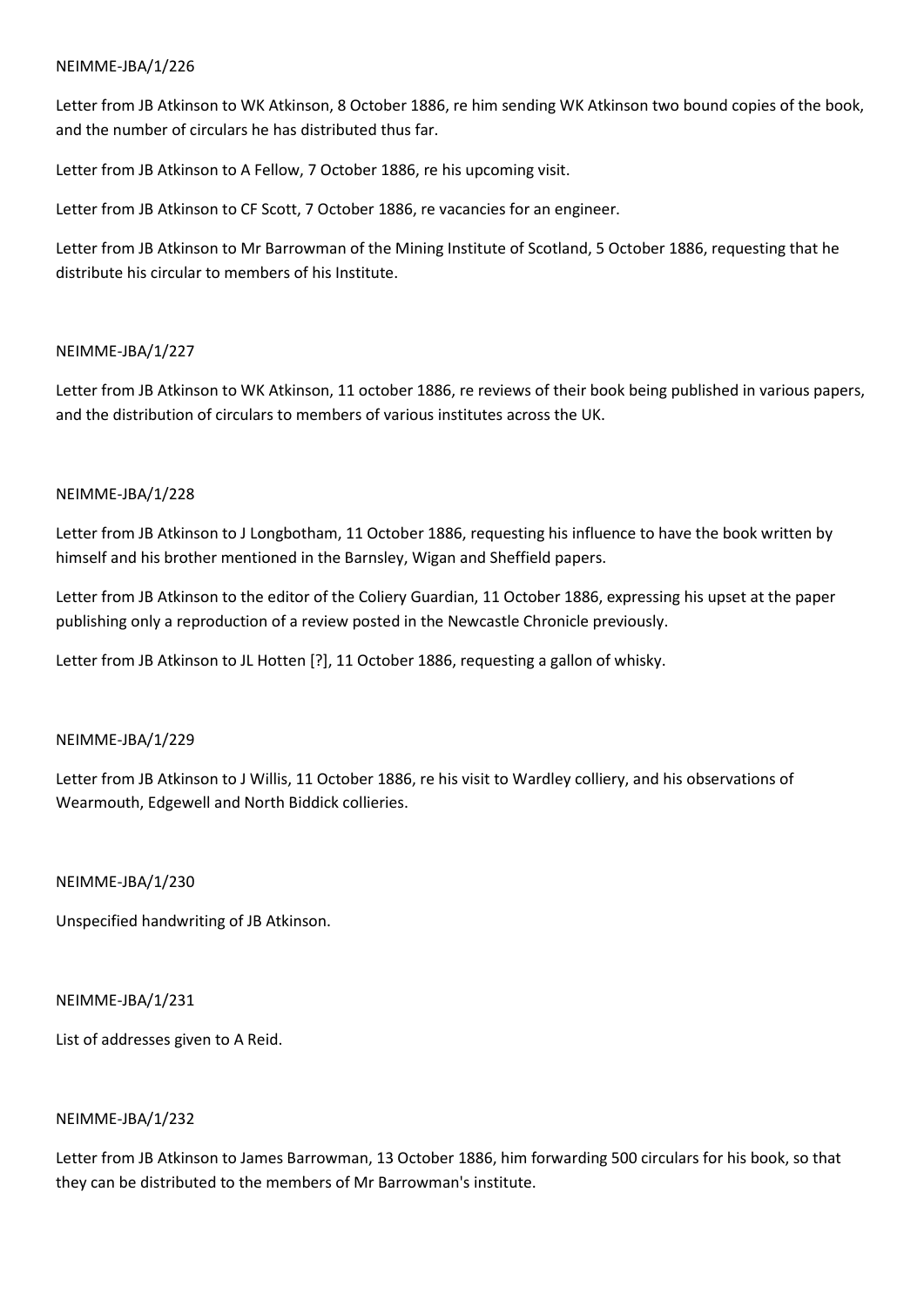NEIMME-JBA/1/226

Letter from JB Atkinson to WK Atkinson, 8 October 1886, re him sending WK Atkinson two bound copies of the book, and the number of circulars he has distributed thus far.

Letter from JB Atkinson to A Fellow, 7 October 1886, re his upcoming visit.

Letter from JB Atkinson to CF Scott, 7 October 1886, re vacancies for an engineer.

Letter from JB Atkinson to Mr Barrowman of the Mining Institute of Scotland, 5 October 1886, requesting that he distribute his circular to members of his Institute.

NEIMME-JBA/1/227

Letter from JB Atkinson to WK Atkinson, 11 october 1886, re reviews of their book being published in various papers, and the distribution of circulars to members of various institutes across the UK.

NEIMME-JBA/1/228

Letter from JB Atkinson to J Longbotham, 11 October 1886, requesting his influence to have the book written by himself and his brother mentioned in the Barnsley, Wigan and Sheffield papers.

Letter from JB Atkinson to the editor of the Coliery Guardian, 11 October 1886, expressing his upset at the paper publishing only a reproduction of a review posted in the Newcastle Chronicle previously.

Letter from JB Atkinson to JL Hotten [?], 11 October 1886, requesting a gallon of whisky.

NEIMME-JBA/1/229

Letter from JB Atkinson to J Willis, 11 October 1886, re his visit to Wardley colliery, and his observations of Wearmouth, Edgewell and North Biddick collieries.

NEIMME-JBA/1/230

Unspecified handwriting of JB Atkinson.

NEIMME-JBA/1/231

List of addresses given to A Reid.

NEIMME-JBA/1/232

Letter from JB Atkinson to James Barrowman, 13 October 1886, him forwarding 500 circulars for his book, so that they can be distributed to the members of Mr Barrowman's institute.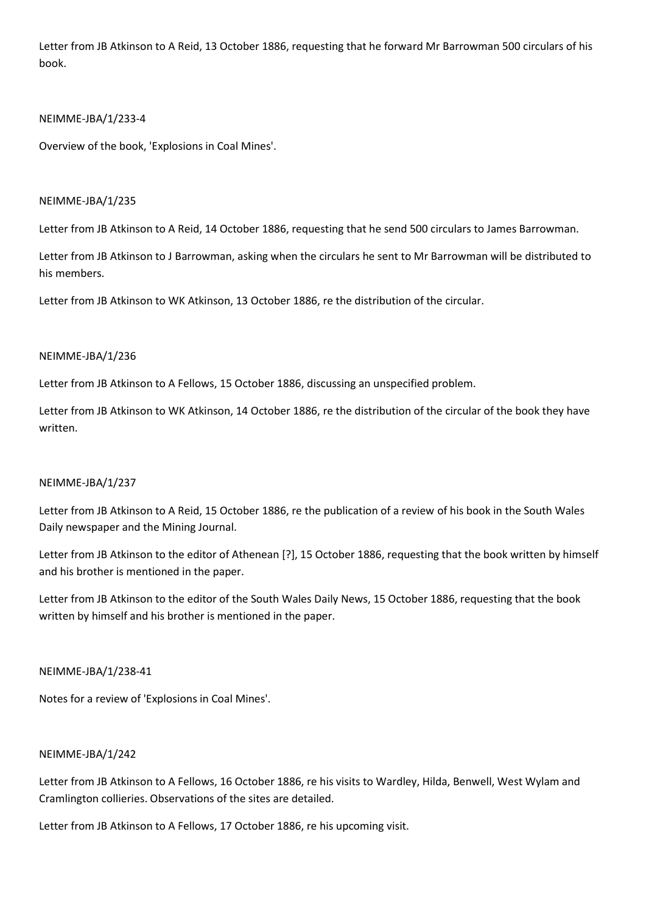Letter from JB Atkinson to A Reid, 13 October 1886, requesting that he forward Mr Barrowman 500 circulars of his book.

NEIMME-JBA/1/233-4

Overview of the book, 'Explosions in Coal Mines'.

NEIMME-JBA/1/235

Letter from JB Atkinson to A Reid, 14 October 1886, requesting that he send 500 circulars to James Barrowman.

Letter from JB Atkinson to J Barrowman, asking when the circulars he sent to Mr Barrowman will be distributed to his members.

Letter from JB Atkinson to WK Atkinson, 13 October 1886, re the distribution of the circular.

NEIMME-JBA/1/236

Letter from JB Atkinson to A Fellows, 15 October 1886, discussing an unspecified problem.

Letter from JB Atkinson to WK Atkinson, 14 October 1886, re the distribution of the circular of the book they have written.

NEIMME-JBA/1/237

Letter from JB Atkinson to A Reid, 15 October 1886, re the publication of a review of his book in the South Wales Daily newspaper and the Mining Journal.

Letter from JB Atkinson to the editor of Athenean [?], 15 October 1886, requesting that the book written by himself and his brother is mentioned in the paper.

Letter from JB Atkinson to the editor of the South Wales Daily News, 15 October 1886, requesting that the book written by himself and his brother is mentioned in the paper.

NEIMME-JBA/1/238-41

Notes for a review of 'Explosions in Coal Mines'.

NEIMME-JBA/1/242

Letter from JB Atkinson to A Fellows, 16 October 1886, re his visits to Wardley, Hilda, Benwell, West Wylam and Cramlington collieries. Observations of the sites are detailed.

Letter from JB Atkinson to A Fellows, 17 October 1886, re his upcoming visit.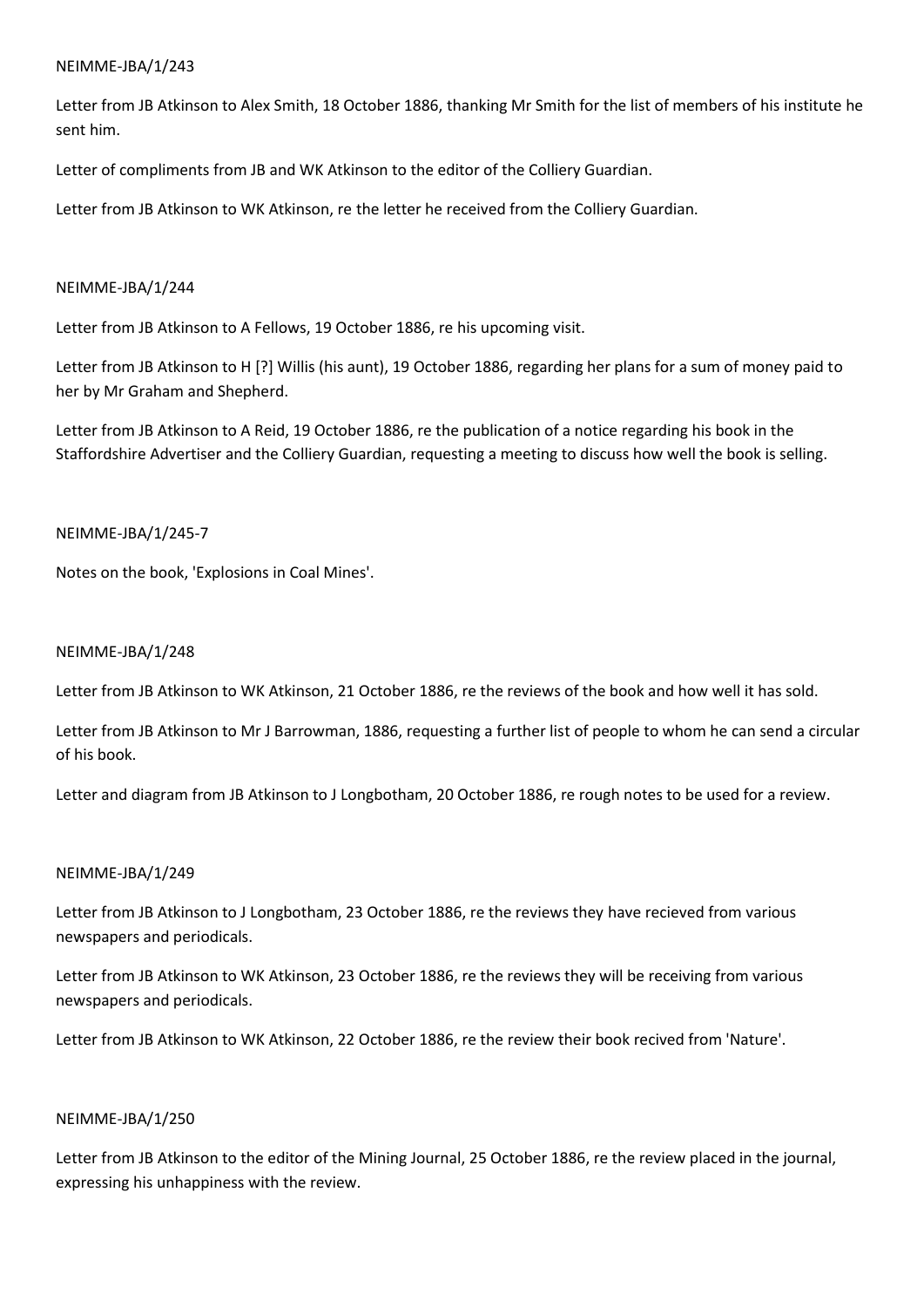NEIMME-JBA/1/243

Letter from JB Atkinson to Alex Smith, 18 October 1886, thanking Mr Smith for the list of members of his institute he sent him.

Letter of compliments from JB and WK Atkinson to the editor of the Colliery Guardian.

Letter from JB Atkinson to WK Atkinson, re the letter he received from the Colliery Guardian.

NEIMME-JBA/1/244

Letter from JB Atkinson to A Fellows, 19 October 1886, re his upcoming visit.

Letter from JB Atkinson to H [?] Willis (his aunt), 19 October 1886, regarding her plans for a sum of money paid to her by Mr Graham and Shepherd.

Letter from JB Atkinson to A Reid, 19 October 1886, re the publication of a notice regarding his book in the Staffordshire Advertiser and the Colliery Guardian, requesting a meeting to discuss how well the book is selling.

NEIMME-JBA/1/245-7

Notes on the book, 'Explosions in Coal Mines'.

NEIMME-JBA/1/248

Letter from JB Atkinson to WK Atkinson, 21 October 1886, re the reviews of the book and how well it has sold.

Letter from JB Atkinson to Mr J Barrowman, 1886, requesting a further list of people to whom he can send a circular of his book.

Letter and diagram from JB Atkinson to J Longbotham, 20 October 1886, re rough notes to be used for a review.

NEIMME-JBA/1/249

Letter from JB Atkinson to J Longbotham, 23 October 1886, re the reviews they have recieved from various newspapers and periodicals.

Letter from JB Atkinson to WK Atkinson, 23 October 1886, re the reviews they will be receiving from various newspapers and periodicals.

Letter from JB Atkinson to WK Atkinson, 22 October 1886, re the review their book recived from 'Nature'.

NEIMME-JBA/1/250

Letter from JB Atkinson to the editor of the Mining Journal, 25 October 1886, re the review placed in the journal, expressing his unhappiness with the review.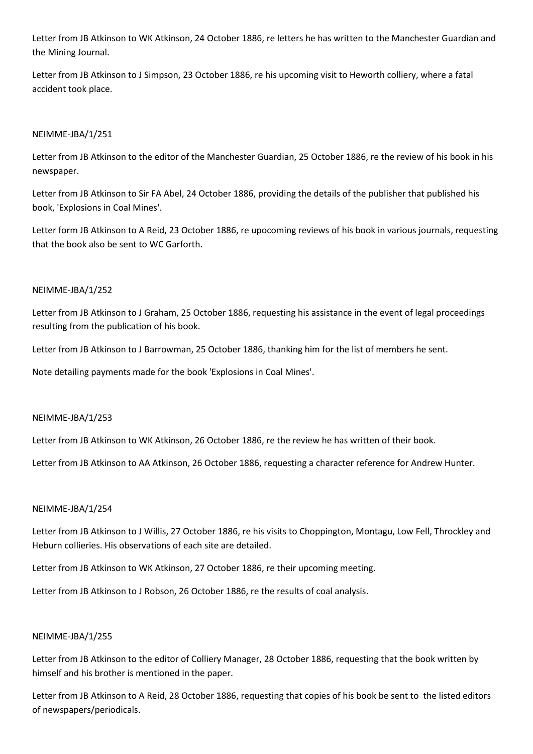Letter from JB Atkinson to WK Atkinson, 24 October 1886, re letters he has written to the Manchester Guardian and the Mining Journal.

Letter from JB Atkinson to J Simpson, 23 October 1886, re his upcoming visit to Heworth colliery, where a fatal accident took place.

NEIMME-JBA/1/251

Letter from JB Atkinson to the editor of the Manchester Guardian, 25 October 1886, re the review of his book in his newspaper.

Letter from JB Atkinson to Sir FA Abel, 24 October 1886, providing the details of the publisher that published his book, 'Explosions in Coal Mines'.

Letter form JB Atkinson to A Reid, 23 October 1886, re upocoming reviews of his book in various journals, requesting that the book also be sent to WC Garforth.

NEIMME-JBA/1/252

Letter from JB Atkinson to J Graham, 25 October 1886, requesting his assistance in the event of legal proceedings resulting from the publication of his book.

Letter from JB Atkinson to J Barrowman, 25 October 1886, thanking him for the list of members he sent.

Note detailing payments made for the book 'Explosions in Coal Mines'.

NEIMME-JBA/1/253

Letter from JB Atkinson to WK Atkinson, 26 October 1886, re the review he has written of their book.

Letter from JB Atkinson to AA Atkinson, 26 October 1886, requesting a character reference for Andrew Hunter.

NEIMME-JBA/1/254

Letter from JB Atkinson to J Willis, 27 October 1886, re his visits to Choppington, Montagu, Low Fell, Throckley and Heburn collieries. His observations of each site are detailed.

Letter from JB Atkinson to WK Atkinson, 27 October 1886, re their upcoming meeting.

Letter from JB Atkinson to J Robson, 26 October 1886, re the results of coal analysis.

NEIMME-JBA/1/255

Letter from JB Atkinson to the editor of Colliery Manager, 28 October 1886, requesting that the book written by himself and his brother is mentioned in the paper.

Letter from JB Atkinson to A Reid, 28 October 1886, requesting that copies of his book be sent to the listed editors of newspapers/periodicals.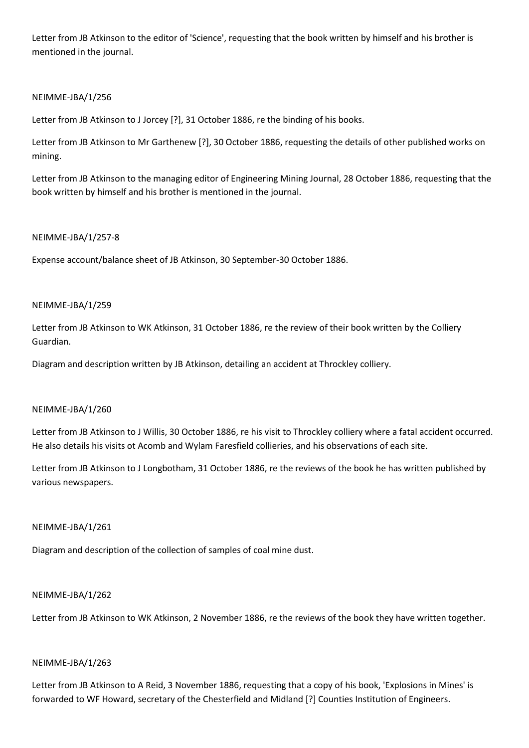Letter from JB Atkinson to the editor of 'Science', requesting that the book written by himself and his brother is mentioned in the journal.

NEIMME-JBA/1/256

Letter from JB Atkinson to J Jorcey [?], 31 October 1886, re the binding of his books.

Letter from JB Atkinson to Mr Garthenew [?], 30 October 1886, requesting the details of other published works on mining.

Letter from JB Atkinson to the managing editor of Engineering Mining Journal, 28 October 1886, requesting that the book written by himself and his brother is mentioned in the journal.

NEIMME-JBA/1/257-8

Expense account/balance sheet of JB Atkinson, 30 September-30 October 1886.

NEIMME-JBA/1/259

Letter from JB Atkinson to WK Atkinson, 31 October 1886, re the review of their book written by the Colliery Guardian.

Diagram and description written by JB Atkinson, detailing an accident at Throckley colliery.

NEIMME-JBA/1/260

Letter from JB Atkinson to J Willis, 30 October 1886, re his visit to Throckley colliery where a fatal accident occurred. He also details his visits ot Acomb and Wylam Faresfield collieries, and his observations of each site.

Letter from JB Atkinson to J Longbotham, 31 October 1886, re the reviews of the book he has written published by various newspapers.

NEIMME-JBA/1/261

Diagram and description of the collection of samples of coal mine dust.

NEIMME-JBA/1/262

Letter from JB Atkinson to WK Atkinson, 2 November 1886, re the reviews of the book they have written together.

NEIMME-JBA/1/263

Letter from JB Atkinson to A Reid, 3 November 1886, requesting that a copy of his book, 'Explosions in Mines' is forwarded to WF Howard, secretary of the Chesterfield and Midland [?] Counties Institution of Engineers.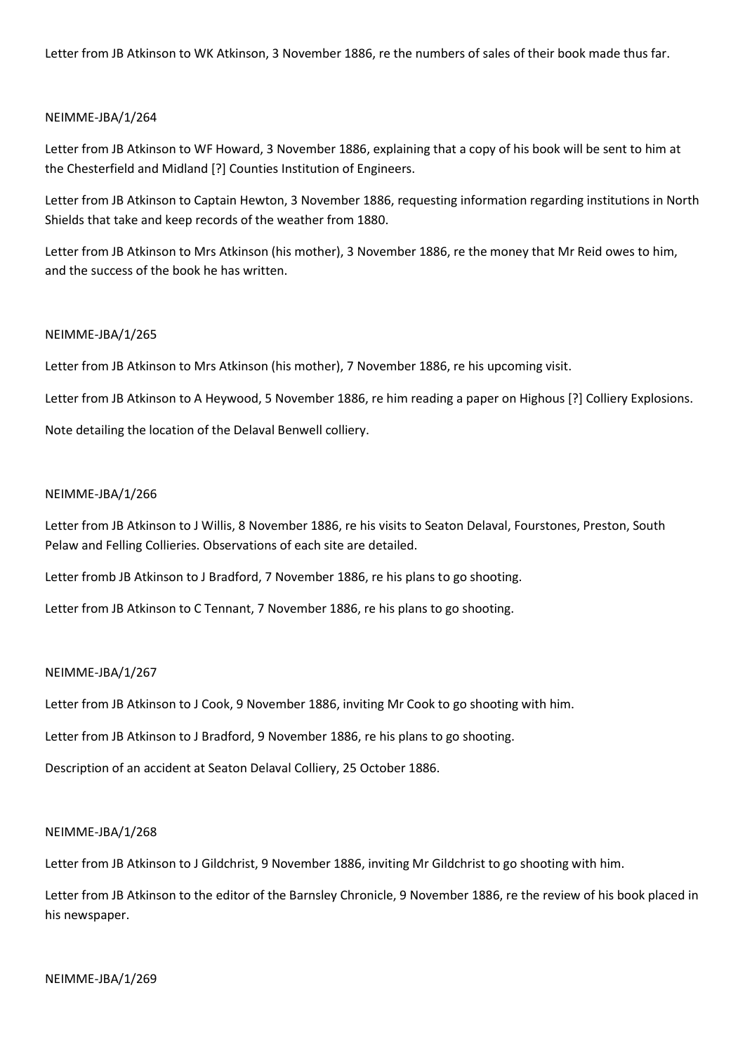Letter from JB Atkinson to WK Atkinson, 3 November 1886, re the numbers of sales of their book made thus far.

NEIMME-JBA/1/264

Letter from JB Atkinson to WF Howard, 3 November 1886, explaining that a copy of his book will be sent to him at the Chesterfield and Midland [?] Counties Institution of Engineers.

Letter from JB Atkinson to Captain Hewton, 3 November 1886, requesting information regarding institutions in North Shields that take and keep records of the weather from 1880.

Letter from JB Atkinson to Mrs Atkinson (his mother), 3 November 1886, re the money that Mr Reid owes to him, and the success of the book he has written.

NEIMME-JBA/1/265

Letter from JB Atkinson to Mrs Atkinson (his mother), 7 November 1886, re his upcoming visit.

Letter from JB Atkinson to A Heywood, 5 November 1886, re him reading a paper on Highous [?] Colliery Explosions.

Note detailing the location of the Delaval Benwell colliery.

NEIMME-JBA/1/266

Letter from JB Atkinson to J Willis, 8 November 1886, re his visits to Seaton Delaval, Fourstones, Preston, South Pelaw and Felling Collieries. Observations of each site are detailed.

Letter fromb JB Atkinson to J Bradford, 7 November 1886, re his plans to go shooting.

Letter from JB Atkinson to C Tennant, 7 November 1886, re his plans to go shooting.

NEIMME-JBA/1/267

Letter from JB Atkinson to J Cook, 9 November 1886, inviting Mr Cook to go shooting with him.

Letter from JB Atkinson to J Bradford, 9 November 1886, re his plans to go shooting.

Description of an accident at Seaton Delaval Colliery, 25 October 1886.

NEIMME-JBA/1/268

Letter from JB Atkinson to J Gildchrist, 9 November 1886, inviting Mr Gildchrist to go shooting with him.

Letter from JB Atkinson to the editor of the Barnsley Chronicle, 9 November 1886, re the review of his book placed in his newspaper.

NEIMME-JBA/1/269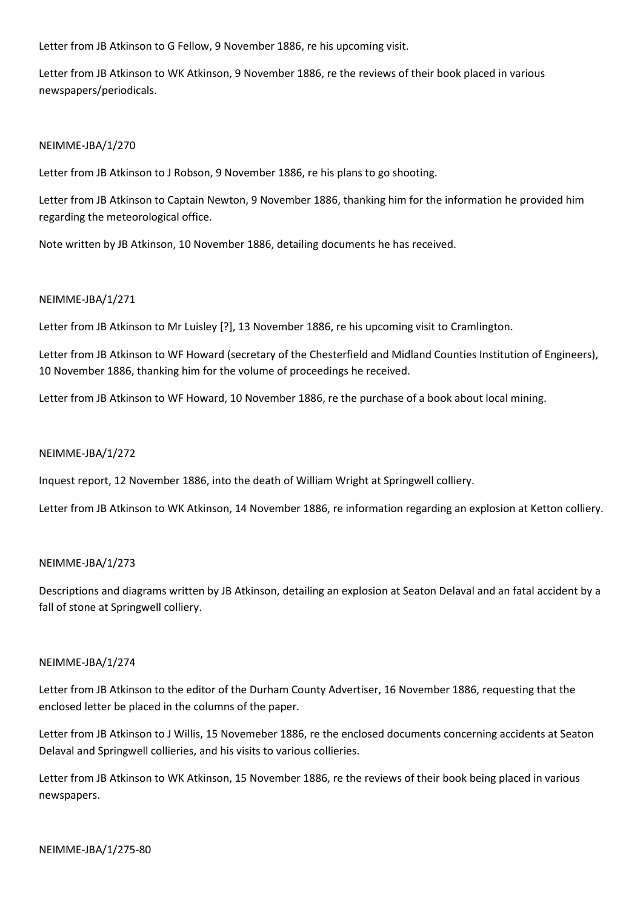Letter from JB Atkinson to G Fellow, 9 November 1886, re his upcoming visit.

Letter from JB Atkinson to WK Atkinson, 9 November 1886, re the reviews of their book placed in various newspapers/periodicals.

NEIMME-JBA/1/270

Letter from JB Atkinson to J Robson, 9 November 1886, re his plans to go shooting.

Letter from JB Atkinson to Captain Newton, 9 November 1886, thanking him for the information he provided him regarding the meteorological office.

Note written by JB Atkinson, 10 November 1886, detailing documents he has received.

NEIMME-JBA/1/271

Letter from JB Atkinson to Mr Luisley [?], 13 November 1886, re his upcoming visit to Cramlington.

Letter from JB Atkinson to WF Howard (secretary of the Chesterfield and Midland Counties Institution of Engineers), 10 November 1886, thanking him for the volume of proceedings he received.

Letter from JB Atkinson to WF Howard, 10 November 1886, re the purchase of a book about local mining.

NEIMME-JBA/1/272

Inquest report, 12 November 1886, into the death of William Wright at Springwell colliery.

Letter from JB Atkinson to WK Atkinson, 14 November 1886, re information regarding an explosion at Ketton colliery.

NEIMME-JBA/1/273

Descriptions and diagrams written by JB Atkinson, detailing an explosion at Seaton Delaval and an fatal accident by a fall of stone at Springwell colliery.

NEIMME-JBA/1/274

Letter from JB Atkinson to the editor of the Durham County Advertiser, 16 November 1886, requesting that the enclosed letter be placed in the columns of the paper.

Letter from JB Atkinson to J Willis, 15 Novemeber 1886, re the enclosed documents concerning accidents at Seaton Delaval and Springwell collieries, and his visits to various collieries.

Letter from JB Atkinson to WK Atkinson, 15 November 1886, re the reviews of their book being placed in various newspapers.

NEIMME-JBA/1/275-80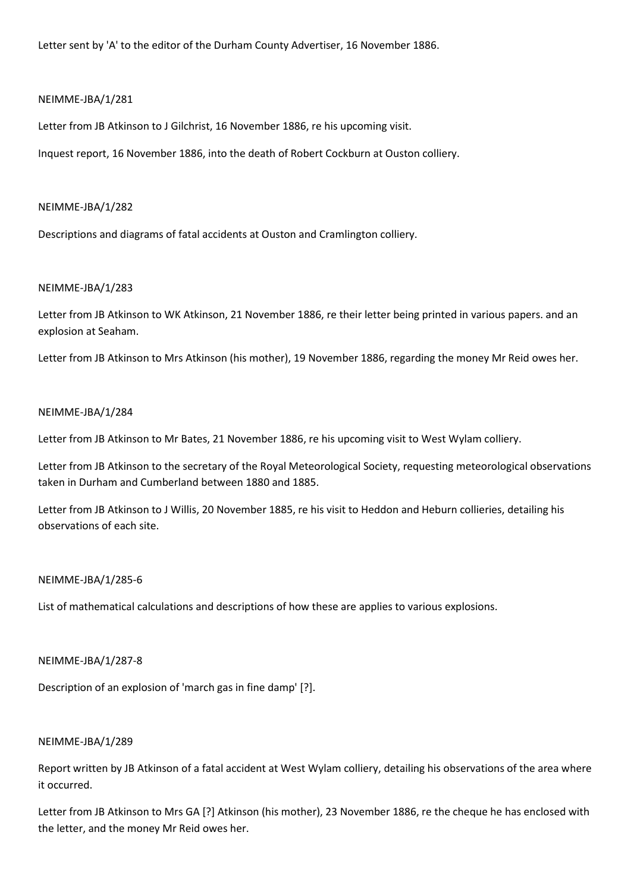Letter sent by 'A' to the editor of the Durham County Advertiser, 16 November 1886.

NEIMME-JBA/1/281

Letter from JB Atkinson to J Gilchrist, 16 November 1886, re his upcoming visit.

Inquest report, 16 November 1886, into the death of Robert Cockburn at Ouston colliery.

NEIMME-JBA/1/282

Descriptions and diagrams of fatal accidents at Ouston and Cramlington colliery.

NEIMME-JBA/1/283

Letter from JB Atkinson to WK Atkinson, 21 November 1886, re their letter being printed in various papers. and an explosion at Seaham.

Letter from JB Atkinson to Mrs Atkinson (his mother), 19 November 1886, regarding the money Mr Reid owes her.

NEIMME-JBA/1/284

Letter from JB Atkinson to Mr Bates, 21 November 1886, re his upcoming visit to West Wylam colliery.

Letter from JB Atkinson to the secretary of the Royal Meteorological Society, requesting meteorological observations taken in Durham and Cumberland between 1880 and 1885.

Letter from JB Atkinson to J Willis, 20 November 1885, re his visit to Heddon and Heburn collieries, detailing his observations of each site.

NEIMME-JBA/1/285-6

List of mathematical calculations and descriptions of how these are applies to various explosions.

NEIMME-JBA/1/287-8

Description of an explosion of 'march gas in fine damp' [?].

NEIMME-JBA/1/289

Report written by JB Atkinson of a fatal accident at West Wylam colliery, detailing his observations of the area where it occurred.

Letter from JB Atkinson to Mrs GA [?] Atkinson (his mother), 23 November 1886, re the cheque he has enclosed with the letter, and the money Mr Reid owes her.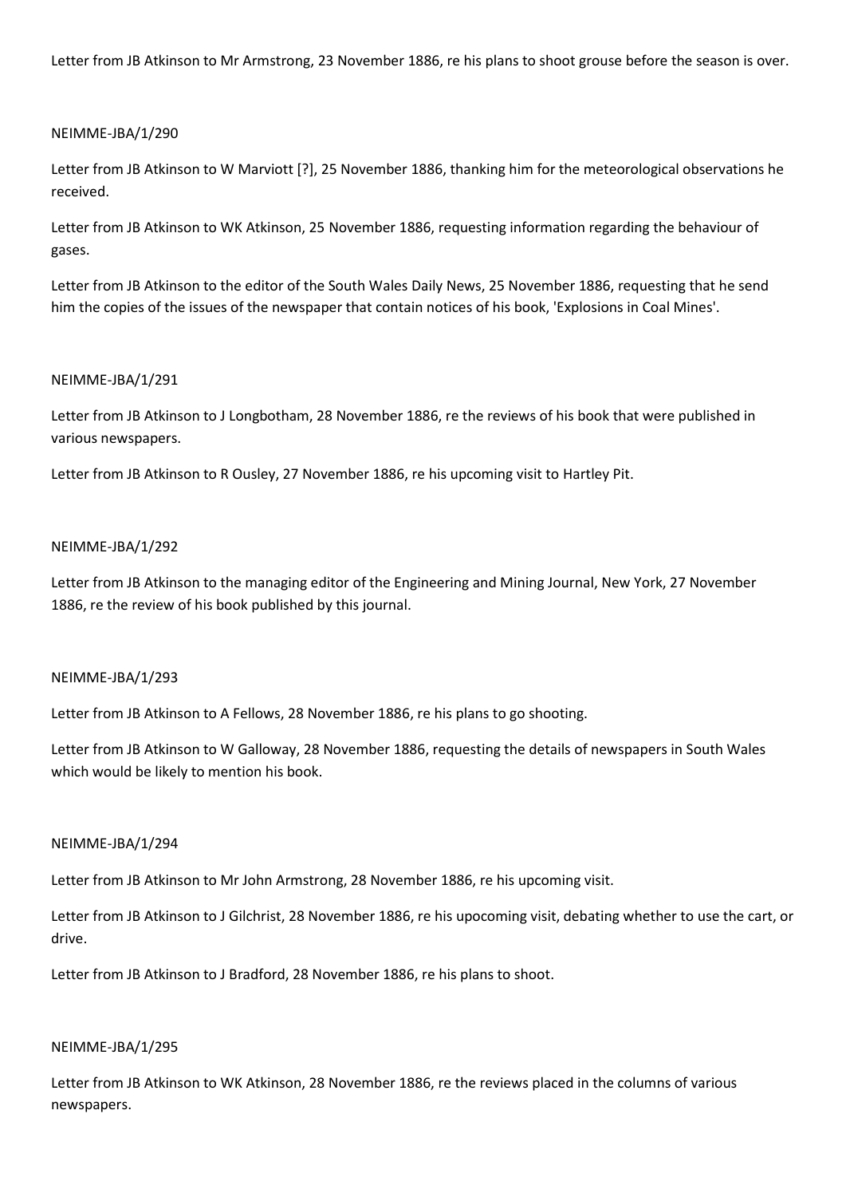Letter from JB Atkinson to Mr Armstrong, 23 November 1886, re his plans to shoot grouse before the season is over.

NEIMME-JBA/1/290

Letter from JB Atkinson to W Marviott [?], 25 November 1886, thanking him for the meteorological observations he received.

Letter from JB Atkinson to WK Atkinson, 25 November 1886, requesting information regarding the behaviour of gases.

Letter from JB Atkinson to the editor of the South Wales Daily News, 25 November 1886, requesting that he send him the copies of the issues of the newspaper that contain notices of his book, 'Explosions in Coal Mines'.

NEIMME-JBA/1/291

Letter from JB Atkinson to J Longbotham, 28 November 1886, re the reviews of his book that were published in various newspapers.

Letter from JB Atkinson to R Ousley, 27 November 1886, re his upcoming visit to Hartley Pit.

NEIMME-JBA/1/292

Letter from JB Atkinson to the managing editor of the Engineering and Mining Journal, New York, 27 November 1886, re the review of his book published by this journal.

NEIMME-JBA/1/293

Letter from JB Atkinson to A Fellows, 28 November 1886, re his plans to go shooting.

Letter from JB Atkinson to W Galloway, 28 November 1886, requesting the details of newspapers in South Wales which would be likely to mention his book.

NEIMME-JBA/1/294

Letter from JB Atkinson to Mr John Armstrong, 28 November 1886, re his upcoming visit.

Letter from JB Atkinson to J Gilchrist, 28 November 1886, re his upocoming visit, debating whether to use the cart, or drive.

Letter from JB Atkinson to J Bradford, 28 November 1886, re his plans to shoot.

NEIMME-JBA/1/295

Letter from JB Atkinson to WK Atkinson, 28 November 1886, re the reviews placed in the columns of various newspapers.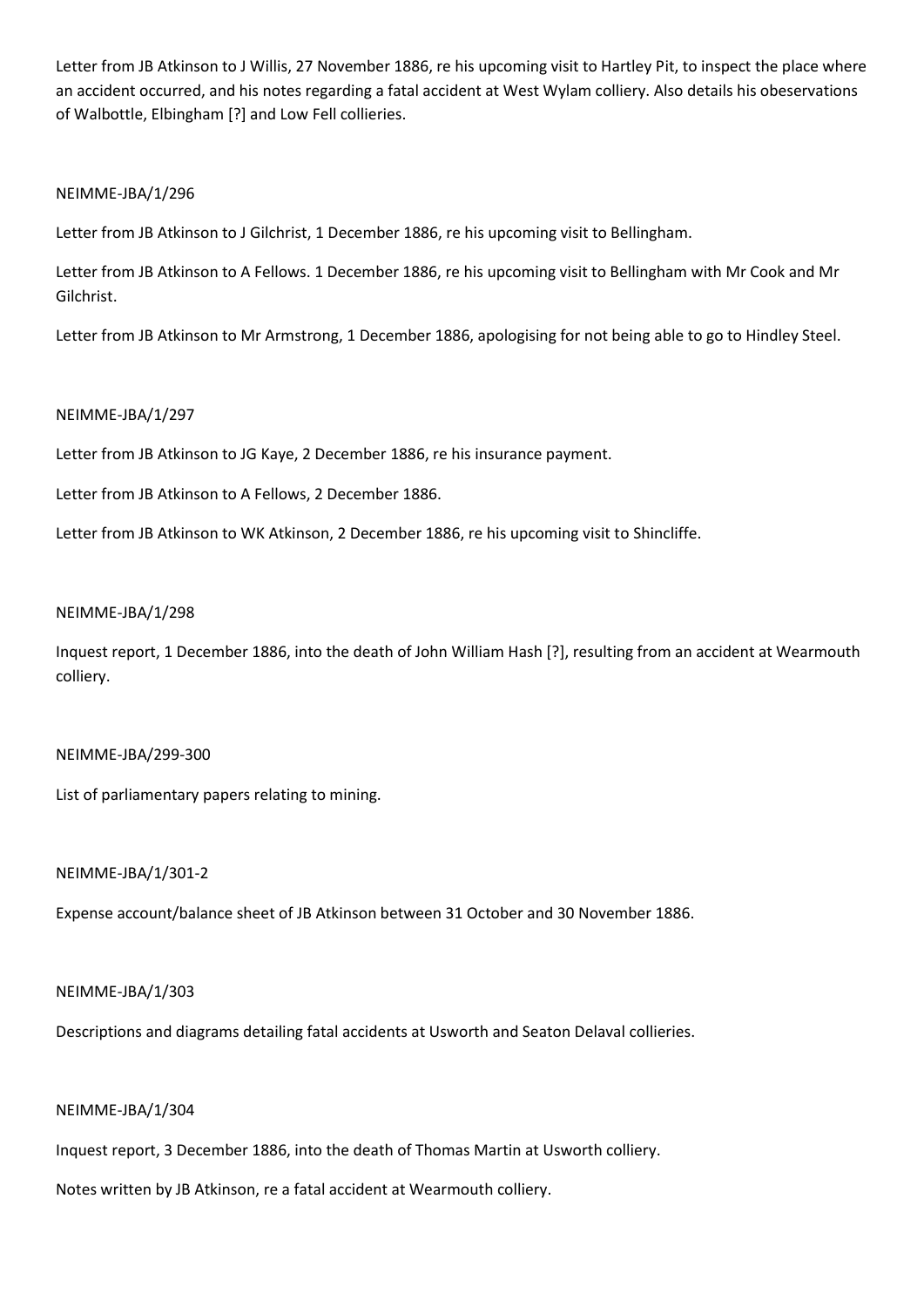Letter from JB Atkinson to J Willis, 27 November 1886, re his upcoming visit to Hartley Pit, to inspect the place where an accident occurred, and his notes regarding a fatal accident at West Wylam colliery. Also details his obeservations of Walbottle, Elbingham [?] and Low Fell collieries.

NEIMME-JBA/1/296

Letter from JB Atkinson to J Gilchrist, 1 December 1886, re his upcoming visit to Bellingham.

Letter from JB Atkinson to A Fellows. 1 December 1886, re his upcoming visit to Bellingham with Mr Cook and Mr Gilchrist.

Letter from JB Atkinson to Mr Armstrong, 1 December 1886, apologising for not being able to go to Hindley Steel.

NEIMME-JBA/1/297

Letter from JB Atkinson to JG Kaye, 2 December 1886, re his insurance payment.

Letter from JB Atkinson to A Fellows, 2 December 1886.

Letter from JB Atkinson to WK Atkinson, 2 December 1886, re his upcoming visit to Shincliffe.

NEIMME-JBA/1/298

Inquest report, 1 December 1886, into the death of John William Hash [?], resulting from an accident at Wearmouth colliery.

NEIMME-JBA/299-300

List of parliamentary papers relating to mining.

NEIMME-JBA/1/301-2

Expense account/balance sheet of JB Atkinson between 31 October and 30 November 1886.

NEIMME-JBA/1/303

Descriptions and diagrams detailing fatal accidents at Usworth and Seaton Delaval collieries.

NEIMME-JBA/1/304

Inquest report, 3 December 1886, into the death of Thomas Martin at Usworth colliery.

Notes written by JB Atkinson, re a fatal accident at Wearmouth colliery.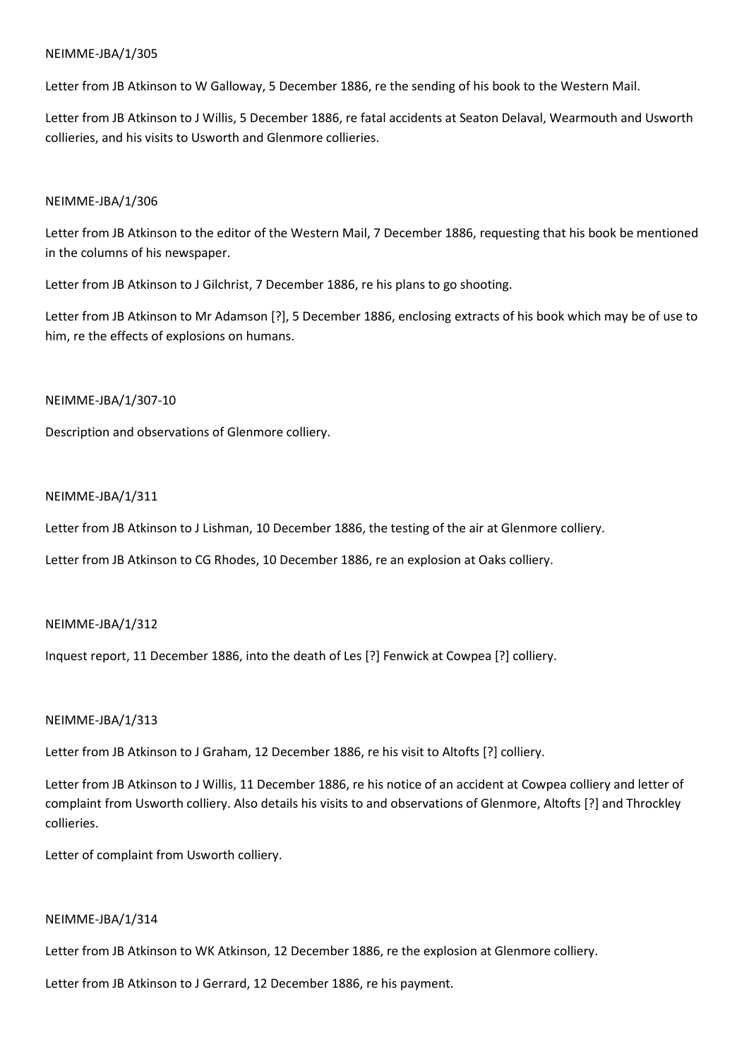NEIMME-JBA/1/305

Letter from JB Atkinson to W Galloway, 5 December 1886, re the sending of his book to the Western Mail.

Letter from JB Atkinson to J Willis, 5 December 1886, re fatal accidents at Seaton Delaval, Wearmouth and Usworth collieries, and his visits to Usworth and Glenmore collieries.

NEIMME-JBA/1/306

Letter from JB Atkinson to the editor of the Western Mail, 7 December 1886, requesting that his book be mentioned in the columns of his newspaper.

Letter from JB Atkinson to J Gilchrist, 7 December 1886, re his plans to go shooting.

Letter from JB Atkinson to Mr Adamson [?], 5 December 1886, enclosing extracts of his book which may be of use to him, re the effects of explosions on humans.

NEIMME-JBA/1/307-10

Description and observations of Glenmore colliery.

NEIMME-JBA/1/311

Letter from JB Atkinson to J Lishman, 10 December 1886, the testing of the air at Glenmore colliery.

Letter from JB Atkinson to CG Rhodes, 10 December 1886, re an explosion at Oaks colliery.

NEIMME-JBA/1/312

Inquest report, 11 December 1886, into the death of Les [?] Fenwick at Cowpea [?] colliery.

NEIMME-JBA/1/313

Letter from JB Atkinson to J Graham, 12 December 1886, re his visit to Altofts [?] colliery.

Letter from JB Atkinson to J Willis, 11 December 1886, re his notice of an accident at Cowpea colliery and letter of complaint from Usworth colliery. Also details his visits to and observations of Glenmore, Altofts [?] and Throckley collieries.

Letter of complaint from Usworth colliery.

NEIMME-JBA/1/314

Letter from JB Atkinson to WK Atkinson, 12 December 1886, re the explosion at Glenmore colliery.

Letter from JB Atkinson to J Gerrard, 12 December 1886, re his payment.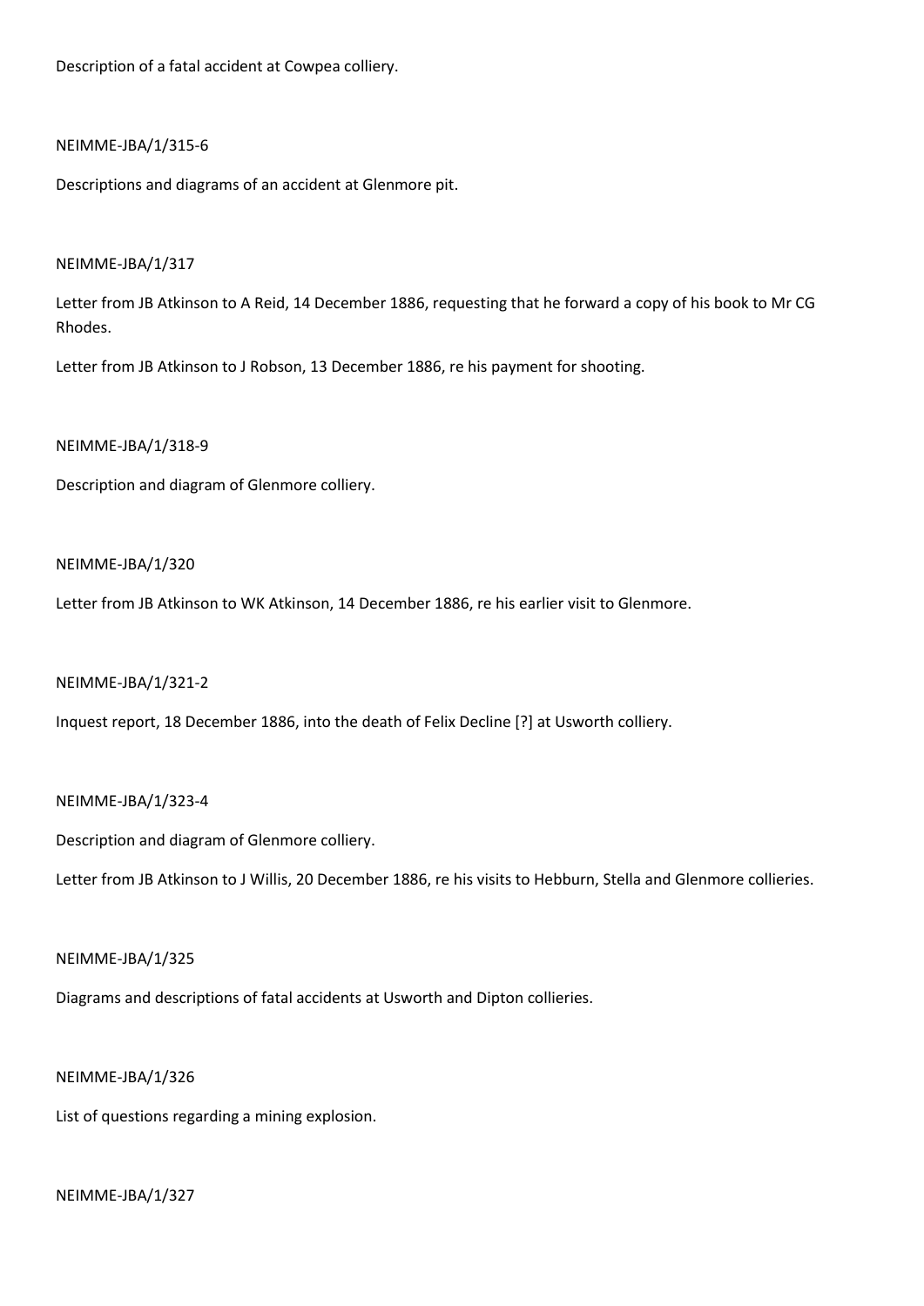Description of a fatal accident at Cowpea colliery.

NEIMME-JBA/1/315-6

Descriptions and diagrams of an accident at Glenmore pit.

NEIMME-JBA/1/317

Letter from JB Atkinson to A Reid, 14 December 1886, requesting that he forward a copy of his book to Mr CG Rhodes.

Letter from JB Atkinson to J Robson, 13 December 1886, re his payment for shooting.

NEIMME-JBA/1/318-9

Description and diagram of Glenmore colliery.

NEIMME-JBA/1/320

Letter from JB Atkinson to WK Atkinson, 14 December 1886, re his earlier visit to Glenmore.

NEIMME-JBA/1/321-2

Inquest report, 18 December 1886, into the death of Felix Decline [?] at Usworth colliery.

NEIMME-JBA/1/323-4

Description and diagram of Glenmore colliery.

Letter from JB Atkinson to J Willis, 20 December 1886, re his visits to Hebburn, Stella and Glenmore collieries.

NEIMME-JBA/1/325

Diagrams and descriptions of fatal accidents at Usworth and Dipton collieries.

NEIMME-JBA/1/326

List of questions regarding a mining explosion.

NEIMME-JBA/1/327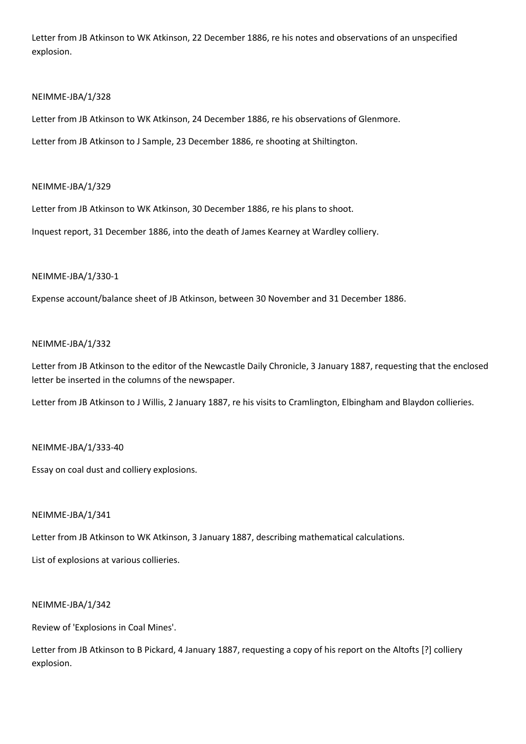Letter from JB Atkinson to WK Atkinson, 22 December 1886, re his notes and observations of an unspecified explosion.

NEIMME-JBA/1/328

Letter from JB Atkinson to WK Atkinson, 24 December 1886, re his observations of Glenmore.

Letter from JB Atkinson to J Sample, 23 December 1886, re shooting at Shiltington.

NEIMME-JBA/1/329

Letter from JB Atkinson to WK Atkinson, 30 December 1886, re his plans to shoot.

Inquest report, 31 December 1886, into the death of James Kearney at Wardley colliery.

NEIMME-JBA/1/330-1

Expense account/balance sheet of JB Atkinson, between 30 November and 31 December 1886.

NEIMME-JBA/1/332

Letter from JB Atkinson to the editor of the Newcastle Daily Chronicle, 3 January 1887, requesting that the enclosed letter be inserted in the columns of the newspaper.

Letter from JB Atkinson to J Willis, 2 January 1887, re his visits to Cramlington, Elbingham and Blaydon collieries.

NEIMME-JBA/1/333-40

Essay on coal dust and colliery explosions.

NEIMME-JBA/1/341

Letter from JB Atkinson to WK Atkinson, 3 January 1887, describing mathematical calculations.

List of explosions at various collieries.

NEIMME-JBA/1/342

Review of 'Explosions in Coal Mines'.

Letter from JB Atkinson to B Pickard, 4 January 1887, requesting a copy of his report on the Altofts [?] colliery explosion.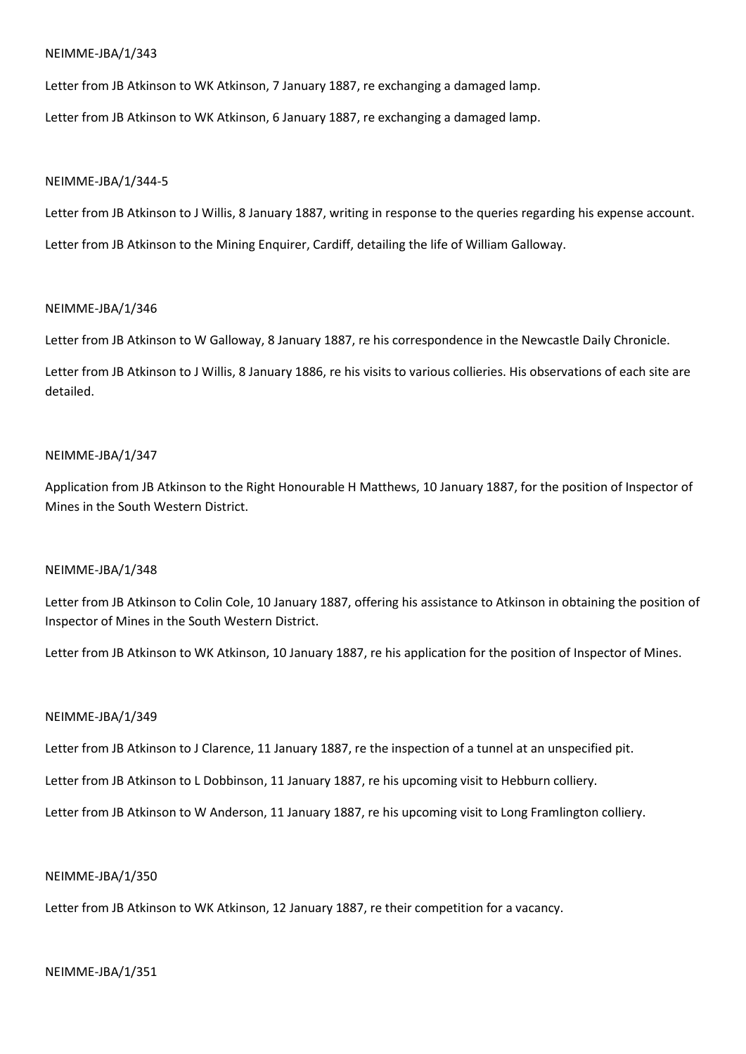NEIMME-JBA/1/343

Letter from JB Atkinson to WK Atkinson, 7 January 1887, re exchanging a damaged lamp.

Letter from JB Atkinson to WK Atkinson, 6 January 1887, re exchanging a damaged lamp.

NEIMME-JBA/1/344-5

Letter from JB Atkinson to J Willis, 8 January 1887, writing in response to the queries regarding his expense account.

Letter from JB Atkinson to the Mining Enquirer, Cardiff, detailing the life of William Galloway.

NEIMME-JBA/1/346

Letter from JB Atkinson to W Galloway, 8 January 1887, re his correspondence in the Newcastle Daily Chronicle.

Letter from JB Atkinson to J Willis, 8 January 1886, re his visits to various collieries. His observations of each site are detailed.

NEIMME-JBA/1/347

Application from JB Atkinson to the Right Honourable H Matthews, 10 January 1887, for the position of Inspector of Mines in the South Western District.

NEIMME-JBA/1/348

Letter from JB Atkinson to Colin Cole, 10 January 1887, offering his assistance to Atkinson in obtaining the position of Inspector of Mines in the South Western District.

Letter from JB Atkinson to WK Atkinson, 10 January 1887, re his application for the position of Inspector of Mines.

NEIMME-JBA/1/349

Letter from JB Atkinson to J Clarence, 11 January 1887, re the inspection of a tunnel at an unspecified pit.

Letter from JB Atkinson to L Dobbinson, 11 January 1887, re his upcoming visit to Hebburn colliery.

Letter from JB Atkinson to W Anderson, 11 January 1887, re his upcoming visit to Long Framlington colliery.

NEIMME-JBA/1/350

Letter from JB Atkinson to WK Atkinson, 12 January 1887, re their competition for a vacancy.

NEIMME-JBA/1/351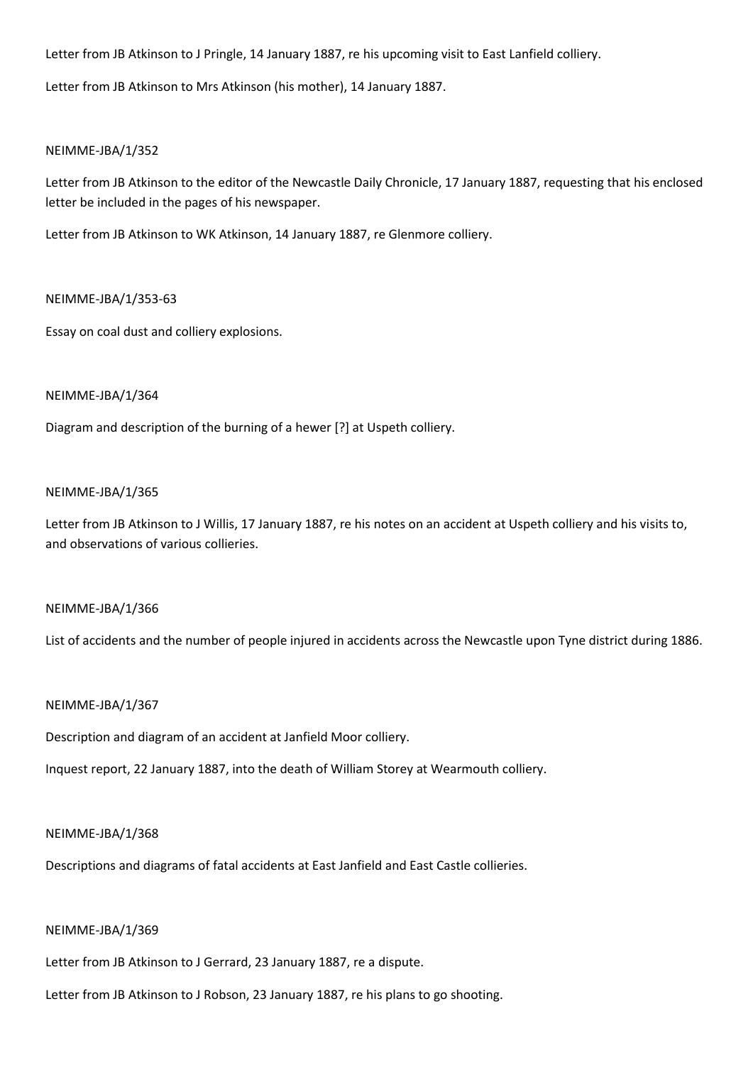Letter from JB Atkinson to J Pringle, 14 January 1887, re his upcoming visit to East Lanfield colliery.

Letter from JB Atkinson to Mrs Atkinson (his mother), 14 January 1887.

NEIMME-JBA/1/352

Letter from JB Atkinson to the editor of the Newcastle Daily Chronicle, 17 January 1887, requesting that his enclosed letter be included in the pages of his newspaper.

Letter from JB Atkinson to WK Atkinson, 14 January 1887, re Glenmore colliery.

NEIMME-JBA/1/353-63

Essay on coal dust and colliery explosions.

NEIMME-JBA/1/364

Diagram and description of the burning of a hewer [?] at Uspeth colliery.

NEIMME-JBA/1/365

Letter from JB Atkinson to J Willis, 17 January 1887, re his notes on an accident at Uspeth colliery and his visits to, and observations of various collieries.

NEIMME-JBA/1/366

List of accidents and the number of people injured in accidents across the Newcastle upon Tyne district during 1886.

NEIMME-JBA/1/367

Description and diagram of an accident at Janfield Moor colliery.

Inquest report, 22 January 1887, into the death of William Storey at Wearmouth colliery.

NEIMME-JBA/1/368

Descriptions and diagrams of fatal accidents at East Janfield and East Castle collieries.

NEIMME-JBA/1/369

Letter from JB Atkinson to J Gerrard, 23 January 1887, re a dispute.

Letter from JB Atkinson to J Robson, 23 January 1887, re his plans to go shooting.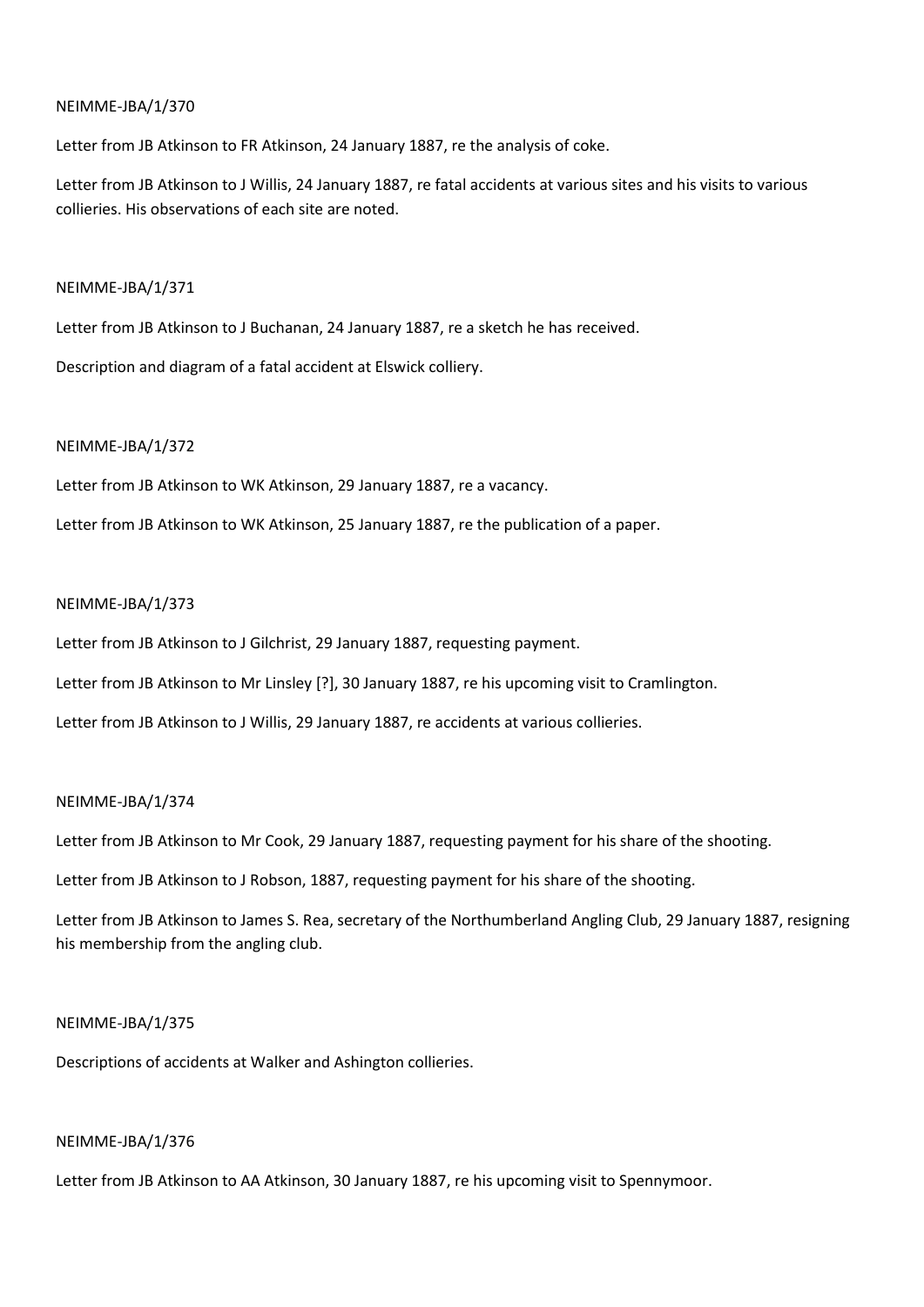NEIMME-JBA/1/370

Letter from JB Atkinson to FR Atkinson, 24 January 1887, re the analysis of coke.

Letter from JB Atkinson to J Willis, 24 January 1887, re fatal accidents at various sites and his visits to various collieries. His observations of each site are noted.

NEIMME-JBA/1/371

Letter from JB Atkinson to J Buchanan, 24 January 1887, re a sketch he has received.

Description and diagram of a fatal accident at Elswick colliery.

NEIMME-JBA/1/372

Letter from JB Atkinson to WK Atkinson, 29 January 1887, re a vacancy.

Letter from JB Atkinson to WK Atkinson, 25 January 1887, re the publication of a paper.

NEIMME-JBA/1/373

Letter from JB Atkinson to J Gilchrist, 29 January 1887, requesting payment.

Letter from JB Atkinson to Mr Linsley [?], 30 January 1887, re his upcoming visit to Cramlington.

Letter from JB Atkinson to J Willis, 29 January 1887, re accidents at various collieries.

NEIMME-JBA/1/374

Letter from JB Atkinson to Mr Cook, 29 January 1887, requesting payment for his share of the shooting.

Letter from JB Atkinson to J Robson, 1887, requesting payment for his share of the shooting.

Letter from JB Atkinson to James S. Rea, secretary of the Northumberland Angling Club, 29 January 1887, resigning his membership from the angling club.

NEIMME-JBA/1/375

Descriptions of accidents at Walker and Ashington collieries.

NEIMME-JBA/1/376

Letter from JB Atkinson to AA Atkinson, 30 January 1887, re his upcoming visit to Spennymoor.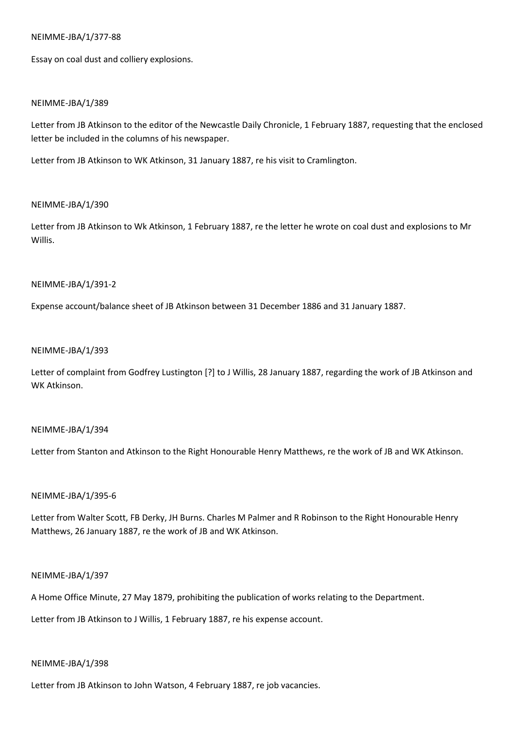NEIMME-JBA/1/377-88

Essay on coal dust and colliery explosions.

NEIMME-JBA/1/389

Letter from JB Atkinson to the editor of the Newcastle Daily Chronicle, 1 February 1887, requesting that the enclosed letter be included in the columns of his newspaper.

Letter from JB Atkinson to WK Atkinson, 31 January 1887, re his visit to Cramlington.

NEIMME-JBA/1/390

Letter from JB Atkinson to Wk Atkinson, 1 February 1887, re the letter he wrote on coal dust and explosions to Mr Willis.

NEIMME-JBA/1/391-2

Expense account/balance sheet of JB Atkinson between 31 December 1886 and 31 January 1887.

NEIMME-JBA/1/393

Letter of complaint from Godfrey Lustington [?] to J Willis, 28 January 1887, regarding the work of JB Atkinson and WK Atkinson.

NEIMME-JBA/1/394

Letter from Stanton and Atkinson to the Right Honourable Henry Matthews, re the work of JB and WK Atkinson.

NEIMME-JBA/1/395-6

Letter from Walter Scott, FB Derky, JH Burns. Charles M Palmer and R Robinson to the Right Honourable Henry Matthews, 26 January 1887, re the work of JB and WK Atkinson.

NEIMME-JBA/1/397

A Home Office Minute, 27 May 1879, prohibiting the publication of works relating to the Department.

Letter from JB Atkinson to J Willis, 1 February 1887, re his expense account.

NEIMME-JBA/1/398

Letter from JB Atkinson to John Watson, 4 February 1887, re job vacancies.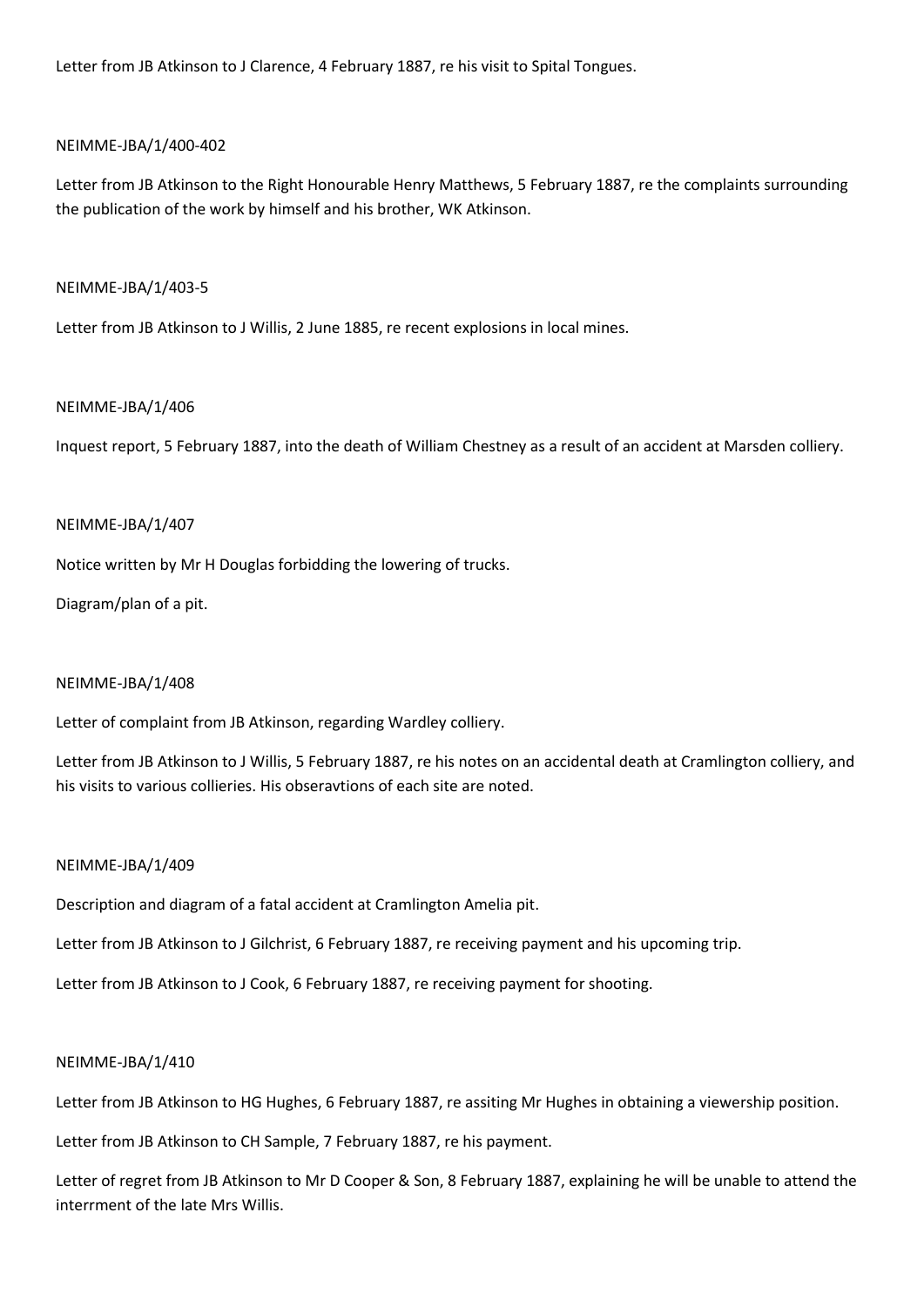Letter from JB Atkinson to J Clarence, 4 February 1887, re his visit to Spital Tongues.

NEIMME-JBA/1/400-402

Letter from JB Atkinson to the Right Honourable Henry Matthews, 5 February 1887, re the complaints surrounding the publication of the work by himself and his brother, WK Atkinson.

NEIMME-JBA/1/403-5

Letter from JB Atkinson to J Willis, 2 June 1885, re recent explosions in local mines.

NEIMME-JBA/1/406

Inquest report, 5 February 1887, into the death of William Chestney as a result of an accident at Marsden colliery.

NEIMME-JBA/1/407

Notice written by Mr H Douglas forbidding the lowering of trucks.

Diagram/plan of a pit.

NEIMME-JBA/1/408

Letter of complaint from JB Atkinson, regarding Wardley colliery.

Letter from JB Atkinson to J Willis, 5 February 1887, re his notes on an accidental death at Cramlington colliery, and his visits to various collieries. His obseravtions of each site are noted.

NEIMME-JBA/1/409

Description and diagram of a fatal accident at Cramlington Amelia pit.

Letter from JB Atkinson to J Gilchrist, 6 February 1887, re receiving payment and his upcoming trip.

Letter from JB Atkinson to J Cook, 6 February 1887, re receiving payment for shooting.

NEIMME-JBA/1/410

Letter from JB Atkinson to HG Hughes, 6 February 1887, re assiting Mr Hughes in obtaining a viewership position.

Letter from JB Atkinson to CH Sample, 7 February 1887, re his payment.

Letter of regret from JB Atkinson to Mr D Cooper & Son, 8 February 1887, explaining he will be unable to attend the interrment of the late Mrs Willis.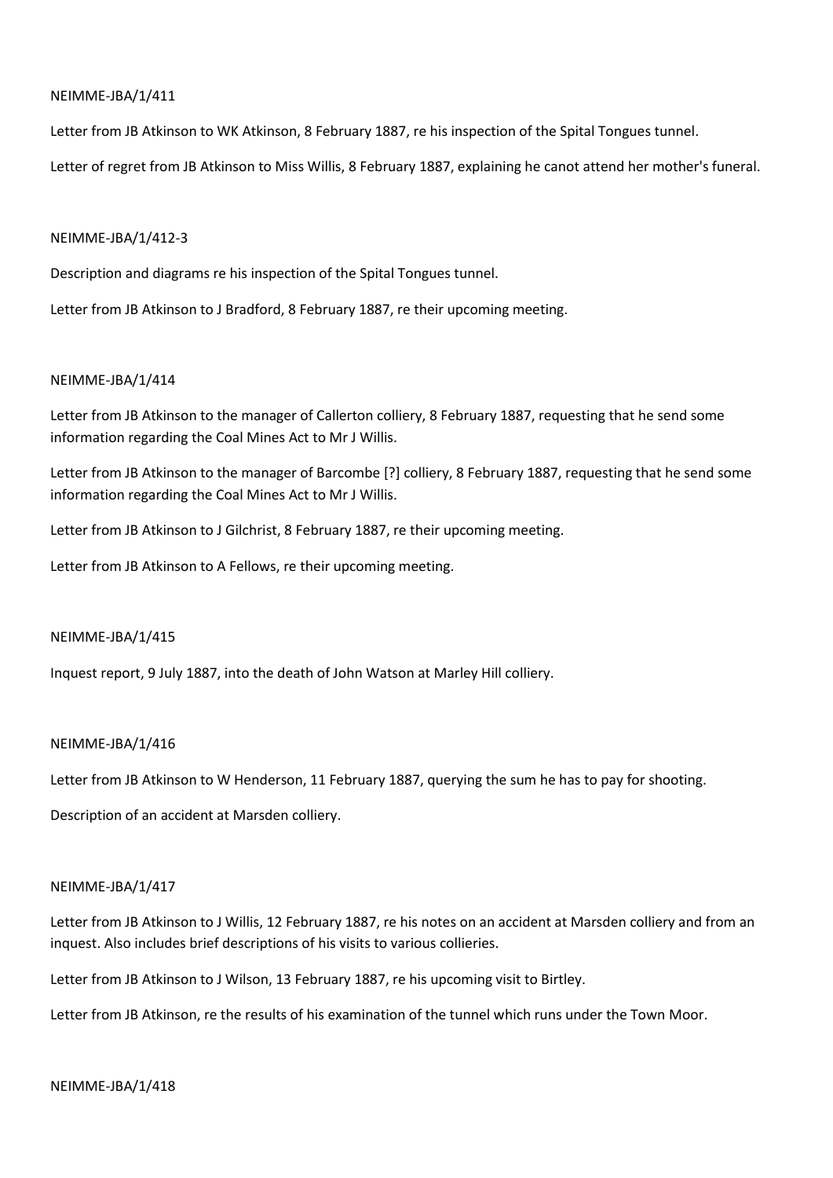NEIMME-JBA/1/411

Letter from JB Atkinson to WK Atkinson, 8 February 1887, re his inspection of the Spital Tongues tunnel.

Letter of regret from JB Atkinson to Miss Willis, 8 February 1887, explaining he canot attend her mother's funeral.

NEIMME-JBA/1/412-3

Description and diagrams re his inspection of the Spital Tongues tunnel.

Letter from JB Atkinson to J Bradford, 8 February 1887, re their upcoming meeting.

NEIMME-JBA/1/414

Letter from JB Atkinson to the manager of Callerton colliery, 8 February 1887, requesting that he send some information regarding the Coal Mines Act to Mr J Willis.

Letter from JB Atkinson to the manager of Barcombe [?] colliery, 8 February 1887, requesting that he send some information regarding the Coal Mines Act to Mr J Willis.

Letter from JB Atkinson to J Gilchrist, 8 February 1887, re their upcoming meeting.

Letter from JB Atkinson to A Fellows, re their upcoming meeting.

NEIMME-JBA/1/415

Inquest report, 9 July 1887, into the death of John Watson at Marley Hill colliery.

NEIMME-JBA/1/416

Letter from JB Atkinson to W Henderson, 11 February 1887, querying the sum he has to pay for shooting.

Description of an accident at Marsden colliery.

NEIMME-JBA/1/417

Letter from JB Atkinson to J Willis, 12 February 1887, re his notes on an accident at Marsden colliery and from an inquest. Also includes brief descriptions of his visits to various collieries.

Letter from JB Atkinson to J Wilson, 13 February 1887, re his upcoming visit to Birtley.

Letter from JB Atkinson, re the results of his examination of the tunnel which runs under the Town Moor.

NEIMME-JBA/1/418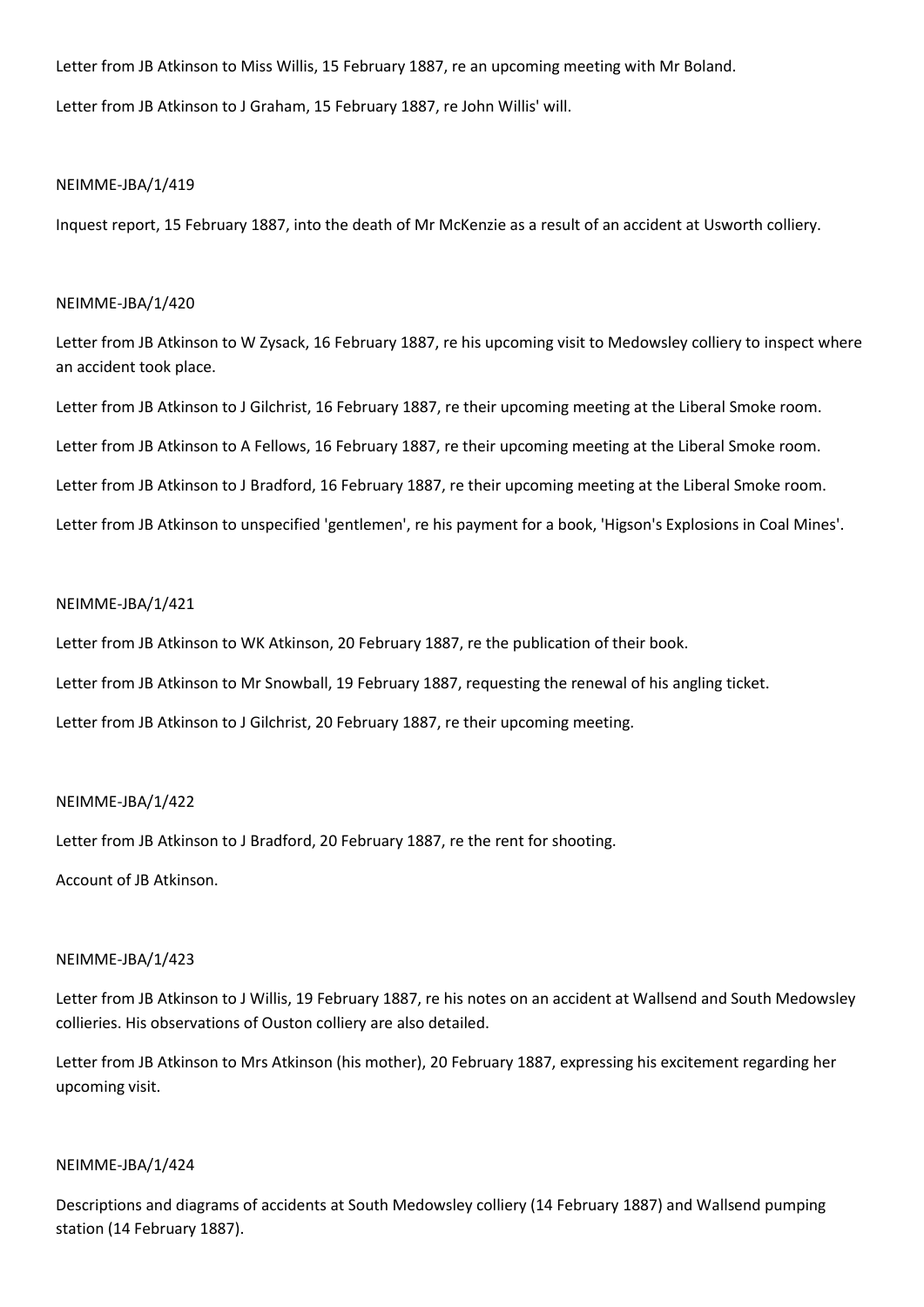Letter from JB Atkinson to Miss Willis, 15 February 1887, re an upcoming meeting with Mr Boland.

Letter from JB Atkinson to J Graham, 15 February 1887, re John Willis' will.

NEIMME-JBA/1/419

Inquest report, 15 February 1887, into the death of Mr McKenzie as a result of an accident at Usworth colliery.

NEIMME-JBA/1/420

Letter from JB Atkinson to W Zysack, 16 February 1887, re his upcoming visit to Medowsley colliery to inspect where an accident took place.

Letter from JB Atkinson to J Gilchrist, 16 February 1887, re their upcoming meeting at the Liberal Smoke room.

Letter from JB Atkinson to A Fellows, 16 February 1887, re their upcoming meeting at the Liberal Smoke room.

Letter from JB Atkinson to J Bradford, 16 February 1887, re their upcoming meeting at the Liberal Smoke room.

Letter from JB Atkinson to unspecified 'gentlemen', re his payment for a book, 'Higson's Explosions in Coal Mines'.

NEIMME-JBA/1/421

Letter from JB Atkinson to WK Atkinson, 20 February 1887, re the publication of their book.

Letter from JB Atkinson to Mr Snowball, 19 February 1887, requesting the renewal of his angling ticket.

Letter from JB Atkinson to J Gilchrist, 20 February 1887, re their upcoming meeting.

NEIMME-JBA/1/422

Letter from JB Atkinson to J Bradford, 20 February 1887, re the rent for shooting.

Account of JB Atkinson.

NEIMME-JBA/1/423

Letter from JB Atkinson to J Willis, 19 February 1887, re his notes on an accident at Wallsend and South Medowsley collieries. His observations of Ouston colliery are also detailed.

Letter from JB Atkinson to Mrs Atkinson (his mother), 20 February 1887, expressing his excitement regarding her upcoming visit.

NEIMME-JBA/1/424

Descriptions and diagrams of accidents at South Medowsley colliery (14 February 1887) and Wallsend pumping station (14 February 1887).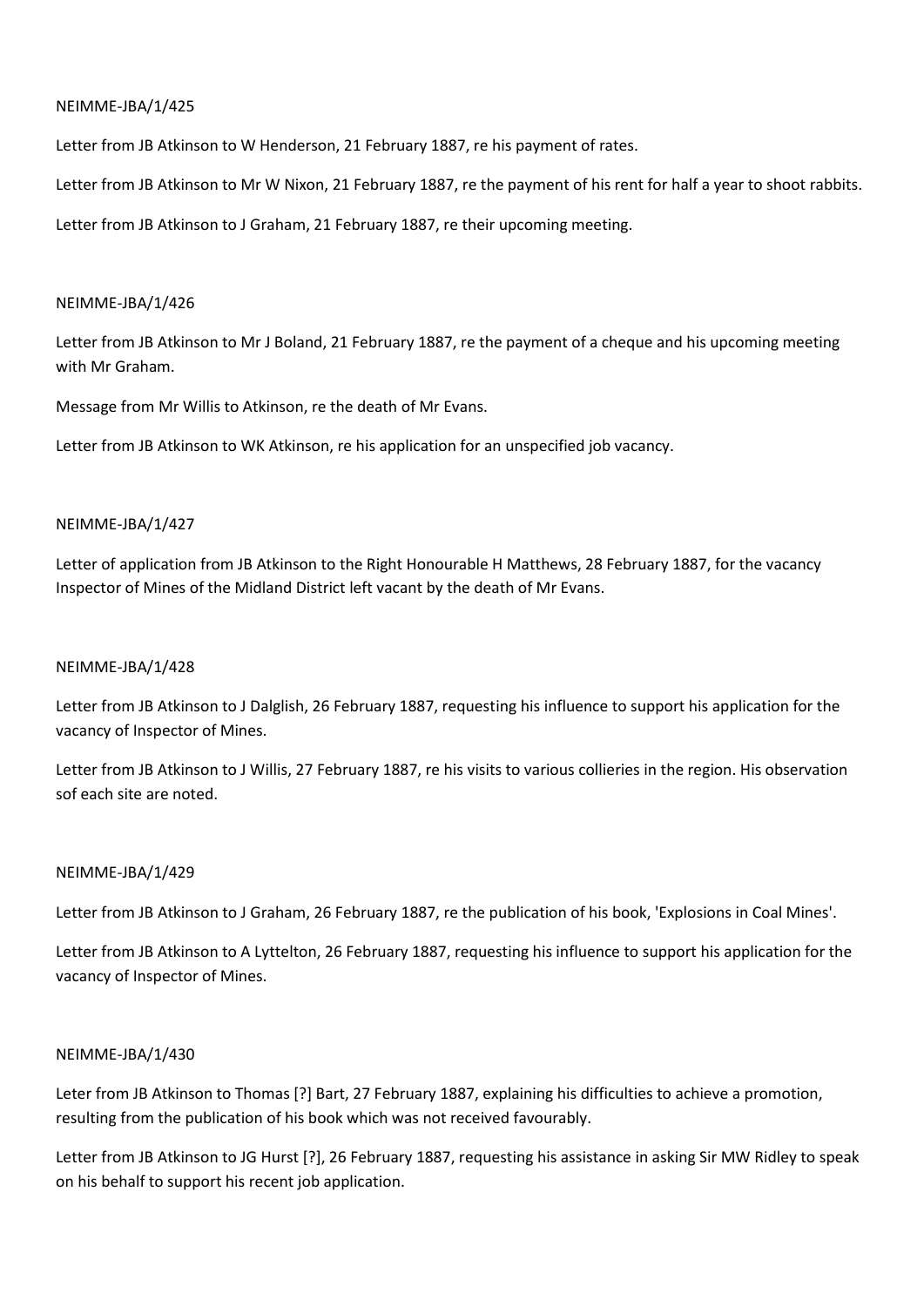NEIMME-JBA/1/425

Letter from JB Atkinson to W Henderson, 21 February 1887, re his payment of rates.

Letter from JB Atkinson to Mr W Nixon, 21 February 1887, re the payment of his rent for half a year to shoot rabbits.

Letter from JB Atkinson to J Graham, 21 February 1887, re their upcoming meeting.

NEIMME-JBA/1/426

Letter from JB Atkinson to Mr J Boland, 21 February 1887, re the payment of a cheque and his upcoming meeting with Mr Graham.

Message from Mr Willis to Atkinson, re the death of Mr Evans.

Letter from JB Atkinson to WK Atkinson, re his application for an unspecified job vacancy.

NEIMME-JBA/1/427

Letter of application from JB Atkinson to the Right Honourable H Matthews, 28 February 1887, for the vacancy Inspector of Mines of the Midland District left vacant by the death of Mr Evans.

NEIMME-JBA/1/428

Letter from JB Atkinson to J Dalglish, 26 February 1887, requesting his influence to support his application for the vacancy of Inspector of Mines.

Letter from JB Atkinson to J Willis, 27 February 1887, re his visits to various collieries in the region. His observation sof each site are noted.

NEIMME-JBA/1/429

Letter from JB Atkinson to J Graham, 26 February 1887, re the publication of his book, 'Explosions in Coal Mines'.

Letter from JB Atkinson to A Lyttelton, 26 February 1887, requesting his influence to support his application for the vacancy of Inspector of Mines.

NEIMME-JBA/1/430

Leter from JB Atkinson to Thomas [?] Bart, 27 February 1887, explaining his difficulties to achieve a promotion, resulting from the publication of his book which was not received favourably.

Letter from JB Atkinson to JG Hurst [?], 26 February 1887, requesting his assistance in asking Sir MW Ridley to speak on his behalf to support his recent job application.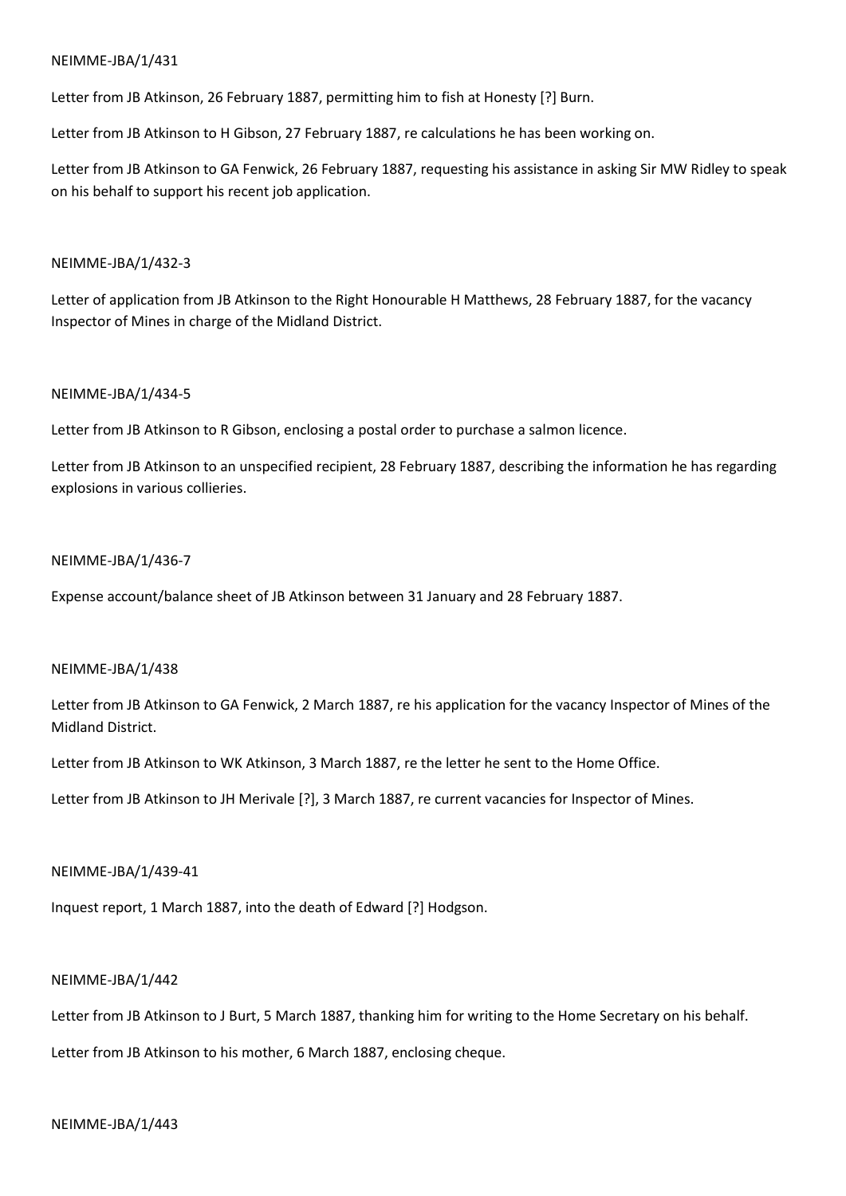NEIMME-JBA/1/431

Letter from JB Atkinson, 26 February 1887, permitting him to fish at Honesty [?] Burn.

Letter from JB Atkinson to H Gibson, 27 February 1887, re calculations he has been working on.

Letter from JB Atkinson to GA Fenwick, 26 February 1887, requesting his assistance in asking Sir MW Ridley to speak on his behalf to support his recent job application.

NEIMME-JBA/1/432-3

Letter of application from JB Atkinson to the Right Honourable H Matthews, 28 February 1887, for the vacancy Inspector of Mines in charge of the Midland District.

NEIMME-JBA/1/434-5

Letter from JB Atkinson to R Gibson, enclosing a postal order to purchase a salmon licence.

Letter from JB Atkinson to an unspecified recipient, 28 February 1887, describing the information he has regarding explosions in various collieries.

NEIMME-JBA/1/436-7

Expense account/balance sheet of JB Atkinson between 31 January and 28 February 1887.

NEIMME-JBA/1/438

Letter from JB Atkinson to GA Fenwick, 2 March 1887, re his application for the vacancy Inspector of Mines of the Midland District.

Letter from JB Atkinson to WK Atkinson, 3 March 1887, re the letter he sent to the Home Office.

Letter from JB Atkinson to JH Merivale [?], 3 March 1887, re current vacancies for Inspector of Mines.

NEIMME-JBA/1/439-41

Inquest report, 1 March 1887, into the death of Edward [?] Hodgson.

NEIMME-JBA/1/442

Letter from JB Atkinson to J Burt, 5 March 1887, thanking him for writing to the Home Secretary on his behalf.

Letter from JB Atkinson to his mother, 6 March 1887, enclosing cheque.

NEIMME-JBA/1/443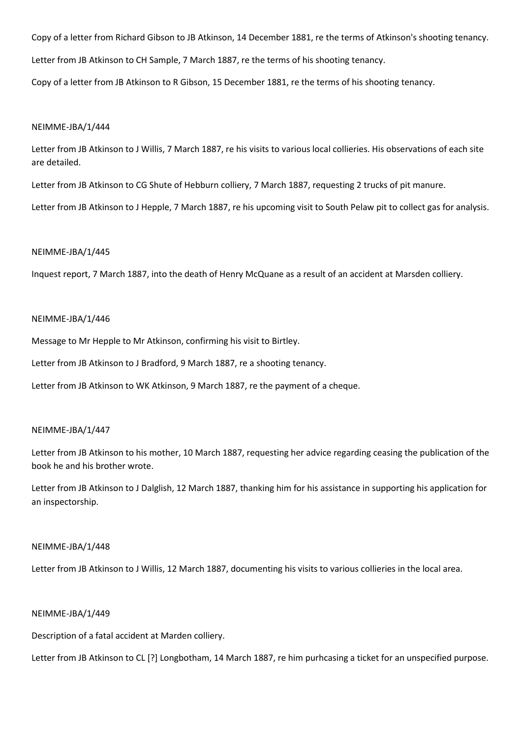Copy of a letter from Richard Gibson to JB Atkinson, 14 December 1881, re the terms of Atkinson's shooting tenancy.

Letter from JB Atkinson to CH Sample, 7 March 1887, re the terms of his shooting tenancy.

Copy of a letter from JB Atkinson to R Gibson, 15 December 1881, re the terms of his shooting tenancy.

NEIMME-JBA/1/444

Letter from JB Atkinson to J Willis, 7 March 1887, re his visits to various local collieries. His observations of each site are detailed.

Letter from JB Atkinson to CG Shute of Hebburn colliery, 7 March 1887, requesting 2 trucks of pit manure.

Letter from JB Atkinson to J Hepple, 7 March 1887, re his upcoming visit to South Pelaw pit to collect gas for analysis.

NEIMME-JBA/1/445

Inquest report, 7 March 1887, into the death of Henry McQuane as a result of an accident at Marsden colliery.

NEIMME-JBA/1/446

Message to Mr Hepple to Mr Atkinson, confirming his visit to Birtley.

Letter from JB Atkinson to J Bradford, 9 March 1887, re a shooting tenancy.

Letter from JB Atkinson to WK Atkinson, 9 March 1887, re the payment of a cheque.

NEIMME-JBA/1/447

Letter from JB Atkinson to his mother, 10 March 1887, requesting her advice regarding ceasing the publication of the book he and his brother wrote.

Letter from JB Atkinson to J Dalglish, 12 March 1887, thanking him for his assistance in supporting his application for an inspectorship.

NEIMME-JBA/1/448

Letter from JB Atkinson to J Willis, 12 March 1887, documenting his visits to various collieries in the local area.

NEIMME-JBA/1/449

Description of a fatal accident at Marden colliery.

Letter from JB Atkinson to CL [?] Longbotham, 14 March 1887, re him purhcasing a ticket for an unspecified purpose.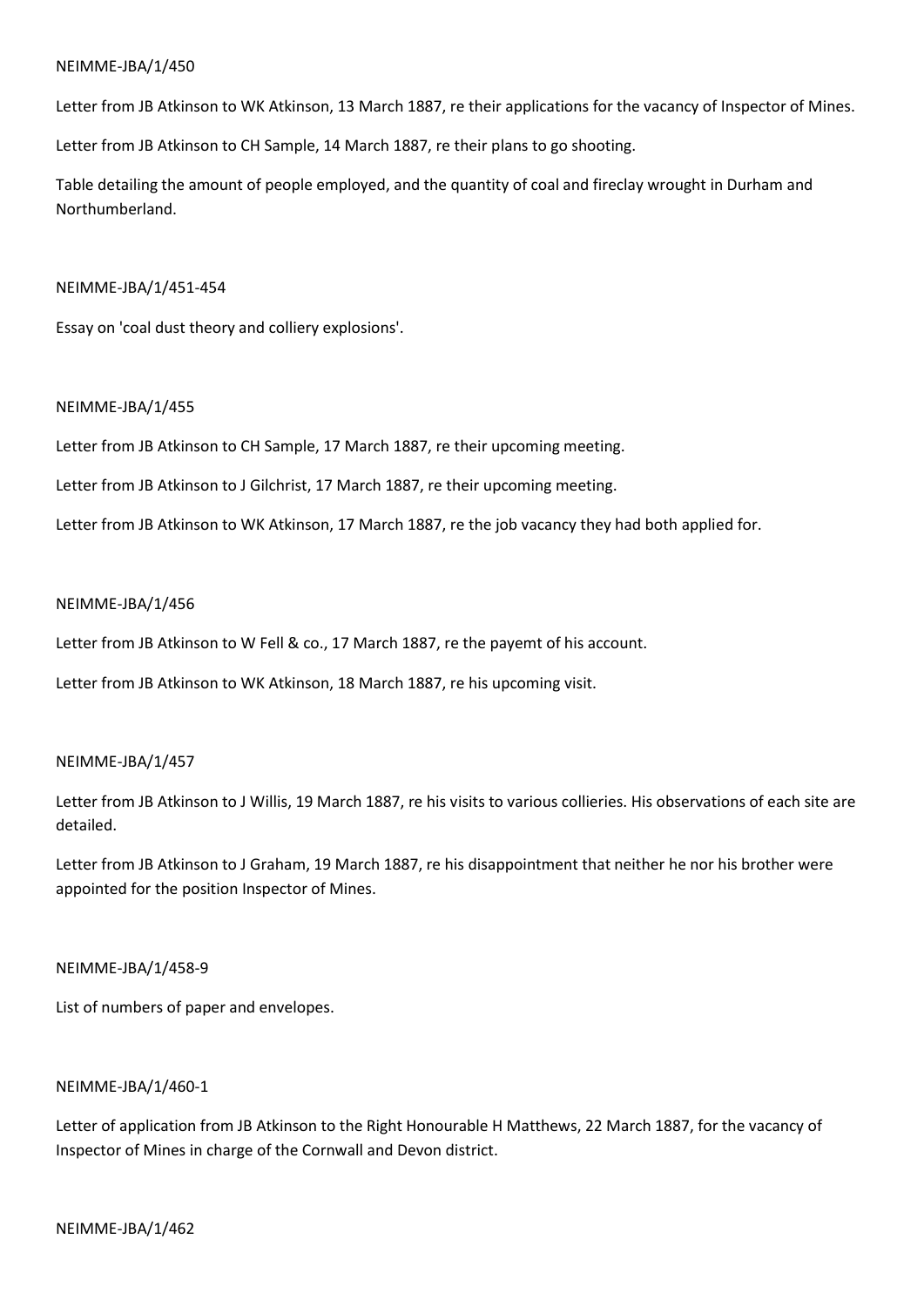NEIMME-JBA/1/450

Letter from JB Atkinson to WK Atkinson, 13 March 1887, re their applications for the vacancy of Inspector of Mines.

Letter from JB Atkinson to CH Sample, 14 March 1887, re their plans to go shooting.

Table detailing the amount of people employed, and the quantity of coal and fireclay wrought in Durham and Northumberland.

NEIMME-JBA/1/451-454

Essay on 'coal dust theory and colliery explosions'.

NEIMME-JBA/1/455

Letter from JB Atkinson to CH Sample, 17 March 1887, re their upcoming meeting.

Letter from JB Atkinson to J Gilchrist, 17 March 1887, re their upcoming meeting.

Letter from JB Atkinson to WK Atkinson, 17 March 1887, re the job vacancy they had both applied for.

NEIMME-JBA/1/456

Letter from JB Atkinson to W Fell & co., 17 March 1887, re the payemt of his account.

Letter from JB Atkinson to WK Atkinson, 18 March 1887, re his upcoming visit.

NEIMME-JBA/1/457

Letter from JB Atkinson to J Willis, 19 March 1887, re his visits to various collieries. His observations of each site are detailed.

Letter from JB Atkinson to J Graham, 19 March 1887, re his disappointment that neither he nor his brother were appointed for the position Inspector of Mines.

NEIMME-JBA/1/458-9

List of numbers of paper and envelopes.

NEIMME-JBA/1/460-1

Letter of application from JB Atkinson to the Right Honourable H Matthews, 22 March 1887, for the vacancy of Inspector of Mines in charge of the Cornwall and Devon district.

NEIMME-JBA/1/462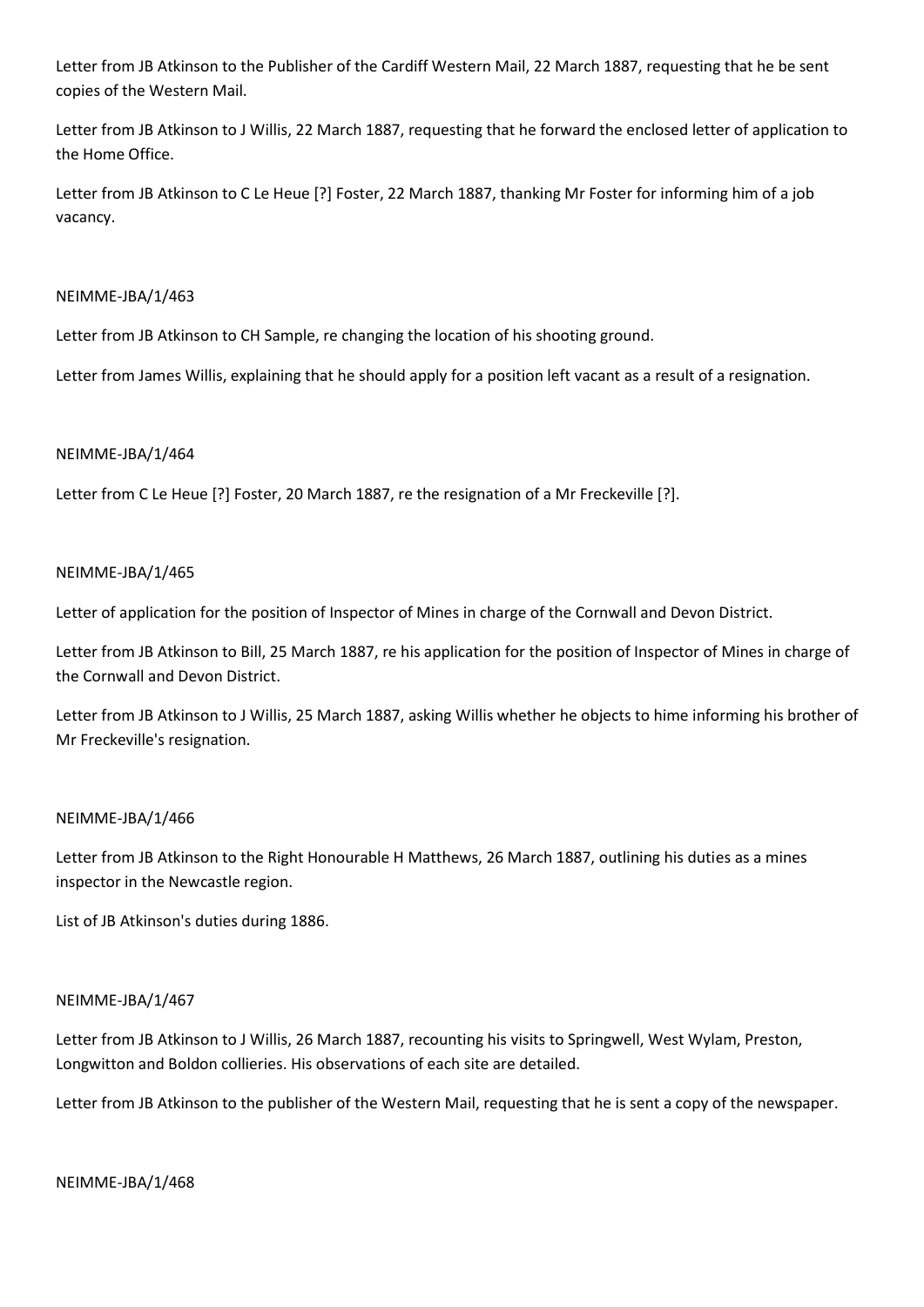Letter from JB Atkinson to the Publisher of the Cardiff Western Mail, 22 March 1887, requesting that he be sent copies of the Western Mail.

Letter from JB Atkinson to J Willis, 22 March 1887, requesting that he forward the enclosed letter of application to the Home Office.

Letter from JB Atkinson to C Le Heue [?] Foster, 22 March 1887, thanking Mr Foster for informing him of a job vacancy.

NEIMME-JBA/1/463

Letter from JB Atkinson to CH Sample, re changing the location of his shooting ground.

Letter from James Willis, explaining that he should apply for a position left vacant as a result of a resignation.

NEIMME-JBA/1/464

Letter from C Le Heue [?] Foster, 20 March 1887, re the resignation of a Mr Freckeville [?].

NEIMME-JBA/1/465

Letter of application for the position of Inspector of Mines in charge of the Cornwall and Devon District.

Letter from JB Atkinson to Bill, 25 March 1887, re his application for the position of Inspector of Mines in charge of the Cornwall and Devon District.

Letter from JB Atkinson to J Willis, 25 March 1887, asking Willis whether he objects to hime informing his brother of Mr Freckeville's resignation.

NEIMME-JBA/1/466

Letter from JB Atkinson to the Right Honourable H Matthews, 26 March 1887, outlining his duties as a mines inspector in the Newcastle region.

List of JB Atkinson's duties during 1886.

NEIMME-JBA/1/467

Letter from JB Atkinson to J Willis, 26 March 1887, recounting his visits to Springwell, West Wylam, Preston, Longwitton and Boldon collieries. His observations of each site are detailed.

Letter from JB Atkinson to the publisher of the Western Mail, requesting that he is sent a copy of the newspaper.

NEIMME-JBA/1/468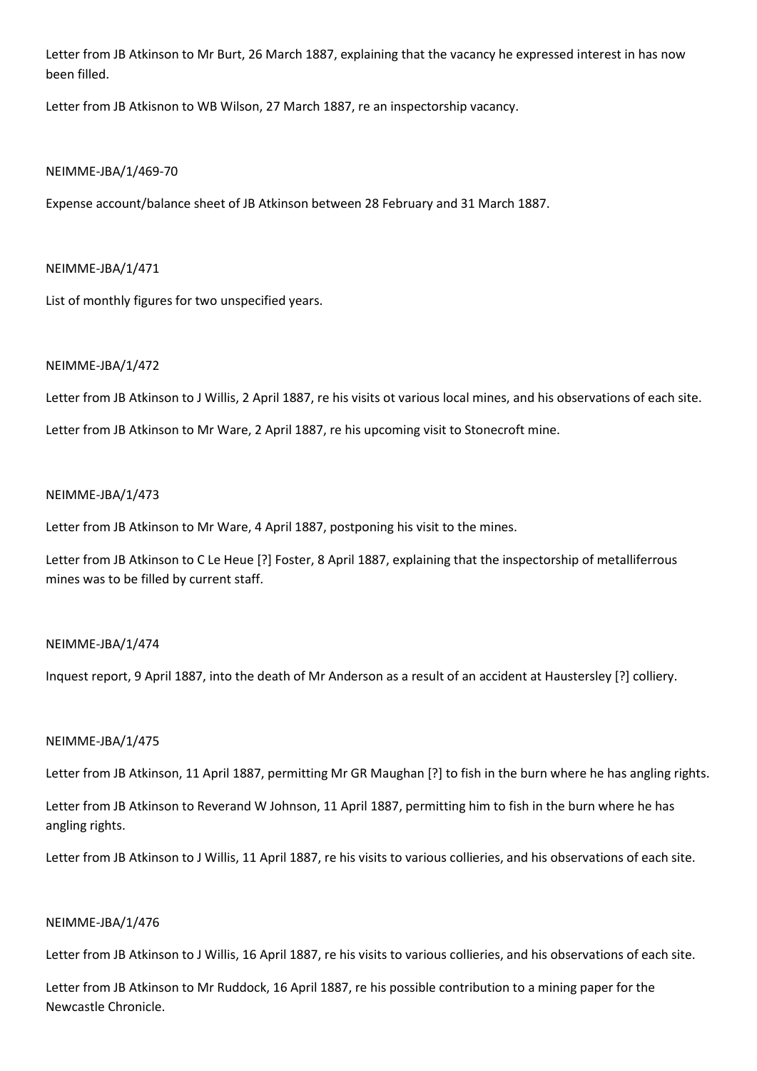Letter from JB Atkinson to Mr Burt, 26 March 1887, explaining that the vacancy he expressed interest in has now been filled.

Letter from JB Atkisnon to WB Wilson, 27 March 1887, re an inspectorship vacancy.

NEIMME-JBA/1/469-70

Expense account/balance sheet of JB Atkinson between 28 February and 31 March 1887.

NEIMME-JBA/1/471

List of monthly figures for two unspecified years.

NEIMME-JBA/1/472

Letter from JB Atkinson to J Willis, 2 April 1887, re his visits ot various local mines, and his observations of each site.

Letter from JB Atkinson to Mr Ware, 2 April 1887, re his upcoming visit to Stonecroft mine.

NEIMME-JBA/1/473

Letter from JB Atkinson to Mr Ware, 4 April 1887, postponing his visit to the mines.

Letter from JB Atkinson to C Le Heue [?] Foster, 8 April 1887, explaining that the inspectorship of metalliferrous mines was to be filled by current staff.

NEIMME-JBA/1/474

Inquest report, 9 April 1887, into the death of Mr Anderson as a result of an accident at Haustersley [?] colliery.

NEIMME-JBA/1/475

Letter from JB Atkinson, 11 April 1887, permitting Mr GR Maughan [?] to fish in the burn where he has angling rights.

Letter from JB Atkinson to Reverand W Johnson, 11 April 1887, permitting him to fish in the burn where he has angling rights.

Letter from JB Atkinson to J Willis, 11 April 1887, re his visits to various collieries, and his observations of each site.

NEIMME-JBA/1/476

Letter from JB Atkinson to J Willis, 16 April 1887, re his visits to various collieries, and his observations of each site.

Letter from JB Atkinson to Mr Ruddock, 16 April 1887, re his possible contribution to a mining paper for the Newcastle Chronicle.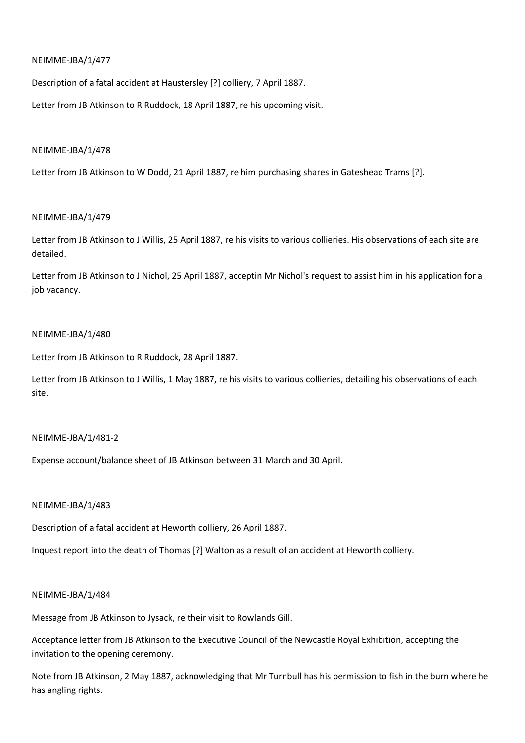NEIMME-JBA/1/477

Description of a fatal accident at Haustersley [?] colliery, 7 April 1887.

Letter from JB Atkinson to R Ruddock, 18 April 1887, re his upcoming visit.

NEIMME-JBA/1/478

Letter from JB Atkinson to W Dodd, 21 April 1887, re him purchasing shares in Gateshead Trams [?].

NEIMME-JBA/1/479

Letter from JB Atkinson to J Willis, 25 April 1887, re his visits to various collieries. His observations of each site are detailed.

Letter from JB Atkinson to J Nichol, 25 April 1887, acceptin Mr Nichol's request to assist him in his application for a job vacancy.

NEIMME-JBA/1/480

Letter from JB Atkinson to R Ruddock, 28 April 1887.

Letter from JB Atkinson to J Willis, 1 May 1887, re his visits to various collieries, detailing his observations of each site.

NEIMME-JBA/1/481-2

Expense account/balance sheet of JB Atkinson between 31 March and 30 April.

NEIMME-JBA/1/483

Description of a fatal accident at Heworth colliery, 26 April 1887.

Inquest report into the death of Thomas [?] Walton as a result of an accident at Heworth colliery.

NEIMME-JBA/1/484

Message from JB Atkinson to Jysack, re their visit to Rowlands Gill.

Acceptance letter from JB Atkinson to the Executive Council of the Newcastle Royal Exhibition, accepting the invitation to the opening ceremony.

Note from JB Atkinson, 2 May 1887, acknowledging that Mr Turnbull has his permission to fish in the burn where he has angling rights.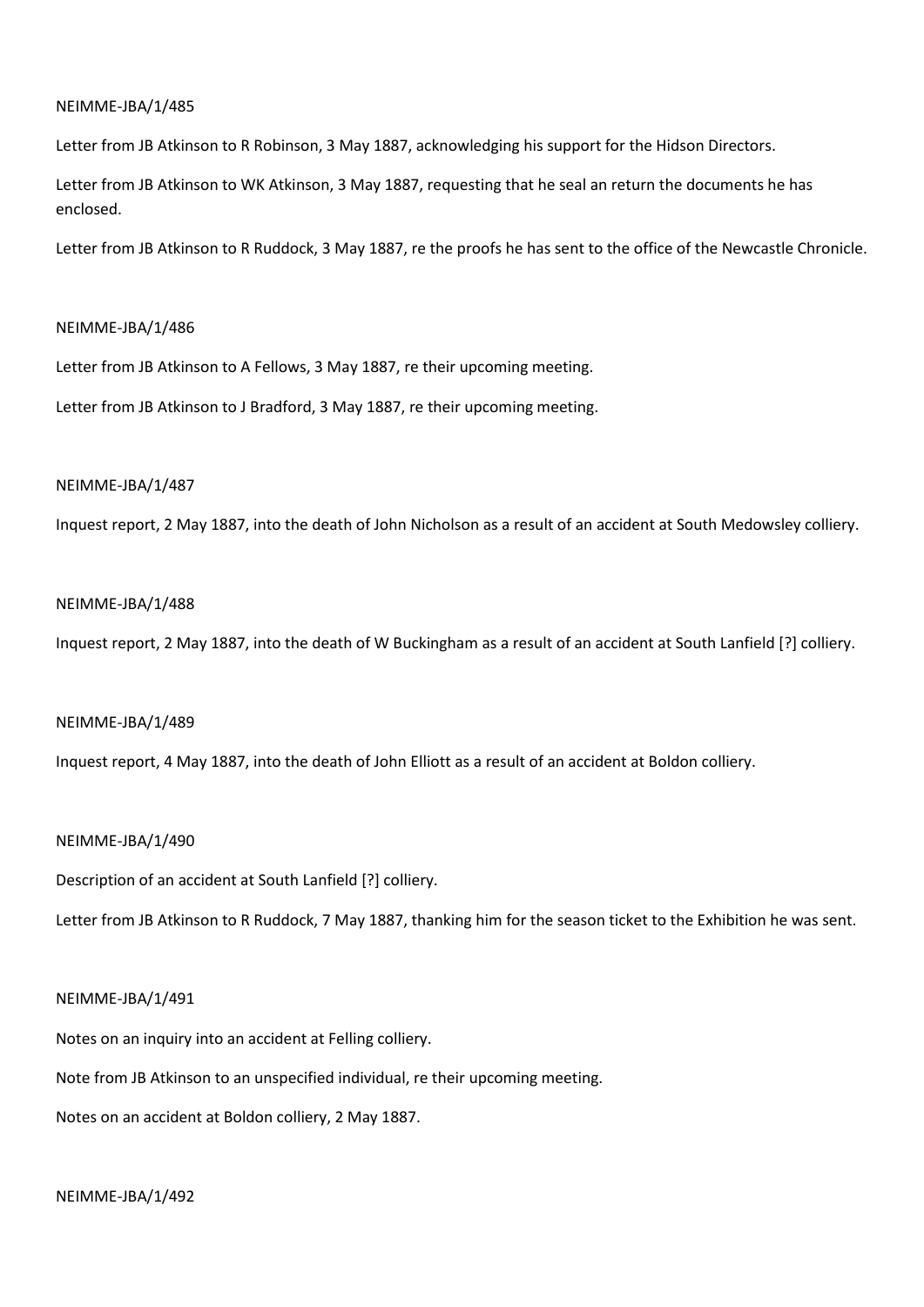NEIMME-JBA/1/485

Letter from JB Atkinson to R Robinson, 3 May 1887, acknowledging his support for the Hidson Directors.

Letter from JB Atkinson to WK Atkinson, 3 May 1887, requesting that he seal an return the documents he has enclosed.

Letter from JB Atkinson to R Ruddock, 3 May 1887, re the proofs he has sent to the office of the Newcastle Chronicle.

NEIMME-JBA/1/486

Letter from JB Atkinson to A Fellows, 3 May 1887, re their upcoming meeting.

Letter from JB Atkinson to J Bradford, 3 May 1887, re their upcoming meeting.

NEIMME-JBA/1/487

Inquest report, 2 May 1887, into the death of John Nicholson as a result of an accident at South Medowsley colliery.

NEIMME-JBA/1/488

Inquest report, 2 May 1887, into the death of W Buckingham as a result of an accident at South Lanfield [?] colliery.

NEIMME-JBA/1/489

Inquest report, 4 May 1887, into the death of John Elliott as a result of an accident at Boldon colliery.

NEIMME-JBA/1/490

Description of an accident at South Lanfield [?] colliery.

Letter from JB Atkinson to R Ruddock, 7 May 1887, thanking him for the season ticket to the Exhibition he was sent.

NEIMME-JBA/1/491

Notes on an inquiry into an accident at Felling colliery.

Note from JB Atkinson to an unspecified individual, re their upcoming meeting.

Notes on an accident at Boldon colliery, 2 May 1887.

NEIMME-JBA/1/492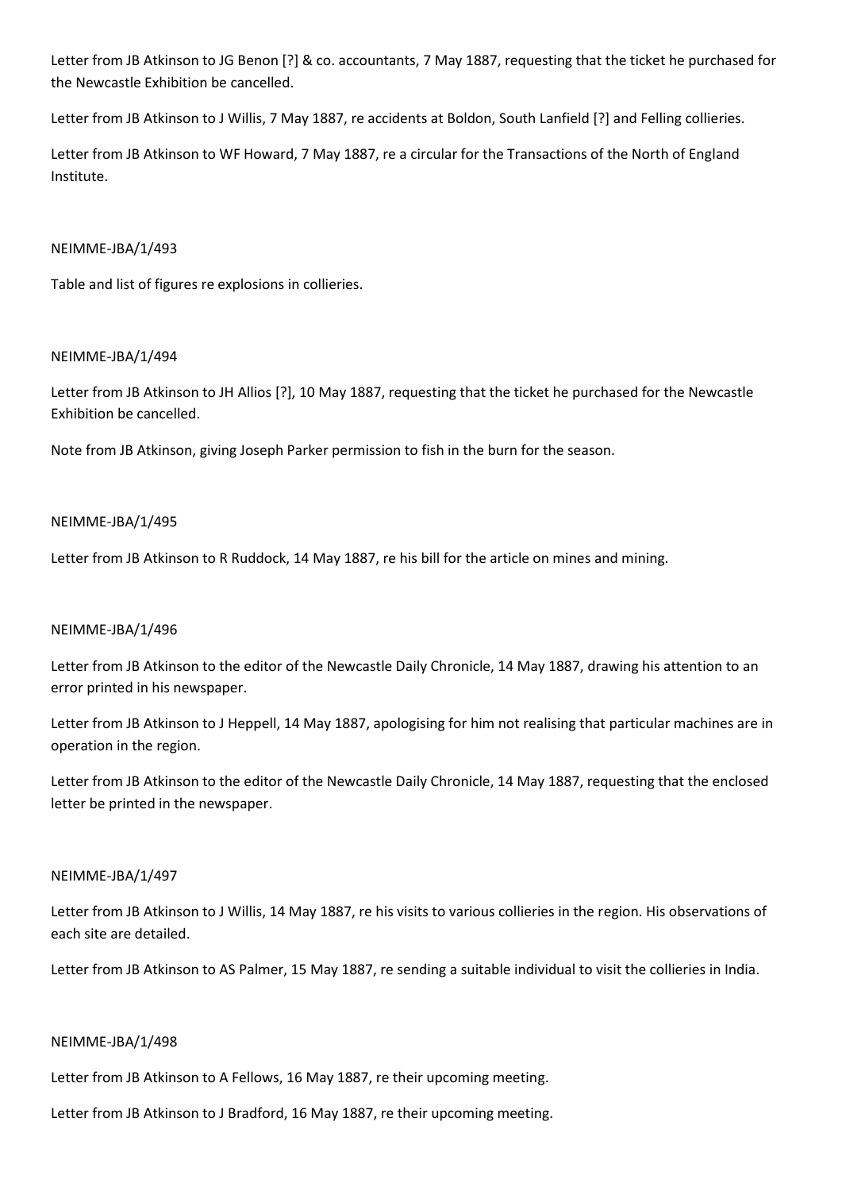Letter from JB Atkinson to JG Benon [?] & co. accountants, 7 May 1887, requesting that the ticket he purchased for the Newcastle Exhibition be cancelled.

Letter from JB Atkinson to J Willis, 7 May 1887, re accidents at Boldon, South Lanfield [?] and Felling collieries.

Letter from JB Atkinson to WF Howard, 7 May 1887, re a circular for the Transactions of the North of England Institute.

NEIMME-JBA/1/493

Table and list of figures re explosions in collieries.

NEIMME-JBA/1/494

Letter from JB Atkinson to JH Allios [?], 10 May 1887, requesting that the ticket he purchased for the Newcastle Exhibition be cancelled.

Note from JB Atkinson, giving Joseph Parker permission to fish in the burn for the season.

NEIMME-JBA/1/495

Letter from JB Atkinson to R Ruddock, 14 May 1887, re his bill for the article on mines and mining.

NEIMME-JBA/1/496

Letter from JB Atkinson to the editor of the Newcastle Daily Chronicle, 14 May 1887, drawing his attention to an error printed in his newspaper.

Letter from JB Atkinson to J Heppell, 14 May 1887, apologising for him not realising that particular machines are in operation in the region.

Letter from JB Atkinson to the editor of the Newcastle Daily Chronicle, 14 May 1887, requesting that the enclosed letter be printed in the newspaper.

NEIMME-JBA/1/497

Letter from JB Atkinson to J Willis, 14 May 1887, re his visits to various collieries in the region. His observations of each site are detailed.

Letter from JB Atkinson to AS Palmer, 15 May 1887, re sending a suitable individual to visit the collieries in India.

NEIMME-JBA/1/498

Letter from JB Atkinson to A Fellows, 16 May 1887, re their upcoming meeting.

Letter from JB Atkinson to J Bradford, 16 May 1887, re their upcoming meeting.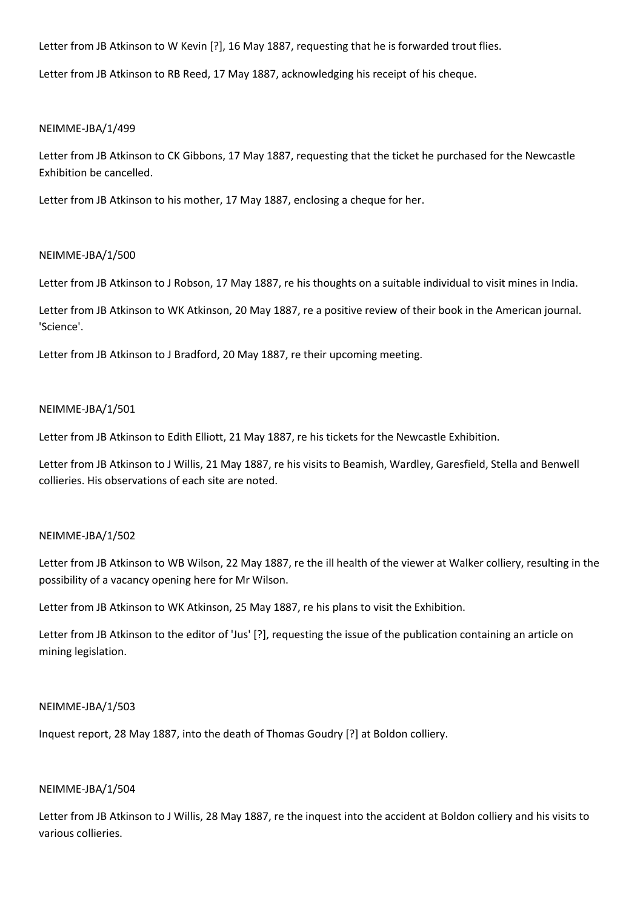Letter from JB Atkinson to W Kevin [?], 16 May 1887, requesting that he is forwarded trout flies.

Letter from JB Atkinson to RB Reed, 17 May 1887, acknowledging his receipt of his cheque.

NEIMME-JBA/1/499

Letter from JB Atkinson to CK Gibbons, 17 May 1887, requesting that the ticket he purchased for the Newcastle Exhibition be cancelled.

Letter from JB Atkinson to his mother, 17 May 1887, enclosing a cheque for her.

NEIMME-JBA/1/500

Letter from JB Atkinson to J Robson, 17 May 1887, re his thoughts on a suitable individual to visit mines in India.

Letter from JB Atkinson to WK Atkinson, 20 May 1887, re a positive review of their book in the American journal. 'Science'.

Letter from JB Atkinson to J Bradford, 20 May 1887, re their upcoming meeting.

NEIMME-JBA/1/501

Letter from JB Atkinson to Edith Elliott, 21 May 1887, re his tickets for the Newcastle Exhibition.

Letter from JB Atkinson to J Willis, 21 May 1887, re his visits to Beamish, Wardley, Garesfield, Stella and Benwell collieries. His observations of each site are noted.

NEIMME-JBA/1/502

Letter from JB Atkinson to WB Wilson, 22 May 1887, re the ill health of the viewer at Walker colliery, resulting in the possibility of a vacancy opening here for Mr Wilson.

Letter from JB Atkinson to WK Atkinson, 25 May 1887, re his plans to visit the Exhibition.

Letter from JB Atkinson to the editor of 'Jus' [?], requesting the issue of the publication containing an article on mining legislation.

NEIMME-JBA/1/503

Inquest report, 28 May 1887, into the death of Thomas Goudry [?] at Boldon colliery.

NEIMME-JBA/1/504

Letter from JB Atkinson to J Willis, 28 May 1887, re the inquest into the accident at Boldon colliery and his visits to various collieries.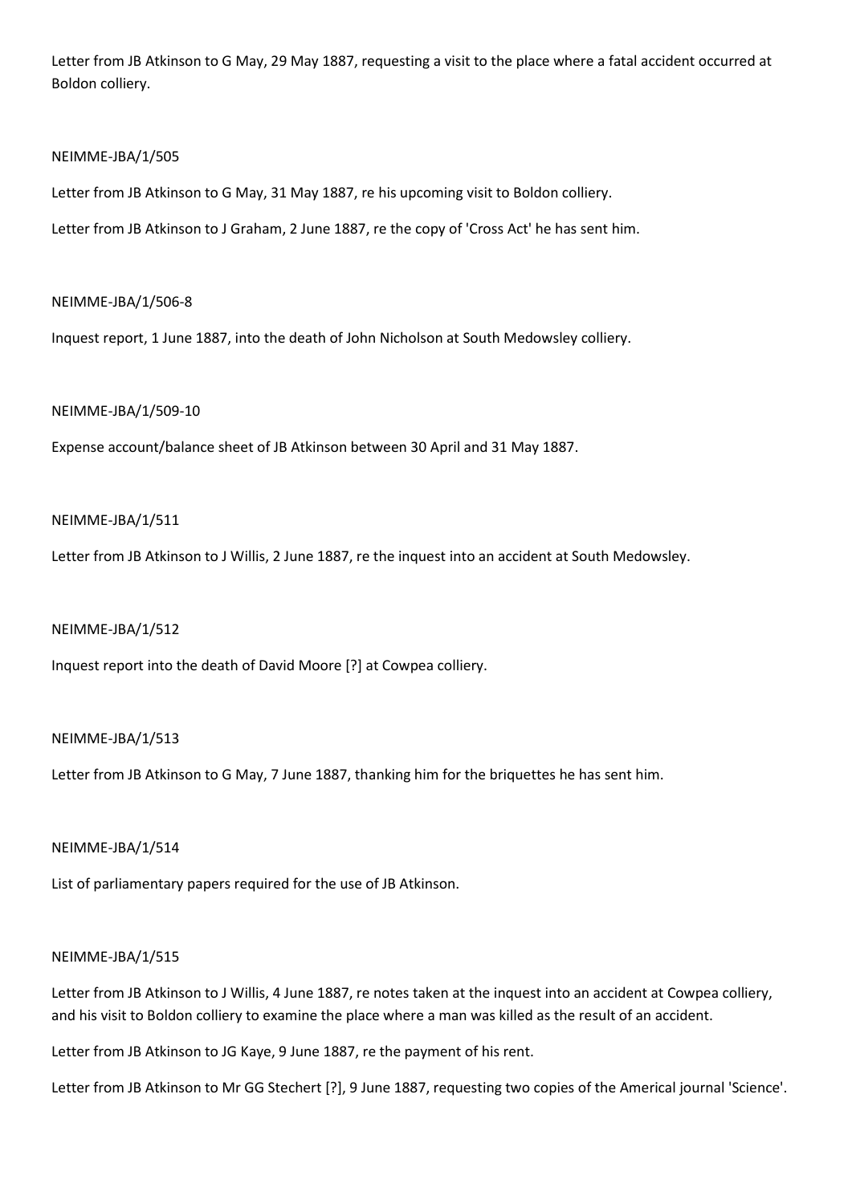Letter from JB Atkinson to G May, 29 May 1887, requesting a visit to the place where a fatal accident occurred at Boldon colliery.

NEIMME-JBA/1/505

Letter from JB Atkinson to G May, 31 May 1887, re his upcoming visit to Boldon colliery.

Letter from JB Atkinson to J Graham, 2 June 1887, re the copy of 'Cross Act' he has sent him.

NEIMME-JBA/1/506-8

Inquest report, 1 June 1887, into the death of John Nicholson at South Medowsley colliery.

NEIMME-JBA/1/509-10

Expense account/balance sheet of JB Atkinson between 30 April and 31 May 1887.

NEIMME-JBA/1/511

Letter from JB Atkinson to J Willis, 2 June 1887, re the inquest into an accident at South Medowsley.

NEIMME-JBA/1/512

Inquest report into the death of David Moore [?] at Cowpea colliery.

NEIMME-JBA/1/513

Letter from JB Atkinson to G May, 7 June 1887, thanking him for the briquettes he has sent him.

NEIMME-JBA/1/514

List of parliamentary papers required for the use of JB Atkinson.

NEIMME-JBA/1/515

Letter from JB Atkinson to J Willis, 4 June 1887, re notes taken at the inquest into an accident at Cowpea colliery, and his visit to Boldon colliery to examine the place where a man was killed as the result of an accident.

Letter from JB Atkinson to JG Kaye, 9 June 1887, re the payment of his rent.

Letter from JB Atkinson to Mr GG Stechert [?], 9 June 1887, requesting two copies of the Americal journal 'Science'.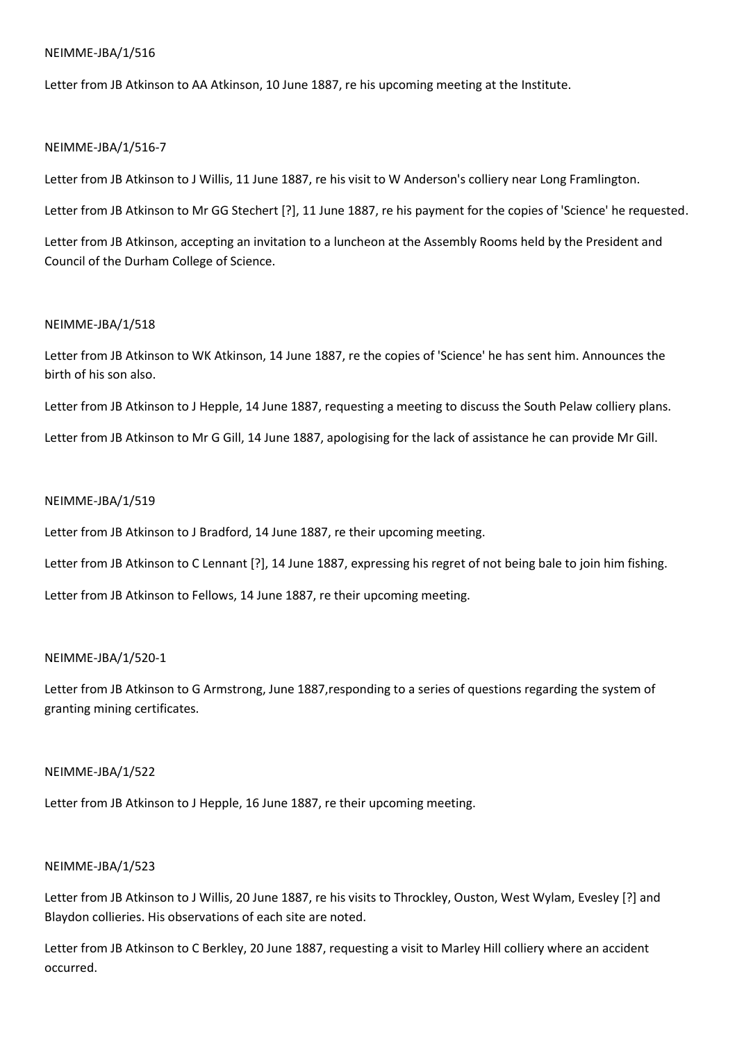NEIMME-JBA/1/516

Letter from JB Atkinson to AA Atkinson, 10 June 1887, re his upcoming meeting at the Institute.

NEIMME-JBA/1/516-7

Letter from JB Atkinson to J Willis, 11 June 1887, re his visit to W Anderson's colliery near Long Framlington.

Letter from JB Atkinson to Mr GG Stechert [?], 11 June 1887, re his payment for the copies of 'Science' he requested.

Letter from JB Atkinson, accepting an invitation to a luncheon at the Assembly Rooms held by the President and Council of the Durham College of Science.

NEIMME-JBA/1/518

Letter from JB Atkinson to WK Atkinson, 14 June 1887, re the copies of 'Science' he has sent him. Announces the birth of his son also.

Letter from JB Atkinson to J Hepple, 14 June 1887, requesting a meeting to discuss the South Pelaw colliery plans.

Letter from JB Atkinson to Mr G Gill, 14 June 1887, apologising for the lack of assistance he can provide Mr Gill.

NEIMME-JBA/1/519

Letter from JB Atkinson to J Bradford, 14 June 1887, re their upcoming meeting.

Letter from JB Atkinson to C Lennant [?], 14 June 1887, expressing his regret of not being bale to join him fishing.

Letter from JB Atkinson to Fellows, 14 June 1887, re their upcoming meeting.

NEIMME-JBA/1/520-1

Letter from JB Atkinson to G Armstrong, June 1887,responding to a series of questions regarding the system of granting mining certificates.

NEIMME-JBA/1/522

Letter from JB Atkinson to J Hepple, 16 June 1887, re their upcoming meeting.

NEIMME-JBA/1/523

Letter from JB Atkinson to J Willis, 20 June 1887, re his visits to Throckley, Ouston, West Wylam, Evesley [?] and Blaydon collieries. His observations of each site are noted.

Letter from JB Atkinson to C Berkley, 20 June 1887, requesting a visit to Marley Hill colliery where an accident occurred.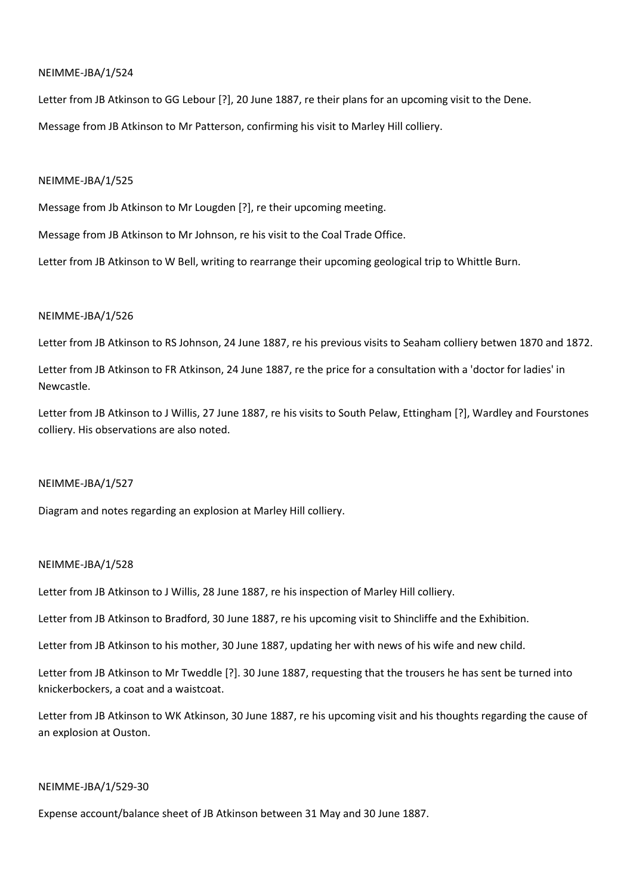NEIMME-JBA/1/524

Letter from JB Atkinson to GG Lebour [?], 20 June 1887, re their plans for an upcoming visit to the Dene.

Message from JB Atkinson to Mr Patterson, confirming his visit to Marley Hill colliery.

NEIMME-JBA/1/525

Message from Jb Atkinson to Mr Lougden [?], re their upcoming meeting.

Message from JB Atkinson to Mr Johnson, re his visit to the Coal Trade Office.

Letter from JB Atkinson to W Bell, writing to rearrange their upcoming geological trip to Whittle Burn.

NEIMME-JBA/1/526

Letter from JB Atkinson to RS Johnson, 24 June 1887, re his previous visits to Seaham colliery betwen 1870 and 1872.

Letter from JB Atkinson to FR Atkinson, 24 June 1887, re the price for a consultation with a 'doctor for ladies' in Newcastle.

Letter from JB Atkinson to J Willis, 27 June 1887, re his visits to South Pelaw, Ettingham [?], Wardley and Fourstones colliery. His observations are also noted.

NEIMME-JBA/1/527

Diagram and notes regarding an explosion at Marley Hill colliery.

NEIMME-JBA/1/528

Letter from JB Atkinson to J Willis, 28 June 1887, re his inspection of Marley Hill colliery.

Letter from JB Atkinson to Bradford, 30 June 1887, re his upcoming visit to Shincliffe and the Exhibition.

Letter from JB Atkinson to his mother, 30 June 1887, updating her with news of his wife and new child.

Letter from JB Atkinson to Mr Tweddle [?]. 30 June 1887, requesting that the trousers he has sent be turned into knickerbockers, a coat and a waistcoat.

Letter from JB Atkinson to WK Atkinson, 30 June 1887, re his upcoming visit and his thoughts regarding the cause of an explosion at Ouston.

NEIMME-JBA/1/529-30

Expense account/balance sheet of JB Atkinson between 31 May and 30 June 1887.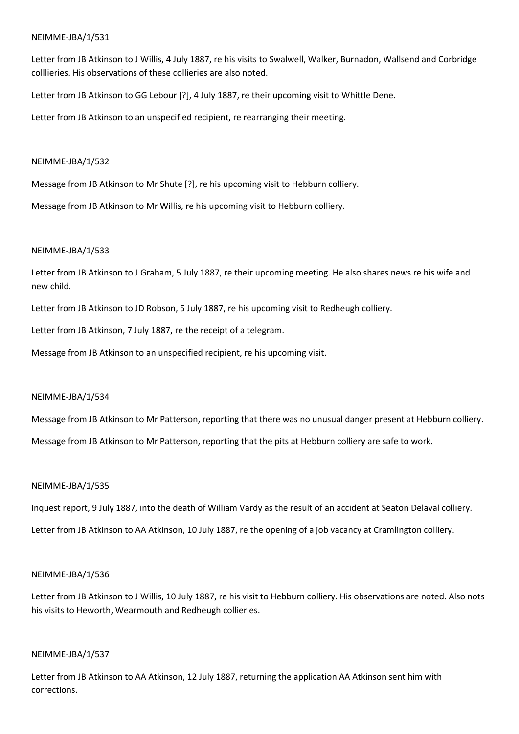NEIMME-JBA/1/531

Letter from JB Atkinson to J Willis, 4 July 1887, re his visits to Swalwell, Walker, Burnadon, Wallsend and Corbridge colllieries. His observations of these collieries are also noted.

Letter from JB Atkinson to GG Lebour [?], 4 July 1887, re their upcoming visit to Whittle Dene.

Letter from JB Atkinson to an unspecified recipient, re rearranging their meeting.

NEIMME-JBA/1/532

Message from JB Atkinson to Mr Shute [?], re his upcoming visit to Hebburn colliery.

Message from JB Atkinson to Mr Willis, re his upcoming visit to Hebburn colliery.

NEIMME-JBA/1/533

Letter from JB Atkinson to J Graham, 5 July 1887, re their upcoming meeting. He also shares news re his wife and new child.

Letter from JB Atkinson to JD Robson, 5 July 1887, re his upcoming visit to Redheugh colliery.

Letter from JB Atkinson, 7 July 1887, re the receipt of a telegram.

Message from JB Atkinson to an unspecified recipient, re his upcoming visit.

NEIMME-JBA/1/534

Message from JB Atkinson to Mr Patterson, reporting that there was no unusual danger present at Hebburn colliery.

Message from JB Atkinson to Mr Patterson, reporting that the pits at Hebburn colliery are safe to work.

NEIMME-JBA/1/535

Inquest report, 9 July 1887, into the death of William Vardy as the result of an accident at Seaton Delaval colliery.

Letter from JB Atkinson to AA Atkinson, 10 July 1887, re the opening of a job vacancy at Cramlington colliery.

NEIMME-JBA/1/536

Letter from JB Atkinson to J Willis, 10 July 1887, re his visit to Hebburn colliery. His observations are noted. Also nots his visits to Heworth, Wearmouth and Redheugh collieries.

NEIMME-JBA/1/537

Letter from JB Atkinson to AA Atkinson, 12 July 1887, returning the application AA Atkinson sent him with corrections.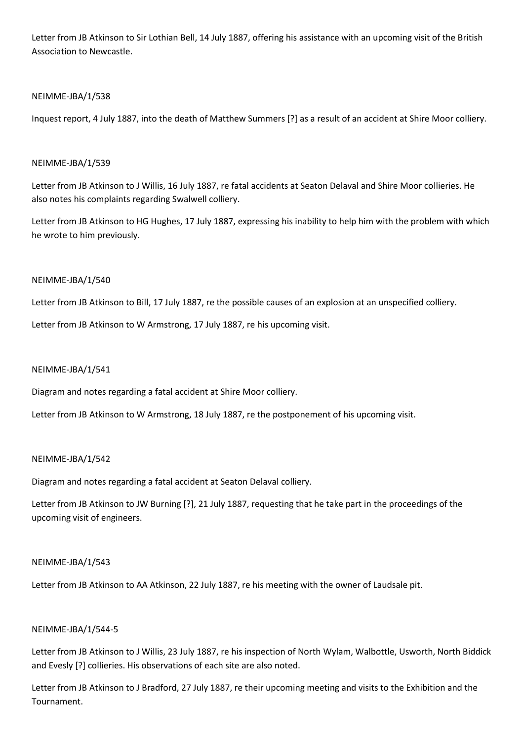Letter from JB Atkinson to Sir Lothian Bell, 14 July 1887, offering his assistance with an upcoming visit of the British Association to Newcastle.

NEIMME-JBA/1/538

Inquest report, 4 July 1887, into the death of Matthew Summers [?] as a result of an accident at Shire Moor colliery.

NEIMME-JBA/1/539

Letter from JB Atkinson to J Willis, 16 July 1887, re fatal accidents at Seaton Delaval and Shire Moor collieries. He also notes his complaints regarding Swalwell colliery.

Letter from JB Atkinson to HG Hughes, 17 July 1887, expressing his inability to help him with the problem with which he wrote to him previously.

NEIMME-JBA/1/540

Letter from JB Atkinson to Bill, 17 July 1887, re the possible causes of an explosion at an unspecified colliery.

Letter from JB Atkinson to W Armstrong, 17 July 1887, re his upcoming visit.

NEIMME-JBA/1/541

Diagram and notes regarding a fatal accident at Shire Moor colliery.

Letter from JB Atkinson to W Armstrong, 18 July 1887, re the postponement of his upcoming visit.

NEIMME-JBA/1/542

Diagram and notes regarding a fatal accident at Seaton Delaval colliery.

Letter from JB Atkinson to JW Burning [?], 21 July 1887, requesting that he take part in the proceedings of the upcoming visit of engineers.

NEIMME-JBA/1/543

Letter from JB Atkinson to AA Atkinson, 22 July 1887, re his meeting with the owner of Laudsale pit.

NEIMME-JBA/1/544-5

Letter from JB Atkinson to J Willis, 23 July 1887, re his inspection of North Wylam, Walbottle, Usworth, North Biddick and Evesly [?] collieries. His observations of each site are also noted.

Letter from JB Atkinson to J Bradford, 27 July 1887, re their upcoming meeting and visits to the Exhibition and the Tournament.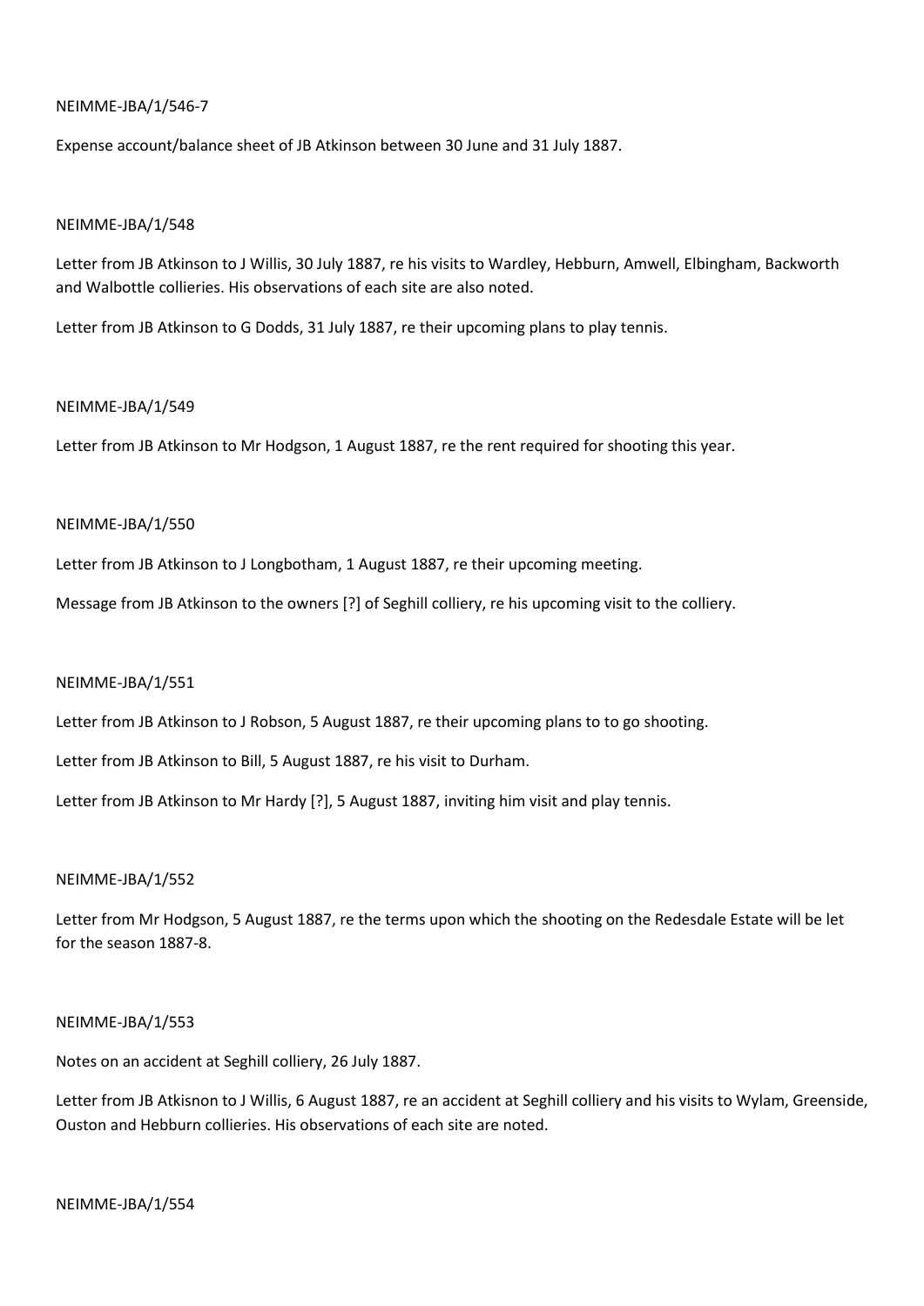NEIMME-JBA/1/546-7

Expense account/balance sheet of JB Atkinson between 30 June and 31 July 1887.

NEIMME-JBA/1/548

Letter from JB Atkinson to J Willis, 30 July 1887, re his visits to Wardley, Hebburn, Amwell, Elbingham, Backworth and Walbottle collieries. His observations of each site are also noted.

Letter from JB Atkinson to G Dodds, 31 July 1887, re their upcoming plans to play tennis.

NEIMME-JBA/1/549

Letter from JB Atkinson to Mr Hodgson, 1 August 1887, re the rent required for shooting this year.

NEIMME-JBA/1/550

Letter from JB Atkinson to J Longbotham, 1 August 1887, re their upcoming meeting.

Message from JB Atkinson to the owners [?] of Seghill colliery, re his upcoming visit to the colliery.

NEIMME-JBA/1/551

Letter from JB Atkinson to J Robson, 5 August 1887, re their upcoming plans to to go shooting.

Letter from JB Atkinson to Bill, 5 August 1887, re his visit to Durham.

Letter from JB Atkinson to Mr Hardy [?], 5 August 1887, inviting him visit and play tennis.

NEIMME-JBA/1/552

Letter from Mr Hodgson, 5 August 1887, re the terms upon which the shooting on the Redesdale Estate will be let for the season 1887-8.

NEIMME-JBA/1/553

Notes on an accident at Seghill colliery, 26 July 1887.

Letter from JB Atkisnon to J Willis, 6 August 1887, re an accident at Seghill colliery and his visits to Wylam, Greenside, Ouston and Hebburn collieries. His observations of each site are noted.

NEIMME-JBA/1/554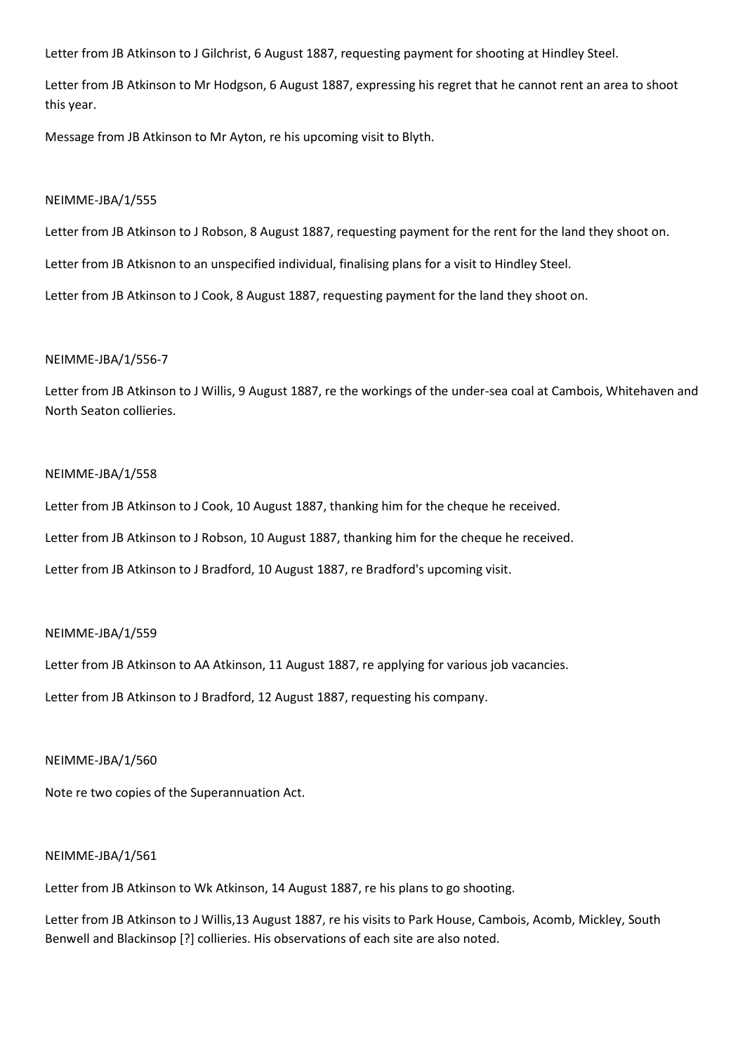Letter from JB Atkinson to J Gilchrist, 6 August 1887, requesting payment for shooting at Hindley Steel.

Letter from JB Atkinson to Mr Hodgson, 6 August 1887, expressing his regret that he cannot rent an area to shoot this year.

Message from JB Atkinson to Mr Ayton, re his upcoming visit to Blyth.

NEIMME-JBA/1/555

Letter from JB Atkinson to J Robson, 8 August 1887, requesting payment for the rent for the land they shoot on.

Letter from JB Atkisnon to an unspecified individual, finalising plans for a visit to Hindley Steel.

Letter from JB Atkinson to J Cook, 8 August 1887, requesting payment for the land they shoot on.

NEIMME-JBA/1/556-7

Letter from JB Atkinson to J Willis, 9 August 1887, re the workings of the under-sea coal at Cambois, Whitehaven and North Seaton collieries.

NEIMME-JBA/1/558

Letter from JB Atkinson to J Cook, 10 August 1887, thanking him for the cheque he received.

Letter from JB Atkinson to J Robson, 10 August 1887, thanking him for the cheque he received.

Letter from JB Atkinson to J Bradford, 10 August 1887, re Bradford's upcoming visit.

NEIMME-JBA/1/559

Letter from JB Atkinson to AA Atkinson, 11 August 1887, re applying for various job vacancies.

Letter from JB Atkinson to J Bradford, 12 August 1887, requesting his company.

NEIMME-JBA/1/560

Note re two copies of the Superannuation Act.

NEIMME-JBA/1/561

Letter from JB Atkinson to Wk Atkinson, 14 August 1887, re his plans to go shooting.

Letter from JB Atkinson to J Willis,13 August 1887, re his visits to Park House, Cambois, Acomb, Mickley, South Benwell and Blackinsop [?] collieries. His observations of each site are also noted.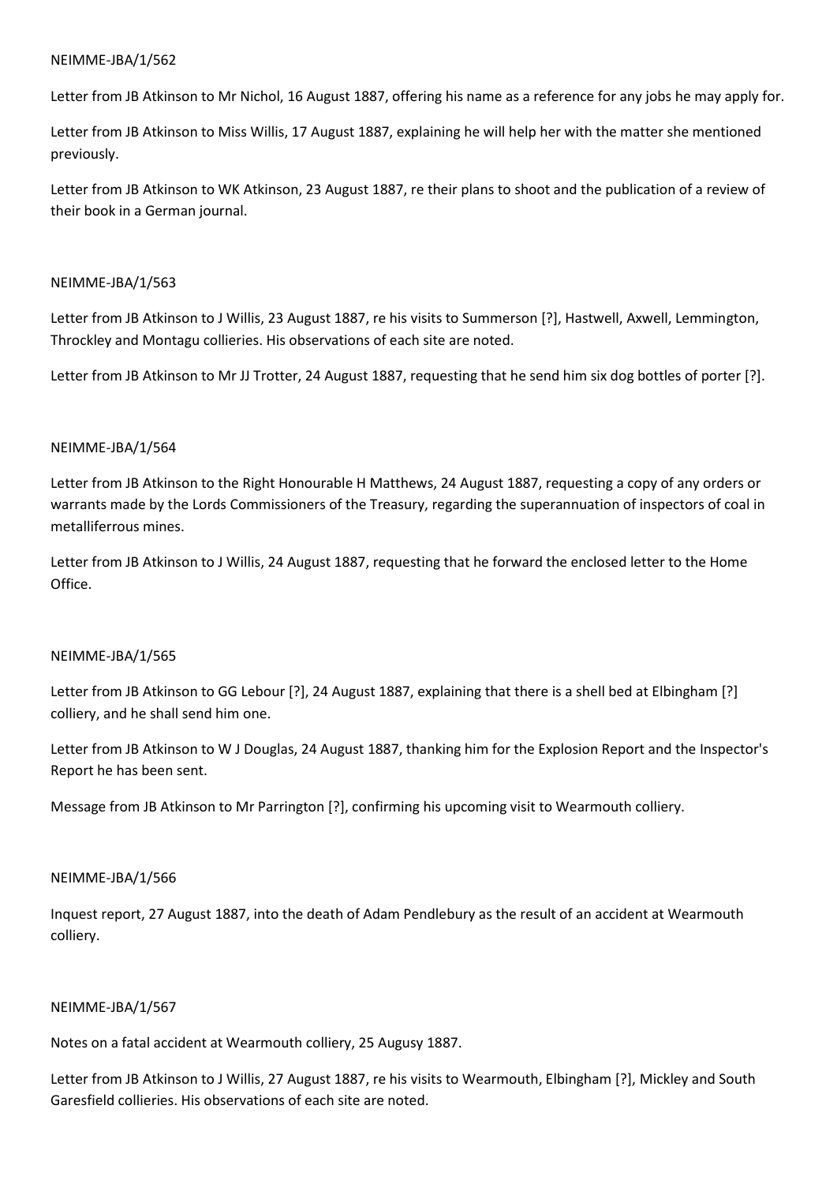NEIMME-JBA/1/562

Letter from JB Atkinson to Mr Nichol, 16 August 1887, offering his name as a reference for any jobs he may apply for.

Letter from JB Atkinson to Miss Willis, 17 August 1887, explaining he will help her with the matter she mentioned previously.

Letter from JB Atkinson to WK Atkinson, 23 August 1887, re their plans to shoot and the publication of a review of their book in a German journal.

NEIMME-JBA/1/563

Letter from JB Atkinson to J Willis, 23 August 1887, re his visits to Summerson [?], Hastwell, Axwell, Lemmington, Throckley and Montagu collieries. His observations of each site are noted.

Letter from JB Atkinson to Mr JJ Trotter, 24 August 1887, requesting that he send him six dog bottles of porter [?].

NEIMME-JBA/1/564

Letter from JB Atkinson to the Right Honourable H Matthews, 24 August 1887, requesting a copy of any orders or warrants made by the Lords Commissioners of the Treasury, regarding the superannuation of inspectors of coal in metalliferrous mines.

Letter from JB Atkinson to J Willis, 24 August 1887, requesting that he forward the enclosed letter to the Home Office.

NEIMME-JBA/1/565

Letter from JB Atkinson to GG Lebour [?], 24 August 1887, explaining that there is a shell bed at Elbingham [?] colliery, and he shall send him one.

Letter from JB Atkinson to W J Douglas, 24 August 1887, thanking him for the Explosion Report and the Inspector's Report he has been sent.

Message from JB Atkinson to Mr Parrington [?], confirming his upcoming visit to Wearmouth colliery.

NEIMME-JBA/1/566

Inquest report, 27 August 1887, into the death of Adam Pendlebury as the result of an accident at Wearmouth colliery.

NEIMME-JBA/1/567

Notes on a fatal accident at Wearmouth colliery, 25 Augusy 1887.

Letter from JB Atkinson to J Willis, 27 August 1887, re his visits to Wearmouth, Elbingham [?], Mickley and South Garesfield collieries. His observations of each site are noted.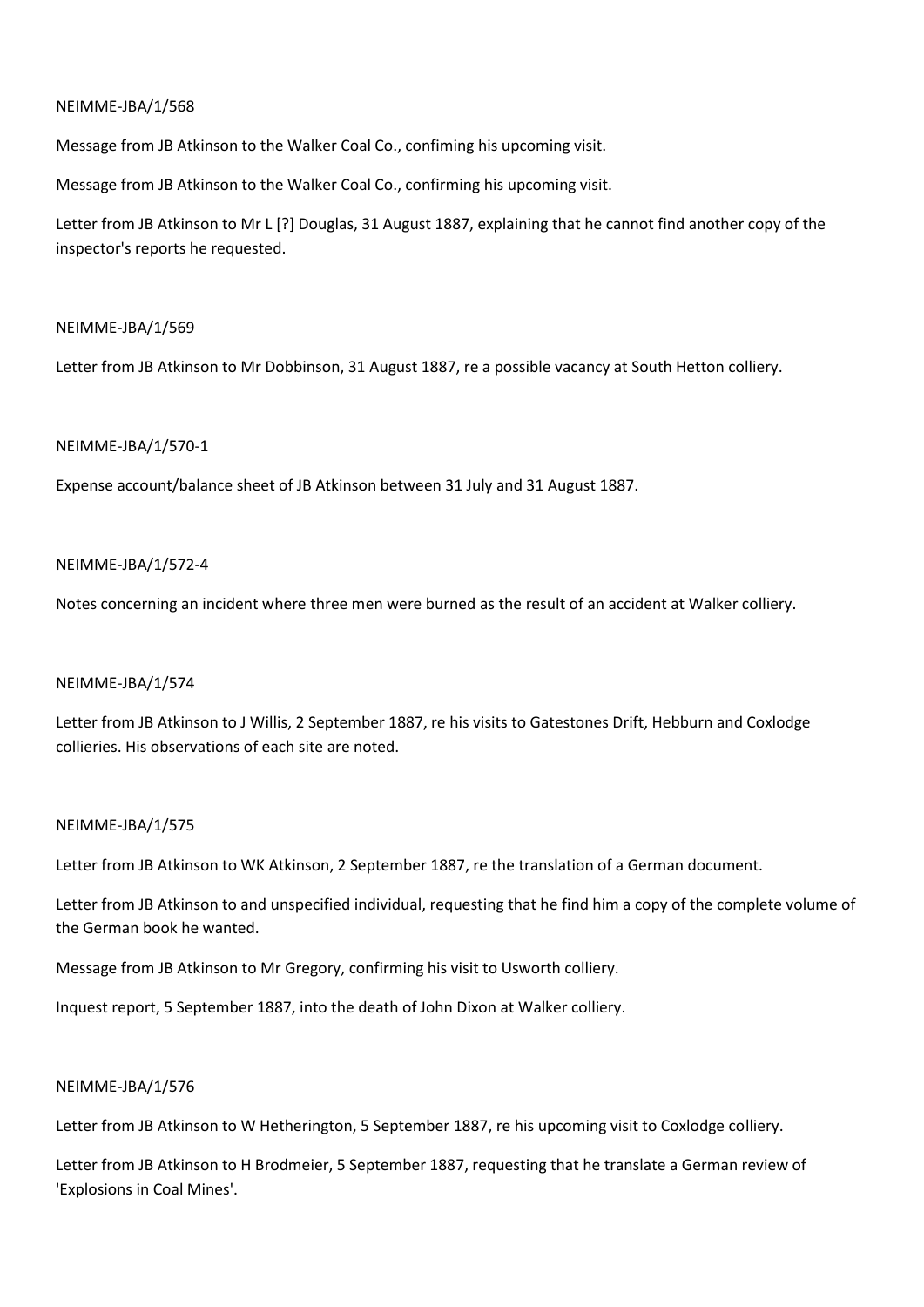NEIMME-JBA/1/568

Message from JB Atkinson to the Walker Coal Co., confiming his upcoming visit.

Message from JB Atkinson to the Walker Coal Co., confirming his upcoming visit.

Letter from JB Atkinson to Mr L [?] Douglas, 31 August 1887, explaining that he cannot find another copy of the inspector's reports he requested.

NEIMME-JBA/1/569

Letter from JB Atkinson to Mr Dobbinson, 31 August 1887, re a possible vacancy at South Hetton colliery.

NEIMME-JBA/1/570-1

Expense account/balance sheet of JB Atkinson between 31 July and 31 August 1887.

NEIMME-JBA/1/572-4

Notes concerning an incident where three men were burned as the result of an accident at Walker colliery.

NEIMME-JBA/1/574

Letter from JB Atkinson to J Willis, 2 September 1887, re his visits to Gatestones Drift, Hebburn and Coxlodge collieries. His observations of each site are noted.

NEIMME-JBA/1/575

Letter from JB Atkinson to WK Atkinson, 2 September 1887, re the translation of a German document.

Letter from JB Atkinson to and unspecified individual, requesting that he find him a copy of the complete volume of the German book he wanted.

Message from JB Atkinson to Mr Gregory, confirming his visit to Usworth colliery.

Inquest report, 5 September 1887, into the death of John Dixon at Walker colliery.

NEIMME-JBA/1/576

Letter from JB Atkinson to W Hetherington, 5 September 1887, re his upcoming visit to Coxlodge colliery.

Letter from JB Atkinson to H Brodmeier, 5 September 1887, requesting that he translate a German review of 'Explosions in Coal Mines'.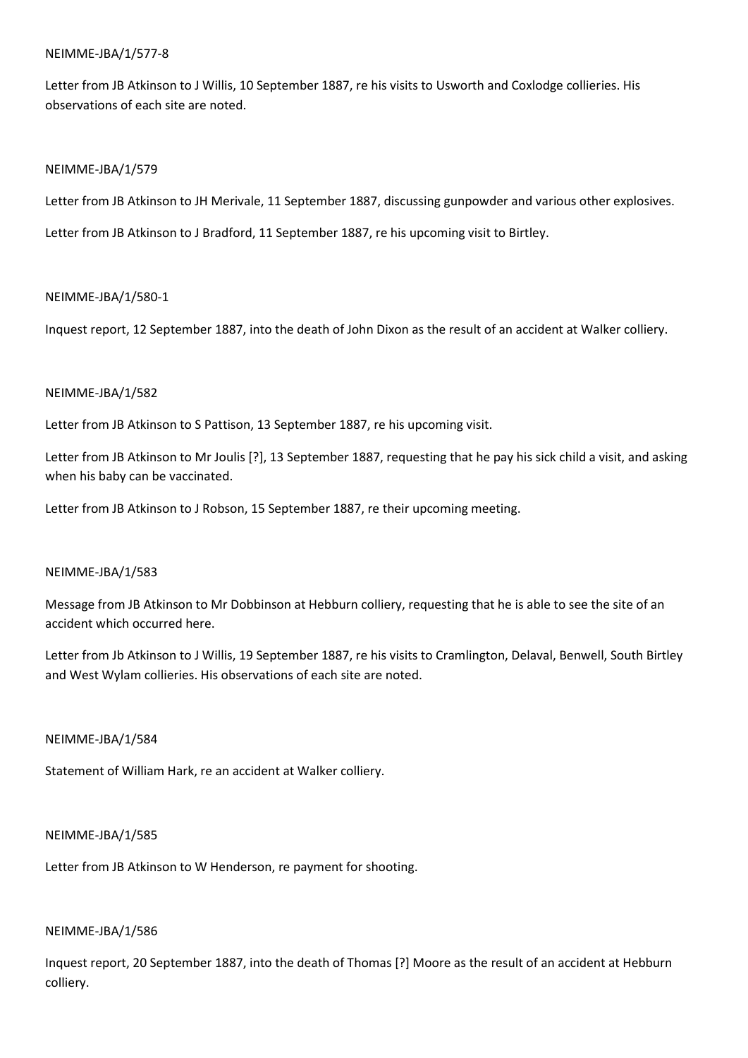NEIMME-JBA/1/577-8

Letter from JB Atkinson to J Willis, 10 September 1887, re his visits to Usworth and Coxlodge collieries. His observations of each site are noted.

NEIMME-JBA/1/579

Letter from JB Atkinson to JH Merivale, 11 September 1887, discussing gunpowder and various other explosives.

Letter from JB Atkinson to J Bradford, 11 September 1887, re his upcoming visit to Birtley.

NEIMME-JBA/1/580-1

Inquest report, 12 September 1887, into the death of John Dixon as the result of an accident at Walker colliery.

NEIMME-JBA/1/582

Letter from JB Atkinson to S Pattison, 13 September 1887, re his upcoming visit.

Letter from JB Atkinson to Mr Joulis [?], 13 September 1887, requesting that he pay his sick child a visit, and asking when his baby can be vaccinated.

Letter from JB Atkinson to J Robson, 15 September 1887, re their upcoming meeting.

NEIMME-JBA/1/583

Message from JB Atkinson to Mr Dobbinson at Hebburn colliery, requesting that he is able to see the site of an accident which occurred here.

Letter from Jb Atkinson to J Willis, 19 September 1887, re his visits to Cramlington, Delaval, Benwell, South Birtley and West Wylam collieries. His observations of each site are noted.

NEIMME-JBA/1/584

Statement of William Hark, re an accident at Walker colliery.

NEIMME-JBA/1/585

Letter from JB Atkinson to W Henderson, re payment for shooting.

NEIMME-JBA/1/586

Inquest report, 20 September 1887, into the death of Thomas [?] Moore as the result of an accident at Hebburn colliery.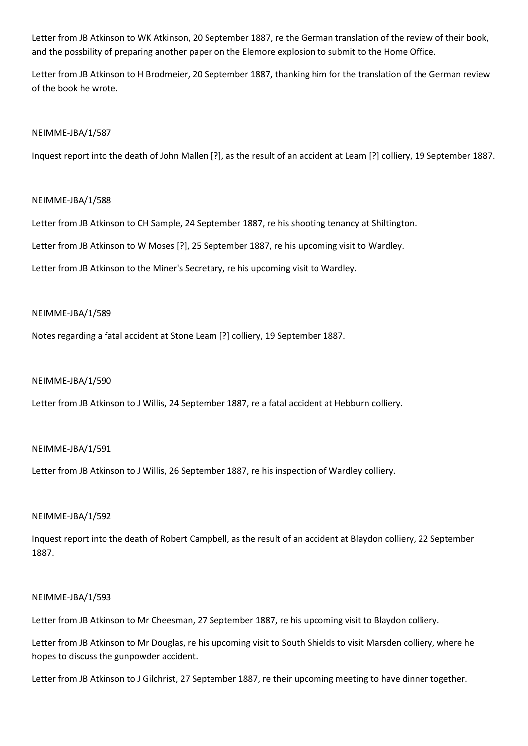Letter from JB Atkinson to WK Atkinson, 20 September 1887, re the German translation of the review of their book, and the possbility of preparing another paper on the Elemore explosion to submit to the Home Office.

Letter from JB Atkinson to H Brodmeier, 20 September 1887, thanking him for the translation of the German review of the book he wrote.

NEIMME-JBA/1/587

Inquest report into the death of John Mallen [?], as the result of an accident at Leam [?] colliery, 19 September 1887.

NEIMME-JBA/1/588

Letter from JB Atkinson to CH Sample, 24 September 1887, re his shooting tenancy at Shiltington.

Letter from JB Atkinson to W Moses [?], 25 September 1887, re his upcoming visit to Wardley.

Letter from JB Atkinson to the Miner's Secretary, re his upcoming visit to Wardley.

NEIMME-JBA/1/589

Notes regarding a fatal accident at Stone Leam [?] colliery, 19 September 1887.

NEIMME-JBA/1/590

Letter from JB Atkinson to J Willis, 24 September 1887, re a fatal accident at Hebburn colliery.

NEIMME-JBA/1/591

Letter from JB Atkinson to J Willis, 26 September 1887, re his inspection of Wardley colliery.

NEIMME-JBA/1/592

Inquest report into the death of Robert Campbell, as the result of an accident at Blaydon colliery, 22 September 1887.

NEIMME-JBA/1/593

Letter from JB Atkinson to Mr Cheesman, 27 September 1887, re his upcoming visit to Blaydon colliery.

Letter from JB Atkinson to Mr Douglas, re his upcoming visit to South Shields to visit Marsden colliery, where he hopes to discuss the gunpowder accident.

Letter from JB Atkinson to J Gilchrist, 27 September 1887, re their upcoming meeting to have dinner together.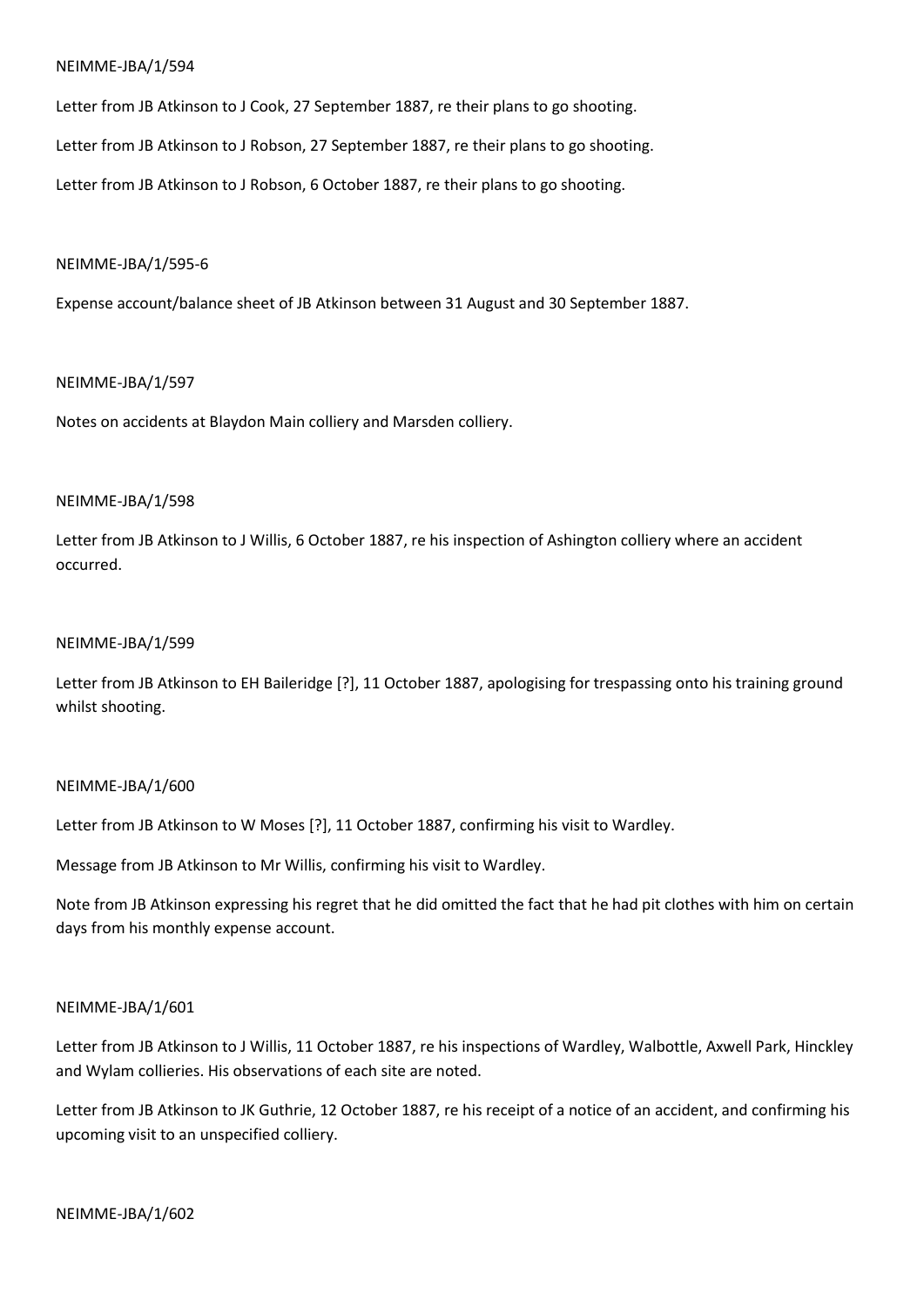NEIMME-JBA/1/594

Letter from JB Atkinson to J Cook, 27 September 1887, re their plans to go shooting.

Letter from JB Atkinson to J Robson, 27 September 1887, re their plans to go shooting.

Letter from JB Atkinson to J Robson, 6 October 1887, re their plans to go shooting.

NEIMME-JBA/1/595-6

Expense account/balance sheet of JB Atkinson between 31 August and 30 September 1887.

NEIMME-JBA/1/597

Notes on accidents at Blaydon Main colliery and Marsden colliery.

NEIMME-JBA/1/598

Letter from JB Atkinson to J Willis, 6 October 1887, re his inspection of Ashington colliery where an accident occurred.

NEIMME-JBA/1/599

Letter from JB Atkinson to EH Baileridge [?], 11 October 1887, apologising for trespassing onto his training ground whilst shooting.

NEIMME-JBA/1/600

Letter from JB Atkinson to W Moses [?], 11 October 1887, confirming his visit to Wardley.

Message from JB Atkinson to Mr Willis, confirming his visit to Wardley.

Note from JB Atkinson expressing his regret that he did omitted the fact that he had pit clothes with him on certain days from his monthly expense account.

NEIMME-JBA/1/601

Letter from JB Atkinson to J Willis, 11 October 1887, re his inspections of Wardley, Walbottle, Axwell Park, Hinckley and Wylam collieries. His observations of each site are noted.

Letter from JB Atkinson to JK Guthrie, 12 October 1887, re his receipt of a notice of an accident, and confirming his upcoming visit to an unspecified colliery.

NEIMME-JBA/1/602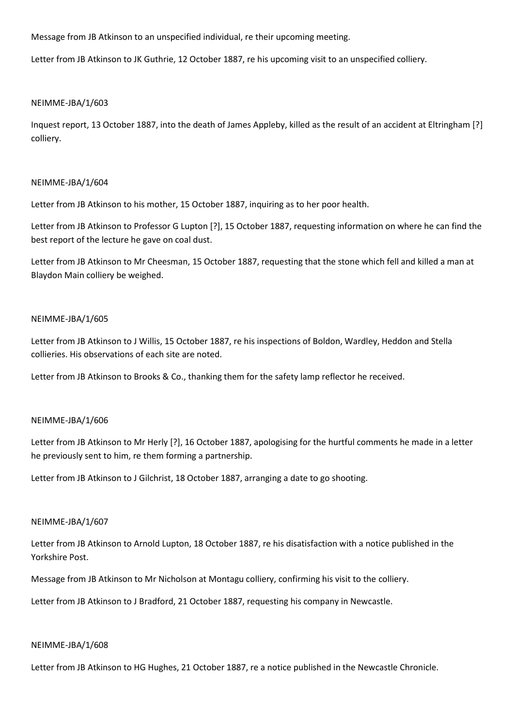Message from JB Atkinson to an unspecified individual, re their upcoming meeting.

Letter from JB Atkinson to JK Guthrie, 12 October 1887, re his upcoming visit to an unspecified colliery.

NEIMME-JBA/1/603

Inquest report, 13 October 1887, into the death of James Appleby, killed as the result of an accident at Eltringham [?] colliery.

NEIMME-JBA/1/604

Letter from JB Atkinson to his mother, 15 October 1887, inquiring as to her poor health.

Letter from JB Atkinson to Professor G Lupton [?], 15 October 1887, requesting information on where he can find the best report of the lecture he gave on coal dust.

Letter from JB Atkinson to Mr Cheesman, 15 October 1887, requesting that the stone which fell and killed a man at Blaydon Main colliery be weighed.

NEIMME-JBA/1/605

Letter from JB Atkinson to J Willis, 15 October 1887, re his inspections of Boldon, Wardley, Heddon and Stella collieries. His observations of each site are noted.

Letter from JB Atkinson to Brooks & Co., thanking them for the safety lamp reflector he received.

NEIMME-JBA/1/606

Letter from JB Atkinson to Mr Herly [?], 16 October 1887, apologising for the hurtful comments he made in a letter he previously sent to him, re them forming a partnership.

Letter from JB Atkinson to J Gilchrist, 18 October 1887, arranging a date to go shooting.

NEIMME-JBA/1/607

Letter from JB Atkinson to Arnold Lupton, 18 October 1887, re his disatisfaction with a notice published in the Yorkshire Post.

Message from JB Atkinson to Mr Nicholson at Montagu colliery, confirming his visit to the colliery.

Letter from JB Atkinson to J Bradford, 21 October 1887, requesting his company in Newcastle.

NEIMME-JBA/1/608

Letter from JB Atkinson to HG Hughes, 21 October 1887, re a notice published in the Newcastle Chronicle.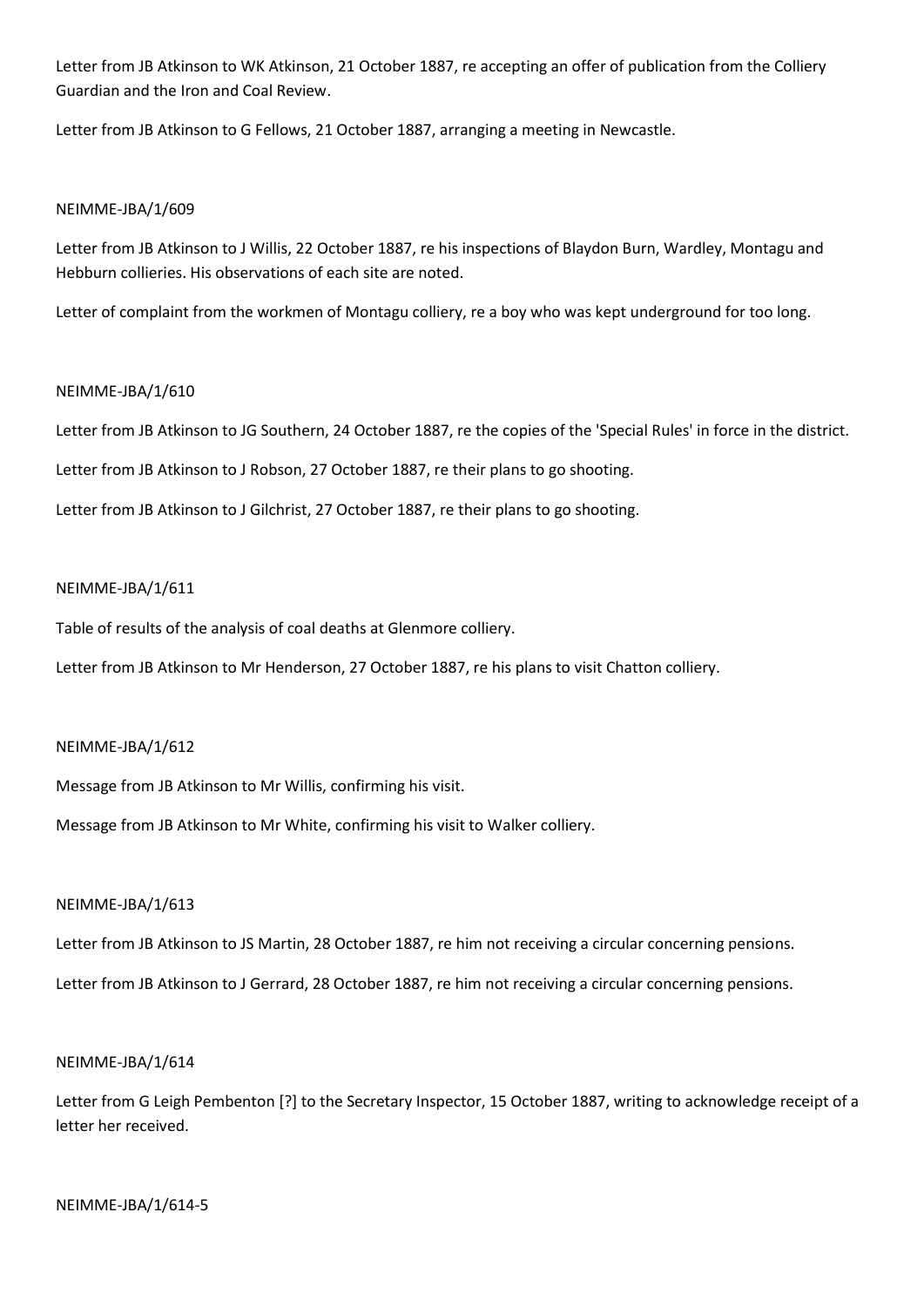Letter from JB Atkinson to WK Atkinson, 21 October 1887, re accepting an offer of publication from the Colliery Guardian and the Iron and Coal Review.

Letter from JB Atkinson to G Fellows, 21 October 1887, arranging a meeting in Newcastle.

NEIMME-JBA/1/609

Letter from JB Atkinson to J Willis, 22 October 1887, re his inspections of Blaydon Burn, Wardley, Montagu and Hebburn collieries. His observations of each site are noted.

Letter of complaint from the workmen of Montagu colliery, re a boy who was kept underground for too long.

NEIMME-JBA/1/610

Letter from JB Atkinson to JG Southern, 24 October 1887, re the copies of the 'Special Rules' in force in the district.

Letter from JB Atkinson to J Robson, 27 October 1887, re their plans to go shooting.

Letter from JB Atkinson to J Gilchrist, 27 October 1887, re their plans to go shooting.

NEIMME-JBA/1/611

Table of results of the analysis of coal deaths at Glenmore colliery.

Letter from JB Atkinson to Mr Henderson, 27 October 1887, re his plans to visit Chatton colliery.

NEIMME-JBA/1/612

Message from JB Atkinson to Mr Willis, confirming his visit.

Message from JB Atkinson to Mr White, confirming his visit to Walker colliery.

NEIMME-JBA/1/613

Letter from JB Atkinson to JS Martin, 28 October 1887, re him not receiving a circular concerning pensions.

Letter from JB Atkinson to J Gerrard, 28 October 1887, re him not receiving a circular concerning pensions.

NEIMME-JBA/1/614

Letter from G Leigh Pembenton [?] to the Secretary Inspector, 15 October 1887, writing to acknowledge receipt of a letter her received.

NEIMME-JBA/1/614-5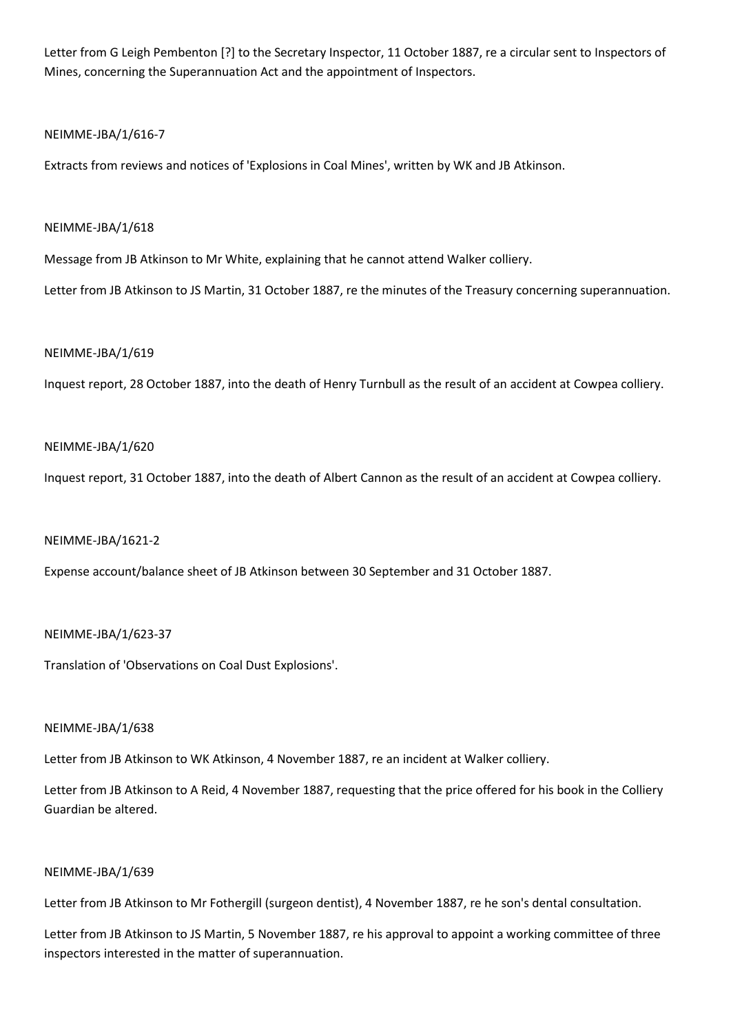Letter from G Leigh Pembenton [?] to the Secretary Inspector, 11 October 1887, re a circular sent to Inspectors of Mines, concerning the Superannuation Act and the appointment of Inspectors.

NEIMME-JBA/1/616-7

Extracts from reviews and notices of 'Explosions in Coal Mines', written by WK and JB Atkinson.

NEIMME-JBA/1/618

Message from JB Atkinson to Mr White, explaining that he cannot attend Walker colliery.

Letter from JB Atkinson to JS Martin, 31 October 1887, re the minutes of the Treasury concerning superannuation.

NEIMME-JBA/1/619

Inquest report, 28 October 1887, into the death of Henry Turnbull as the result of an accident at Cowpea colliery.

NEIMME-JBA/1/620

Inquest report, 31 October 1887, into the death of Albert Cannon as the result of an accident at Cowpea colliery.

NEIMME-JBA/1621-2

Expense account/balance sheet of JB Atkinson between 30 September and 31 October 1887.

NEIMME-JBA/1/623-37

Translation of 'Observations on Coal Dust Explosions'.

NEIMME-JBA/1/638

Letter from JB Atkinson to WK Atkinson, 4 November 1887, re an incident at Walker colliery.

Letter from JB Atkinson to A Reid, 4 November 1887, requesting that the price offered for his book in the Colliery Guardian be altered.

NEIMME-JBA/1/639

Letter from JB Atkinson to Mr Fothergill (surgeon dentist), 4 November 1887, re he son's dental consultation.

Letter from JB Atkinson to JS Martin, 5 November 1887, re his approval to appoint a working committee of three inspectors interested in the matter of superannuation.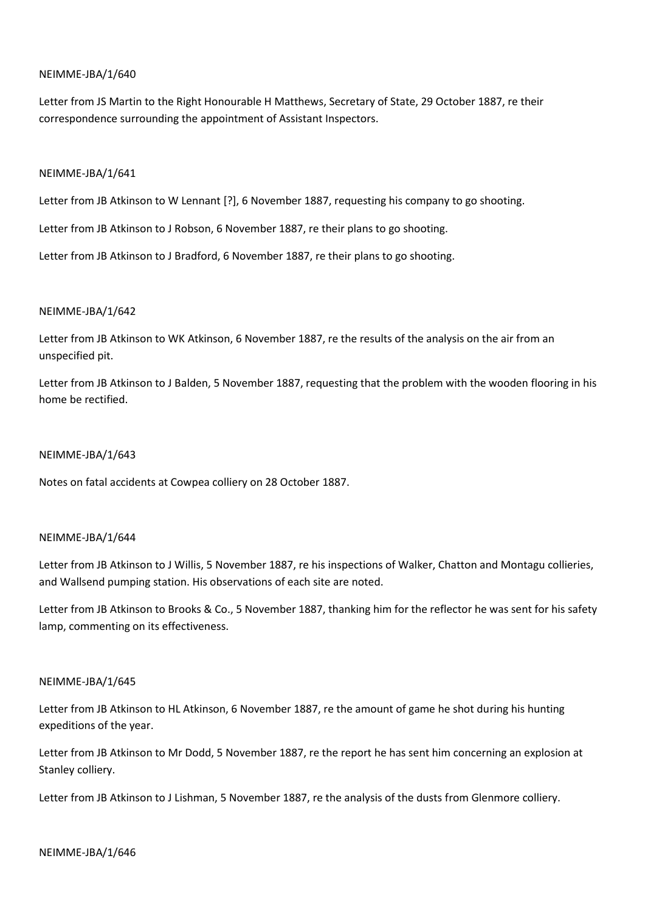NEIMME-JBA/1/640

Letter from JS Martin to the Right Honourable H Matthews, Secretary of State, 29 October 1887, re their correspondence surrounding the appointment of Assistant Inspectors.

NEIMME-JBA/1/641

Letter from JB Atkinson to W Lennant [?], 6 November 1887, requesting his company to go shooting.

Letter from JB Atkinson to J Robson, 6 November 1887, re their plans to go shooting.

Letter from JB Atkinson to J Bradford, 6 November 1887, re their plans to go shooting.

NEIMME-JBA/1/642

Letter from JB Atkinson to WK Atkinson, 6 November 1887, re the results of the analysis on the air from an unspecified pit.

Letter from JB Atkinson to J Balden, 5 November 1887, requesting that the problem with the wooden flooring in his home be rectified.

NEIMME-JBA/1/643

Notes on fatal accidents at Cowpea colliery on 28 October 1887.

NEIMME-JBA/1/644

Letter from JB Atkinson to J Willis, 5 November 1887, re his inspections of Walker, Chatton and Montagu collieries, and Wallsend pumping station. His observations of each site are noted.

Letter from JB Atkinson to Brooks & Co., 5 November 1887, thanking him for the reflector he was sent for his safety lamp, commenting on its effectiveness.

NEIMME-JBA/1/645

Letter from JB Atkinson to HL Atkinson, 6 November 1887, re the amount of game he shot during his hunting expeditions of the year.

Letter from JB Atkinson to Mr Dodd, 5 November 1887, re the report he has sent him concerning an explosion at Stanley colliery.

Letter from JB Atkinson to J Lishman, 5 November 1887, re the analysis of the dusts from Glenmore colliery.

NEIMME-JBA/1/646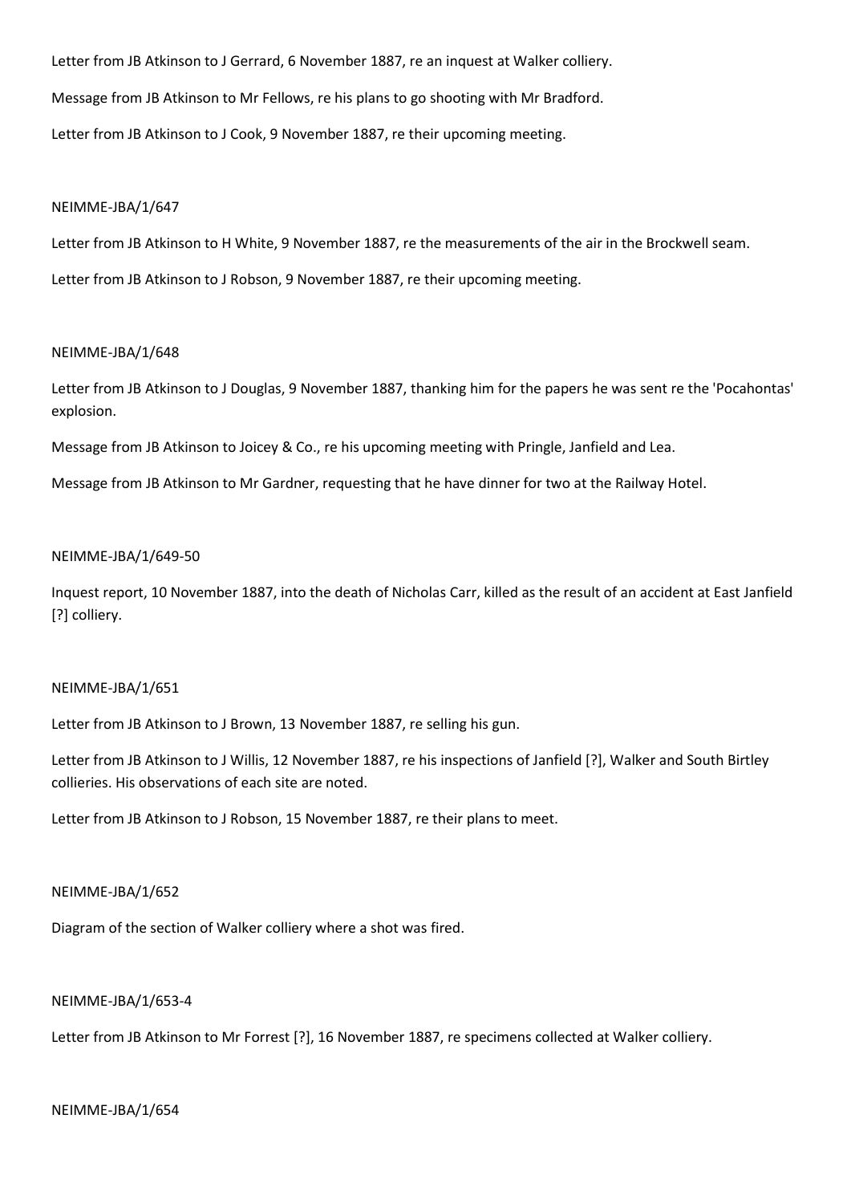Letter from JB Atkinson to J Gerrard, 6 November 1887, re an inquest at Walker colliery.

Message from JB Atkinson to Mr Fellows, re his plans to go shooting with Mr Bradford.

Letter from JB Atkinson to J Cook, 9 November 1887, re their upcoming meeting.

NEIMME-JBA/1/647

Letter from JB Atkinson to H White, 9 November 1887, re the measurements of the air in the Brockwell seam.

Letter from JB Atkinson to J Robson, 9 November 1887, re their upcoming meeting.

NEIMME-JBA/1/648

Letter from JB Atkinson to J Douglas, 9 November 1887, thanking him for the papers he was sent re the 'Pocahontas' explosion.

Message from JB Atkinson to Joicey & Co., re his upcoming meeting with Pringle, Janfield and Lea.

Message from JB Atkinson to Mr Gardner, requesting that he have dinner for two at the Railway Hotel.

NEIMME-JBA/1/649-50

Inquest report, 10 November 1887, into the death of Nicholas Carr, killed as the result of an accident at East Janfield [?] colliery.

NEIMME-JBA/1/651

Letter from JB Atkinson to J Brown, 13 November 1887, re selling his gun.

Letter from JB Atkinson to J Willis, 12 November 1887, re his inspections of Janfield [?], Walker and South Birtley collieries. His observations of each site are noted.

Letter from JB Atkinson to J Robson, 15 November 1887, re their plans to meet.

NEIMME-JBA/1/652

Diagram of the section of Walker colliery where a shot was fired.

NEIMME-JBA/1/653-4

Letter from JB Atkinson to Mr Forrest [?], 16 November 1887, re specimens collected at Walker colliery.

NEIMME-JBA/1/654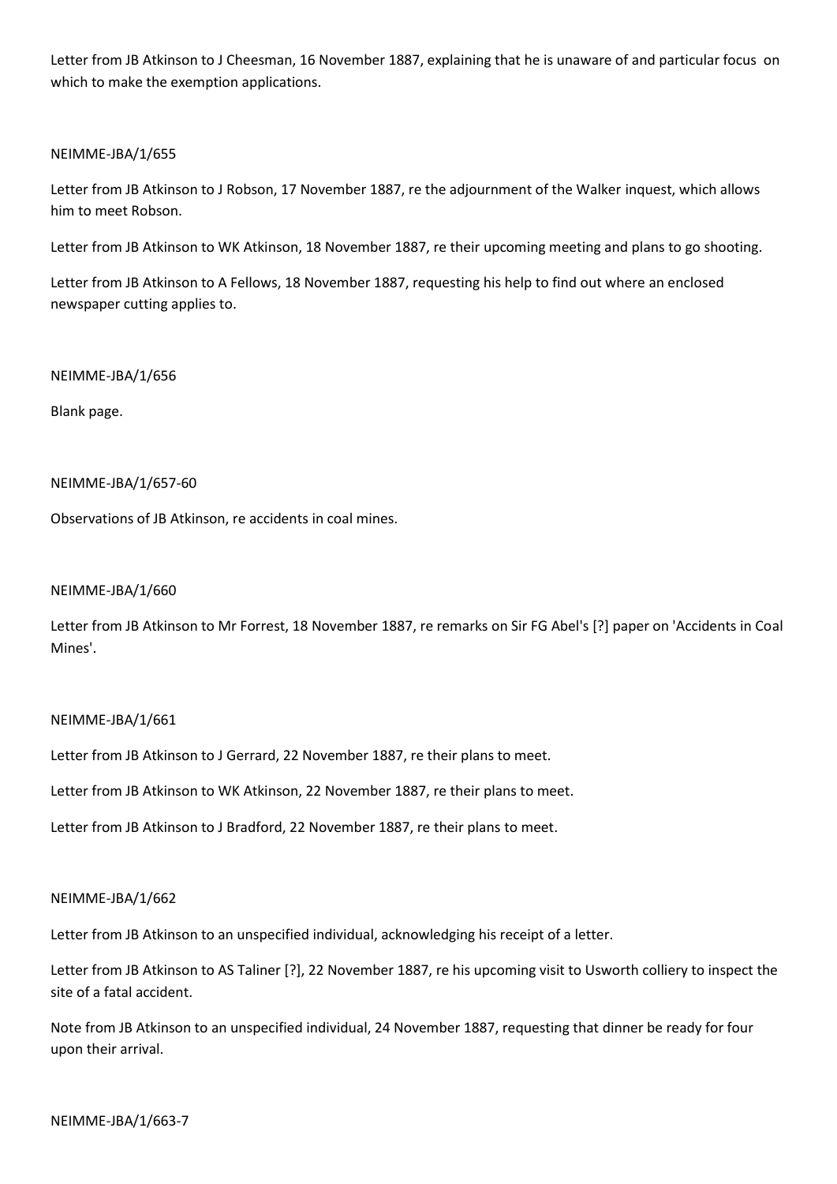Letter from JB Atkinson to J Cheesman, 16 November 1887, explaining that he is unaware of and particular focus on which to make the exemption applications.

NEIMME-JBA/1/655

Letter from JB Atkinson to J Robson, 17 November 1887, re the adjournment of the Walker inquest, which allows him to meet Robson.

Letter from JB Atkinson to WK Atkinson, 18 November 1887, re their upcoming meeting and plans to go shooting.

Letter from JB Atkinson to A Fellows, 18 November 1887, requesting his help to find out where an enclosed newspaper cutting applies to.

NEIMME-JBA/1/656

Blank page.

NEIMME-JBA/1/657-60

Observations of JB Atkinson, re accidents in coal mines.

NEIMME-JBA/1/660

Letter from JB Atkinson to Mr Forrest, 18 November 1887, re remarks on Sir FG Abel's [?] paper on 'Accidents in Coal Mines'.

NEIMME-JBA/1/661

Letter from JB Atkinson to J Gerrard, 22 November 1887, re their plans to meet.

Letter from JB Atkinson to WK Atkinson, 22 November 1887, re their plans to meet.

Letter from JB Atkinson to J Bradford, 22 November 1887, re their plans to meet.

NEIMME-JBA/1/662

Letter from JB Atkinson to an unspecified individual, acknowledging his receipt of a letter.

Letter from JB Atkinson to AS Taliner [?], 22 November 1887, re his upcoming visit to Usworth colliery to inspect the site of a fatal accident.

Note from JB Atkinson to an unspecified individual, 24 November 1887, requesting that dinner be ready for four upon their arrival.

NEIMME-JBA/1/663-7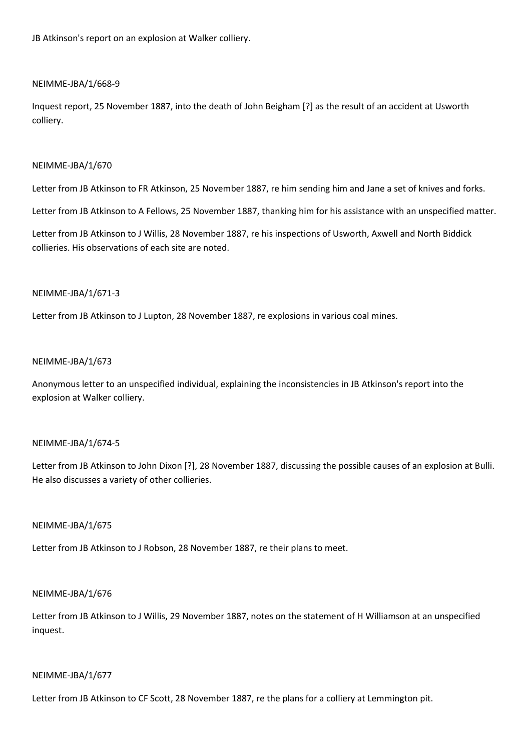JB Atkinson's report on an explosion at Walker colliery.

NEIMME-JBA/1/668-9

Inquest report, 25 November 1887, into the death of John Beigham [?] as the result of an accident at Usworth colliery.

NEIMME-JBA/1/670

Letter from JB Atkinson to FR Atkinson, 25 November 1887, re him sending him and Jane a set of knives and forks.

Letter from JB Atkinson to A Fellows, 25 November 1887, thanking him for his assistance with an unspecified matter.

Letter from JB Atkinson to J Willis, 28 November 1887, re his inspections of Usworth, Axwell and North Biddick collieries. His observations of each site are noted.

NEIMME-JBA/1/671-3

Letter from JB Atkinson to J Lupton, 28 November 1887, re explosions in various coal mines.

NEIMME-JBA/1/673

Anonymous letter to an unspecified individual, explaining the inconsistencies in JB Atkinson's report into the explosion at Walker colliery.

NEIMME-JBA/1/674-5

Letter from JB Atkinson to John Dixon [?], 28 November 1887, discussing the possible causes of an explosion at Bulli. He also discusses a variety of other collieries.

NEIMME-JBA/1/675

Letter from JB Atkinson to J Robson, 28 November 1887, re their plans to meet.

NEIMME-JBA/1/676

Letter from JB Atkinson to J Willis, 29 November 1887, notes on the statement of H Williamson at an unspecified inquest.

NEIMME-JBA/1/677

Letter from JB Atkinson to CF Scott, 28 November 1887, re the plans for a colliery at Lemmington pit.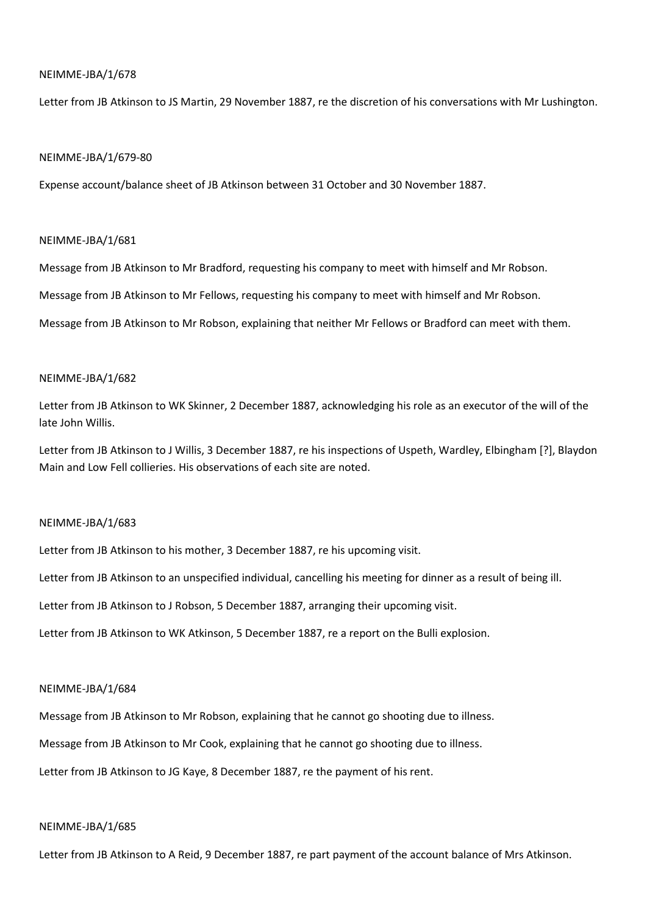NEIMME-JBA/1/678

Letter from JB Atkinson to JS Martin, 29 November 1887, re the discretion of his conversations with Mr Lushington.

NEIMME-JBA/1/679-80

Expense account/balance sheet of JB Atkinson between 31 October and 30 November 1887.

NEIMME-JBA/1/681

Message from JB Atkinson to Mr Bradford, requesting his company to meet with himself and Mr Robson.

Message from JB Atkinson to Mr Fellows, requesting his company to meet with himself and Mr Robson.

Message from JB Atkinson to Mr Robson, explaining that neither Mr Fellows or Bradford can meet with them.

NEIMME-JBA/1/682

Letter from JB Atkinson to WK Skinner, 2 December 1887, acknowledging his role as an executor of the will of the late John Willis.

Letter from JB Atkinson to J Willis, 3 December 1887, re his inspections of Uspeth, Wardley, Elbingham [?], Blaydon Main and Low Fell collieries. His observations of each site are noted.

NEIMME-JBA/1/683

Letter from JB Atkinson to his mother, 3 December 1887, re his upcoming visit.

Letter from JB Atkinson to an unspecified individual, cancelling his meeting for dinner as a result of being ill.

Letter from JB Atkinson to J Robson, 5 December 1887, arranging their upcoming visit.

Letter from JB Atkinson to WK Atkinson, 5 December 1887, re a report on the Bulli explosion.

NEIMME-JBA/1/684

Message from JB Atkinson to Mr Robson, explaining that he cannot go shooting due to illness.

Message from JB Atkinson to Mr Cook, explaining that he cannot go shooting due to illness.

Letter from JB Atkinson to JG Kaye, 8 December 1887, re the payment of his rent.

NEIMME-JBA/1/685

Letter from JB Atkinson to A Reid, 9 December 1887, re part payment of the account balance of Mrs Atkinson.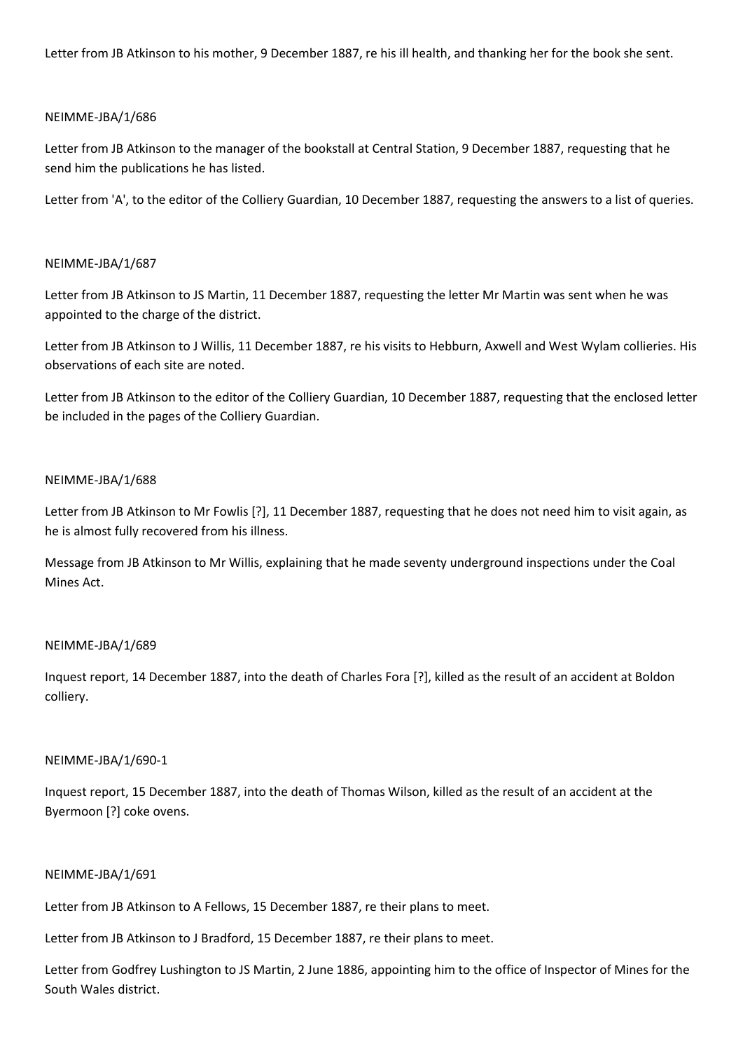Letter from JB Atkinson to his mother, 9 December 1887, re his ill health, and thanking her for the book she sent.

NEIMME-JBA/1/686

Letter from JB Atkinson to the manager of the bookstall at Central Station, 9 December 1887, requesting that he send him the publications he has listed.

Letter from 'A', to the editor of the Colliery Guardian, 10 December 1887, requesting the answers to a list of queries.

NEIMME-JBA/1/687

Letter from JB Atkinson to JS Martin, 11 December 1887, requesting the letter Mr Martin was sent when he was appointed to the charge of the district.

Letter from JB Atkinson to J Willis, 11 December 1887, re his visits to Hebburn, Axwell and West Wylam collieries. His observations of each site are noted.

Letter from JB Atkinson to the editor of the Colliery Guardian, 10 December 1887, requesting that the enclosed letter be included in the pages of the Colliery Guardian.

NEIMME-JBA/1/688

Letter from JB Atkinson to Mr Fowlis [?], 11 December 1887, requesting that he does not need him to visit again, as he is almost fully recovered from his illness.

Message from JB Atkinson to Mr Willis, explaining that he made seventy underground inspections under the Coal Mines Act.

NEIMME-JBA/1/689

Inquest report, 14 December 1887, into the death of Charles Fora [?], killed as the result of an accident at Boldon colliery.

NEIMME-JBA/1/690-1

Inquest report, 15 December 1887, into the death of Thomas Wilson, killed as the result of an accident at the Byermoon [?] coke ovens.

NEIMME-JBA/1/691

Letter from JB Atkinson to A Fellows, 15 December 1887, re their plans to meet.

Letter from JB Atkinson to J Bradford, 15 December 1887, re their plans to meet.

Letter from Godfrey Lushington to JS Martin, 2 June 1886, appointing him to the office of Inspector of Mines for the South Wales district.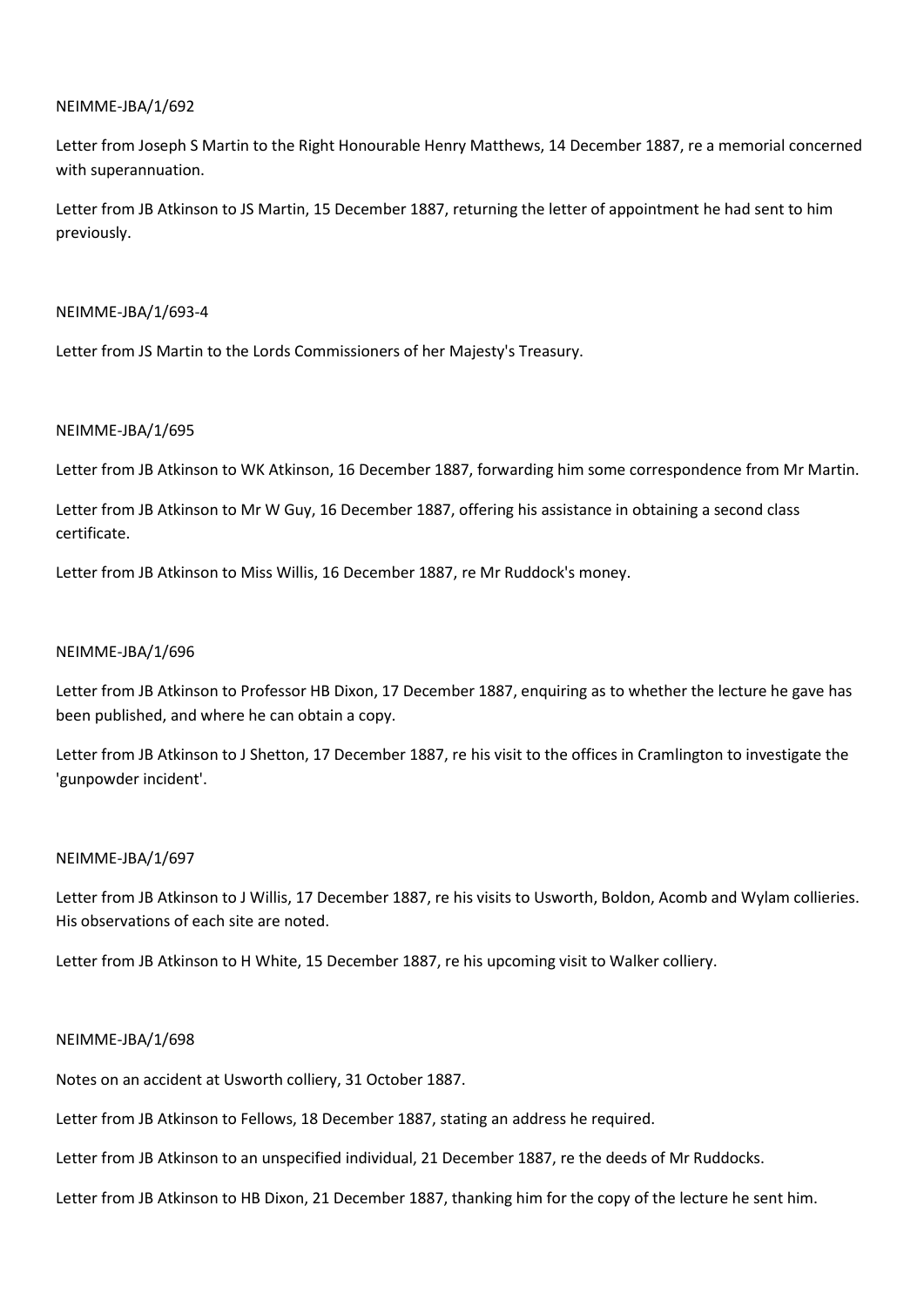NEIMME-JBA/1/692

Letter from Joseph S Martin to the Right Honourable Henry Matthews, 14 December 1887, re a memorial concerned with superannuation.

Letter from JB Atkinson to JS Martin, 15 December 1887, returning the letter of appointment he had sent to him previously.

NEIMME-JBA/1/693-4

Letter from JS Martin to the Lords Commissioners of her Majesty's Treasury.

NEIMME-JBA/1/695

Letter from JB Atkinson to WK Atkinson, 16 December 1887, forwarding him some correspondence from Mr Martin.

Letter from JB Atkinson to Mr W Guy, 16 December 1887, offering his assistance in obtaining a second class certificate.

Letter from JB Atkinson to Miss Willis, 16 December 1887, re Mr Ruddock's money.

NEIMME-JBA/1/696

Letter from JB Atkinson to Professor HB Dixon, 17 December 1887, enquiring as to whether the lecture he gave has been published, and where he can obtain a copy.

Letter from JB Atkinson to J Shetton, 17 December 1887, re his visit to the offices in Cramlington to investigate the 'gunpowder incident'.

NEIMME-JBA/1/697

Letter from JB Atkinson to J Willis, 17 December 1887, re his visits to Usworth, Boldon, Acomb and Wylam collieries. His observations of each site are noted.

Letter from JB Atkinson to H White, 15 December 1887, re his upcoming visit to Walker colliery.

NEIMME-JBA/1/698

Notes on an accident at Usworth colliery, 31 October 1887.

Letter from JB Atkinson to Fellows, 18 December 1887, stating an address he required.

Letter from JB Atkinson to an unspecified individual, 21 December 1887, re the deeds of Mr Ruddocks.

Letter from JB Atkinson to HB Dixon, 21 December 1887, thanking him for the copy of the lecture he sent him.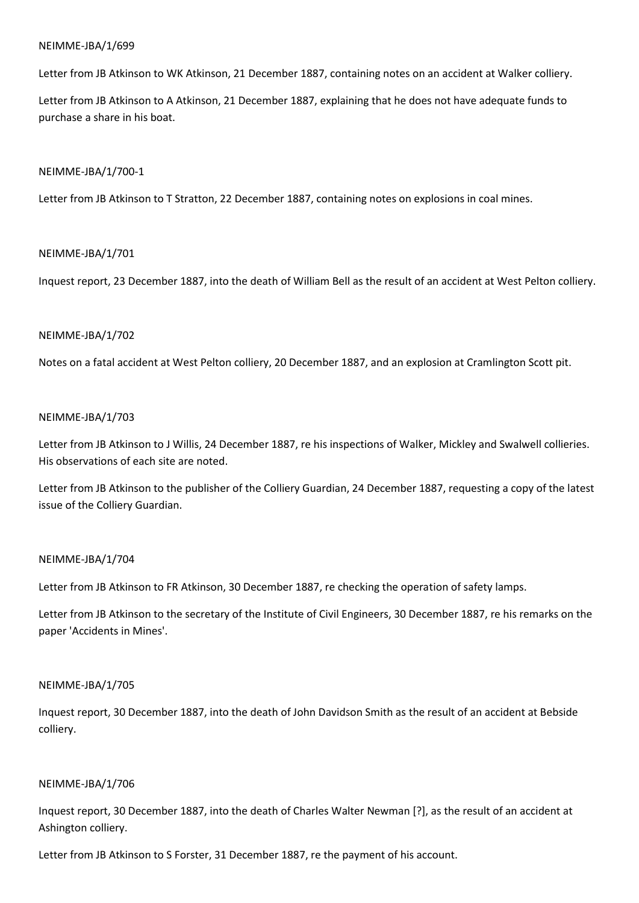NEIMME-JBA/1/699

Letter from JB Atkinson to WK Atkinson, 21 December 1887, containing notes on an accident at Walker colliery.

Letter from JB Atkinson to A Atkinson, 21 December 1887, explaining that he does not have adequate funds to purchase a share in his boat.

NEIMME-JBA/1/700-1

Letter from JB Atkinson to T Stratton, 22 December 1887, containing notes on explosions in coal mines.

NEIMME-JBA/1/701

Inquest report, 23 December 1887, into the death of William Bell as the result of an accident at West Pelton colliery.

NEIMME-JBA/1/702

Notes on a fatal accident at West Pelton colliery, 20 December 1887, and an explosion at Cramlington Scott pit.

NEIMME-JBA/1/703

Letter from JB Atkinson to J Willis, 24 December 1887, re his inspections of Walker, Mickley and Swalwell collieries. His observations of each site are noted.

Letter from JB Atkinson to the publisher of the Colliery Guardian, 24 December 1887, requesting a copy of the latest issue of the Colliery Guardian.

NEIMME-JBA/1/704

Letter from JB Atkinson to FR Atkinson, 30 December 1887, re checking the operation of safety lamps.

Letter from JB Atkinson to the secretary of the Institute of Civil Engineers, 30 December 1887, re his remarks on the paper 'Accidents in Mines'.

NEIMME-JBA/1/705

Inquest report, 30 December 1887, into the death of John Davidson Smith as the result of an accident at Bebside colliery.

NEIMME-JBA/1/706

Inquest report, 30 December 1887, into the death of Charles Walter Newman [?], as the result of an accident at Ashington colliery.

Letter from JB Atkinson to S Forster, 31 December 1887, re the payment of his account.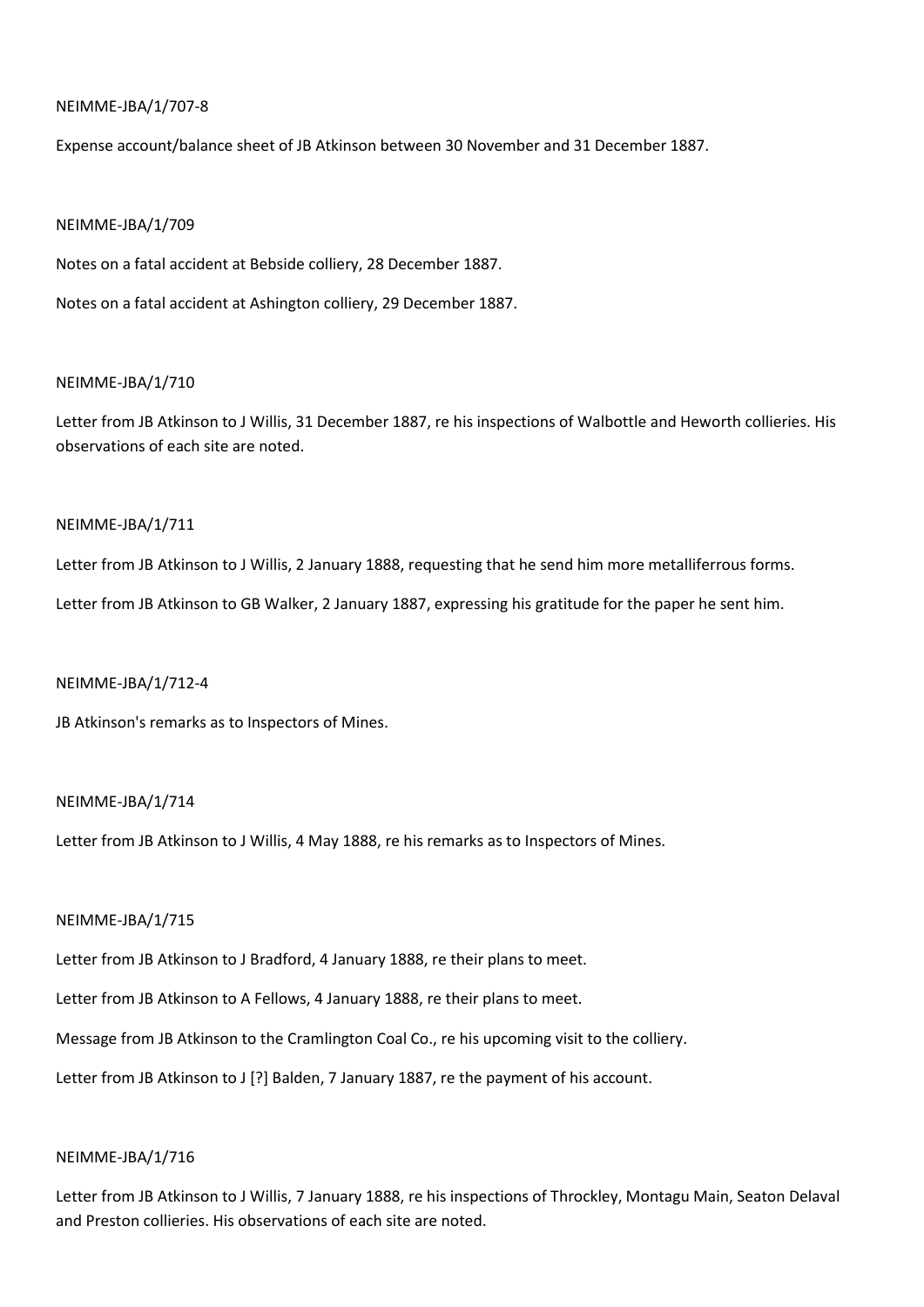NEIMME-JBA/1/707-8

Expense account/balance sheet of JB Atkinson between 30 November and 31 December 1887.

NEIMME-JBA/1/709

Notes on a fatal accident at Bebside colliery, 28 December 1887.

Notes on a fatal accident at Ashington colliery, 29 December 1887.

NEIMME-JBA/1/710

Letter from JB Atkinson to J Willis, 31 December 1887, re his inspections of Walbottle and Heworth collieries. His observations of each site are noted.

NEIMME-JBA/1/711

Letter from JB Atkinson to J Willis, 2 January 1888, requesting that he send him more metalliferrous forms.

Letter from JB Atkinson to GB Walker, 2 January 1887, expressing his gratitude for the paper he sent him.

NEIMME-JBA/1/712-4

JB Atkinson's remarks as to Inspectors of Mines.

NEIMME-JBA/1/714

Letter from JB Atkinson to J Willis, 4 May 1888, re his remarks as to Inspectors of Mines.

NEIMME-JBA/1/715

Letter from JB Atkinson to J Bradford, 4 January 1888, re their plans to meet.

Letter from JB Atkinson to A Fellows, 4 January 1888, re their plans to meet.

Message from JB Atkinson to the Cramlington Coal Co., re his upcoming visit to the colliery.

Letter from JB Atkinson to J [?] Balden, 7 January 1887, re the payment of his account.

NEIMME-JBA/1/716

Letter from JB Atkinson to J Willis, 7 January 1888, re his inspections of Throckley, Montagu Main, Seaton Delaval and Preston collieries. His observations of each site are noted.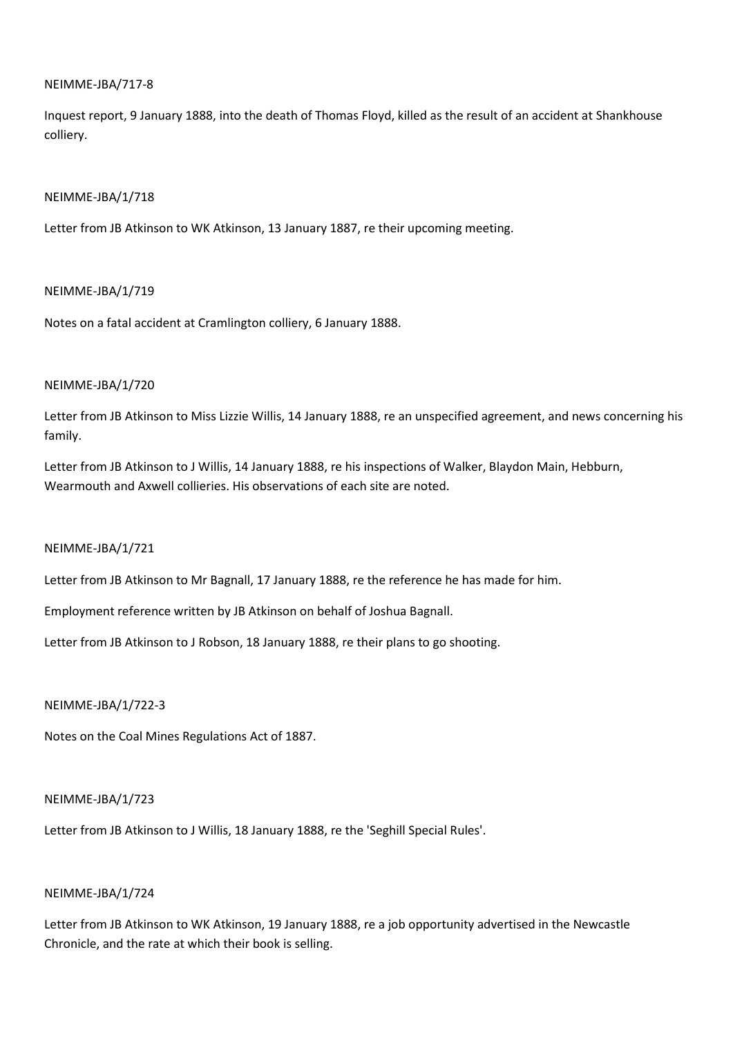NEIMME-JBA/717-8

Inquest report, 9 January 1888, into the death of Thomas Floyd, killed as the result of an accident at Shankhouse colliery.

NEIMME-JBA/1/718

Letter from JB Atkinson to WK Atkinson, 13 January 1887, re their upcoming meeting.

NEIMME-JBA/1/719

Notes on a fatal accident at Cramlington colliery, 6 January 1888.

NEIMME-JBA/1/720

Letter from JB Atkinson to Miss Lizzie Willis, 14 January 1888, re an unspecified agreement, and news concerning his family.

Letter from JB Atkinson to J Willis, 14 January 1888, re his inspections of Walker, Blaydon Main, Hebburn, Wearmouth and Axwell collieries. His observations of each site are noted.

NEIMME-JBA/1/721

Letter from JB Atkinson to Mr Bagnall, 17 January 1888, re the reference he has made for him.

Employment reference written by JB Atkinson on behalf of Joshua Bagnall.

Letter from JB Atkinson to J Robson, 18 January 1888, re their plans to go shooting.

NEIMME-JBA/1/722-3

Notes on the Coal Mines Regulations Act of 1887.

NEIMME-JBA/1/723

Letter from JB Atkinson to J Willis, 18 January 1888, re the 'Seghill Special Rules'.

NEIMME-JBA/1/724

Letter from JB Atkinson to WK Atkinson, 19 January 1888, re a job opportunity advertised in the Newcastle Chronicle, and the rate at which their book is selling.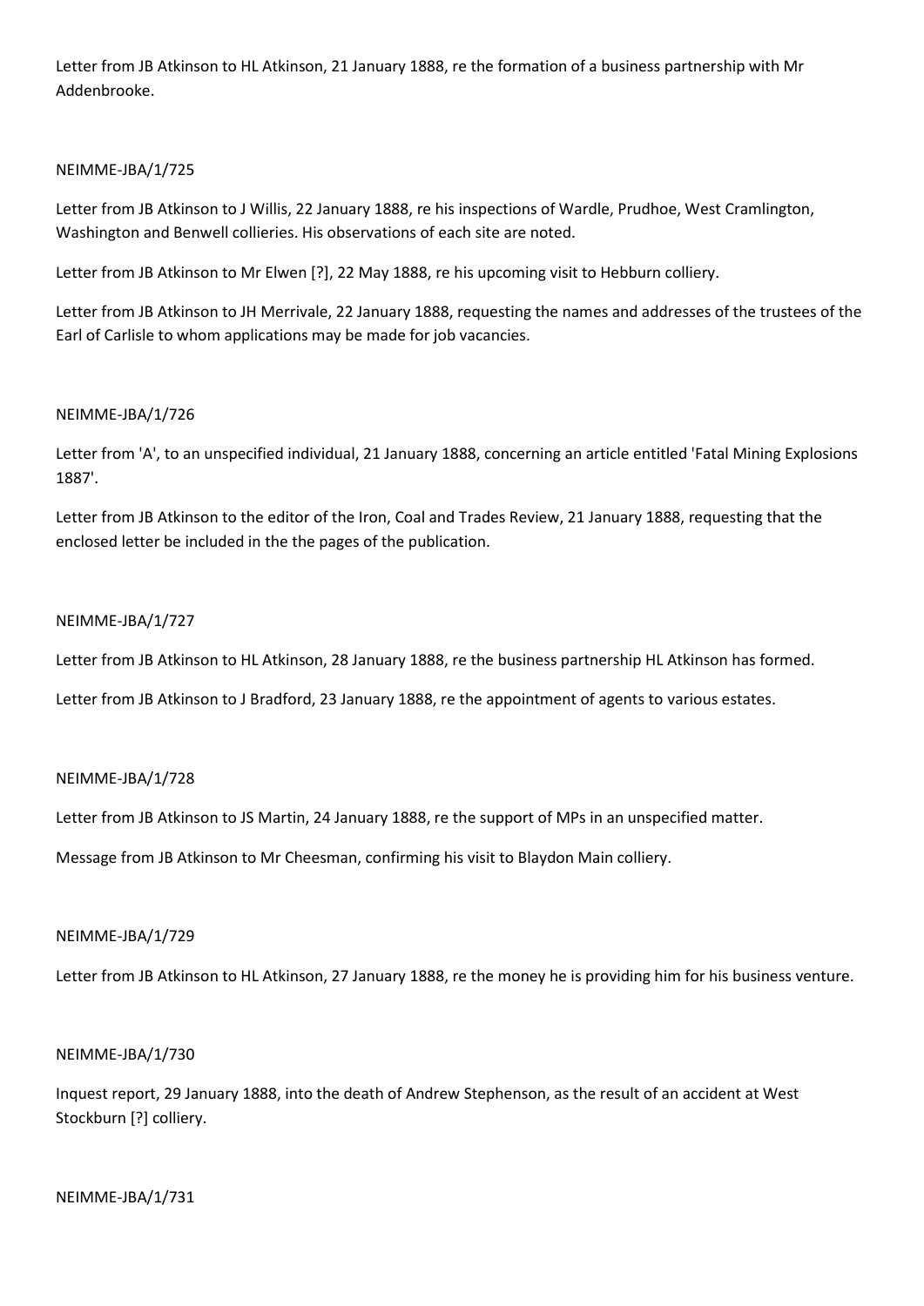Letter from JB Atkinson to HL Atkinson, 21 January 1888, re the formation of a business partnership with Mr Addenbrooke.

NEIMME-JBA/1/725

Letter from JB Atkinson to J Willis, 22 January 1888, re his inspections of Wardle, Prudhoe, West Cramlington, Washington and Benwell collieries. His observations of each site are noted.

Letter from JB Atkinson to Mr Elwen [?], 22 May 1888, re his upcoming visit to Hebburn colliery.

Letter from JB Atkinson to JH Merrivale, 22 January 1888, requesting the names and addresses of the trustees of the Earl of Carlisle to whom applications may be made for job vacancies.

NEIMME-JBA/1/726

Letter from 'A', to an unspecified individual, 21 January 1888, concerning an article entitled 'Fatal Mining Explosions 1887'.

Letter from JB Atkinson to the editor of the Iron, Coal and Trades Review, 21 January 1888, requesting that the enclosed letter be included in the the pages of the publication.

NEIMME-JBA/1/727

Letter from JB Atkinson to HL Atkinson, 28 January 1888, re the business partnership HL Atkinson has formed.

Letter from JB Atkinson to J Bradford, 23 January 1888, re the appointment of agents to various estates.

NEIMME-JBA/1/728

Letter from JB Atkinson to JS Martin, 24 January 1888, re the support of MPs in an unspecified matter.

Message from JB Atkinson to Mr Cheesman, confirming his visit to Blaydon Main colliery.

NEIMME-JBA/1/729

Letter from JB Atkinson to HL Atkinson, 27 January 1888, re the money he is providing him for his business venture.

NEIMME-JBA/1/730

Inquest report, 29 January 1888, into the death of Andrew Stephenson, as the result of an accident at West Stockburn [?] colliery.

NEIMME-JBA/1/731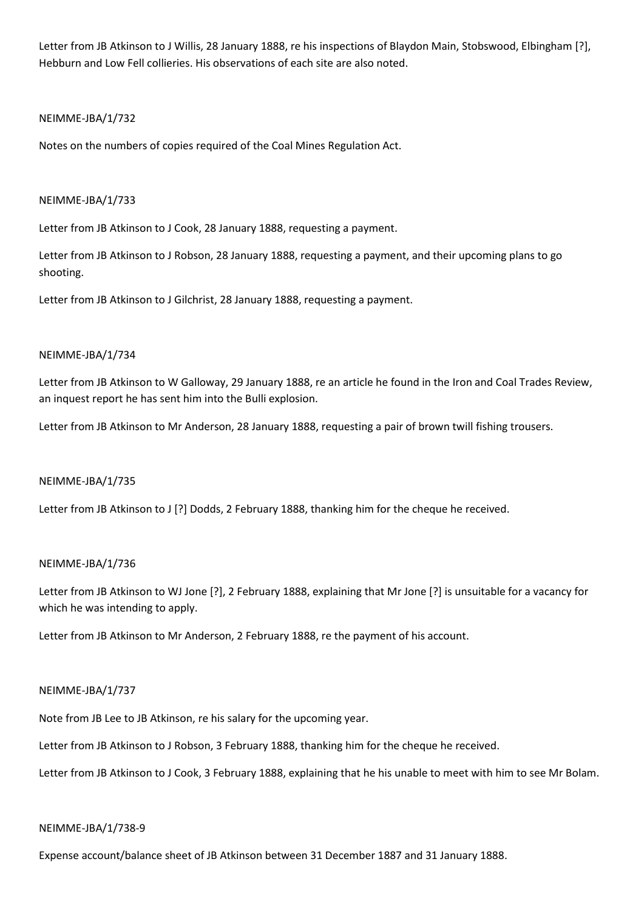Letter from JB Atkinson to J Willis, 28 January 1888, re his inspections of Blaydon Main, Stobswood, Elbingham [?], Hebburn and Low Fell collieries. His observations of each site are also noted.

NEIMME-JBA/1/732

Notes on the numbers of copies required of the Coal Mines Regulation Act.

NEIMME-JBA/1/733

Letter from JB Atkinson to J Cook, 28 January 1888, requesting a payment.

Letter from JB Atkinson to J Robson, 28 January 1888, requesting a payment, and their upcoming plans to go shooting.

Letter from JB Atkinson to J Gilchrist, 28 January 1888, requesting a payment.

NEIMME-JBA/1/734

Letter from JB Atkinson to W Galloway, 29 January 1888, re an article he found in the Iron and Coal Trades Review, an inquest report he has sent him into the Bulli explosion.

Letter from JB Atkinson to Mr Anderson, 28 January 1888, requesting a pair of brown twill fishing trousers.

NEIMME-JBA/1/735

Letter from JB Atkinson to J [?] Dodds, 2 February 1888, thanking him for the cheque he received.

NEIMME-JBA/1/736

Letter from JB Atkinson to WJ Jone [?], 2 February 1888, explaining that Mr Jone [?] is unsuitable for a vacancy for which he was intending to apply.

Letter from JB Atkinson to Mr Anderson, 2 February 1888, re the payment of his account.

NEIMME-JBA/1/737

Note from JB Lee to JB Atkinson, re his salary for the upcoming year.

Letter from JB Atkinson to J Robson, 3 February 1888, thanking him for the cheque he received.

Letter from JB Atkinson to J Cook, 3 February 1888, explaining that he his unable to meet with him to see Mr Bolam.

NEIMME-JBA/1/738-9

Expense account/balance sheet of JB Atkinson between 31 December 1887 and 31 January 1888.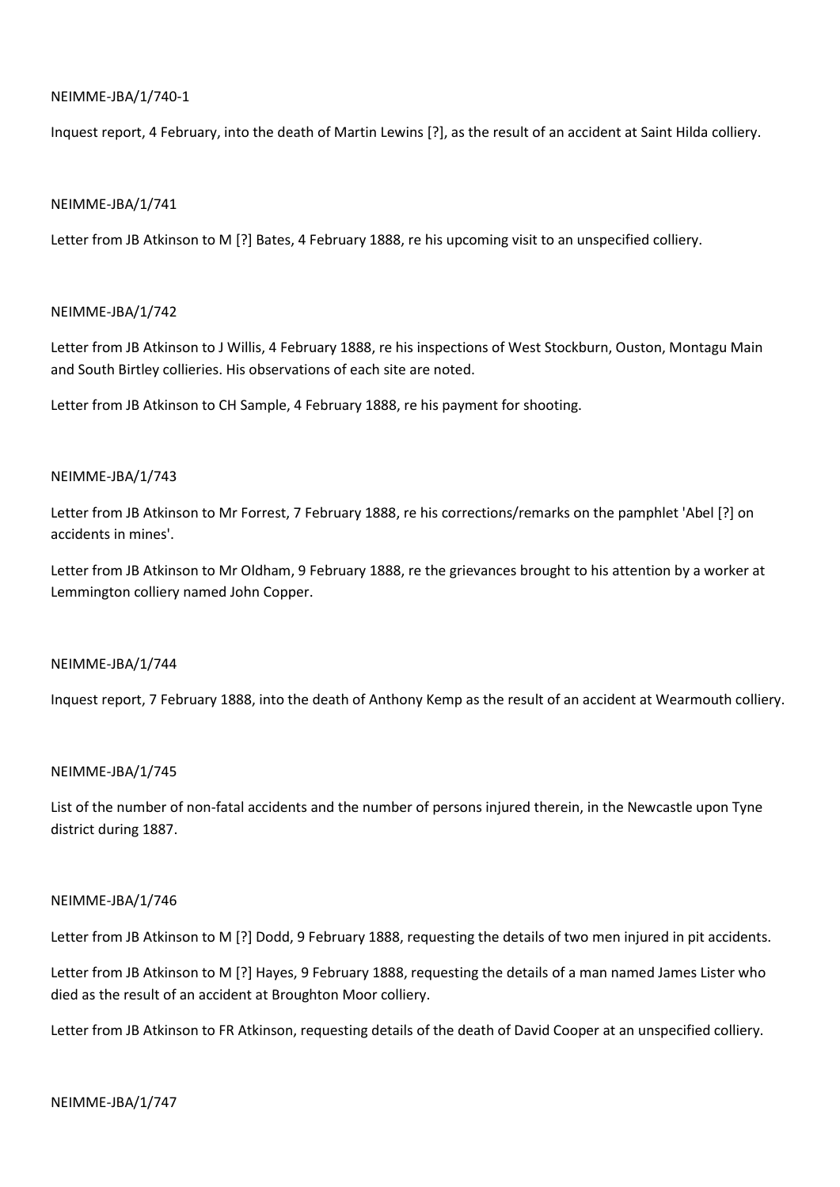NEIMME-JBA/1/740-1

Inquest report, 4 February, into the death of Martin Lewins [?], as the result of an accident at Saint Hilda colliery.

NEIMME-JBA/1/741

Letter from JB Atkinson to M [?] Bates, 4 February 1888, re his upcoming visit to an unspecified colliery.

NEIMME-JBA/1/742

Letter from JB Atkinson to J Willis, 4 February 1888, re his inspections of West Stockburn, Ouston, Montagu Main and South Birtley collieries. His observations of each site are noted.

Letter from JB Atkinson to CH Sample, 4 February 1888, re his payment for shooting.

NEIMME-JBA/1/743

Letter from JB Atkinson to Mr Forrest, 7 February 1888, re his corrections/remarks on the pamphlet 'Abel [?] on accidents in mines'.

Letter from JB Atkinson to Mr Oldham, 9 February 1888, re the grievances brought to his attention by a worker at Lemmington colliery named John Copper.

NEIMME-JBA/1/744

Inquest report, 7 February 1888, into the death of Anthony Kemp as the result of an accident at Wearmouth colliery.

NEIMME-JBA/1/745

List of the number of non-fatal accidents and the number of persons injured therein, in the Newcastle upon Tyne district during 1887.

NEIMME-JBA/1/746

Letter from JB Atkinson to M [?] Dodd, 9 February 1888, requesting the details of two men injured in pit accidents.

Letter from JB Atkinson to M [?] Hayes, 9 February 1888, requesting the details of a man named James Lister who died as the result of an accident at Broughton Moor colliery.

Letter from JB Atkinson to FR Atkinson, requesting details of the death of David Cooper at an unspecified colliery.

NEIMME-JBA/1/747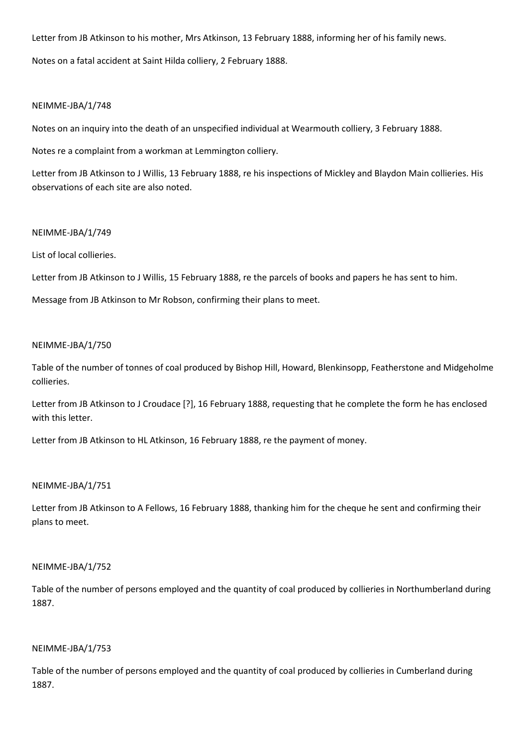Letter from JB Atkinson to his mother, Mrs Atkinson, 13 February 1888, informing her of his family news.

Notes on a fatal accident at Saint Hilda colliery, 2 February 1888.

NEIMME-JBA/1/748

Notes on an inquiry into the death of an unspecified individual at Wearmouth colliery, 3 February 1888.

Notes re a complaint from a workman at Lemmington colliery.

Letter from JB Atkinson to J Willis, 13 February 1888, re his inspections of Mickley and Blaydon Main collieries. His observations of each site are also noted.

NEIMME-JBA/1/749

List of local collieries.

Letter from JB Atkinson to J Willis, 15 February 1888, re the parcels of books and papers he has sent to him.

Message from JB Atkinson to Mr Robson, confirming their plans to meet.

NEIMME-JBA/1/750

Table of the number of tonnes of coal produced by Bishop Hill, Howard, Blenkinsopp, Featherstone and Midgeholme collieries.

Letter from JB Atkinson to J Croudace [?], 16 February 1888, requesting that he complete the form he has enclosed with this letter.

Letter from JB Atkinson to HL Atkinson, 16 February 1888, re the payment of money.

NEIMME-JBA/1/751

Letter from JB Atkinson to A Fellows, 16 February 1888, thanking him for the cheque he sent and confirming their plans to meet.

NEIMME-JBA/1/752

Table of the number of persons employed and the quantity of coal produced by collieries in Northumberland during 1887.

NEIMME-JBA/1/753

Table of the number of persons employed and the quantity of coal produced by collieries in Cumberland during 1887.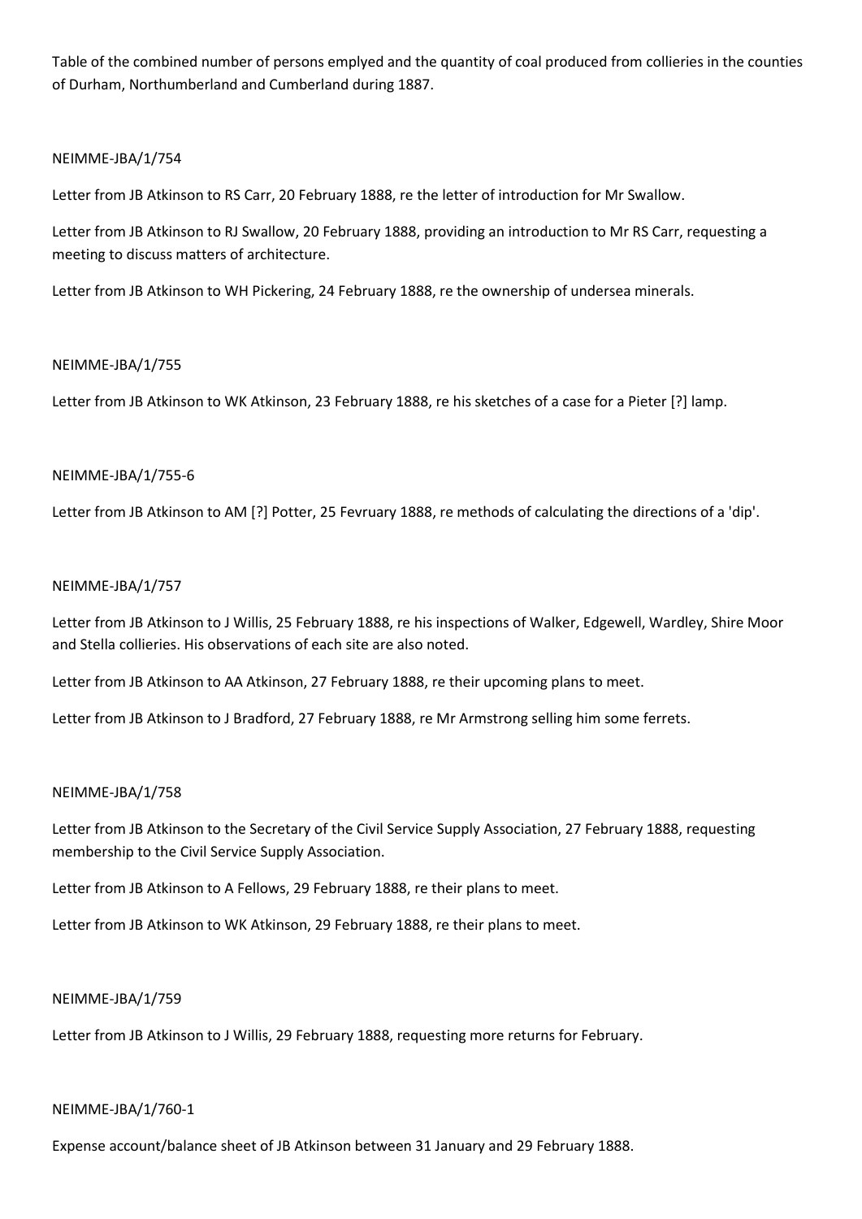Table of the combined number of persons emplyed and the quantity of coal produced from collieries in the counties of Durham, Northumberland and Cumberland during 1887.

NEIMME-JBA/1/754

Letter from JB Atkinson to RS Carr, 20 February 1888, re the letter of introduction for Mr Swallow.

Letter from JB Atkinson to RJ Swallow, 20 February 1888, providing an introduction to Mr RS Carr, requesting a meeting to discuss matters of architecture.

Letter from JB Atkinson to WH Pickering, 24 February 1888, re the ownership of undersea minerals.

NEIMME-JBA/1/755

Letter from JB Atkinson to WK Atkinson, 23 February 1888, re his sketches of a case for a Pieter [?] lamp.

NEIMME-JBA/1/755-6

Letter from JB Atkinson to AM [?] Potter, 25 Fevruary 1888, re methods of calculating the directions of a 'dip'.

NEIMME-JBA/1/757

Letter from JB Atkinson to J Willis, 25 February 1888, re his inspections of Walker, Edgewell, Wardley, Shire Moor and Stella collieries. His observations of each site are also noted.

Letter from JB Atkinson to AA Atkinson, 27 February 1888, re their upcoming plans to meet.

Letter from JB Atkinson to J Bradford, 27 February 1888, re Mr Armstrong selling him some ferrets.

NEIMME-JBA/1/758

Letter from JB Atkinson to the Secretary of the Civil Service Supply Association, 27 February 1888, requesting membership to the Civil Service Supply Association.

Letter from JB Atkinson to A Fellows, 29 February 1888, re their plans to meet.

Letter from JB Atkinson to WK Atkinson, 29 February 1888, re their plans to meet.

NEIMME-JBA/1/759

Letter from JB Atkinson to J Willis, 29 February 1888, requesting more returns for February.

NEIMME-JBA/1/760-1

Expense account/balance sheet of JB Atkinson between 31 January and 29 February 1888.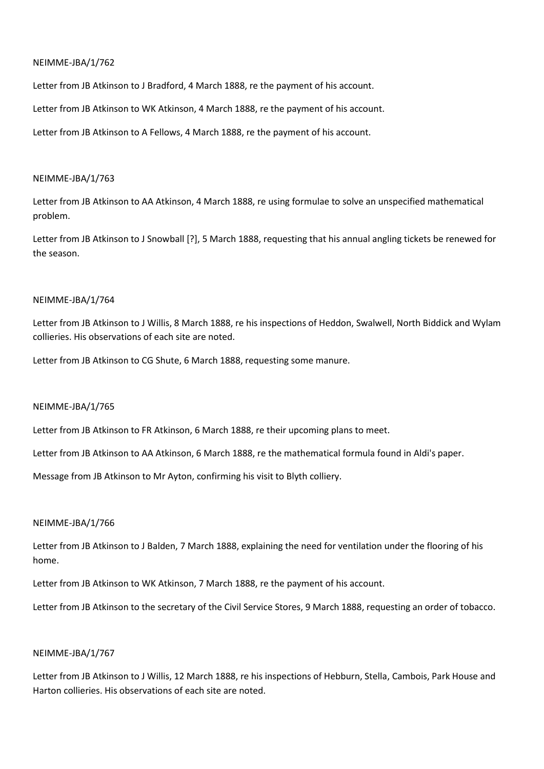NEIMME-JBA/1/762

Letter from JB Atkinson to J Bradford, 4 March 1888, re the payment of his account.

Letter from JB Atkinson to WK Atkinson, 4 March 1888, re the payment of his account.

Letter from JB Atkinson to A Fellows, 4 March 1888, re the payment of his account.

NEIMME-JBA/1/763

Letter from JB Atkinson to AA Atkinson, 4 March 1888, re using formulae to solve an unspecified mathematical problem.

Letter from JB Atkinson to J Snowball [?], 5 March 1888, requesting that his annual angling tickets be renewed for the season.

NEIMME-JBA/1/764

Letter from JB Atkinson to J Willis, 8 March 1888, re his inspections of Heddon, Swalwell, North Biddick and Wylam collieries. His observations of each site are noted.

Letter from JB Atkinson to CG Shute, 6 March 1888, requesting some manure.

NEIMME-JBA/1/765

Letter from JB Atkinson to FR Atkinson, 6 March 1888, re their upcoming plans to meet.

Letter from JB Atkinson to AA Atkinson, 6 March 1888, re the mathematical formula found in Aldi's paper.

Message from JB Atkinson to Mr Ayton, confirming his visit to Blyth colliery.

NEIMME-JBA/1/766

Letter from JB Atkinson to J Balden, 7 March 1888, explaining the need for ventilation under the flooring of his home.

Letter from JB Atkinson to WK Atkinson, 7 March 1888, re the payment of his account.

Letter from JB Atkinson to the secretary of the Civil Service Stores, 9 March 1888, requesting an order of tobacco.

NEIMME-JBA/1/767

Letter from JB Atkinson to J Willis, 12 March 1888, re his inspections of Hebburn, Stella, Cambois, Park House and Harton collieries. His observations of each site are noted.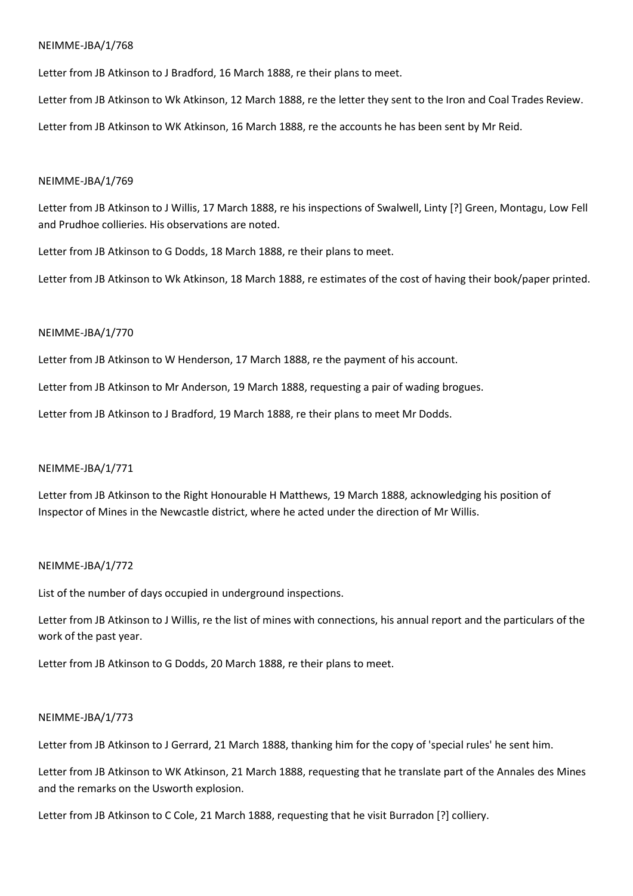NEIMME-JBA/1/768

Letter from JB Atkinson to J Bradford, 16 March 1888, re their plans to meet.

Letter from JB Atkinson to Wk Atkinson, 12 March 1888, re the letter they sent to the Iron and Coal Trades Review.

Letter from JB Atkinson to WK Atkinson, 16 March 1888, re the accounts he has been sent by Mr Reid.

NEIMME-JBA/1/769

Letter from JB Atkinson to J Willis, 17 March 1888, re his inspections of Swalwell, Linty [?] Green, Montagu, Low Fell and Prudhoe collieries. His observations are noted.

Letter from JB Atkinson to G Dodds, 18 March 1888, re their plans to meet.

Letter from JB Atkinson to Wk Atkinson, 18 March 1888, re estimates of the cost of having their book/paper printed.

NEIMME-JBA/1/770

Letter from JB Atkinson to W Henderson, 17 March 1888, re the payment of his account.

Letter from JB Atkinson to Mr Anderson, 19 March 1888, requesting a pair of wading brogues.

Letter from JB Atkinson to J Bradford, 19 March 1888, re their plans to meet Mr Dodds.

NEIMME-JBA/1/771

Letter from JB Atkinson to the Right Honourable H Matthews, 19 March 1888, acknowledging his position of Inspector of Mines in the Newcastle district, where he acted under the direction of Mr Willis.

NEIMME-JBA/1/772

List of the number of days occupied in underground inspections.

Letter from JB Atkinson to J Willis, re the list of mines with connections, his annual report and the particulars of the work of the past year.

Letter from JB Atkinson to G Dodds, 20 March 1888, re their plans to meet.

NEIMME-JBA/1/773

Letter from JB Atkinson to J Gerrard, 21 March 1888, thanking him for the copy of 'special rules' he sent him.

Letter from JB Atkinson to WK Atkinson, 21 March 1888, requesting that he translate part of the Annales des Mines and the remarks on the Usworth explosion.

Letter from JB Atkinson to C Cole, 21 March 1888, requesting that he visit Burradon [?] colliery.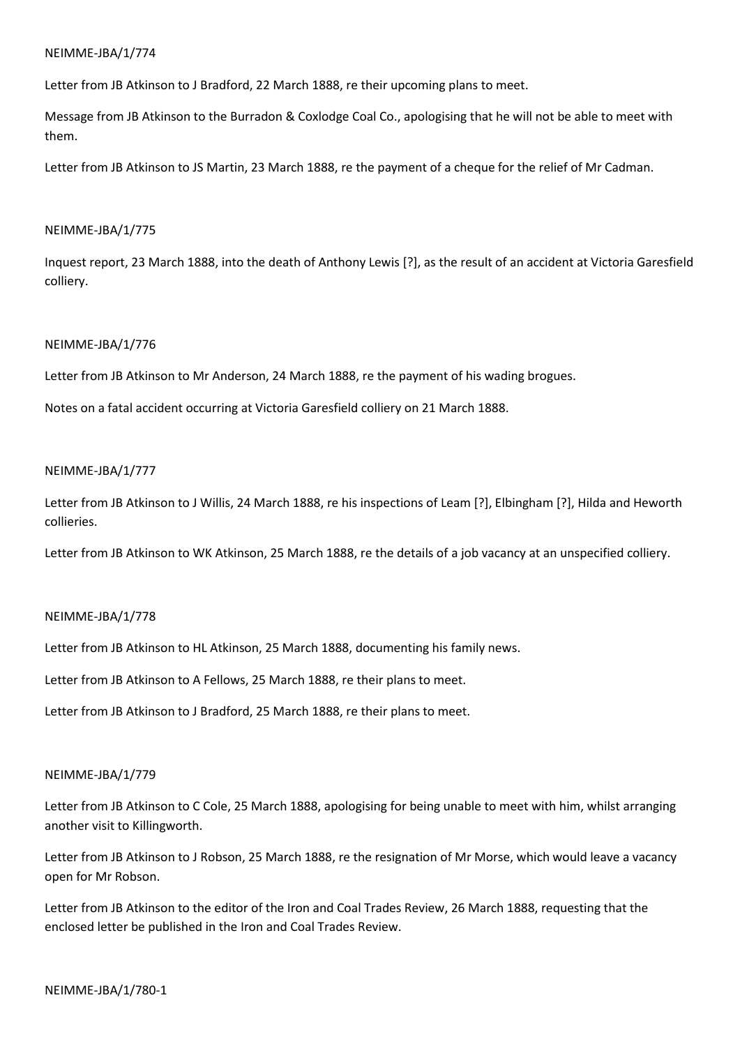NEIMME-JBA/1/774

Letter from JB Atkinson to J Bradford, 22 March 1888, re their upcoming plans to meet.

Message from JB Atkinson to the Burradon & Coxlodge Coal Co., apologising that he will not be able to meet with them.

Letter from JB Atkinson to JS Martin, 23 March 1888, re the payment of a cheque for the relief of Mr Cadman.

NEIMME-JBA/1/775

Inquest report, 23 March 1888, into the death of Anthony Lewis [?], as the result of an accident at Victoria Garesfield colliery.

NEIMME-JBA/1/776

Letter from JB Atkinson to Mr Anderson, 24 March 1888, re the payment of his wading brogues.

Notes on a fatal accident occurring at Victoria Garesfield colliery on 21 March 1888.

NEIMME-JBA/1/777

Letter from JB Atkinson to J Willis, 24 March 1888, re his inspections of Leam [?], Elbingham [?], Hilda and Heworth collieries.

Letter from JB Atkinson to WK Atkinson, 25 March 1888, re the details of a job vacancy at an unspecified colliery.

NEIMME-JBA/1/778

Letter from JB Atkinson to HL Atkinson, 25 March 1888, documenting his family news.

Letter from JB Atkinson to A Fellows, 25 March 1888, re their plans to meet.

Letter from JB Atkinson to J Bradford, 25 March 1888, re their plans to meet.

NEIMME-JBA/1/779

Letter from JB Atkinson to C Cole, 25 March 1888, apologising for being unable to meet with him, whilst arranging another visit to Killingworth.

Letter from JB Atkinson to J Robson, 25 March 1888, re the resignation of Mr Morse, which would leave a vacancy open for Mr Robson.

Letter from JB Atkinson to the editor of the Iron and Coal Trades Review, 26 March 1888, requesting that the enclosed letter be published in the Iron and Coal Trades Review.

NEIMME-JBA/1/780-1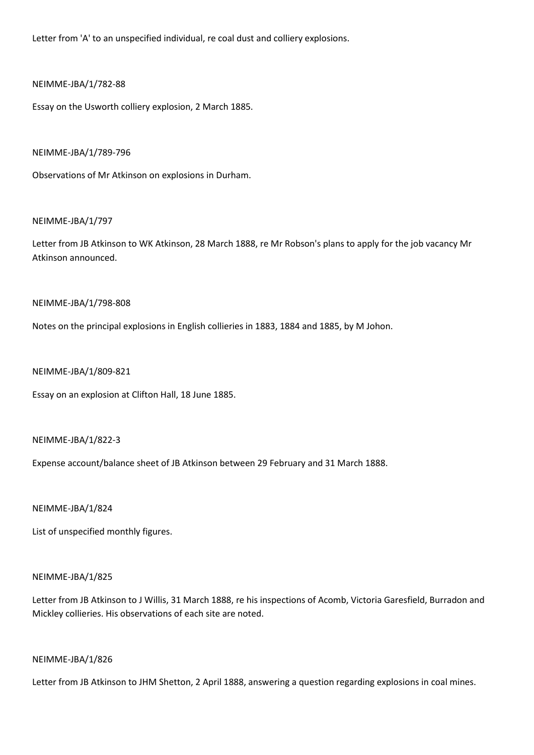Letter from 'A' to an unspecified individual, re coal dust and colliery explosions.

NEIMME-JBA/1/782-88

Essay on the Usworth colliery explosion, 2 March 1885.

NEIMME-JBA/1/789-796

Observations of Mr Atkinson on explosions in Durham.

NEIMME-JBA/1/797

Letter from JB Atkinson to WK Atkinson, 28 March 1888, re Mr Robson's plans to apply for the job vacancy Mr Atkinson announced.

NEIMME-JBA/1/798-808

Notes on the principal explosions in English collieries in 1883, 1884 and 1885, by M Johon.

NEIMME-JBA/1/809-821

Essay on an explosion at Clifton Hall, 18 June 1885.

NEIMME-JBA/1/822-3

Expense account/balance sheet of JB Atkinson between 29 February and 31 March 1888.

NEIMME-JBA/1/824

List of unspecified monthly figures.

NEIMME-JBA/1/825

Letter from JB Atkinson to J Willis, 31 March 1888, re his inspections of Acomb, Victoria Garesfield, Burradon and Mickley collieries. His observations of each site are noted.

NEIMME-JBA/1/826

Letter from JB Atkinson to JHM Shetton, 2 April 1888, answering a question regarding explosions in coal mines.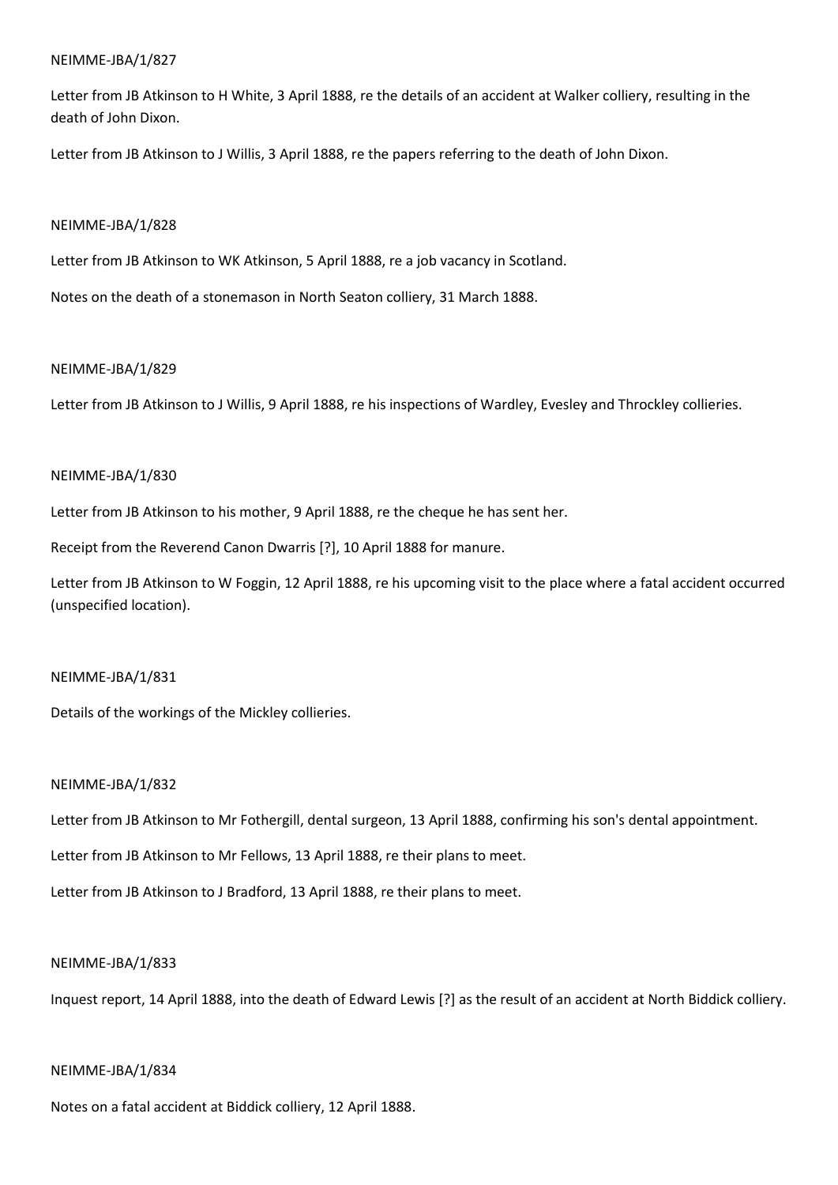NEIMME-JBA/1/827

Letter from JB Atkinson to H White, 3 April 1888, re the details of an accident at Walker colliery, resulting in the death of John Dixon.

Letter from JB Atkinson to J Willis, 3 April 1888, re the papers referring to the death of John Dixon.

NEIMME-JBA/1/828

Letter from JB Atkinson to WK Atkinson, 5 April 1888, re a job vacancy in Scotland.

Notes on the death of a stonemason in North Seaton colliery, 31 March 1888.

NEIMME-JBA/1/829

Letter from JB Atkinson to J Willis, 9 April 1888, re his inspections of Wardley, Evesley and Throckley collieries.

NEIMME-JBA/1/830

Letter from JB Atkinson to his mother, 9 April 1888, re the cheque he has sent her.

Receipt from the Reverend Canon Dwarris [?], 10 April 1888 for manure.

Letter from JB Atkinson to W Foggin, 12 April 1888, re his upcoming visit to the place where a fatal accident occurred (unspecified location).

NEIMME-JBA/1/831

Details of the workings of the Mickley collieries.

NEIMME-JBA/1/832

Letter from JB Atkinson to Mr Fothergill, dental surgeon, 13 April 1888, confirming his son's dental appointment.

Letter from JB Atkinson to Mr Fellows, 13 April 1888, re their plans to meet.

Letter from JB Atkinson to J Bradford, 13 April 1888, re their plans to meet.

NEIMME-JBA/1/833

Inquest report, 14 April 1888, into the death of Edward Lewis [?] as the result of an accident at North Biddick colliery.

NEIMME-JBA/1/834

Notes on a fatal accident at Biddick colliery, 12 April 1888.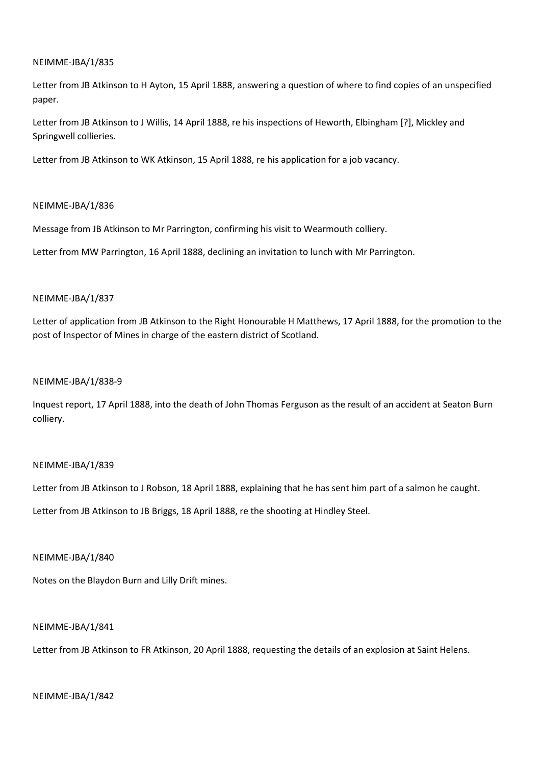NEIMME-JBA/1/835

Letter from JB Atkinson to H Ayton, 15 April 1888, answering a question of where to find copies of an unspecified paper.

Letter from JB Atkinson to J Willis, 14 April 1888, re his inspections of Heworth, Elbingham [?], Mickley and Springwell collieries.

Letter from JB Atkinson to WK Atkinson, 15 April 1888, re his application for a job vacancy.

NEIMME-JBA/1/836

Message from JB Atkinson to Mr Parrington, confirming his visit to Wearmouth colliery.

Letter from MW Parrington, 16 April 1888, declining an invitation to lunch with Mr Parrington.

NEIMME-JBA/1/837

Letter of application from JB Atkinson to the Right Honourable H Matthews, 17 April 1888, for the promotion to the post of Inspector of Mines in charge of the eastern district of Scotland.

NEIMME-JBA/1/838-9

Inquest report, 17 April 1888, into the death of John Thomas Ferguson as the result of an accident at Seaton Burn colliery.

NEIMME-JBA/1/839

Letter from JB Atkinson to J Robson, 18 April 1888, explaining that he has sent him part of a salmon he caught.

Letter from JB Atkinson to JB Briggs, 18 April 1888, re the shooting at Hindley Steel.

NEIMME-JBA/1/840

Notes on the Blaydon Burn and Lilly Drift mines.

NEIMME-JBA/1/841

Letter from JB Atkinson to FR Atkinson, 20 April 1888, requesting the details of an explosion at Saint Helens.

NEIMME-JBA/1/842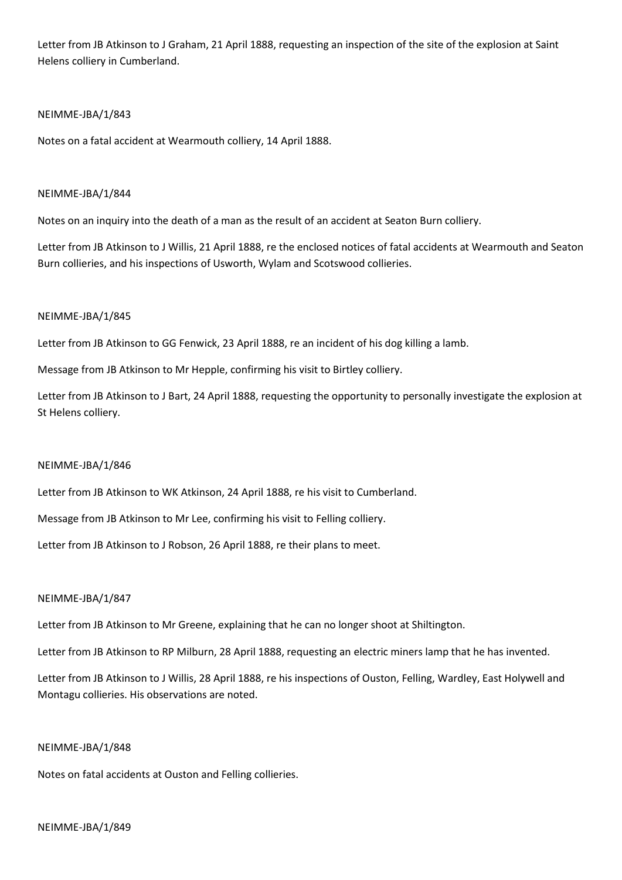Letter from JB Atkinson to J Graham, 21 April 1888, requesting an inspection of the site of the explosion at Saint Helens colliery in Cumberland.

NEIMME-JBA/1/843

Notes on a fatal accident at Wearmouth colliery, 14 April 1888.

NEIMME-JBA/1/844

Notes on an inquiry into the death of a man as the result of an accident at Seaton Burn colliery.

Letter from JB Atkinson to J Willis, 21 April 1888, re the enclosed notices of fatal accidents at Wearmouth and Seaton Burn collieries, and his inspections of Usworth, Wylam and Scotswood collieries.

NEIMME-JBA/1/845

Letter from JB Atkinson to GG Fenwick, 23 April 1888, re an incident of his dog killing a lamb.

Message from JB Atkinson to Mr Hepple, confirming his visit to Birtley colliery.

Letter from JB Atkinson to J Bart, 24 April 1888, requesting the opportunity to personally investigate the explosion at St Helens colliery.

NEIMME-JBA/1/846

Letter from JB Atkinson to WK Atkinson, 24 April 1888, re his visit to Cumberland.

Message from JB Atkinson to Mr Lee, confirming his visit to Felling colliery.

Letter from JB Atkinson to J Robson, 26 April 1888, re their plans to meet.

NEIMME-JBA/1/847

Letter from JB Atkinson to Mr Greene, explaining that he can no longer shoot at Shiltington.

Letter from JB Atkinson to RP Milburn, 28 April 1888, requesting an electric miners lamp that he has invented.

Letter from JB Atkinson to J Willis, 28 April 1888, re his inspections of Ouston, Felling, Wardley, East Holywell and Montagu collieries. His observations are noted.

NEIMME-JBA/1/848

Notes on fatal accidents at Ouston and Felling collieries.

NEIMME-JBA/1/849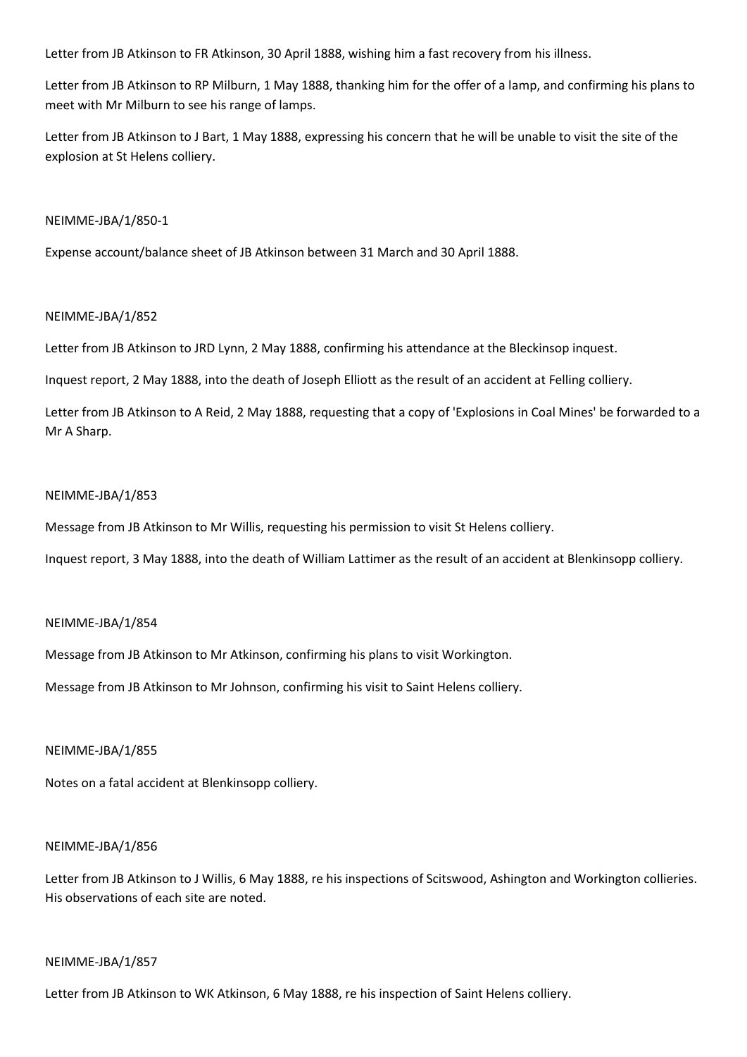Letter from JB Atkinson to FR Atkinson, 30 April 1888, wishing him a fast recovery from his illness.

Letter from JB Atkinson to RP Milburn, 1 May 1888, thanking him for the offer of a lamp, and confirming his plans to meet with Mr Milburn to see his range of lamps.

Letter from JB Atkinson to J Bart, 1 May 1888, expressing his concern that he will be unable to visit the site of the explosion at St Helens colliery.

NEIMME-JBA/1/850-1

Expense account/balance sheet of JB Atkinson between 31 March and 30 April 1888.

NEIMME-JBA/1/852

Letter from JB Atkinson to JRD Lynn, 2 May 1888, confirming his attendance at the Bleckinsop inquest.

Inquest report, 2 May 1888, into the death of Joseph Elliott as the result of an accident at Felling colliery.

Letter from JB Atkinson to A Reid, 2 May 1888, requesting that a copy of 'Explosions in Coal Mines' be forwarded to a Mr A Sharp.

NEIMME-JBA/1/853

Message from JB Atkinson to Mr Willis, requesting his permission to visit St Helens colliery.

Inquest report, 3 May 1888, into the death of William Lattimer as the result of an accident at Blenkinsopp colliery.

NEIMME-JBA/1/854

Message from JB Atkinson to Mr Atkinson, confirming his plans to visit Workington.

Message from JB Atkinson to Mr Johnson, confirming his visit to Saint Helens colliery.

NEIMME-JBA/1/855

Notes on a fatal accident at Blenkinsopp colliery.

NEIMME-JBA/1/856

Letter from JB Atkinson to J Willis, 6 May 1888, re his inspections of Scitswood, Ashington and Workington collieries. His observations of each site are noted.

NEIMME-JBA/1/857

Letter from JB Atkinson to WK Atkinson, 6 May 1888, re his inspection of Saint Helens colliery.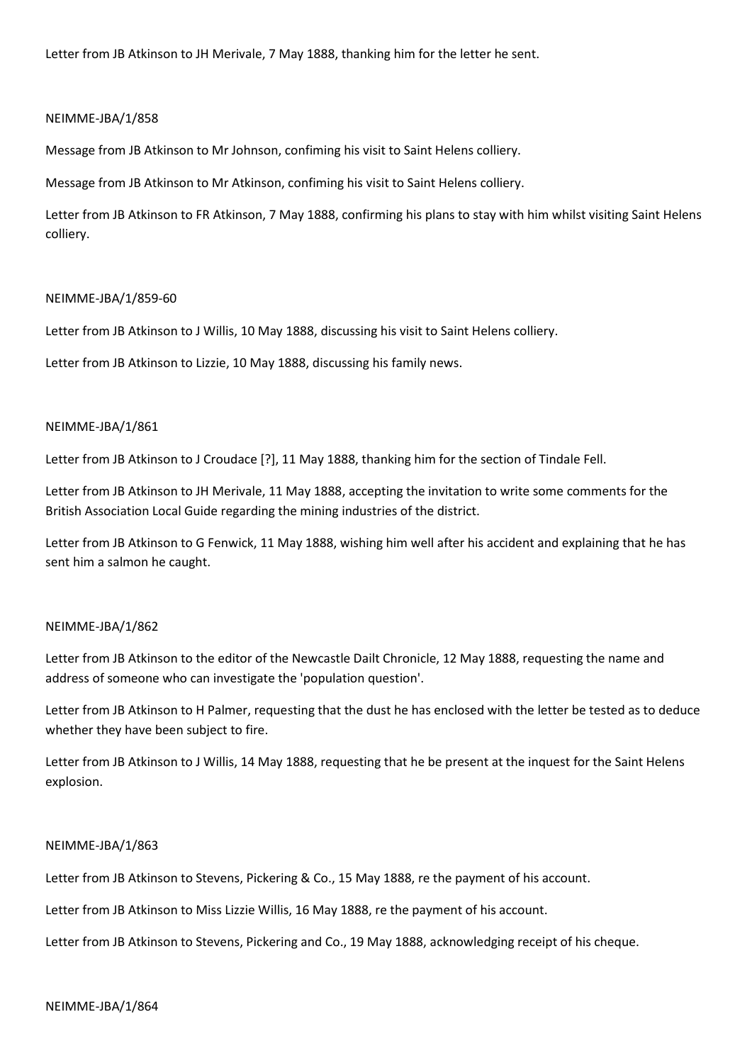Letter from JB Atkinson to JH Merivale, 7 May 1888, thanking him for the letter he sent.

NEIMME-JBA/1/858

Message from JB Atkinson to Mr Johnson, confiming his visit to Saint Helens colliery.

Message from JB Atkinson to Mr Atkinson, confiming his visit to Saint Helens colliery.

Letter from JB Atkinson to FR Atkinson, 7 May 1888, confirming his plans to stay with him whilst visiting Saint Helens colliery.

NEIMME-JBA/1/859-60

Letter from JB Atkinson to J Willis, 10 May 1888, discussing his visit to Saint Helens colliery.

Letter from JB Atkinson to Lizzie, 10 May 1888, discussing his family news.

NEIMME-JBA/1/861

Letter from JB Atkinson to J Croudace [?], 11 May 1888, thanking him for the section of Tindale Fell.

Letter from JB Atkinson to JH Merivale, 11 May 1888, accepting the invitation to write some comments for the British Association Local Guide regarding the mining industries of the district.

Letter from JB Atkinson to G Fenwick, 11 May 1888, wishing him well after his accident and explaining that he has sent him a salmon he caught.

NEIMME-JBA/1/862

Letter from JB Atkinson to the editor of the Newcastle Dailt Chronicle, 12 May 1888, requesting the name and address of someone who can investigate the 'population question'.

Letter from JB Atkinson to H Palmer, requesting that the dust he has enclosed with the letter be tested as to deduce whether they have been subject to fire.

Letter from JB Atkinson to J Willis, 14 May 1888, requesting that he be present at the inquest for the Saint Helens explosion.

NEIMME-JBA/1/863

Letter from JB Atkinson to Stevens, Pickering & Co., 15 May 1888, re the payment of his account.

Letter from JB Atkinson to Miss Lizzie Willis, 16 May 1888, re the payment of his account.

Letter from JB Atkinson to Stevens, Pickering and Co., 19 May 1888, acknowledging receipt of his cheque.

NEIMME-JBA/1/864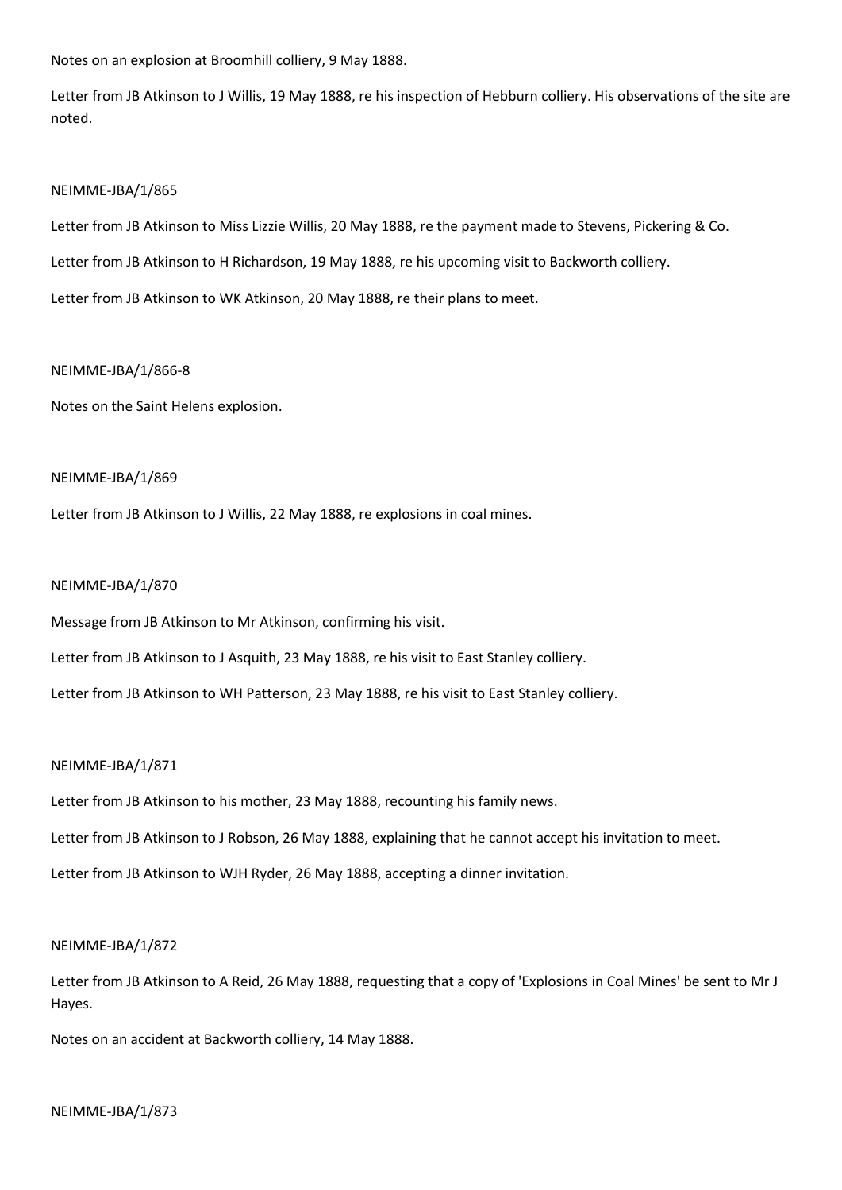Notes on an explosion at Broomhill colliery, 9 May 1888.

Letter from JB Atkinson to J Willis, 19 May 1888, re his inspection of Hebburn colliery. His observations of the site are noted.

NEIMME-JBA/1/865

Letter from JB Atkinson to Miss Lizzie Willis, 20 May 1888, re the payment made to Stevens, Pickering & Co.

Letter from JB Atkinson to H Richardson, 19 May 1888, re his upcoming visit to Backworth colliery.

Letter from JB Atkinson to WK Atkinson, 20 May 1888, re their plans to meet.

NEIMME-JBA/1/866-8

Notes on the Saint Helens explosion.

NEIMME-JBA/1/869

Letter from JB Atkinson to J Willis, 22 May 1888, re explosions in coal mines.

NEIMME-JBA/1/870

Message from JB Atkinson to Mr Atkinson, confirming his visit.

Letter from JB Atkinson to J Asquith, 23 May 1888, re his visit to East Stanley colliery.

Letter from JB Atkinson to WH Patterson, 23 May 1888, re his visit to East Stanley colliery.

NEIMME-JBA/1/871

Letter from JB Atkinson to his mother, 23 May 1888, recounting his family news.

Letter from JB Atkinson to J Robson, 26 May 1888, explaining that he cannot accept his invitation to meet.

Letter from JB Atkinson to WJH Ryder, 26 May 1888, accepting a dinner invitation.

NEIMME-JBA/1/872

Letter from JB Atkinson to A Reid, 26 May 1888, requesting that a copy of 'Explosions in Coal Mines' be sent to Mr J Hayes.

Notes on an accident at Backworth colliery, 14 May 1888.

NEIMME-JBA/1/873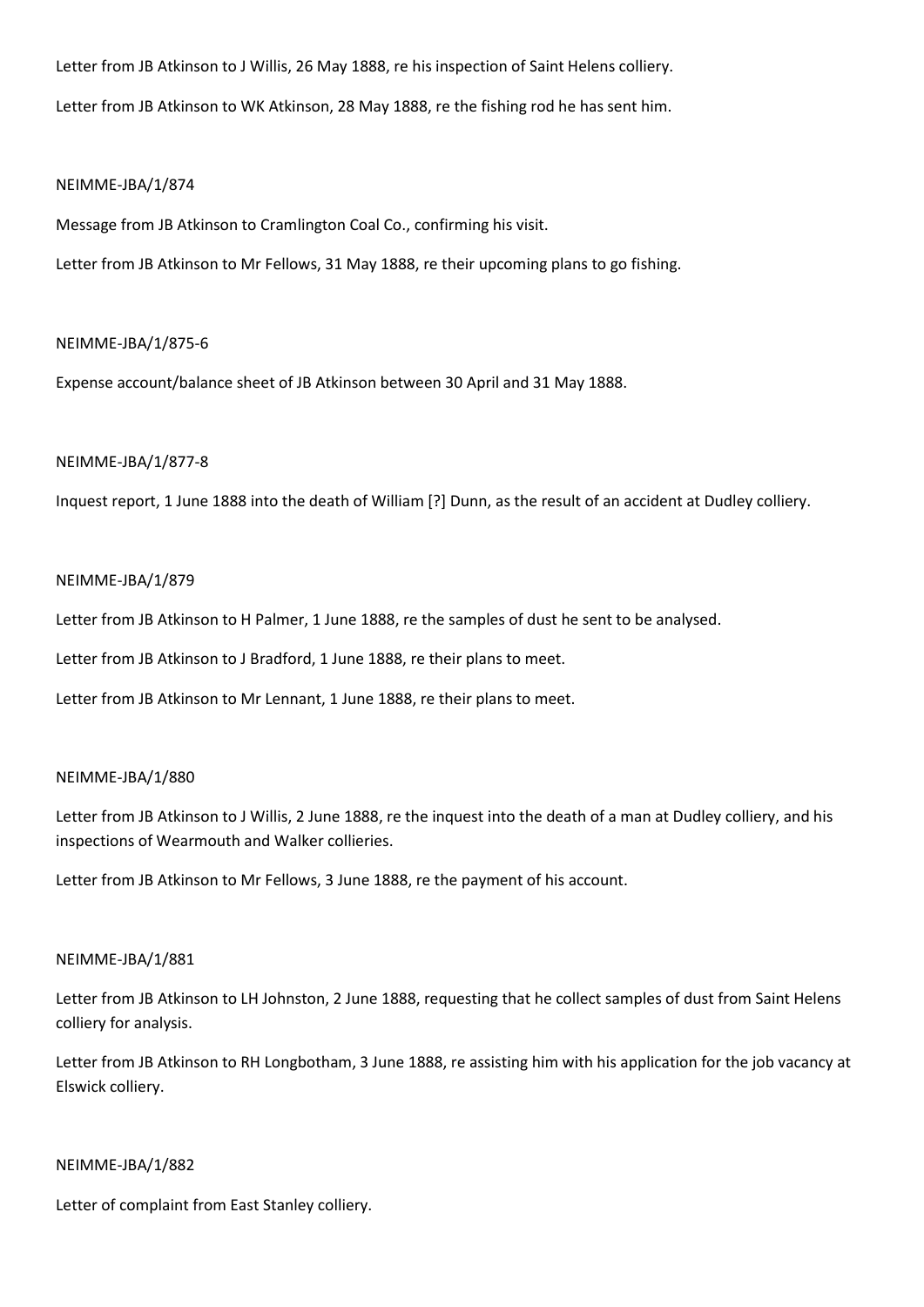Letter from JB Atkinson to J Willis, 26 May 1888, re his inspection of Saint Helens colliery.

Letter from JB Atkinson to WK Atkinson, 28 May 1888, re the fishing rod he has sent him.

NEIMME-JBA/1/874

Message from JB Atkinson to Cramlington Coal Co., confirming his visit.

Letter from JB Atkinson to Mr Fellows, 31 May 1888, re their upcoming plans to go fishing.

NEIMME-JBA/1/875-6

Expense account/balance sheet of JB Atkinson between 30 April and 31 May 1888.

NEIMME-JBA/1/877-8

Inquest report, 1 June 1888 into the death of William [?] Dunn, as the result of an accident at Dudley colliery.

NEIMME-JBA/1/879

Letter from JB Atkinson to H Palmer, 1 June 1888, re the samples of dust he sent to be analysed.

Letter from JB Atkinson to J Bradford, 1 June 1888, re their plans to meet.

Letter from JB Atkinson to Mr Lennant, 1 June 1888, re their plans to meet.

NEIMME-JBA/1/880

Letter from JB Atkinson to J Willis, 2 June 1888, re the inquest into the death of a man at Dudley colliery, and his inspections of Wearmouth and Walker collieries.

Letter from JB Atkinson to Mr Fellows, 3 June 1888, re the payment of his account.

NEIMME-JBA/1/881

Letter from JB Atkinson to LH Johnston, 2 June 1888, requesting that he collect samples of dust from Saint Helens colliery for analysis.

Letter from JB Atkinson to RH Longbotham, 3 June 1888, re assisting him with his application for the job vacancy at Elswick colliery.

NEIMME-JBA/1/882

Letter of complaint from East Stanley colliery.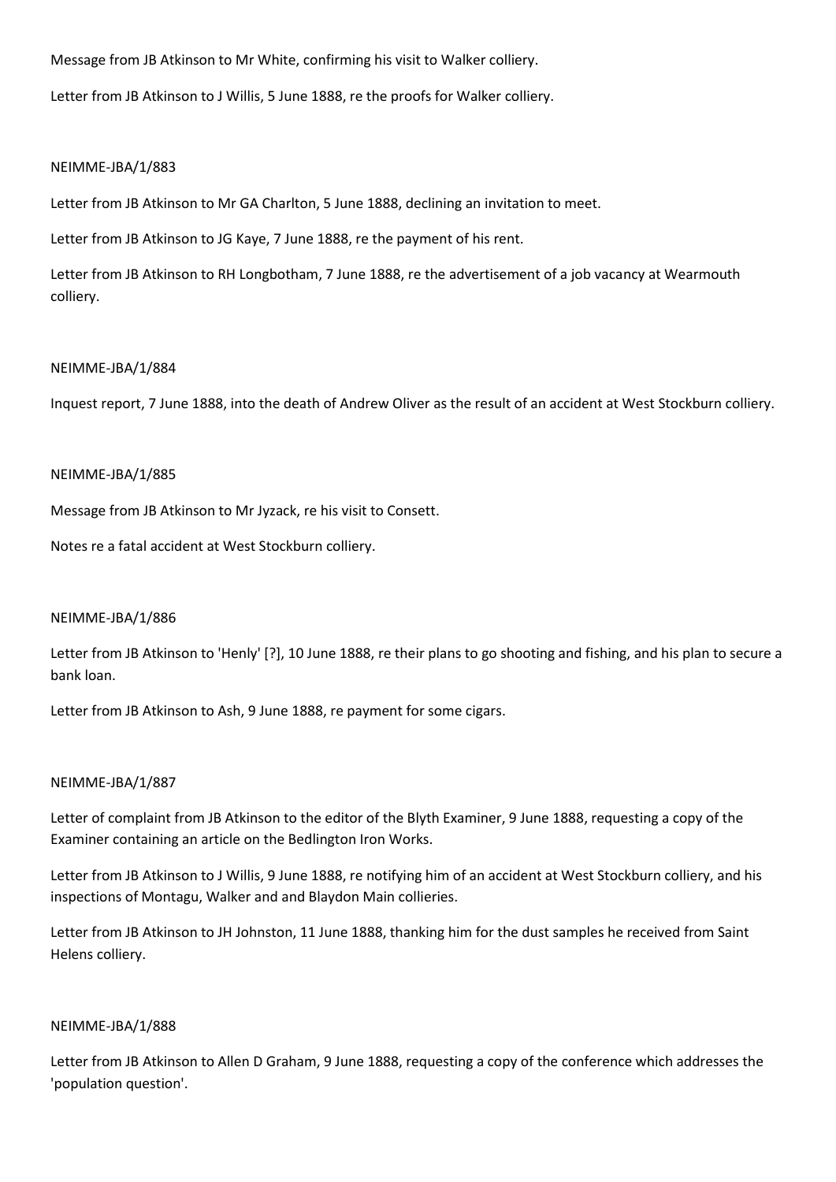Message from JB Atkinson to Mr White, confirming his visit to Walker colliery.

Letter from JB Atkinson to J Willis, 5 June 1888, re the proofs for Walker colliery.

NEIMME-JBA/1/883

Letter from JB Atkinson to Mr GA Charlton, 5 June 1888, declining an invitation to meet.

Letter from JB Atkinson to JG Kaye, 7 June 1888, re the payment of his rent.

Letter from JB Atkinson to RH Longbotham, 7 June 1888, re the advertisement of a job vacancy at Wearmouth colliery.

NEIMME-JBA/1/884

Inquest report, 7 June 1888, into the death of Andrew Oliver as the result of an accident at West Stockburn colliery.

NEIMME-JBA/1/885

Message from JB Atkinson to Mr Jyzack, re his visit to Consett.

Notes re a fatal accident at West Stockburn colliery.

NEIMME-JBA/1/886

Letter from JB Atkinson to 'Henly' [?], 10 June 1888, re their plans to go shooting and fishing, and his plan to secure a bank loan.

Letter from JB Atkinson to Ash, 9 June 1888, re payment for some cigars.

NEIMME-JBA/1/887

Letter of complaint from JB Atkinson to the editor of the Blyth Examiner, 9 June 1888, requesting a copy of the Examiner containing an article on the Bedlington Iron Works.

Letter from JB Atkinson to J Willis, 9 June 1888, re notifying him of an accident at West Stockburn colliery, and his inspections of Montagu, Walker and and Blaydon Main collieries.

Letter from JB Atkinson to JH Johnston, 11 June 1888, thanking him for the dust samples he received from Saint Helens colliery.

NEIMME-JBA/1/888

Letter from JB Atkinson to Allen D Graham, 9 June 1888, requesting a copy of the conference which addresses the 'population question'.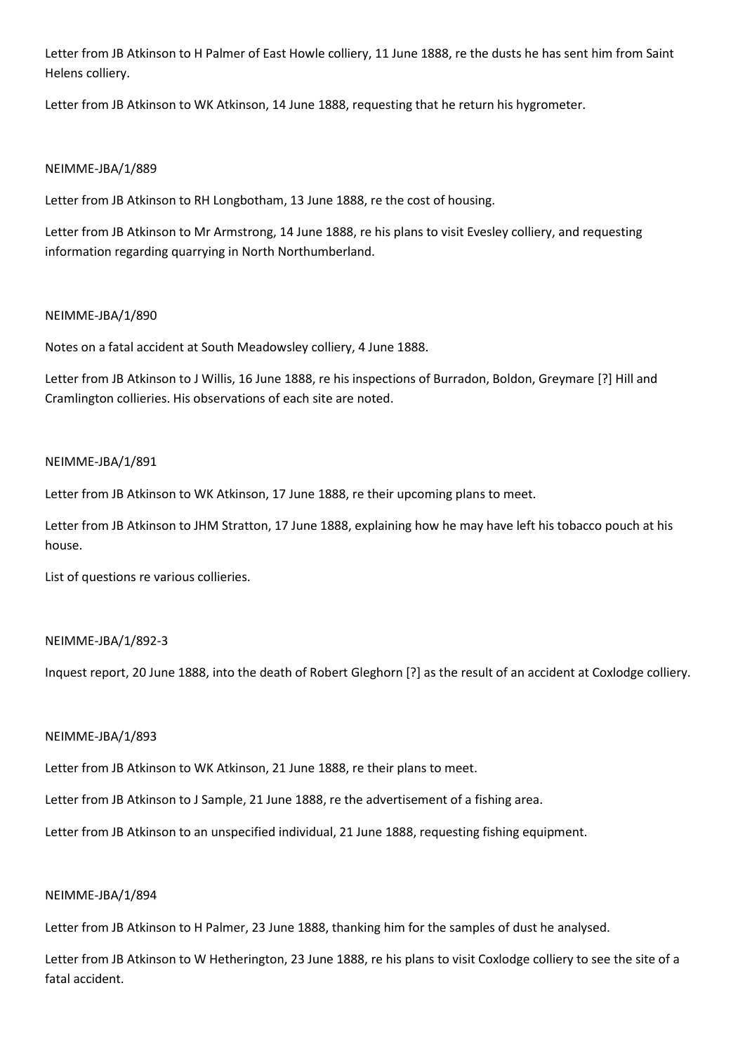Letter from JB Atkinson to H Palmer of East Howle colliery, 11 June 1888, re the dusts he has sent him from Saint Helens colliery.

Letter from JB Atkinson to WK Atkinson, 14 June 1888, requesting that he return his hygrometer.

NEIMME-JBA/1/889

Letter from JB Atkinson to RH Longbotham, 13 June 1888, re the cost of housing.

Letter from JB Atkinson to Mr Armstrong, 14 June 1888, re his plans to visit Evesley colliery, and requesting information regarding quarrying in North Northumberland.

NEIMME-JBA/1/890

Notes on a fatal accident at South Meadowsley colliery, 4 June 1888.

Letter from JB Atkinson to J Willis, 16 June 1888, re his inspections of Burradon, Boldon, Greymare [?] Hill and Cramlington collieries. His observations of each site are noted.

NEIMME-JBA/1/891

Letter from JB Atkinson to WK Atkinson, 17 June 1888, re their upcoming plans to meet.

Letter from JB Atkinson to JHM Stratton, 17 June 1888, explaining how he may have left his tobacco pouch at his house.

List of questions re various collieries.

NEIMME-JBA/1/892-3

Inquest report, 20 June 1888, into the death of Robert Gleghorn [?] as the result of an accident at Coxlodge colliery.

NEIMME-JBA/1/893

Letter from JB Atkinson to WK Atkinson, 21 June 1888, re their plans to meet.

Letter from JB Atkinson to J Sample, 21 June 1888, re the advertisement of a fishing area.

Letter from JB Atkinson to an unspecified individual, 21 June 1888, requesting fishing equipment.

NEIMME-JBA/1/894

Letter from JB Atkinson to H Palmer, 23 June 1888, thanking him for the samples of dust he analysed.

Letter from JB Atkinson to W Hetherington, 23 June 1888, re his plans to visit Coxlodge colliery to see the site of a fatal accident.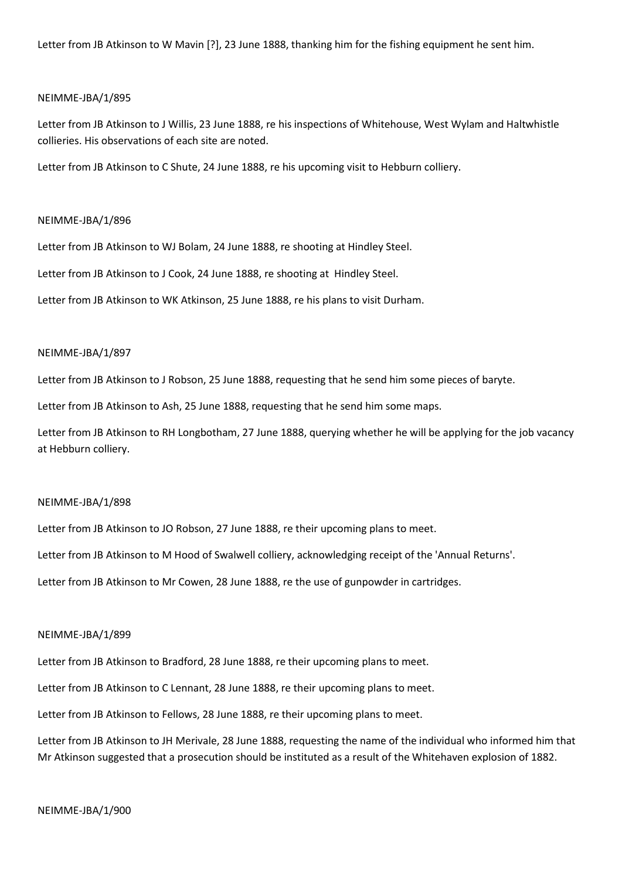Letter from JB Atkinson to W Mavin [?], 23 June 1888, thanking him for the fishing equipment he sent him.

NEIMME-JBA/1/895

Letter from JB Atkinson to J Willis, 23 June 1888, re his inspections of Whitehouse, West Wylam and Haltwhistle collieries. His observations of each site are noted.

Letter from JB Atkinson to C Shute, 24 June 1888, re his upcoming visit to Hebburn colliery.

NEIMME-JBA/1/896

Letter from JB Atkinson to WJ Bolam, 24 June 1888, re shooting at Hindley Steel.

Letter from JB Atkinson to J Cook, 24 June 1888, re shooting at Hindley Steel.

Letter from JB Atkinson to WK Atkinson, 25 June 1888, re his plans to visit Durham.

NEIMME-JBA/1/897

Letter from JB Atkinson to J Robson, 25 June 1888, requesting that he send him some pieces of baryte.

Letter from JB Atkinson to Ash, 25 June 1888, requesting that he send him some maps.

Letter from JB Atkinson to RH Longbotham, 27 June 1888, querying whether he will be applying for the job vacancy at Hebburn colliery.

NEIMME-JBA/1/898

Letter from JB Atkinson to JO Robson, 27 June 1888, re their upcoming plans to meet.

Letter from JB Atkinson to M Hood of Swalwell colliery, acknowledging receipt of the 'Annual Returns'.

Letter from JB Atkinson to Mr Cowen, 28 June 1888, re the use of gunpowder in cartridges.

NEIMME-JBA/1/899

Letter from JB Atkinson to Bradford, 28 June 1888, re their upcoming plans to meet.

Letter from JB Atkinson to C Lennant, 28 June 1888, re their upcoming plans to meet.

Letter from JB Atkinson to Fellows, 28 June 1888, re their upcoming plans to meet.

Letter from JB Atkinson to JH Merivale, 28 June 1888, requesting the name of the individual who informed him that Mr Atkinson suggested that a prosecution should be instituted as a result of the Whitehaven explosion of 1882.

NEIMME-JBA/1/900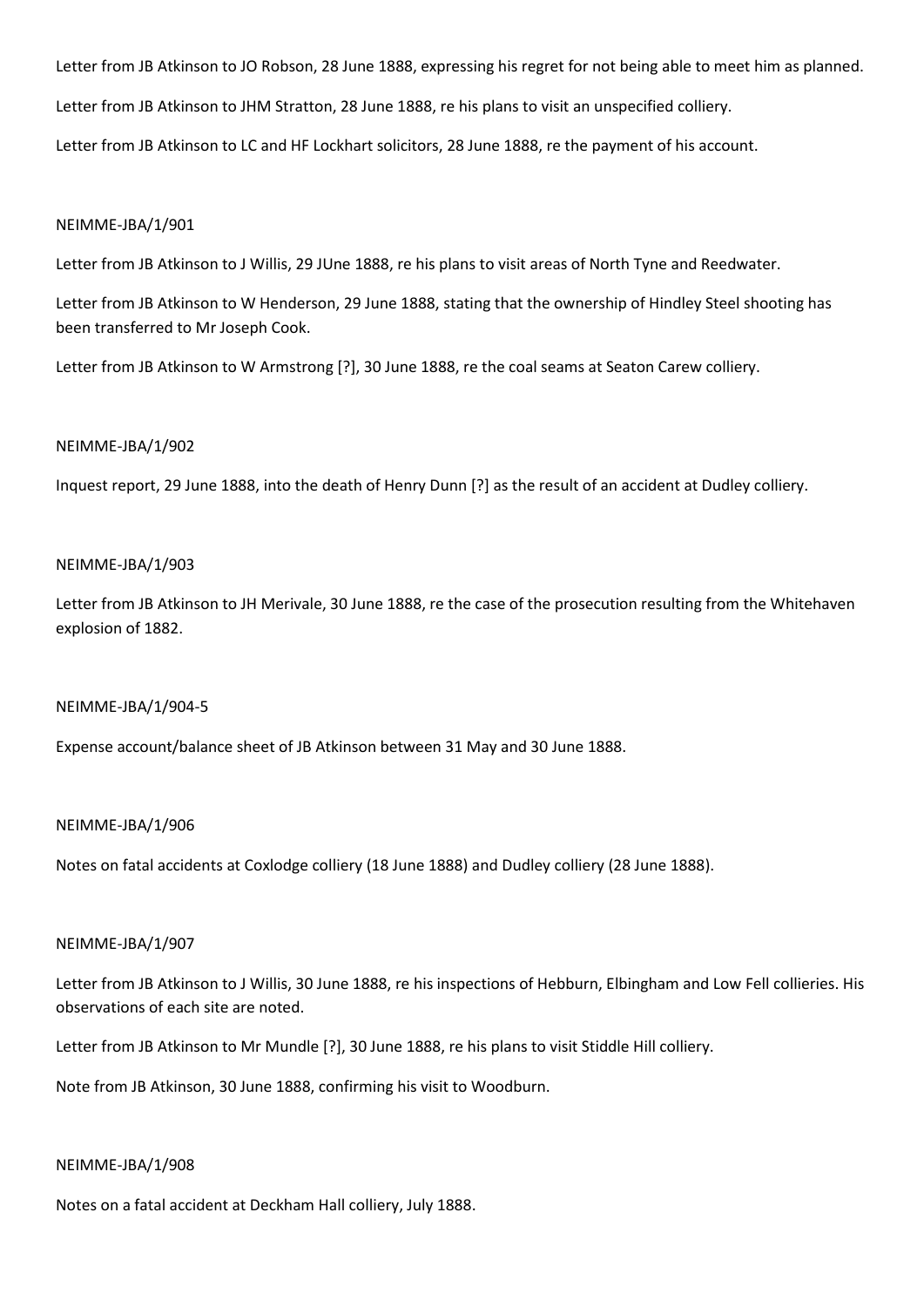Letter from JB Atkinson to JO Robson, 28 June 1888, expressing his regret for not being able to meet him as planned.

Letter from JB Atkinson to JHM Stratton, 28 June 1888, re his plans to visit an unspecified colliery.

Letter from JB Atkinson to LC and HF Lockhart solicitors, 28 June 1888, re the payment of his account.

NEIMME-JBA/1/901

Letter from JB Atkinson to J Willis, 29 JUne 1888, re his plans to visit areas of North Tyne and Reedwater.

Letter from JB Atkinson to W Henderson, 29 June 1888, stating that the ownership of Hindley Steel shooting has been transferred to Mr Joseph Cook.

Letter from JB Atkinson to W Armstrong [?], 30 June 1888, re the coal seams at Seaton Carew colliery.

NEIMME-JBA/1/902

Inquest report, 29 June 1888, into the death of Henry Dunn [?] as the result of an accident at Dudley colliery.

NEIMME-JBA/1/903

Letter from JB Atkinson to JH Merivale, 30 June 1888, re the case of the prosecution resulting from the Whitehaven explosion of 1882.

NEIMME-JBA/1/904-5

Expense account/balance sheet of JB Atkinson between 31 May and 30 June 1888.

NEIMME-JBA/1/906

Notes on fatal accidents at Coxlodge colliery (18 June 1888) and Dudley colliery (28 June 1888).

NEIMME-JBA/1/907

Letter from JB Atkinson to J Willis, 30 June 1888, re his inspections of Hebburn, Elbingham and Low Fell collieries. His observations of each site are noted.

Letter from JB Atkinson to Mr Mundle [?], 30 June 1888, re his plans to visit Stiddle Hill colliery.

Note from JB Atkinson, 30 June 1888, confirming his visit to Woodburn.

NEIMME-JBA/1/908

Notes on a fatal accident at Deckham Hall colliery, July 1888.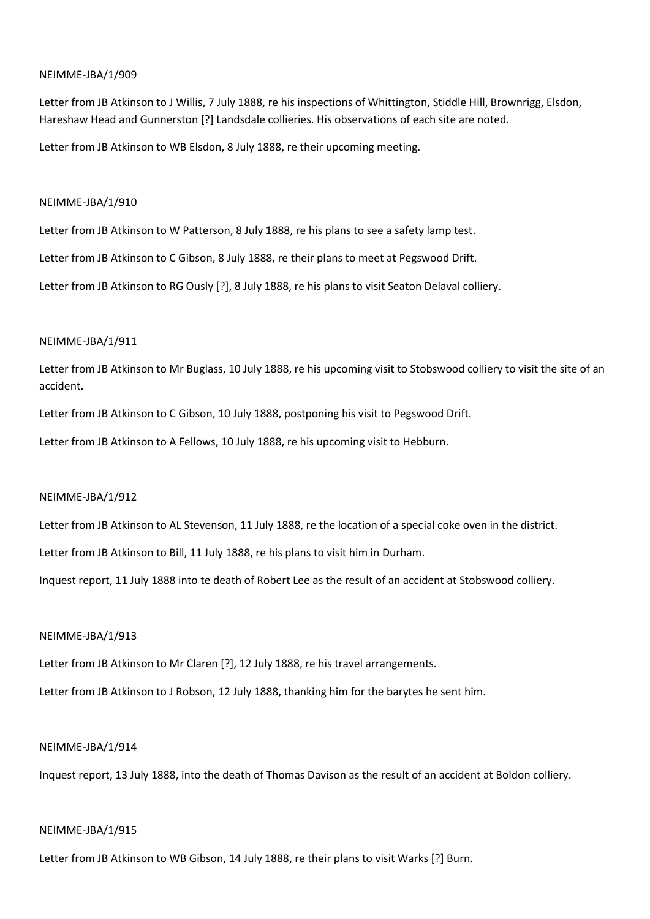NEIMME-JBA/1/909

Letter from JB Atkinson to J Willis, 7 July 1888, re his inspections of Whittington, Stiddle Hill, Brownrigg, Elsdon, Hareshaw Head and Gunnerston [?] Landsdale collieries. His observations of each site are noted.

Letter from JB Atkinson to WB Elsdon, 8 July 1888, re their upcoming meeting.

NEIMME-JBA/1/910

Letter from JB Atkinson to W Patterson, 8 July 1888, re his plans to see a safety lamp test.

Letter from JB Atkinson to C Gibson, 8 July 1888, re their plans to meet at Pegswood Drift.

Letter from JB Atkinson to RG Ously [?], 8 July 1888, re his plans to visit Seaton Delaval colliery.

NEIMME-JBA/1/911

Letter from JB Atkinson to Mr Buglass, 10 July 1888, re his upcoming visit to Stobswood colliery to visit the site of an accident.

Letter from JB Atkinson to C Gibson, 10 July 1888, postponing his visit to Pegswood Drift.

Letter from JB Atkinson to A Fellows, 10 July 1888, re his upcoming visit to Hebburn.

NEIMME-JBA/1/912

Letter from JB Atkinson to AL Stevenson, 11 July 1888, re the location of a special coke oven in the district.

Letter from JB Atkinson to Bill, 11 July 1888, re his plans to visit him in Durham.

Inquest report, 11 July 1888 into te death of Robert Lee as the result of an accident at Stobswood colliery.

NEIMME-JBA/1/913

Letter from JB Atkinson to Mr Claren [?], 12 July 1888, re his travel arrangements.

Letter from JB Atkinson to J Robson, 12 July 1888, thanking him for the barytes he sent him.

NEIMME-JBA/1/914

Inquest report, 13 July 1888, into the death of Thomas Davison as the result of an accident at Boldon colliery.

NEIMME-JBA/1/915

Letter from JB Atkinson to WB Gibson, 14 July 1888, re their plans to visit Warks [?] Burn.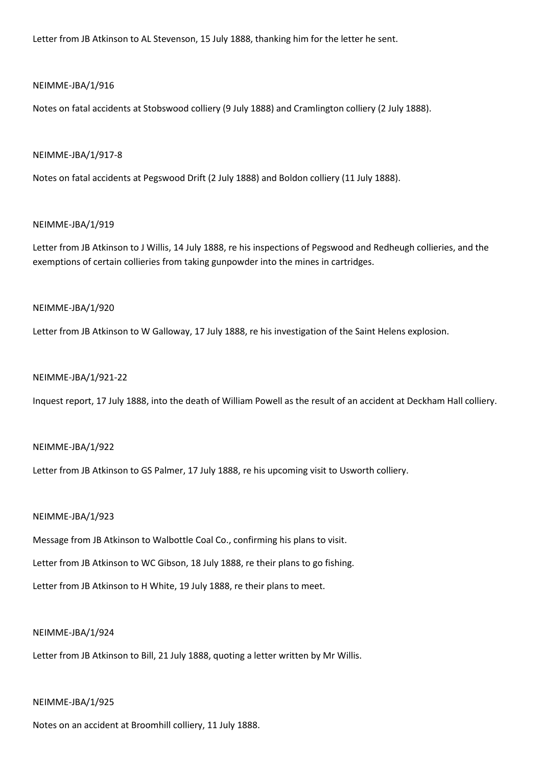Letter from JB Atkinson to AL Stevenson, 15 July 1888, thanking him for the letter he sent.

NEIMME-JBA/1/916

Notes on fatal accidents at Stobswood colliery (9 July 1888) and Cramlington colliery (2 July 1888).

NEIMME-JBA/1/917-8

Notes on fatal accidents at Pegswood Drift (2 July 1888) and Boldon colliery (11 July 1888).

NEIMME-JBA/1/919

Letter from JB Atkinson to J Willis, 14 July 1888, re his inspections of Pegswood and Redheugh collieries, and the exemptions of certain collieries from taking gunpowder into the mines in cartridges.

NEIMME-JBA/1/920

Letter from JB Atkinson to W Galloway, 17 July 1888, re his investigation of the Saint Helens explosion.

NEIMME-JBA/1/921-22

Inquest report, 17 July 1888, into the death of William Powell as the result of an accident at Deckham Hall colliery.

NEIMME-JBA/1/922

Letter from JB Atkinson to GS Palmer, 17 July 1888, re his upcoming visit to Usworth colliery.

NEIMME-JBA/1/923

Message from JB Atkinson to Walbottle Coal Co., confirming his plans to visit.

Letter from JB Atkinson to WC Gibson, 18 July 1888, re their plans to go fishing.

Letter from JB Atkinson to H White, 19 July 1888, re their plans to meet.

NEIMME-JBA/1/924

Letter from JB Atkinson to Bill, 21 July 1888, quoting a letter written by Mr Willis.

NEIMME-JBA/1/925

Notes on an accident at Broomhill colliery, 11 July 1888.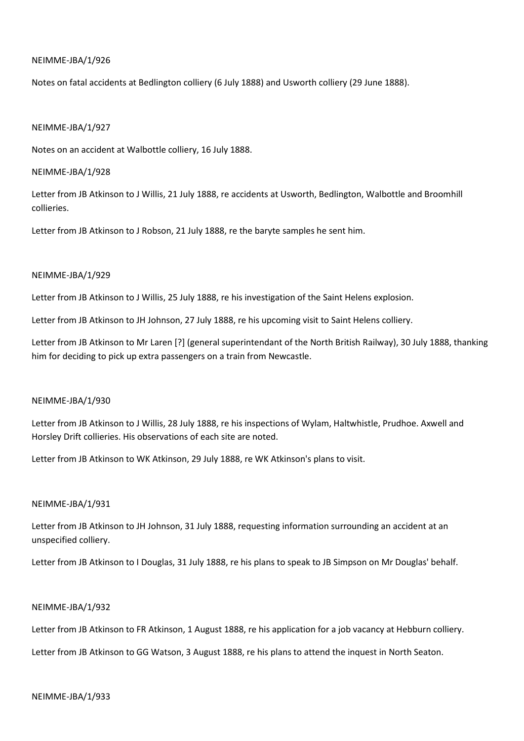NEIMME-JBA/1/926

Notes on fatal accidents at Bedlington colliery (6 July 1888) and Usworth colliery (29 June 1888).

NEIMME-JBA/1/927

Notes on an accident at Walbottle colliery, 16 July 1888.

NEIMME-JBA/1/928

Letter from JB Atkinson to J Willis, 21 July 1888, re accidents at Usworth, Bedlington, Walbottle and Broomhill collieries.

Letter from JB Atkinson to J Robson, 21 July 1888, re the baryte samples he sent him.

NEIMME-JBA/1/929

Letter from JB Atkinson to J Willis, 25 July 1888, re his investigation of the Saint Helens explosion.

Letter from JB Atkinson to JH Johnson, 27 July 1888, re his upcoming visit to Saint Helens colliery.

Letter from JB Atkinson to Mr Laren [?] (general superintendant of the North British Railway), 30 July 1888, thanking him for deciding to pick up extra passengers on a train from Newcastle.

NEIMME-JBA/1/930

Letter from JB Atkinson to J Willis, 28 July 1888, re his inspections of Wylam, Haltwhistle, Prudhoe. Axwell and Horsley Drift collieries. His observations of each site are noted.

Letter from JB Atkinson to WK Atkinson, 29 July 1888, re WK Atkinson's plans to visit.

NEIMME-JBA/1/931

Letter from JB Atkinson to JH Johnson, 31 July 1888, requesting information surrounding an accident at an unspecified colliery.

Letter from JB Atkinson to I Douglas, 31 July 1888, re his plans to speak to JB Simpson on Mr Douglas' behalf.

NEIMME-JBA/1/932

Letter from JB Atkinson to FR Atkinson, 1 August 1888, re his application for a job vacancy at Hebburn colliery.

Letter from JB Atkinson to GG Watson, 3 August 1888, re his plans to attend the inquest in North Seaton.

NEIMME-JBA/1/933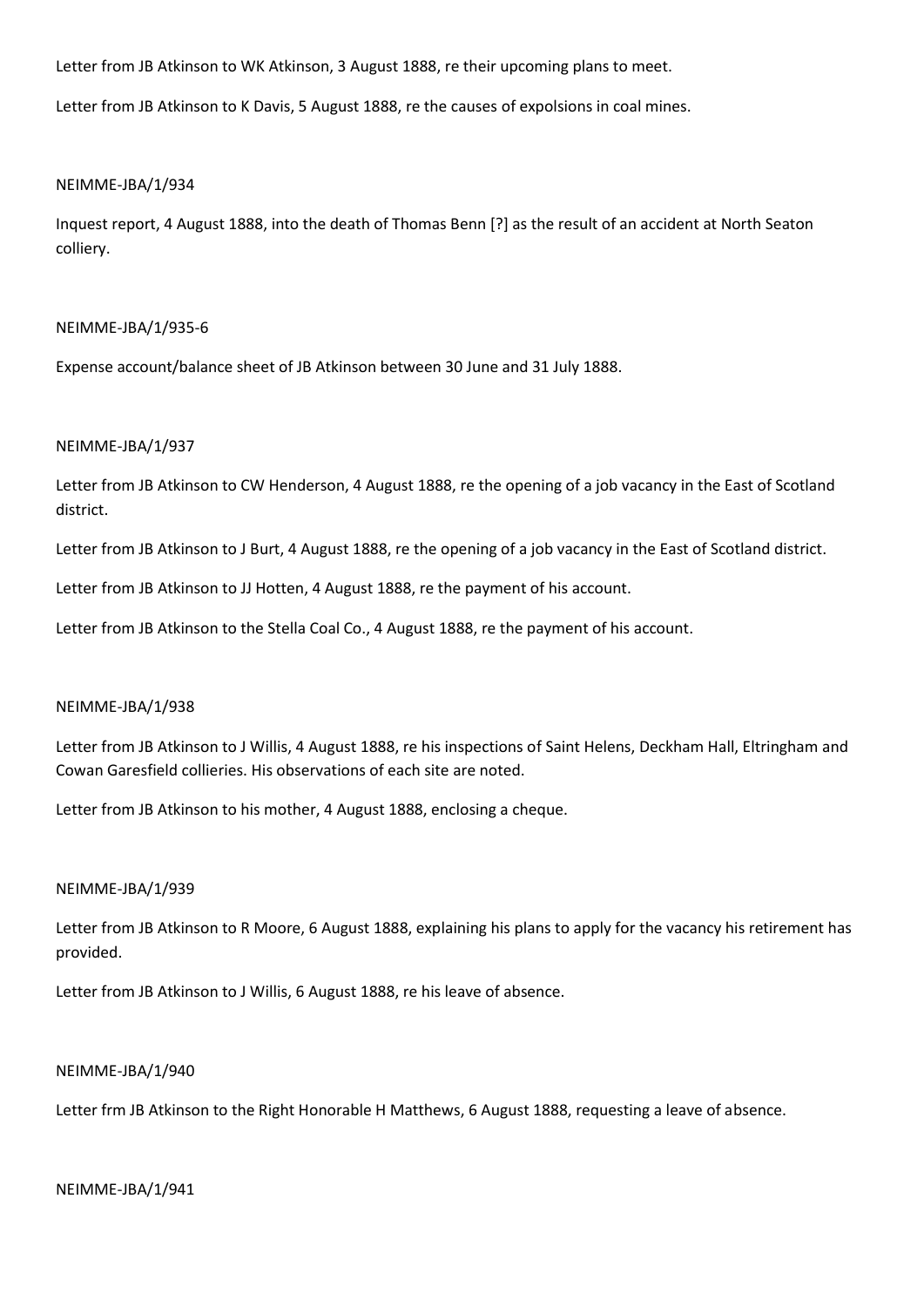Letter from JB Atkinson to WK Atkinson, 3 August 1888, re their upcoming plans to meet.

Letter from JB Atkinson to K Davis, 5 August 1888, re the causes of expolsions in coal mines.

NEIMME-JBA/1/934

Inquest report, 4 August 1888, into the death of Thomas Benn [?] as the result of an accident at North Seaton colliery.

NEIMME-JBA/1/935-6

Expense account/balance sheet of JB Atkinson between 30 June and 31 July 1888.

NEIMME-JBA/1/937

Letter from JB Atkinson to CW Henderson, 4 August 1888, re the opening of a job vacancy in the East of Scotland district.

Letter from JB Atkinson to J Burt, 4 August 1888, re the opening of a job vacancy in the East of Scotland district.

Letter from JB Atkinson to JJ Hotten, 4 August 1888, re the payment of his account.

Letter from JB Atkinson to the Stella Coal Co., 4 August 1888, re the payment of his account.

NEIMME-JBA/1/938

Letter from JB Atkinson to J Willis, 4 August 1888, re his inspections of Saint Helens, Deckham Hall, Eltringham and Cowan Garesfield collieries. His observations of each site are noted.

Letter from JB Atkinson to his mother, 4 August 1888, enclosing a cheque.

NEIMME-JBA/1/939

Letter from JB Atkinson to R Moore, 6 August 1888, explaining his plans to apply for the vacancy his retirement has provided.

Letter from JB Atkinson to J Willis, 6 August 1888, re his leave of absence.

NEIMME-JBA/1/940

Letter frm JB Atkinson to the Right Honorable H Matthews, 6 August 1888, requesting a leave of absence.

NEIMME-JBA/1/941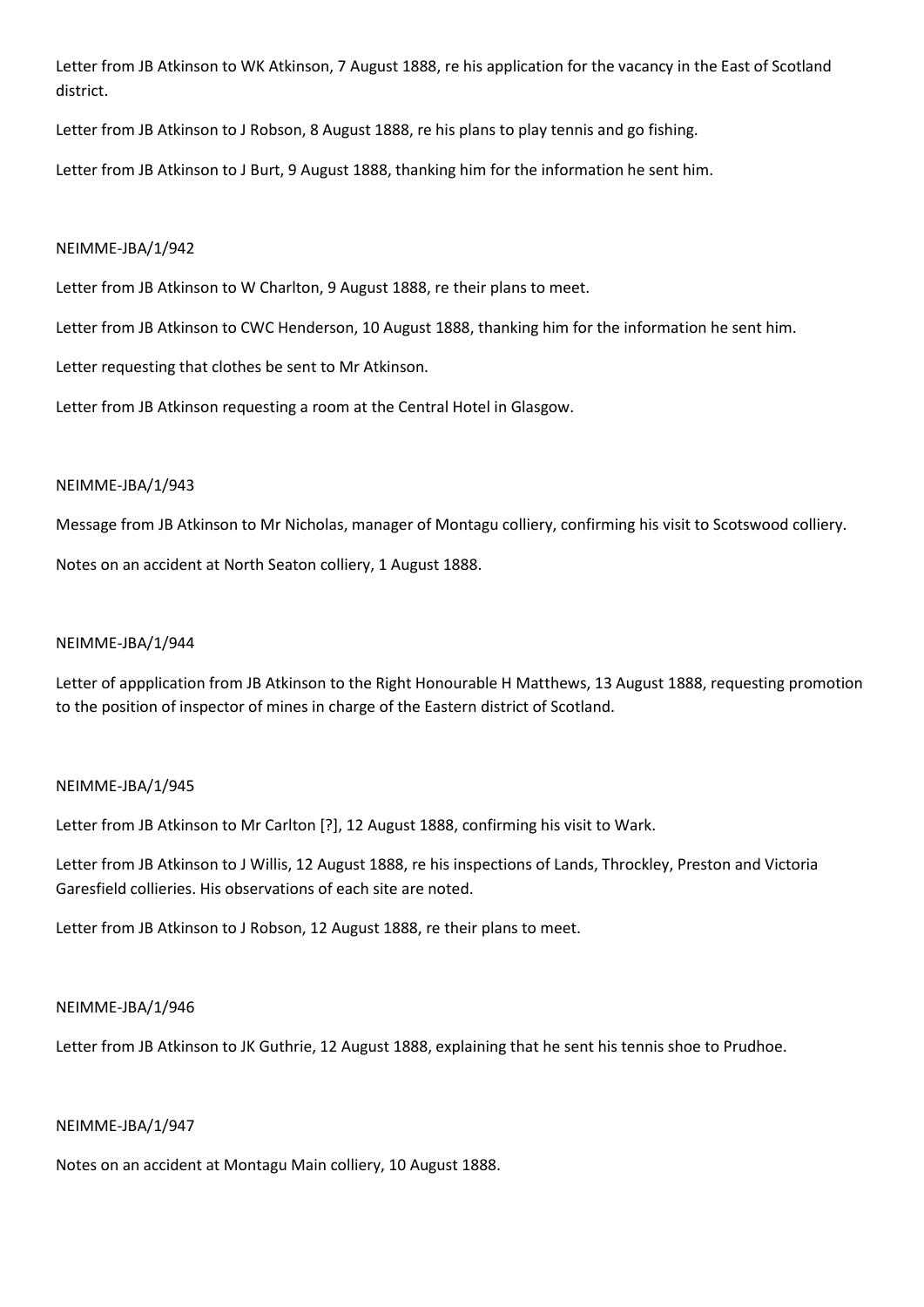Letter from JB Atkinson to WK Atkinson, 7 August 1888, re his application for the vacancy in the East of Scotland district.

Letter from JB Atkinson to J Robson, 8 August 1888, re his plans to play tennis and go fishing.

Letter from JB Atkinson to J Burt, 9 August 1888, thanking him for the information he sent him.

NEIMME-JBA/1/942

Letter from JB Atkinson to W Charlton, 9 August 1888, re their plans to meet.

Letter from JB Atkinson to CWC Henderson, 10 August 1888, thanking him for the information he sent him.

Letter requesting that clothes be sent to Mr Atkinson.

Letter from JB Atkinson requesting a room at the Central Hotel in Glasgow.

NEIMME-JBA/1/943

Message from JB Atkinson to Mr Nicholas, manager of Montagu colliery, confirming his visit to Scotswood colliery.

Notes on an accident at North Seaton colliery, 1 August 1888.

NEIMME-JBA/1/944

Letter of appplication from JB Atkinson to the Right Honourable H Matthews, 13 August 1888, requesting promotion to the position of inspector of mines in charge of the Eastern district of Scotland.

NEIMME-JBA/1/945

Letter from JB Atkinson to Mr Carlton [?], 12 August 1888, confirming his visit to Wark.

Letter from JB Atkinson to J Willis, 12 August 1888, re his inspections of Lands, Throckley, Preston and Victoria Garesfield collieries. His observations of each site are noted.

Letter from JB Atkinson to J Robson, 12 August 1888, re their plans to meet.

NEIMME-JBA/1/946

Letter from JB Atkinson to JK Guthrie, 12 August 1888, explaining that he sent his tennis shoe to Prudhoe.

NEIMME-JBA/1/947

Notes on an accident at Montagu Main colliery, 10 August 1888.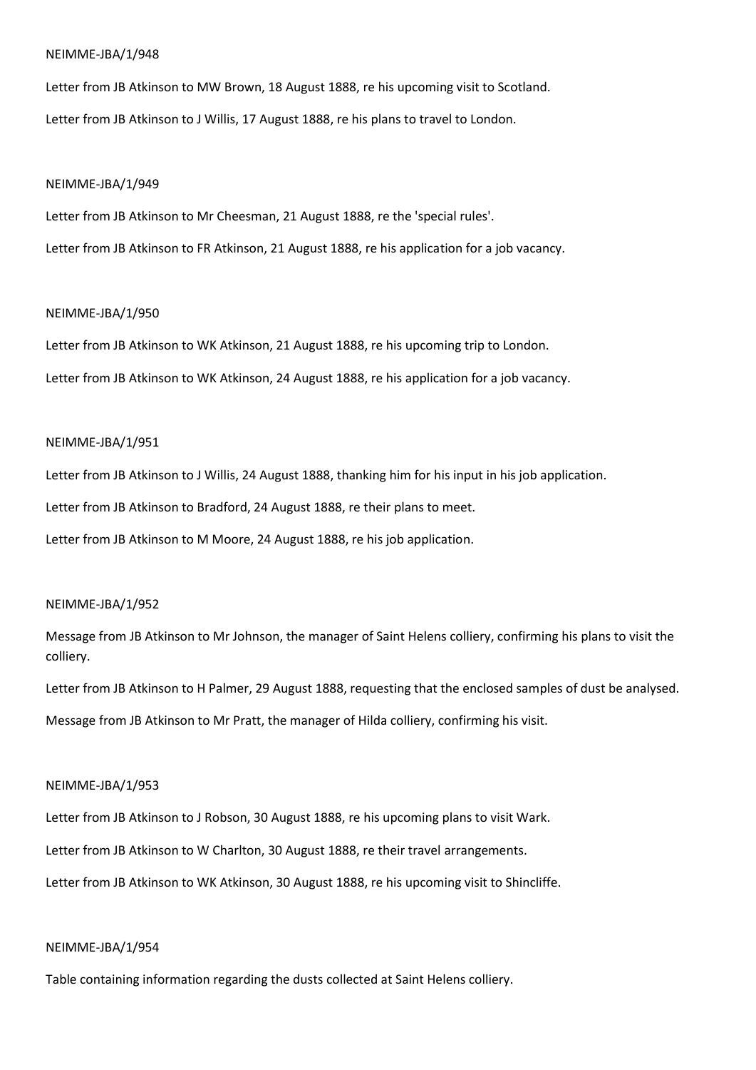NEIMME-JBA/1/948

Letter from JB Atkinson to MW Brown, 18 August 1888, re his upcoming visit to Scotland.

Letter from JB Atkinson to J Willis, 17 August 1888, re his plans to travel to London.

NEIMME-JBA/1/949

Letter from JB Atkinson to Mr Cheesman, 21 August 1888, re the 'special rules'.

Letter from JB Atkinson to FR Atkinson, 21 August 1888, re his application for a job vacancy.

NEIMME-JBA/1/950

Letter from JB Atkinson to WK Atkinson, 21 August 1888, re his upcoming trip to London.

Letter from JB Atkinson to WK Atkinson, 24 August 1888, re his application for a job vacancy.

NEIMME-JBA/1/951

Letter from JB Atkinson to J Willis, 24 August 1888, thanking him for his input in his job application.

Letter from JB Atkinson to Bradford, 24 August 1888, re their plans to meet.

Letter from JB Atkinson to M Moore, 24 August 1888, re his job application.

NEIMME-JBA/1/952

Message from JB Atkinson to Mr Johnson, the manager of Saint Helens colliery, confirming his plans to visit the colliery.

Letter from JB Atkinson to H Palmer, 29 August 1888, requesting that the enclosed samples of dust be analysed.

Message from JB Atkinson to Mr Pratt, the manager of Hilda colliery, confirming his visit.

NEIMME-JBA/1/953

Letter from JB Atkinson to J Robson, 30 August 1888, re his upcoming plans to visit Wark.

Letter from JB Atkinson to W Charlton, 30 August 1888, re their travel arrangements.

Letter from JB Atkinson to WK Atkinson, 30 August 1888, re his upcoming visit to Shincliffe.

NEIMME-JBA/1/954

Table containing information regarding the dusts collected at Saint Helens colliery.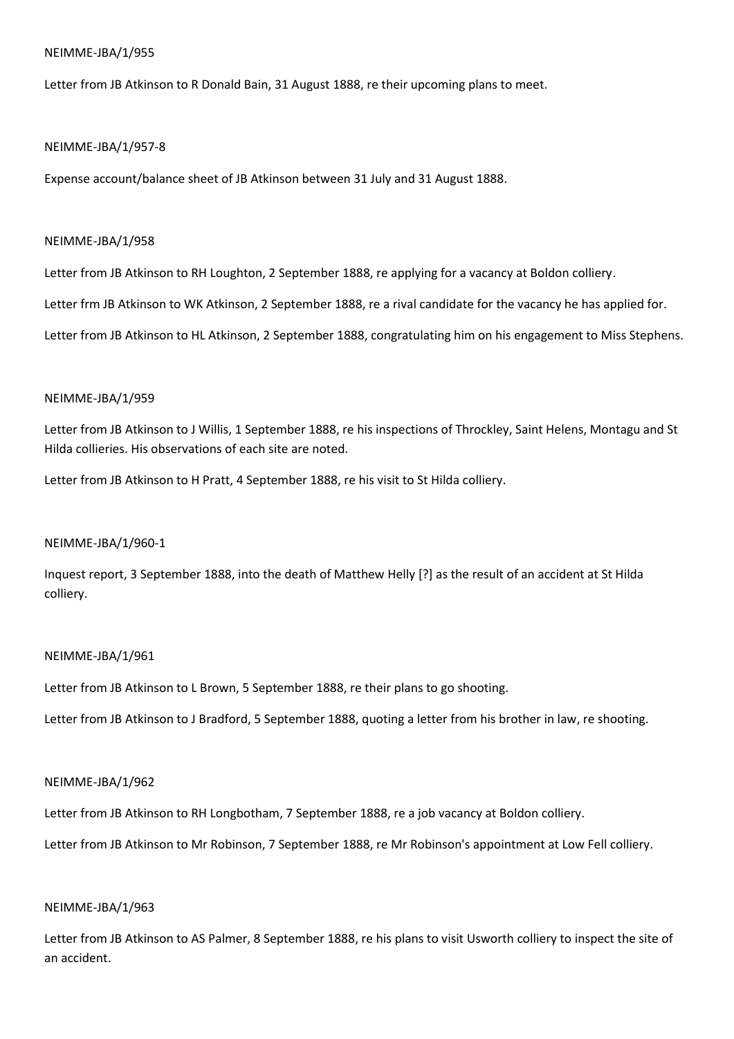NEIMME-JBA/1/955

Letter from JB Atkinson to R Donald Bain, 31 August 1888, re their upcoming plans to meet.

NEIMME-JBA/1/957-8

Expense account/balance sheet of JB Atkinson between 31 July and 31 August 1888.

NEIMME-JBA/1/958

Letter from JB Atkinson to RH Loughton, 2 September 1888, re applying for a vacancy at Boldon colliery.

Letter frm JB Atkinson to WK Atkinson, 2 September 1888, re a rival candidate for the vacancy he has applied for.

Letter from JB Atkinson to HL Atkinson, 2 September 1888, congratulating him on his engagement to Miss Stephens.

NEIMME-JBA/1/959

Letter from JB Atkinson to J Willis, 1 September 1888, re his inspections of Throckley, Saint Helens, Montagu and St Hilda collieries. His observations of each site are noted.

Letter from JB Atkinson to H Pratt, 4 September 1888, re his visit to St Hilda colliery.

NEIMME-JBA/1/960-1

Inquest report, 3 September 1888, into the death of Matthew Helly [?] as the result of an accident at St Hilda colliery.

NEIMME-JBA/1/961

Letter from JB Atkinson to L Brown, 5 September 1888, re their plans to go shooting.

Letter from JB Atkinson to J Bradford, 5 September 1888, quoting a letter from his brother in law, re shooting.

NEIMME-JBA/1/962

Letter from JB Atkinson to RH Longbotham, 7 September 1888, re a job vacancy at Boldon colliery.

Letter from JB Atkinson to Mr Robinson, 7 September 1888, re Mr Robinson's appointment at Low Fell colliery.

NEIMME-JBA/1/963

Letter from JB Atkinson to AS Palmer, 8 September 1888, re his plans to visit Usworth colliery to inspect the site of an accident.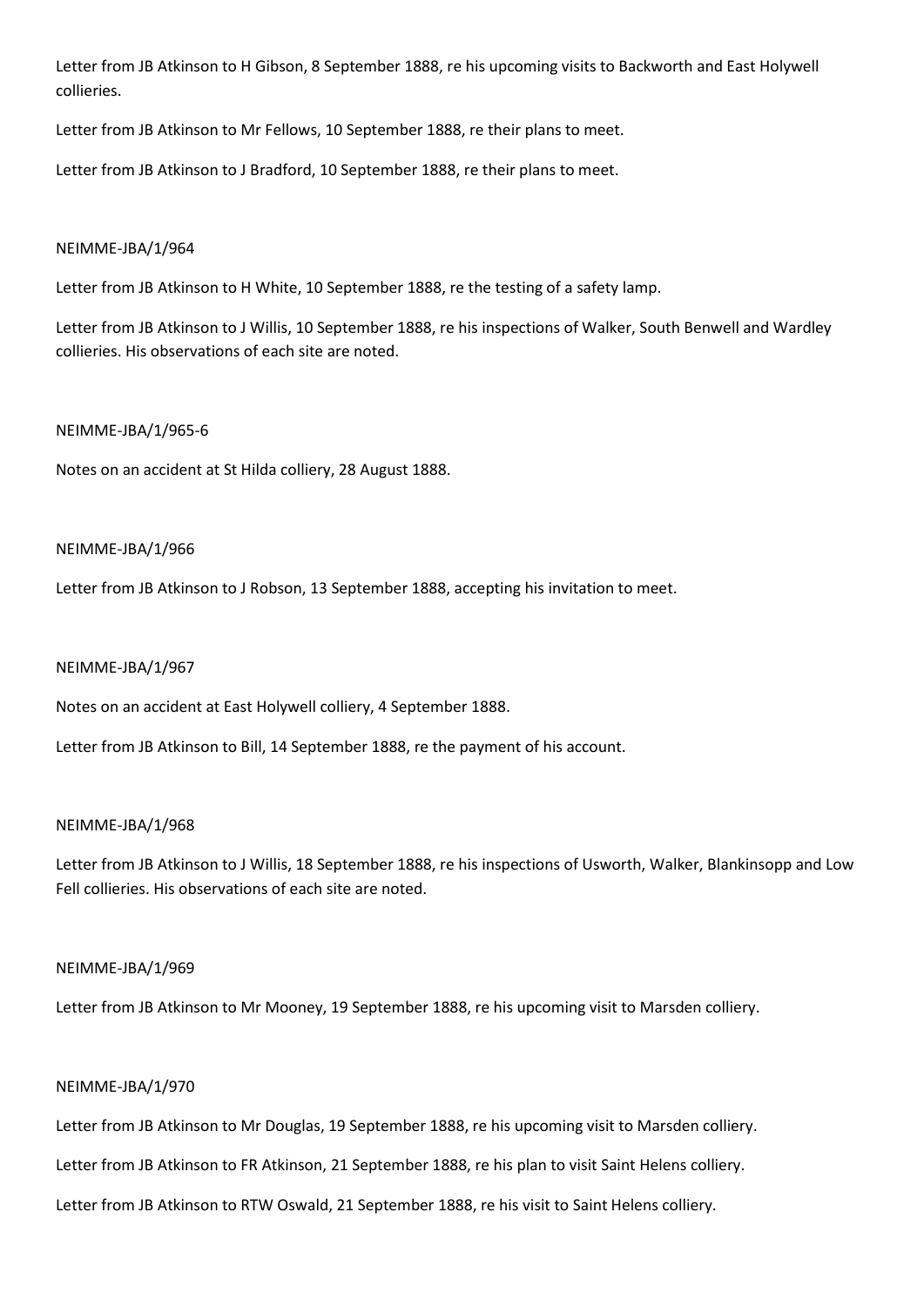Letter from JB Atkinson to H Gibson, 8 September 1888, re his upcoming visits to Backworth and East Holywell collieries.

Letter from JB Atkinson to Mr Fellows, 10 September 1888, re their plans to meet.

Letter from JB Atkinson to J Bradford, 10 September 1888, re their plans to meet.

NEIMME-JBA/1/964

Letter from JB Atkinson to H White, 10 September 1888, re the testing of a safety lamp.

Letter from JB Atkinson to J Willis, 10 September 1888, re his inspections of Walker, South Benwell and Wardley collieries. His observations of each site are noted.

NEIMME-JBA/1/965-6

Notes on an accident at St Hilda colliery, 28 August 1888.

NEIMME-JBA/1/966

Letter from JB Atkinson to J Robson, 13 September 1888, accepting his invitation to meet.

NEIMME-JBA/1/967

Notes on an accident at East Holywell colliery, 4 September 1888.

Letter from JB Atkinson to Bill, 14 September 1888, re the payment of his account.

NEIMME-JBA/1/968

Letter from JB Atkinson to J Willis, 18 September 1888, re his inspections of Usworth, Walker, Blankinsopp and Low Fell collieries. His observations of each site are noted.

NEIMME-JBA/1/969

Letter from JB Atkinson to Mr Mooney, 19 September 1888, re his upcoming visit to Marsden colliery.

NEIMME-JBA/1/970

Letter from JB Atkinson to Mr Douglas, 19 September 1888, re his upcoming visit to Marsden colliery.

Letter from JB Atkinson to FR Atkinson, 21 September 1888, re his plan to visit Saint Helens colliery.

Letter from JB Atkinson to RTW Oswald, 21 September 1888, re his visit to Saint Helens colliery.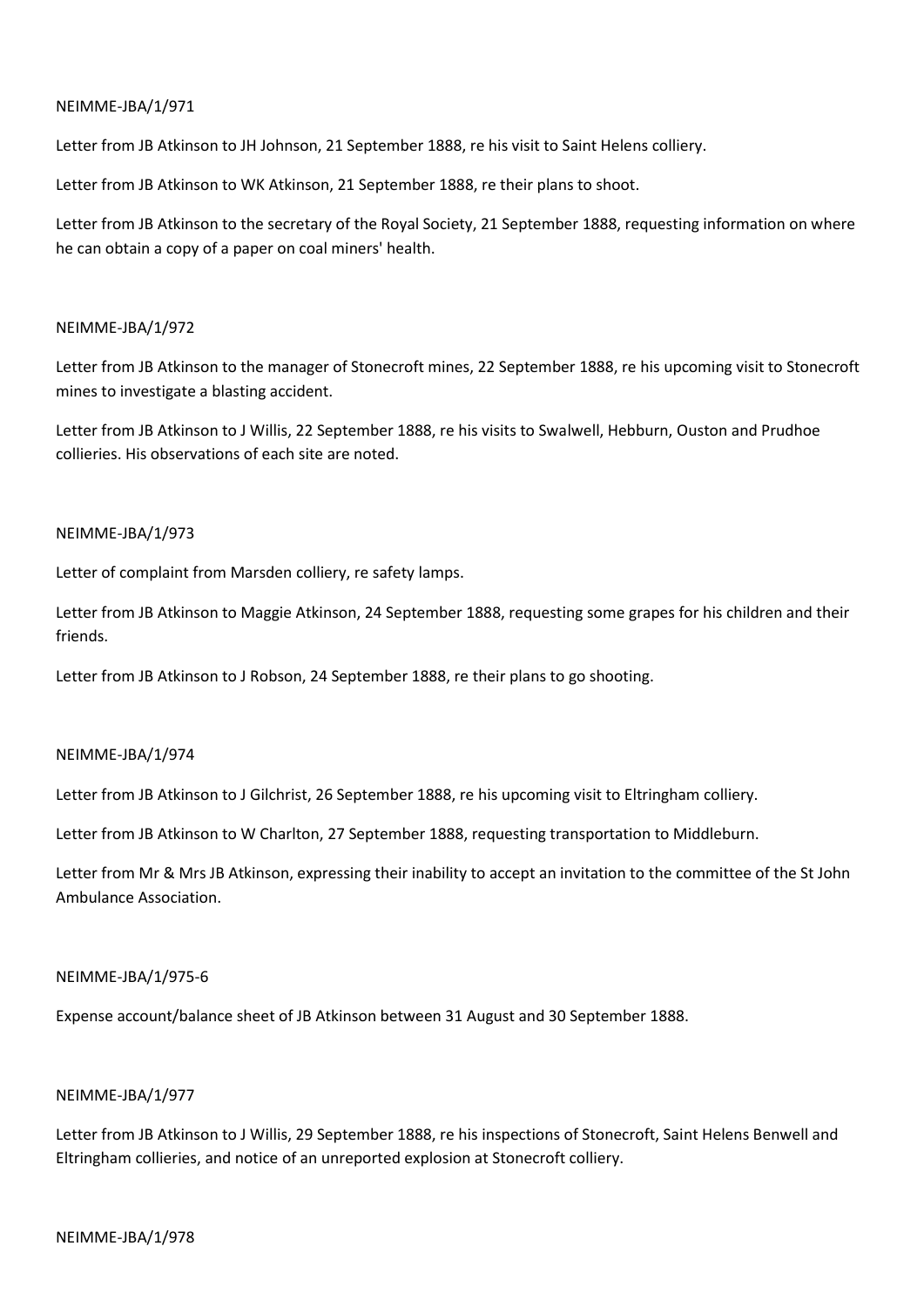NEIMME-JBA/1/971

Letter from JB Atkinson to JH Johnson, 21 September 1888, re his visit to Saint Helens colliery.

Letter from JB Atkinson to WK Atkinson, 21 September 1888, re their plans to shoot.

Letter from JB Atkinson to the secretary of the Royal Society, 21 September 1888, requesting information on where he can obtain a copy of a paper on coal miners' health.

NEIMME-JBA/1/972

Letter from JB Atkinson to the manager of Stonecroft mines, 22 September 1888, re his upcoming visit to Stonecroft mines to investigate a blasting accident.

Letter from JB Atkinson to J Willis, 22 September 1888, re his visits to Swalwell, Hebburn, Ouston and Prudhoe collieries. His observations of each site are noted.

NEIMME-JBA/1/973

Letter of complaint from Marsden colliery, re safety lamps.

Letter from JB Atkinson to Maggie Atkinson, 24 September 1888, requesting some grapes for his children and their friends.

Letter from JB Atkinson to J Robson, 24 September 1888, re their plans to go shooting.

NEIMME-JBA/1/974

Letter from JB Atkinson to J Gilchrist, 26 September 1888, re his upcoming visit to Eltringham colliery.

Letter from JB Atkinson to W Charlton, 27 September 1888, requesting transportation to Middleburn.

Letter from Mr & Mrs JB Atkinson, expressing their inability to accept an invitation to the committee of the St John Ambulance Association.

NEIMME-JBA/1/975-6

Expense account/balance sheet of JB Atkinson between 31 August and 30 September 1888.

NEIMME-JBA/1/977

Letter from JB Atkinson to J Willis, 29 September 1888, re his inspections of Stonecroft, Saint Helens Benwell and Eltringham collieries, and notice of an unreported explosion at Stonecroft colliery.

NEIMME-JBA/1/978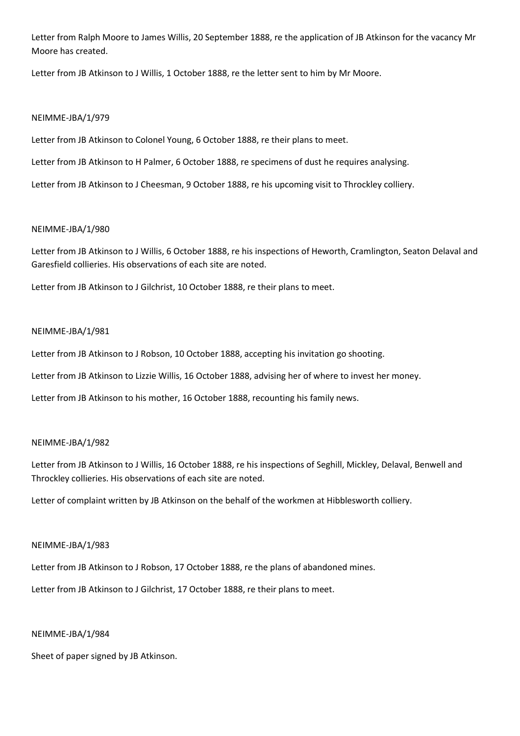Letter from Ralph Moore to James Willis, 20 September 1888, re the application of JB Atkinson for the vacancy Mr Moore has created.

Letter from JB Atkinson to J Willis, 1 October 1888, re the letter sent to him by Mr Moore.

NEIMME-JBA/1/979

Letter from JB Atkinson to Colonel Young, 6 October 1888, re their plans to meet.

Letter from JB Atkinson to H Palmer, 6 October 1888, re specimens of dust he requires analysing.

Letter from JB Atkinson to J Cheesman, 9 October 1888, re his upcoming visit to Throckley colliery.

NEIMME-JBA/1/980

Letter from JB Atkinson to J Willis, 6 October 1888, re his inspections of Heworth, Cramlington, Seaton Delaval and Garesfield collieries. His observations of each site are noted.

Letter from JB Atkinson to J Gilchrist, 10 October 1888, re their plans to meet.

NEIMME-JBA/1/981

Letter from JB Atkinson to J Robson, 10 October 1888, accepting his invitation go shooting.

Letter from JB Atkinson to Lizzie Willis, 16 October 1888, advising her of where to invest her money.

Letter from JB Atkinson to his mother, 16 October 1888, recounting his family news.

NEIMME-JBA/1/982

Letter from JB Atkinson to J Willis, 16 October 1888, re his inspections of Seghill, Mickley, Delaval, Benwell and Throckley collieries. His observations of each site are noted.

Letter of complaint written by JB Atkinson on the behalf of the workmen at Hibblesworth colliery.

NEIMME-JBA/1/983

Letter from JB Atkinson to J Robson, 17 October 1888, re the plans of abandoned mines.

Letter from JB Atkinson to J Gilchrist, 17 October 1888, re their plans to meet.

NEIMME-JBA/1/984

Sheet of paper signed by JB Atkinson.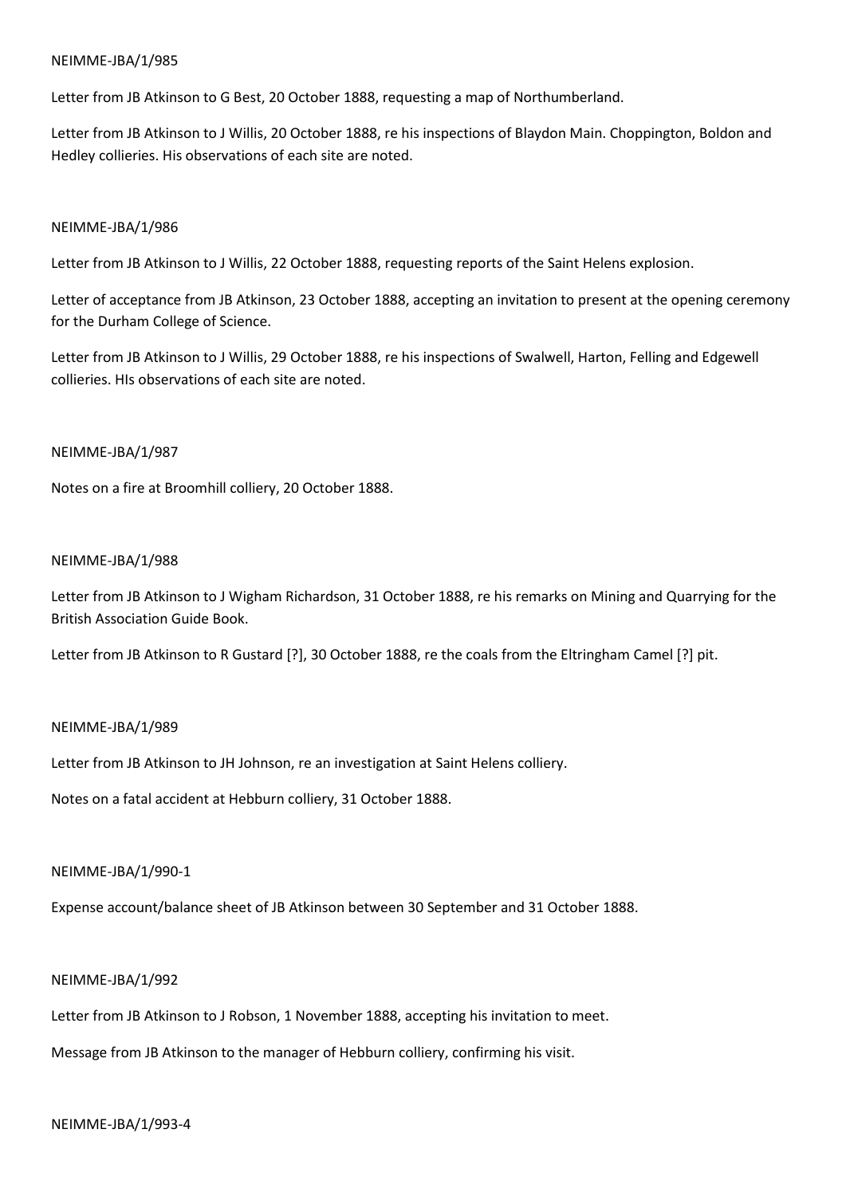NEIMME-JBA/1/985

Letter from JB Atkinson to G Best, 20 October 1888, requesting a map of Northumberland.

Letter from JB Atkinson to J Willis, 20 October 1888, re his inspections of Blaydon Main. Choppington, Boldon and Hedley collieries. His observations of each site are noted.

NEIMME-JBA/1/986

Letter from JB Atkinson to J Willis, 22 October 1888, requesting reports of the Saint Helens explosion.

Letter of acceptance from JB Atkinson, 23 October 1888, accepting an invitation to present at the opening ceremony for the Durham College of Science.

Letter from JB Atkinson to J Willis, 29 October 1888, re his inspections of Swalwell, Harton, Felling and Edgewell collieries. HIs observations of each site are noted.

NEIMME-JBA/1/987

Notes on a fire at Broomhill colliery, 20 October 1888.

NEIMME-JBA/1/988

Letter from JB Atkinson to J Wigham Richardson, 31 October 1888, re his remarks on Mining and Quarrying for the British Association Guide Book.

Letter from JB Atkinson to R Gustard [?], 30 October 1888, re the coals from the Eltringham Camel [?] pit.

NEIMME-JBA/1/989

Letter from JB Atkinson to JH Johnson, re an investigation at Saint Helens colliery.

Notes on a fatal accident at Hebburn colliery, 31 October 1888.

NEIMME-JBA/1/990-1

Expense account/balance sheet of JB Atkinson between 30 September and 31 October 1888.

NEIMME-JBA/1/992

Letter from JB Atkinson to J Robson, 1 November 1888, accepting his invitation to meet.

Message from JB Atkinson to the manager of Hebburn colliery, confirming his visit.

NEIMME-JBA/1/993-4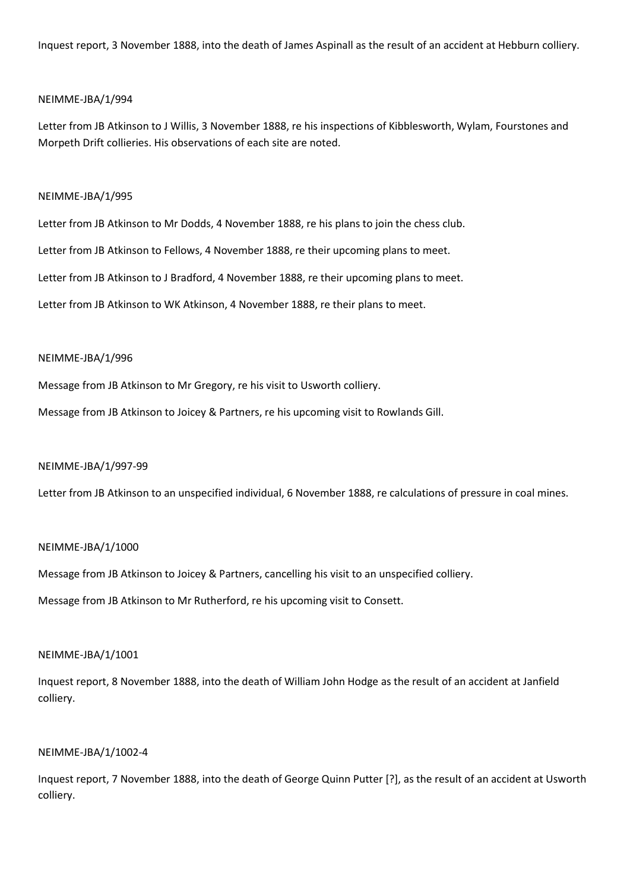Inquest report, 3 November 1888, into the death of James Aspinall as the result of an accident at Hebburn colliery.

NEIMME-JBA/1/994

Letter from JB Atkinson to J Willis, 3 November 1888, re his inspections of Kibblesworth, Wylam, Fourstones and Morpeth Drift collieries. His observations of each site are noted.

NEIMME-JBA/1/995

Letter from JB Atkinson to Mr Dodds, 4 November 1888, re his plans to join the chess club.

Letter from JB Atkinson to Fellows, 4 November 1888, re their upcoming plans to meet.

Letter from JB Atkinson to J Bradford, 4 November 1888, re their upcoming plans to meet.

Letter from JB Atkinson to WK Atkinson, 4 November 1888, re their plans to meet.

NEIMME-JBA/1/996

Message from JB Atkinson to Mr Gregory, re his visit to Usworth colliery.

Message from JB Atkinson to Joicey & Partners, re his upcoming visit to Rowlands Gill.

NEIMME-JBA/1/997-99

Letter from JB Atkinson to an unspecified individual, 6 November 1888, re calculations of pressure in coal mines.

NEIMME-JBA/1/1000

Message from JB Atkinson to Joicey & Partners, cancelling his visit to an unspecified colliery.

Message from JB Atkinson to Mr Rutherford, re his upcoming visit to Consett.

NEIMME-JBA/1/1001

Inquest report, 8 November 1888, into the death of William John Hodge as the result of an accident at Janfield colliery.

NEIMME-JBA/1/1002-4

Inquest report, 7 November 1888, into the death of George Quinn Putter [?], as the result of an accident at Usworth colliery.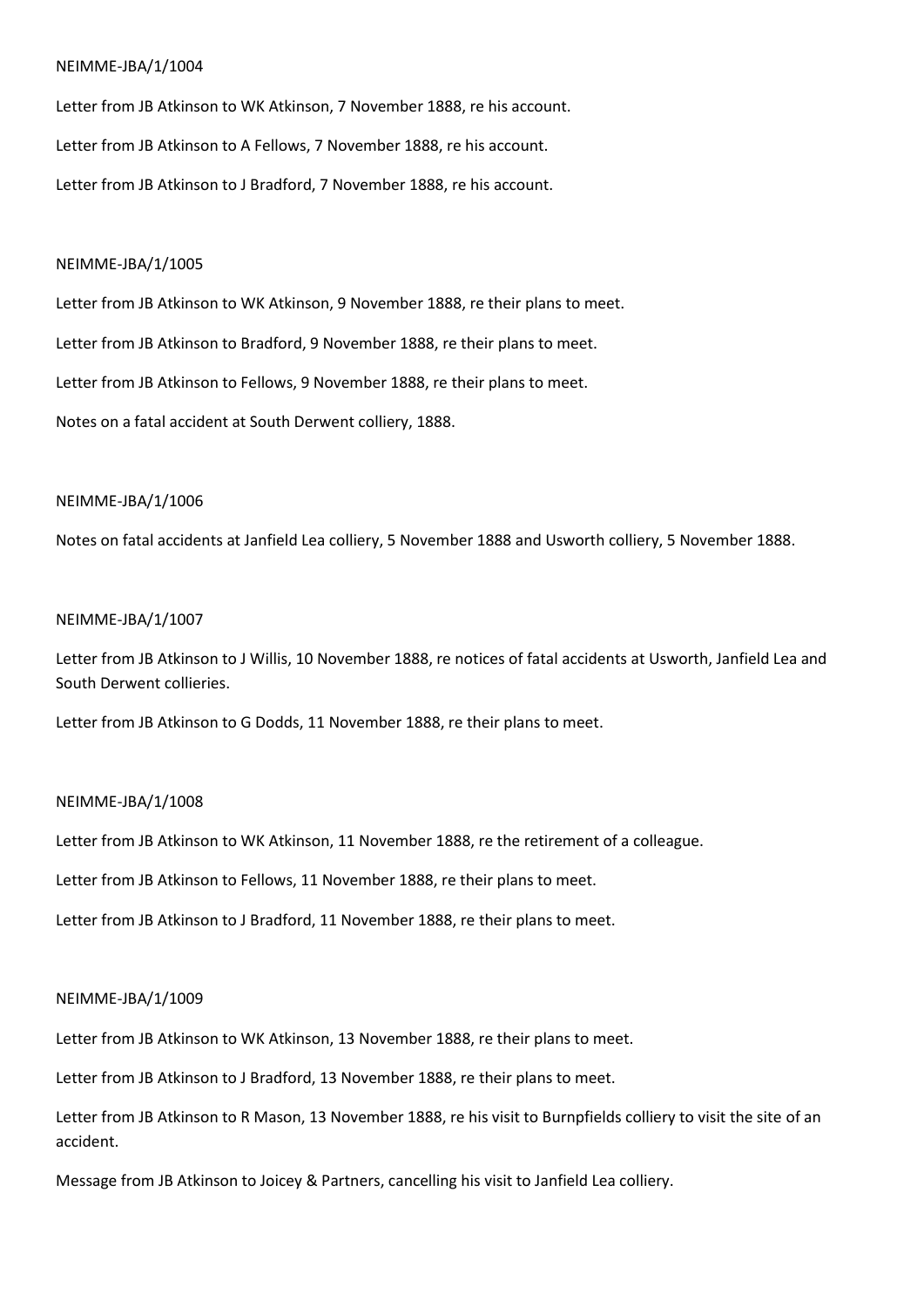NEIMME-JBA/1/1004

Letter from JB Atkinson to WK Atkinson, 7 November 1888, re his account.

Letter from JB Atkinson to A Fellows, 7 November 1888, re his account.

Letter from JB Atkinson to J Bradford, 7 November 1888, re his account.

NEIMME-JBA/1/1005

Letter from JB Atkinson to WK Atkinson, 9 November 1888, re their plans to meet.

Letter from JB Atkinson to Bradford, 9 November 1888, re their plans to meet.

Letter from JB Atkinson to Fellows, 9 November 1888, re their plans to meet.

Notes on a fatal accident at South Derwent colliery, 1888.

NEIMME-JBA/1/1006

Notes on fatal accidents at Janfield Lea colliery, 5 November 1888 and Usworth colliery, 5 November 1888.

NEIMME-JBA/1/1007

Letter from JB Atkinson to J Willis, 10 November 1888, re notices of fatal accidents at Usworth, Janfield Lea and South Derwent collieries.

Letter from JB Atkinson to G Dodds, 11 November 1888, re their plans to meet.

NEIMME-JBA/1/1008

Letter from JB Atkinson to WK Atkinson, 11 November 1888, re the retirement of a colleague.

Letter from JB Atkinson to Fellows, 11 November 1888, re their plans to meet.

Letter from JB Atkinson to J Bradford, 11 November 1888, re their plans to meet.

NEIMME-JBA/1/1009

Letter from JB Atkinson to WK Atkinson, 13 November 1888, re their plans to meet.

Letter from JB Atkinson to J Bradford, 13 November 1888, re their plans to meet.

Letter from JB Atkinson to R Mason, 13 November 1888, re his visit to Burnpfields colliery to visit the site of an accident.

Message from JB Atkinson to Joicey & Partners, cancelling his visit to Janfield Lea colliery.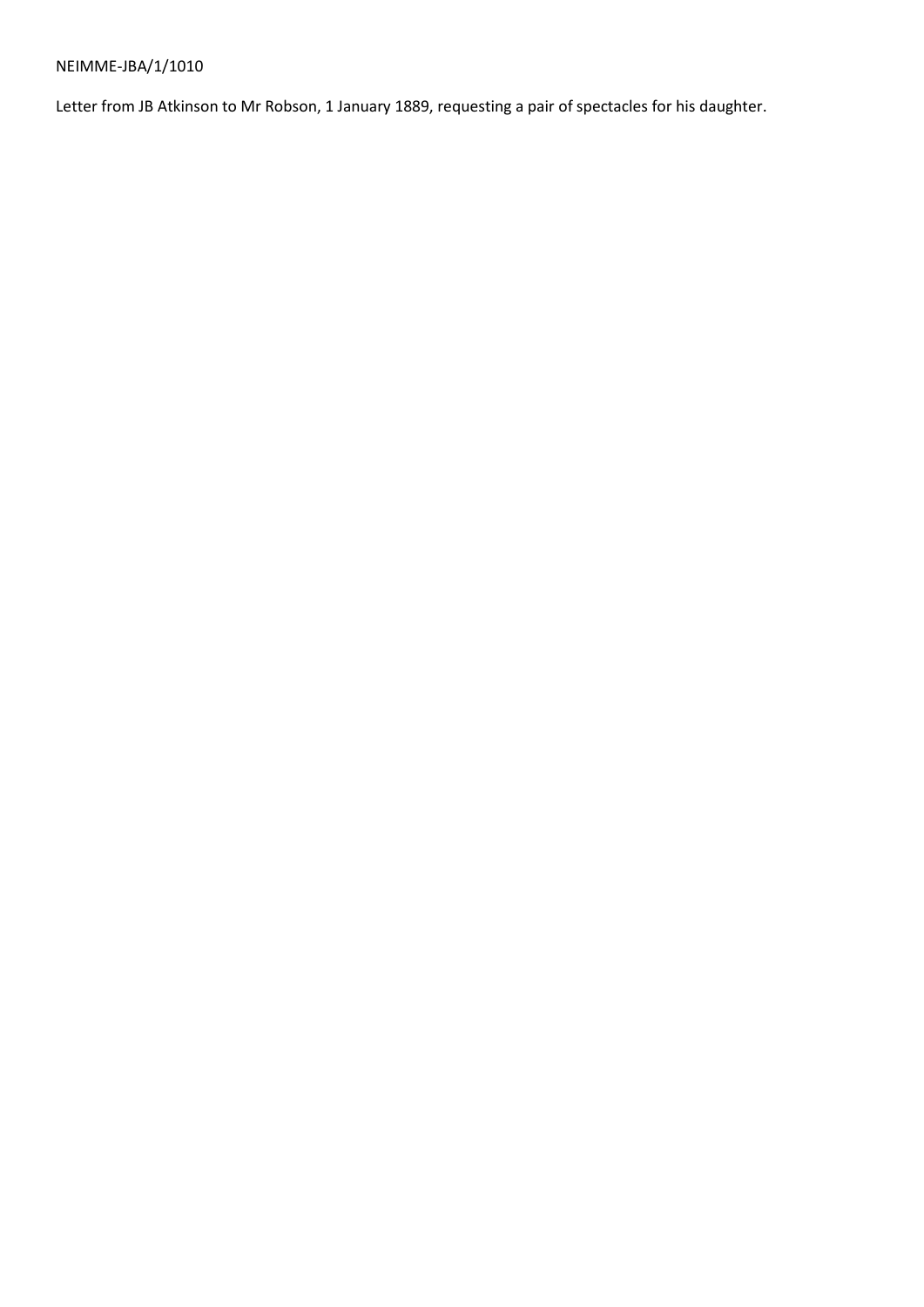NEIMME-JBA/1/1010

Letter from JB Atkinson to Mr Robson, 1 January 1889, requesting a pair of spectacles for his daughter.